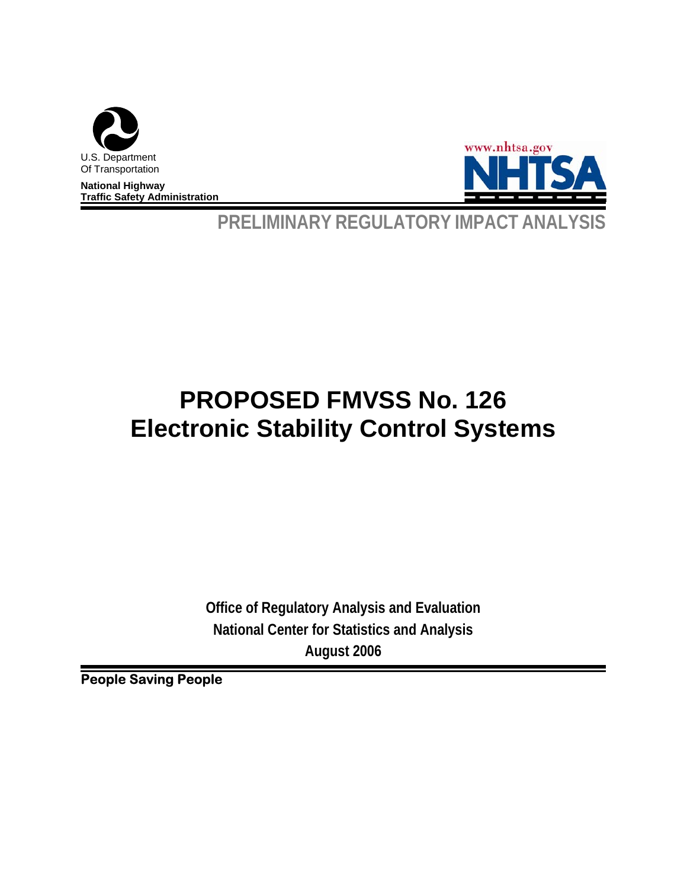U.S. Department
Of Transportation

**National Highway**
**Traffic Safety Administration**

www.nhtsa.gov

NHTSA

**PRELIMINARY REGULATORY IMPACT ANALYSIS**

# PROPOSED FMVSS No. 126
# Electronic Stability Control Systems

**Office of Regulatory Analysis and Evaluation**
**National Center for Statistics and Analysis**
**August 2006**

**People Saving People**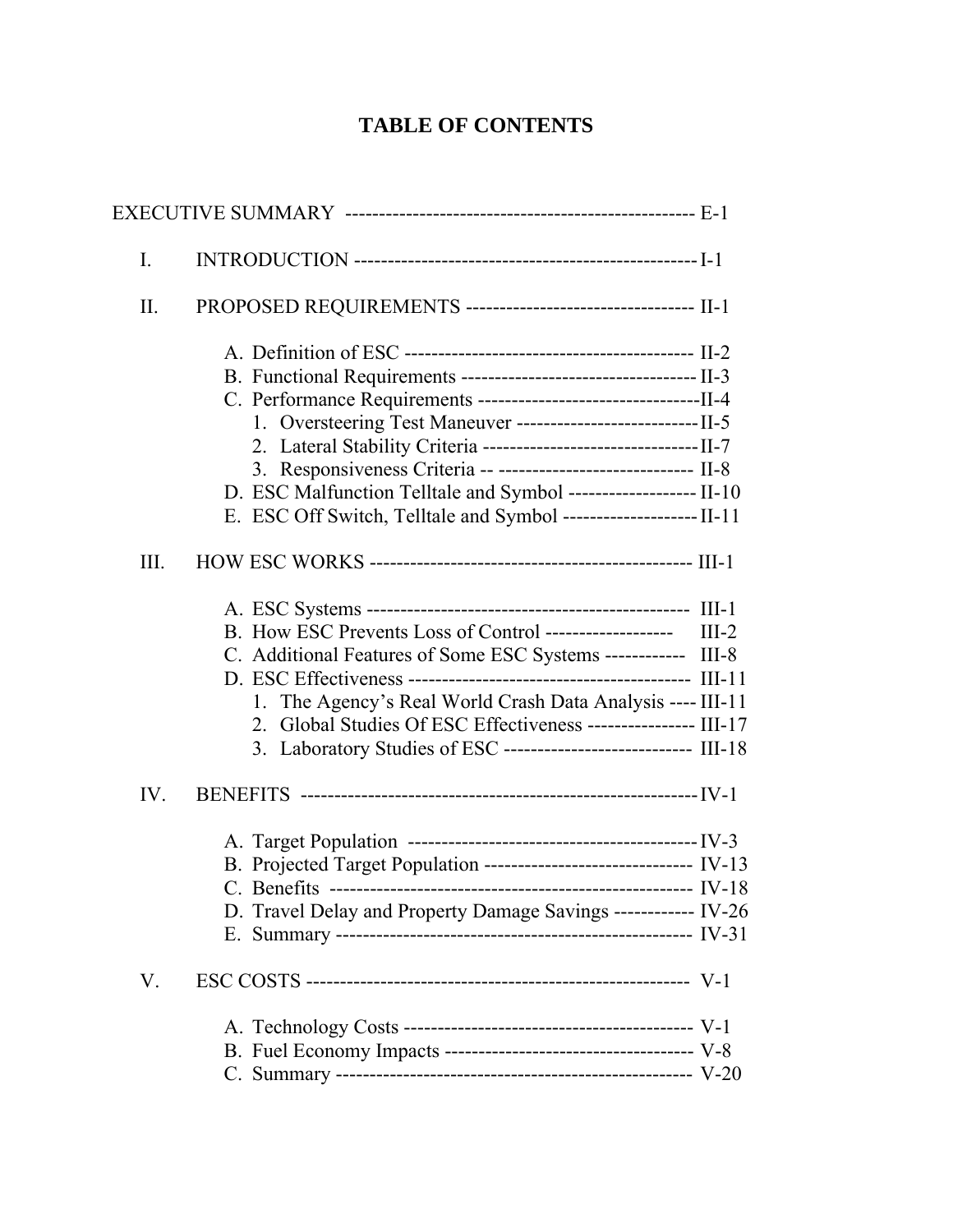# TABLE OF CONTENTS

EXECUTIVE SUMMARY ---------------------------------------------------- E-1

I. INTRODUCTION --------------------------------------------------- I-1

II. PROPOSED REQUIREMENTS --------------------------------- II-1

- A. Definition of ESC ------------------------------------------ II-2
- B. Functional Requirements ---------------------------------- II-3
- C. Performance Requirements --------------------------------II-4
  1. Oversteering Test Maneuver ---------------------------II-5
  2. Lateral Stability Criteria --------------------------------II-7
  3. Responsiveness Criteria -- ----------------------------- II-8
- D. ESC Malfunction Telltale and Symbol ------------------- II-10
- E. ESC Off Switch, Telltale and Symbol --------------------II-11

III. HOW ESC WORKS ------------------------------------------------ III-1

- A. ESC Systems ------------------------------------------------ III-1
- B. How ESC Prevents Loss of Control ------------------- III-2
- C. Additional Features of Some ESC Systems ------------ III-8
- D. ESC Effectiveness ------------------------------------------ III-11
  1. The Agency's Real World Crash Data Analysis ---- III-11
  2. Global Studies Of ESC Effectiveness ---------------- III-17
  3. Laboratory Studies of ESC ---------------------------- III-18

IV. BENEFITS -----------------------------------------------------------IV-1

- A. Target Population -------------------------------------------IV-3
- B. Projected Target Population ------------------------------ IV-13
- C. Benefits ----------------------------------------------------- IV-18
- D. Travel Delay and Property Damage Savings ------------ IV-26
- E. Summary ---------------------------------------------------- IV-31

V. ESC COSTS --------------------------------------------------------- V-1

- A. Technology Costs ------------------------------------------- V-1
- B. Fuel Economy Impacts ------------------------------------- V-8
- C. Summary ---------------------------------------------------- V-20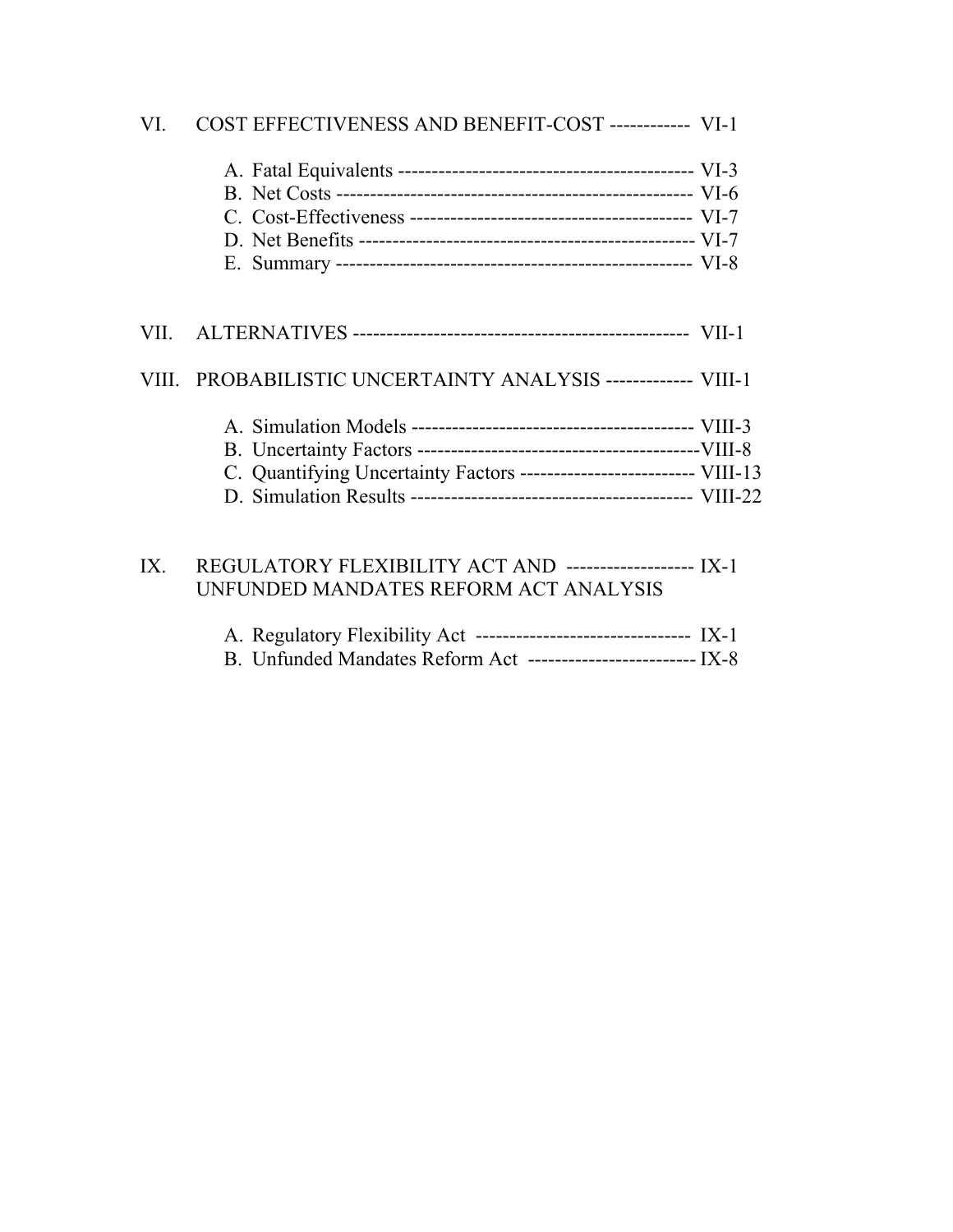VI. COST EFFECTIVENESS AND BENEFIT-COST ------------ VI-1

A. Fatal Equivalents -------------------------------------------- VI-3
B. Net Costs ----------------------------------------------------- VI-6
C. Cost-Effectiveness ------------------------------------------- VI-7
D. Net Benefits -------------------------------------------------- VI-7
E. Summary ----------------------------------------------------- VI-8

VII. ALTERNATIVES -------------------------------------------------- VII-1

VIII. PROBABILISTIC UNCERTAINTY ANALYSIS ------------- VIII-1

A. Simulation Models ------------------------------------------- VIII-3
B. Uncertainty Factors -------------------------------------------VIII-8
C. Quantifying Uncertainty Factors -------------------------- VIII-13
D. Simulation Results ------------------------------------------ VIII-22

IX. REGULATORY FLEXIBILITY ACT AND ------------------- IX-1
UNFUNDED MANDATES REFORM ACT ANALYSIS

A. Regulatory Flexibility Act -------------------------------- IX-1
B. Unfunded Mandates Reform Act ------------------------- IX-8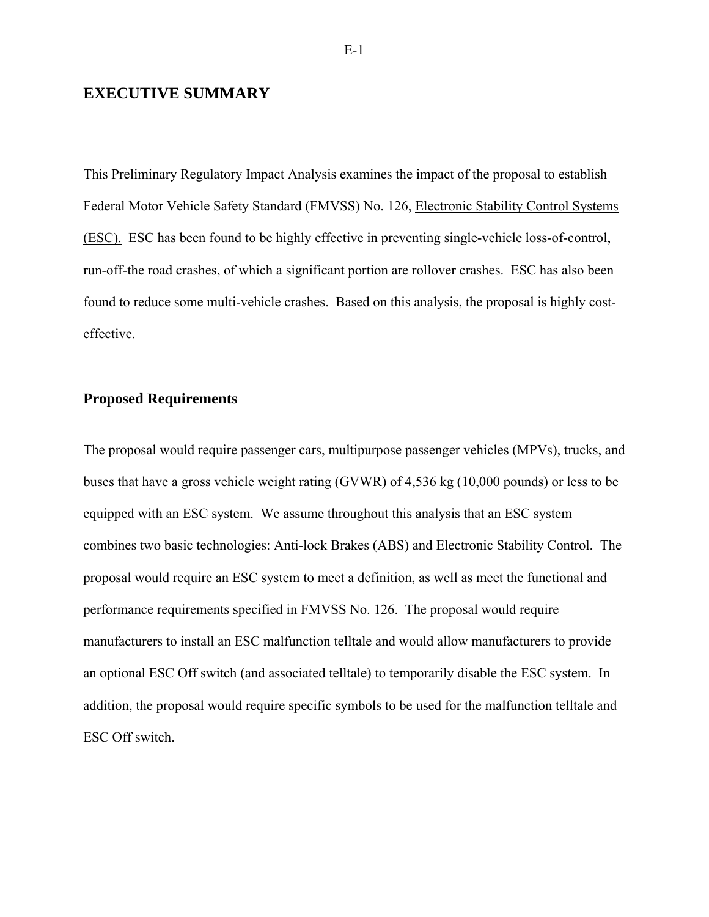# EXECUTIVE SUMMARY

This Preliminary Regulatory Impact Analysis examines the impact of the proposal to establish Federal Motor Vehicle Safety Standard (FMVSS) No. 126, Electronic Stability Control Systems (ESC). ESC has been found to be highly effective in preventing single-vehicle loss-of-control, run-off-the road crashes, of which a significant portion are rollover crashes. ESC has also been found to reduce some multi-vehicle crashes. Based on this analysis, the proposal is highly cost-effective.

## Proposed Requirements

The proposal would require passenger cars, multipurpose passenger vehicles (MPVs), trucks, and buses that have a gross vehicle weight rating (GVWR) of 4,536 kg (10,000 pounds) or less to be equipped with an ESC system. We assume throughout this analysis that an ESC system combines two basic technologies: Anti-lock Brakes (ABS) and Electronic Stability Control. The proposal would require an ESC system to meet a definition, as well as meet the functional and performance requirements specified in FMVSS No. 126. The proposal would require manufacturers to install an ESC malfunction telltale and would allow manufacturers to provide an optional ESC Off switch (and associated telltale) to temporarily disable the ESC system. In addition, the proposal would require specific symbols to be used for the malfunction telltale and ESC Off switch.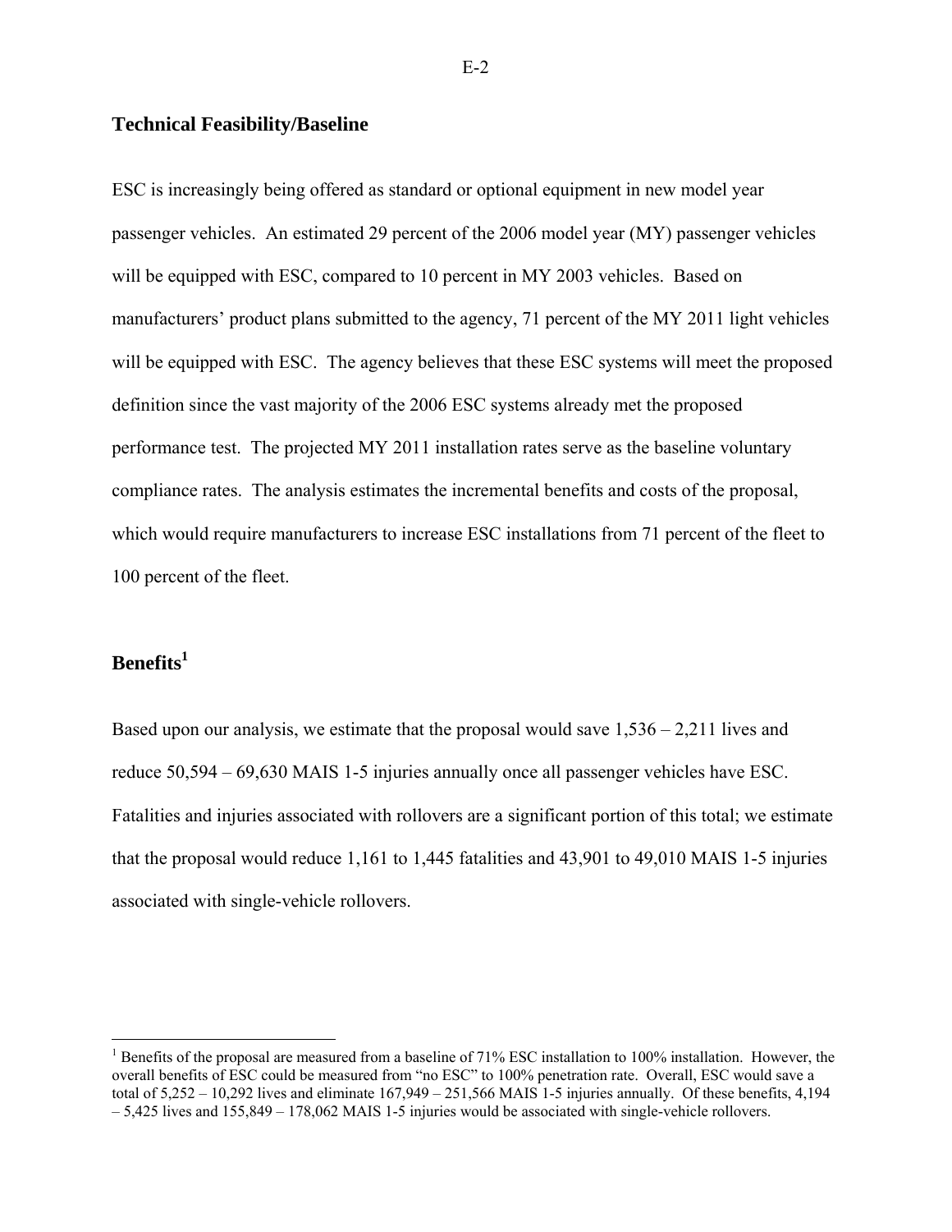## Technical Feasibility/Baseline

ESC is increasingly being offered as standard or optional equipment in new model year passenger vehicles. An estimated 29 percent of the 2006 model year (MY) passenger vehicles will be equipped with ESC, compared to 10 percent in MY 2003 vehicles. Based on manufacturers' product plans submitted to the agency, 71 percent of the MY 2011 light vehicles will be equipped with ESC. The agency believes that these ESC systems will meet the proposed definition since the vast majority of the 2006 ESC systems already met the proposed performance test. The projected MY 2011 installation rates serve as the baseline voluntary compliance rates. The analysis estimates the incremental benefits and costs of the proposal, which would require manufacturers to increase ESC installations from 71 percent of the fleet to 100 percent of the fleet.

## Benefits[1]

Based upon our analysis, we estimate that the proposal would save 1,536 – 2,211 lives and reduce 50,594 – 69,630 MAIS 1-5 injuries annually once all passenger vehicles have ESC. Fatalities and injuries associated with rollovers are a significant portion of this total; we estimate that the proposal would reduce 1,161 to 1,445 fatalities and 43,901 to 49,010 MAIS 1-5 injuries associated with single-vehicle rollovers.

---

[1] Benefits of the proposal are measured from a baseline of 71% ESC installation to 100% installation. However, the overall benefits of ESC could be measured from "no ESC" to 100% penetration rate. Overall, ESC would save a total of 5,252 – 10,292 lives and eliminate 167,949 – 251,566 MAIS 1-5 injuries annually. Of these benefits, 4,194 – 5,425 lives and 155,849 – 178,062 MAIS 1-5 injuries would be associated with single-vehicle rollovers.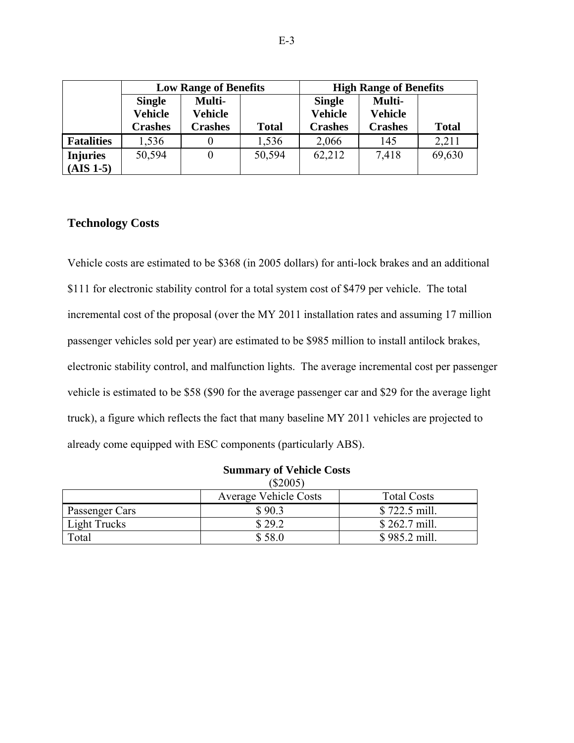| | Low Range of Benefits | | | High Range of Benefits | | |
|---|---|---|---|---|---|---|
| | Single Vehicle Crashes | Multi-Vehicle Crashes | Total | Single Vehicle Crashes | Multi-Vehicle Crashes | Total |
| **Fatalities** | 1,536 | 0 | 1,536 | 2,066 | 145 | 2,211 |
| **Injuries (AIS 1-5)** | 50,594 | 0 | 50,594 | 62,212 | 7,418 | 69,630 |

## Technology Costs

Vehicle costs are estimated to be $368 (in 2005 dollars) for anti-lock brakes and an additional $111 for electronic stability control for a total system cost of $479 per vehicle. The total incremental cost of the proposal (over the MY 2011 installation rates and assuming 17 million passenger vehicles sold per year) are estimated to be $985 million to install antilock brakes, electronic stability control, and malfunction lights. The average incremental cost per passenger vehicle is estimated to be $58 ($90 for the average passenger car and $29 for the average light truck), a figure which reflects the fact that many baseline MY 2011 vehicles are projected to already come equipped with ESC components (particularly ABS).

**Summary of Vehicle Costs**
($2005)

| | Average Vehicle Costs | Total Costs |
|---|---|---|
| Passenger Cars | $ 90.3 | $ 722.5 mill. |
| Light Trucks | $ 29.2 | $ 262.7 mill. |
| Total | $ 58.0 | $ 985.2 mill. |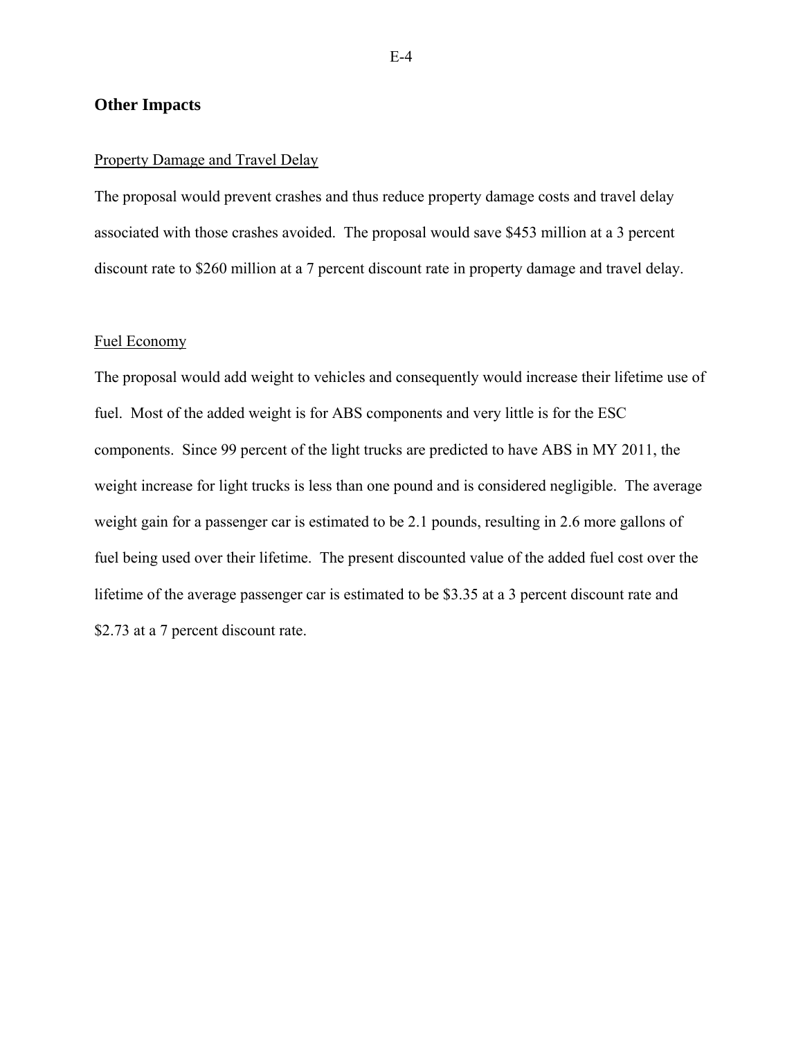## Other Impacts

Property Damage and Travel Delay

The proposal would prevent crashes and thus reduce property damage costs and travel delay associated with those crashes avoided. The proposal would save $453 million at a 3 percent discount rate to $260 million at a 7 percent discount rate in property damage and travel delay.

Fuel Economy

The proposal would add weight to vehicles and consequently would increase their lifetime use of fuel. Most of the added weight is for ABS components and very little is for the ESC components. Since 99 percent of the light trucks are predicted to have ABS in MY 2011, the weight increase for light trucks is less than one pound and is considered negligible. The average weight gain for a passenger car is estimated to be 2.1 pounds, resulting in 2.6 more gallons of fuel being used over their lifetime. The present discounted value of the added fuel cost over the lifetime of the average passenger car is estimated to be $3.35 at a 3 percent discount rate and $2.73 at a 7 percent discount rate.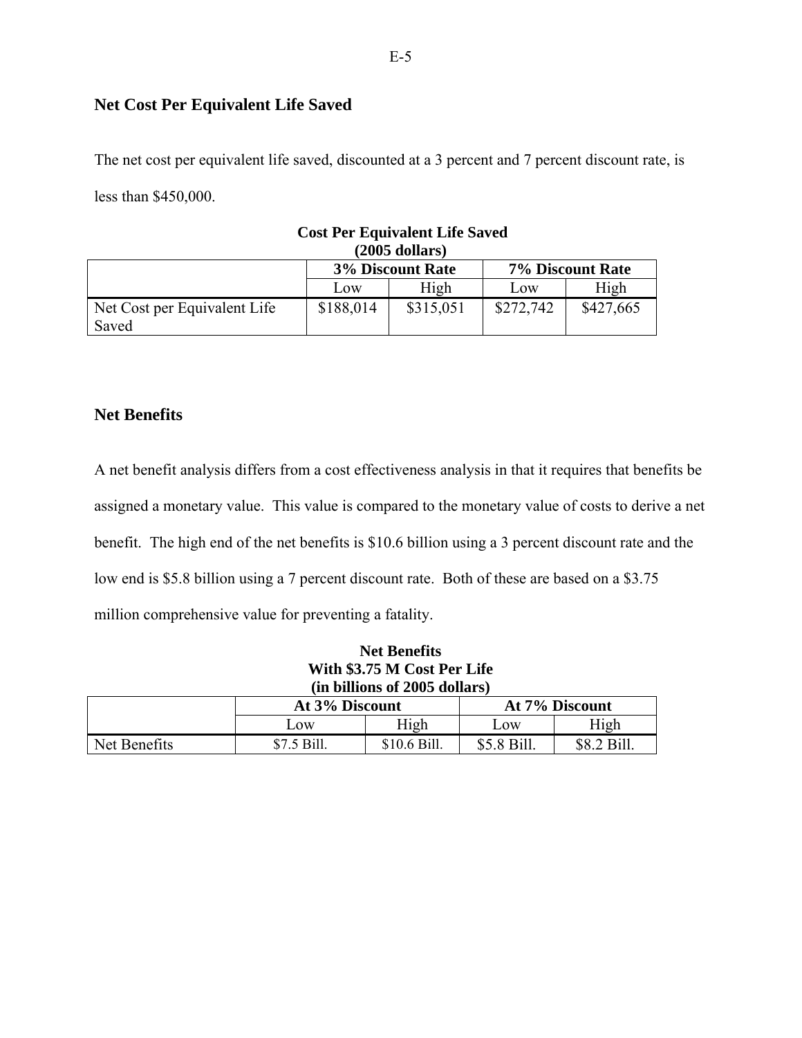## Net Cost Per Equivalent Life Saved

The net cost per equivalent life saved, discounted at a 3 percent and 7 percent discount rate, is less than $450,000.

**Cost Per Equivalent Life Saved**
**(2005 dollars)**

| | 3% Discount Rate | | 7% Discount Rate | |
|---|---|---|---|---|
| | Low | High | Low | High |
| Net Cost per Equivalent Life Saved | $188,014 | $315,051 | $272,742 | $427,665 |

## Net Benefits

A net benefit analysis differs from a cost effectiveness analysis in that it requires that benefits be assigned a monetary value. This value is compared to the monetary value of costs to derive a net benefit. The high end of the net benefits is $10.6 billion using a 3 percent discount rate and the low end is $5.8 billion using a 7 percent discount rate. Both of these are based on a $3.75 million comprehensive value for preventing a fatality.

**Net Benefits**
**With $3.75 M Cost Per Life**
**(in billions of 2005 dollars)**

| | At 3% Discount | | At 7% Discount | |
|---|---|---|---|---|
| | Low | High | Low | High |
| Net Benefits | $7.5 Bill. | $10.6 Bill. | $5.8 Bill. | $8.2 Bill. |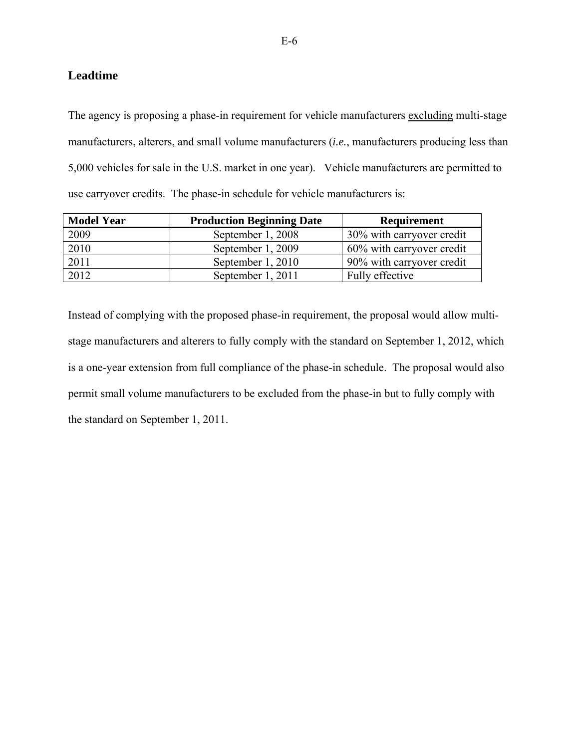## Leadtime

The agency is proposing a phase-in requirement for vehicle manufacturers excluding multi-stage manufacturers, alterers, and small volume manufacturers (*i.e.*, manufacturers producing less than 5,000 vehicles for sale in the U.S. market in one year). Vehicle manufacturers are permitted to use carryover credits. The phase-in schedule for vehicle manufacturers is:

| Model Year | Production Beginning Date | Requirement |
|---|---|---|
| 2009 | September 1, 2008 | 30% with carryover credit |
| 2010 | September 1, 2009 | 60% with carryover credit |
| 2011 | September 1, 2010 | 90% with carryover credit |
| 2012 | September 1, 2011 | Fully effective |

Instead of complying with the proposed phase-in requirement, the proposal would allow multi-stage manufacturers and alterers to fully comply with the standard on September 1, 2012, which is a one-year extension from full compliance of the phase-in schedule. The proposal would also permit small volume manufacturers to be excluded from the phase-in but to fully comply with the standard on September 1, 2011.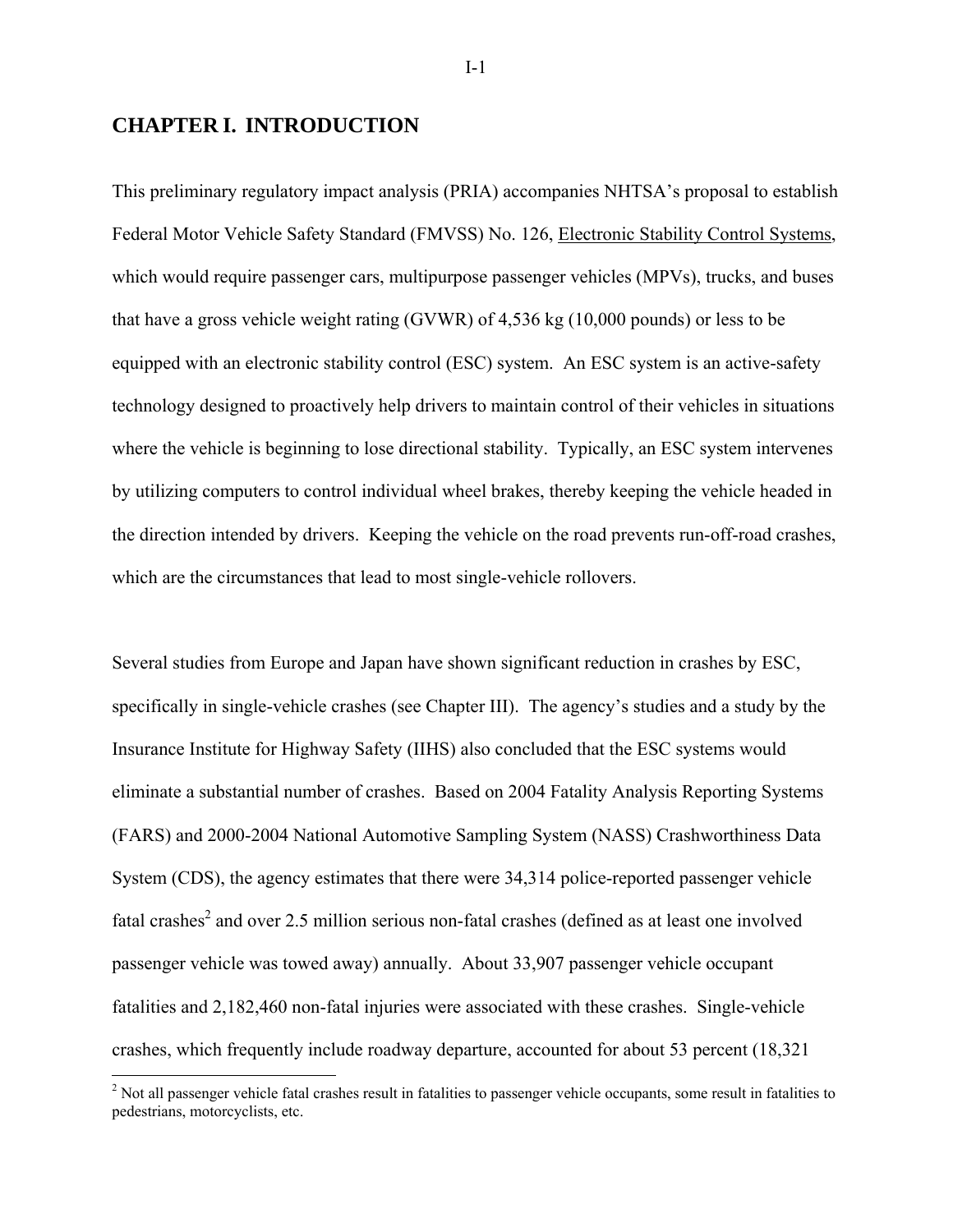# CHAPTER I. INTRODUCTION

This preliminary regulatory impact analysis (PRIA) accompanies NHTSA's proposal to establish Federal Motor Vehicle Safety Standard (FMVSS) No. 126, Electronic Stability Control Systems, which would require passenger cars, multipurpose passenger vehicles (MPVs), trucks, and buses that have a gross vehicle weight rating (GVWR) of 4,536 kg (10,000 pounds) or less to be equipped with an electronic stability control (ESC) system. An ESC system is an active-safety technology designed to proactively help drivers to maintain control of their vehicles in situations where the vehicle is beginning to lose directional stability. Typically, an ESC system intervenes by utilizing computers to control individual wheel brakes, thereby keeping the vehicle headed in the direction intended by drivers. Keeping the vehicle on the road prevents run-off-road crashes, which are the circumstances that lead to most single-vehicle rollovers.

Several studies from Europe and Japan have shown significant reduction in crashes by ESC, specifically in single-vehicle crashes (see Chapter III). The agency's studies and a study by the Insurance Institute for Highway Safety (IIHS) also concluded that the ESC systems would eliminate a substantial number of crashes. Based on 2004 Fatality Analysis Reporting Systems (FARS) and 2000-2004 National Automotive Sampling System (NASS) Crashworthiness Data System (CDS), the agency estimates that there were 34,314 police-reported passenger vehicle fatal crashes[2] and over 2.5 million serious non-fatal crashes (defined as at least one involved passenger vehicle was towed away) annually. About 33,907 passenger vehicle occupant fatalities and 2,182,460 non-fatal injuries were associated with these crashes. Single-vehicle crashes, which frequently include roadway departure, accounted for about 53 percent (18,321

[2] Not all passenger vehicle fatal crashes result in fatalities to passenger vehicle occupants, some result in fatalities to pedestrians, motorcyclists, etc.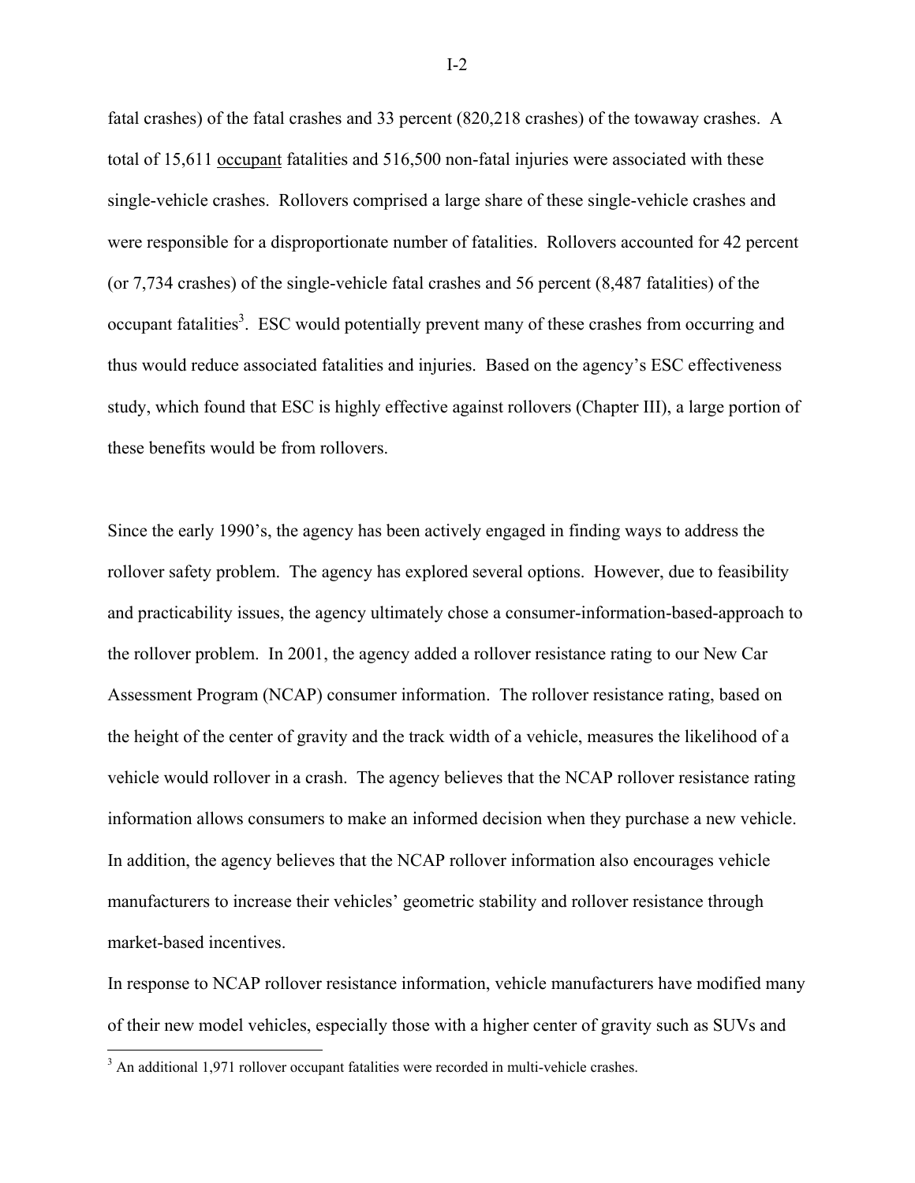fatal crashes) of the fatal crashes and 33 percent (820,218 crashes) of the towaway crashes. A total of 15,611 occupant fatalities and 516,500 non-fatal injuries were associated with these single-vehicle crashes. Rollovers comprised a large share of these single-vehicle crashes and were responsible for a disproportionate number of fatalities. Rollovers accounted for 42 percent (or 7,734 crashes) of the single-vehicle fatal crashes and 56 percent (8,487 fatalities) of the occupant fatalities[3]. ESC would potentially prevent many of these crashes from occurring and thus would reduce associated fatalities and injuries. Based on the agency's ESC effectiveness study, which found that ESC is highly effective against rollovers (Chapter III), a large portion of these benefits would be from rollovers.

Since the early 1990's, the agency has been actively engaged in finding ways to address the rollover safety problem. The agency has explored several options. However, due to feasibility and practicability issues, the agency ultimately chose a consumer-information-based-approach to the rollover problem. In 2001, the agency added a rollover resistance rating to our New Car Assessment Program (NCAP) consumer information. The rollover resistance rating, based on the height of the center of gravity and the track width of a vehicle, measures the likelihood of a vehicle would rollover in a crash. The agency believes that the NCAP rollover resistance rating information allows consumers to make an informed decision when they purchase a new vehicle. In addition, the agency believes that the NCAP rollover information also encourages vehicle manufacturers to increase their vehicles' geometric stability and rollover resistance through market-based incentives.

In response to NCAP rollover resistance information, vehicle manufacturers have modified many of their new model vehicles, especially those with a higher center of gravity such as SUVs and

[3] An additional 1,971 rollover occupant fatalities were recorded in multi-vehicle crashes.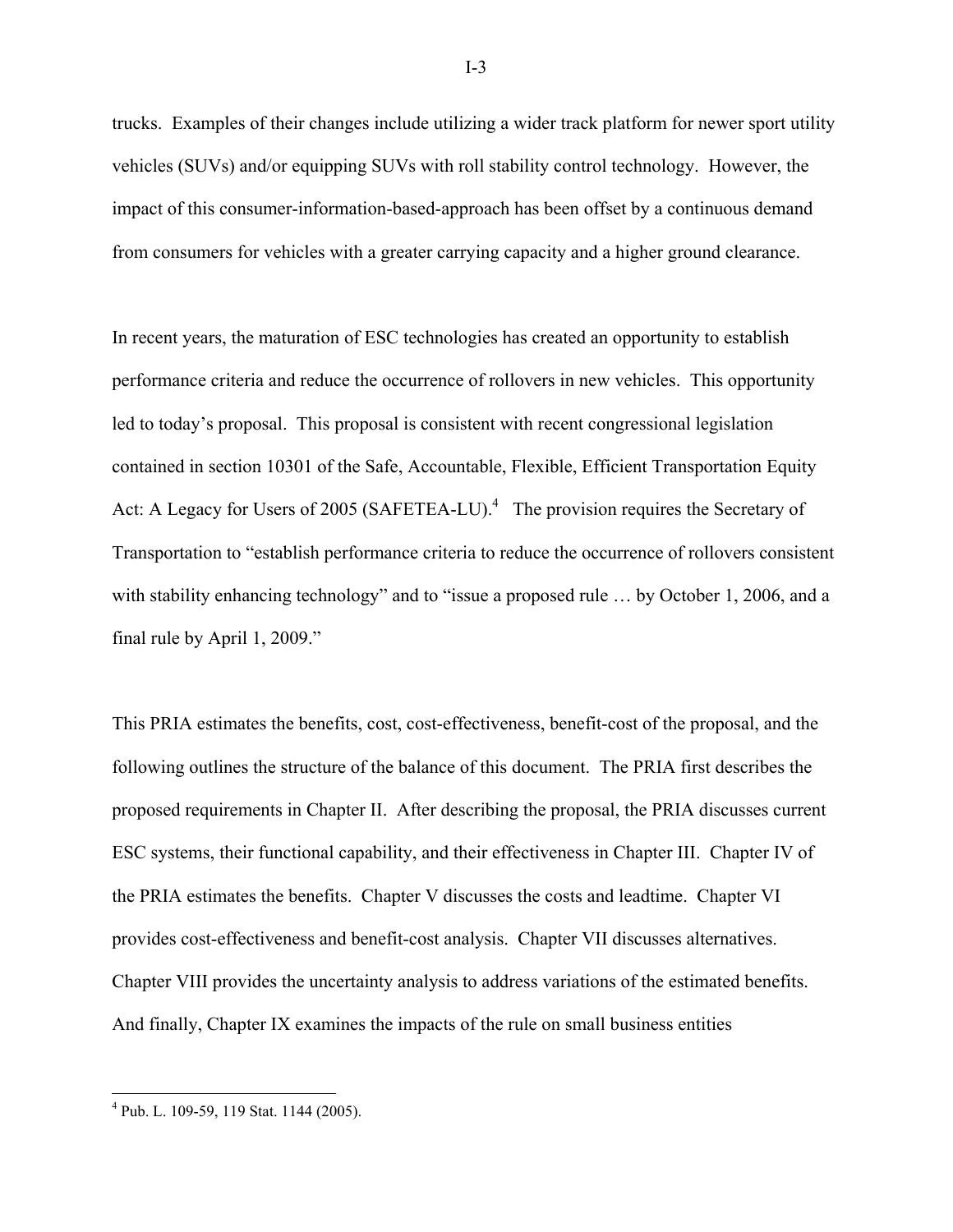trucks. Examples of their changes include utilizing a wider track platform for newer sport utility vehicles (SUVs) and/or equipping SUVs with roll stability control technology. However, the impact of this consumer-information-based-approach has been offset by a continuous demand from consumers for vehicles with a greater carrying capacity and a higher ground clearance.

In recent years, the maturation of ESC technologies has created an opportunity to establish performance criteria and reduce the occurrence of rollovers in new vehicles. This opportunity led to today's proposal. This proposal is consistent with recent congressional legislation contained in section 10301 of the Safe, Accountable, Flexible, Efficient Transportation Equity Act: A Legacy for Users of 2005 (SAFETEA-LU).[4] The provision requires the Secretary of Transportation to "establish performance criteria to reduce the occurrence of rollovers consistent with stability enhancing technology" and to "issue a proposed rule … by October 1, 2006, and a final rule by April 1, 2009."

This PRIA estimates the benefits, cost, cost-effectiveness, benefit-cost of the proposal, and the following outlines the structure of the balance of this document. The PRIA first describes the proposed requirements in Chapter II. After describing the proposal, the PRIA discusses current ESC systems, their functional capability, and their effectiveness in Chapter III. Chapter IV of the PRIA estimates the benefits. Chapter V discusses the costs and leadtime. Chapter VI provides cost-effectiveness and benefit-cost analysis. Chapter VII discusses alternatives. Chapter VIII provides the uncertainty analysis to address variations of the estimated benefits. And finally, Chapter IX examines the impacts of the rule on small business entities

[4] Pub. L. 109-59, 119 Stat. 1144 (2005).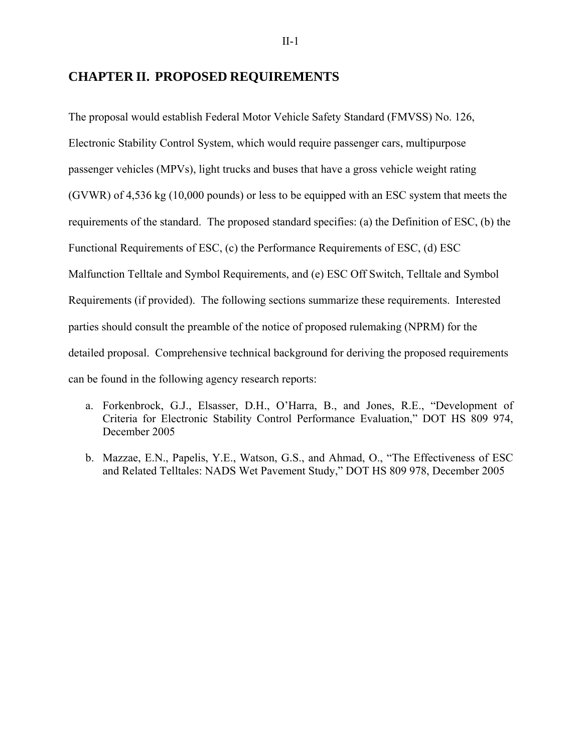# CHAPTER II. PROPOSED REQUIREMENTS

The proposal would establish Federal Motor Vehicle Safety Standard (FMVSS) No. 126, Electronic Stability Control System, which would require passenger cars, multipurpose passenger vehicles (MPVs), light trucks and buses that have a gross vehicle weight rating (GVWR) of 4,536 kg (10,000 pounds) or less to be equipped with an ESC system that meets the requirements of the standard. The proposed standard specifies: (a) the Definition of ESC, (b) the Functional Requirements of ESC, (c) the Performance Requirements of ESC, (d) ESC Malfunction Telltale and Symbol Requirements, and (e) ESC Off Switch, Telltale and Symbol Requirements (if provided). The following sections summarize these requirements. Interested parties should consult the preamble of the notice of proposed rulemaking (NPRM) for the detailed proposal. Comprehensive technical background for deriving the proposed requirements can be found in the following agency research reports:

a. Forkenbrock, G.J., Elsasser, D.H., O'Harra, B., and Jones, R.E., "Development of Criteria for Electronic Stability Control Performance Evaluation," DOT HS 809 974, December 2005

b. Mazzae, E.N., Papelis, Y.E., Watson, G.S., and Ahmad, O., "The Effectiveness of ESC and Related Telltales: NADS Wet Pavement Study," DOT HS 809 978, December 2005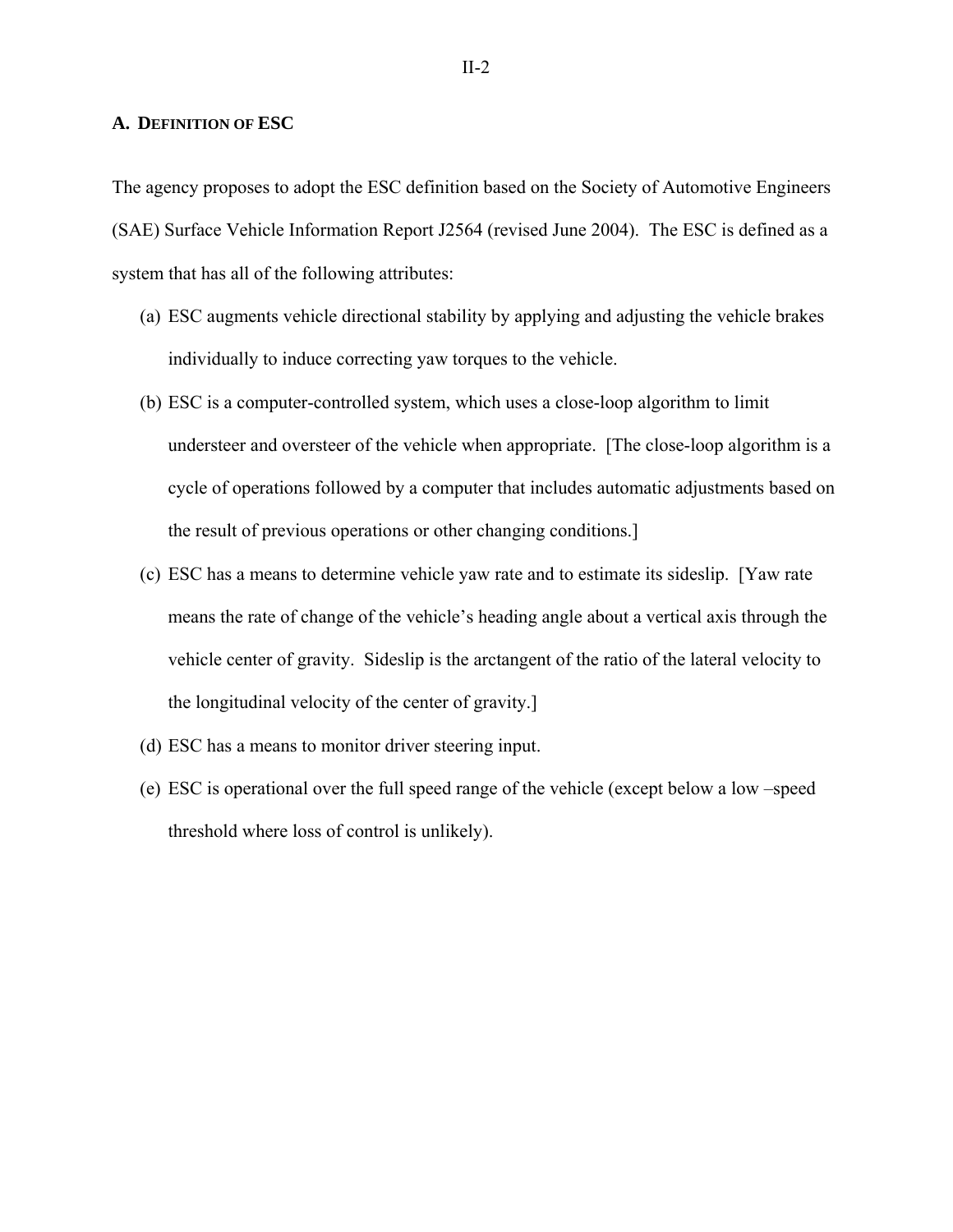## A. DEFINITION OF ESC

The agency proposes to adopt the ESC definition based on the Society of Automotive Engineers (SAE) Surface Vehicle Information Report J2564 (revised June 2004). The ESC is defined as a system that has all of the following attributes:

(a) ESC augments vehicle directional stability by applying and adjusting the vehicle brakes individually to induce correcting yaw torques to the vehicle.

(b) ESC is a computer-controlled system, which uses a close-loop algorithm to limit understeer and oversteer of the vehicle when appropriate. [The close-loop algorithm is a cycle of operations followed by a computer that includes automatic adjustments based on the result of previous operations or other changing conditions.]

(c) ESC has a means to determine vehicle yaw rate and to estimate its sideslip. [Yaw rate means the rate of change of the vehicle's heading angle about a vertical axis through the vehicle center of gravity. Sideslip is the arctangent of the ratio of the lateral velocity to the longitudinal velocity of the center of gravity.]

(d) ESC has a means to monitor driver steering input.

(e) ESC is operational over the full speed range of the vehicle (except below a low –speed threshold where loss of control is unlikely).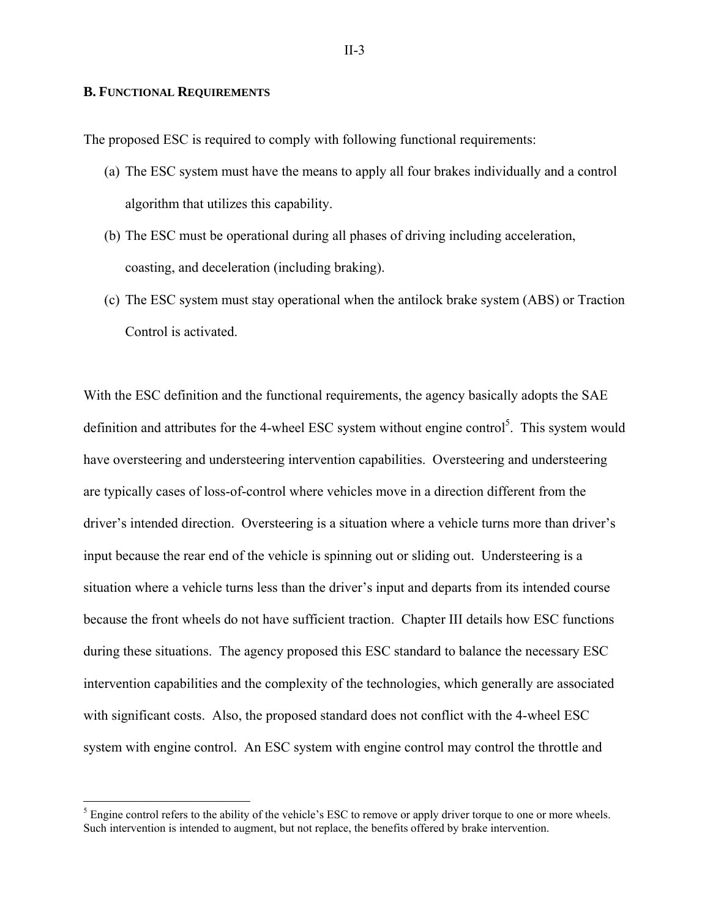### B. FUNCTIONAL REQUIREMENTS

The proposed ESC is required to comply with following functional requirements:

(a) The ESC system must have the means to apply all four brakes individually and a control algorithm that utilizes this capability.

(b) The ESC must be operational during all phases of driving including acceleration, coasting, and deceleration (including braking).

(c) The ESC system must stay operational when the antilock brake system (ABS) or Traction Control is activated.

With the ESC definition and the functional requirements, the agency basically adopts the SAE definition and attributes for the 4-wheel ESC system without engine control[5]. This system would have oversteering and understeering intervention capabilities. Oversteering and understeering are typically cases of loss-of-control where vehicles move in a direction different from the driver's intended direction. Oversteering is a situation where a vehicle turns more than driver's input because the rear end of the vehicle is spinning out or sliding out. Understeering is a situation where a vehicle turns less than the driver's input and departs from its intended course because the front wheels do not have sufficient traction. Chapter III details how ESC functions during these situations. The agency proposed this ESC standard to balance the necessary ESC intervention capabilities and the complexity of the technologies, which generally are associated with significant costs. Also, the proposed standard does not conflict with the 4-wheel ESC system with engine control. An ESC system with engine control may control the throttle and

[5] Engine control refers to the ability of the vehicle's ESC to remove or apply driver torque to one or more wheels. Such intervention is intended to augment, but not replace, the benefits offered by brake intervention.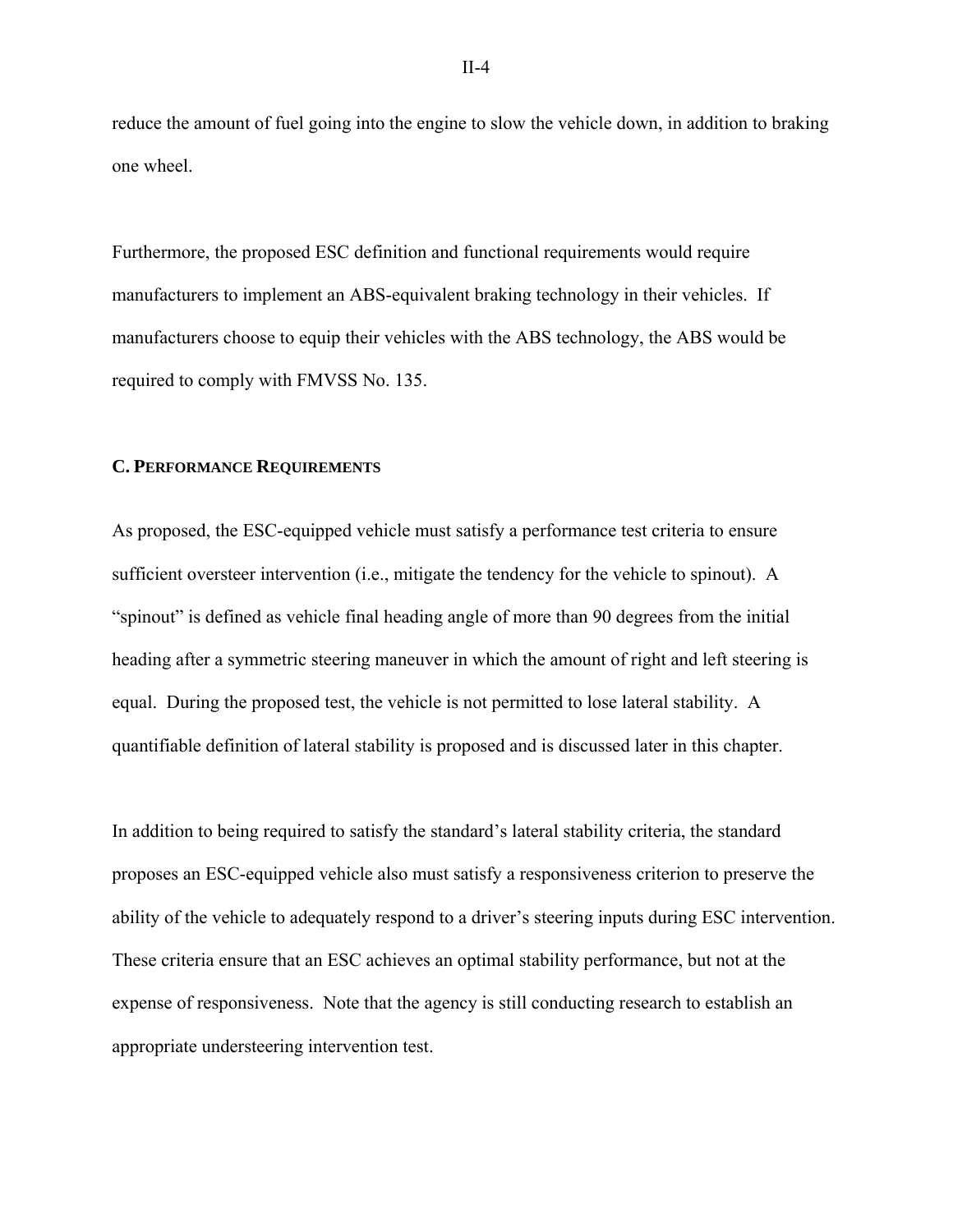reduce the amount of fuel going into the engine to slow the vehicle down, in addition to braking one wheel.

Furthermore, the proposed ESC definition and functional requirements would require manufacturers to implement an ABS-equivalent braking technology in their vehicles. If manufacturers choose to equip their vehicles with the ABS technology, the ABS would be required to comply with FMVSS No. 135.

### C. Performance Requirements

As proposed, the ESC-equipped vehicle must satisfy a performance test criteria to ensure sufficient oversteer intervention (i.e., mitigate the tendency for the vehicle to spinout). A “spinout” is defined as vehicle final heading angle of more than 90 degrees from the initial heading after a symmetric steering maneuver in which the amount of right and left steering is equal. During the proposed test, the vehicle is not permitted to lose lateral stability. A quantifiable definition of lateral stability is proposed and is discussed later in this chapter.

In addition to being required to satisfy the standard’s lateral stability criteria, the standard proposes an ESC-equipped vehicle also must satisfy a responsiveness criterion to preserve the ability of the vehicle to adequately respond to a driver’s steering inputs during ESC intervention. These criteria ensure that an ESC achieves an optimal stability performance, but not at the expense of responsiveness. Note that the agency is still conducting research to establish an appropriate understeering intervention test.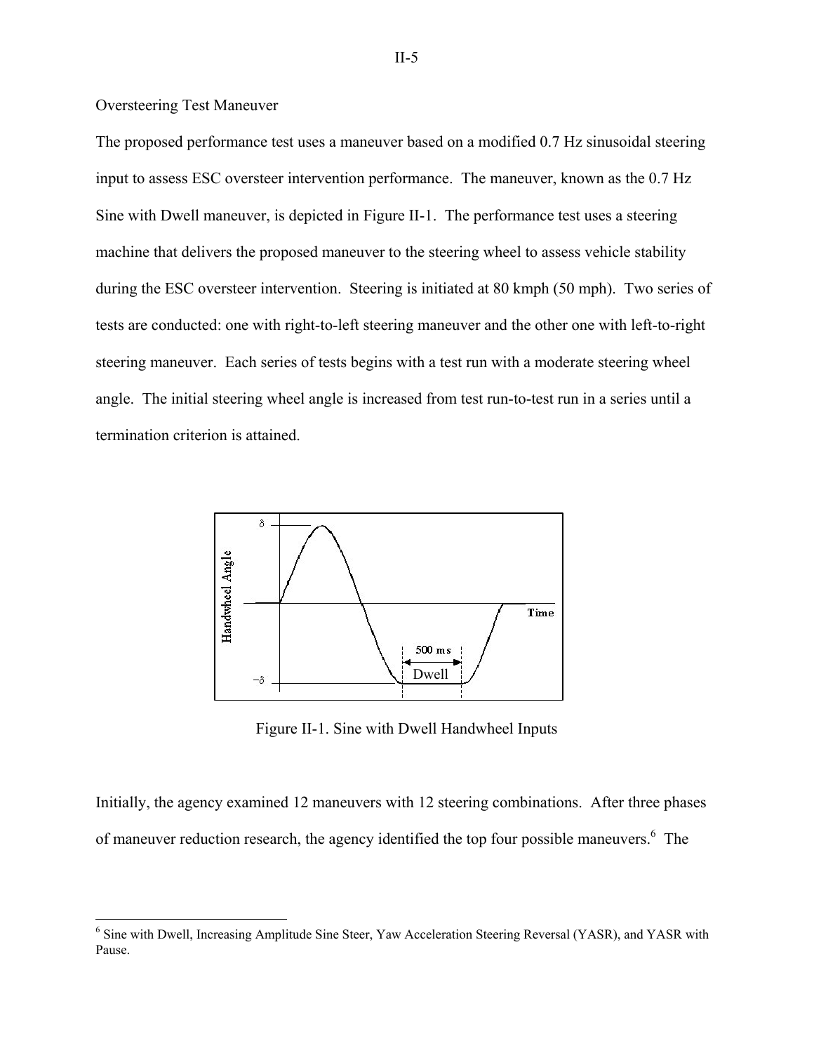Oversteering Test Maneuver

The proposed performance test uses a maneuver based on a modified 0.7 Hz sinusoidal steering input to assess ESC oversteer intervention performance. The maneuver, known as the 0.7 Hz Sine with Dwell maneuver, is depicted in Figure II-1. The performance test uses a steering machine that delivers the proposed maneuver to the steering wheel to assess vehicle stability during the ESC oversteer intervention. Steering is initiated at 80 kmph (50 mph). Two series of tests are conducted: one with right-to-left steering maneuver and the other one with left-to-right steering maneuver. Each series of tests begins with a test run with a moderate steering wheel angle. The initial steering wheel angle is increased from test run-to-test run in a series until a termination criterion is attained.

Figure II-1. Sine with Dwell Handwheel Inputs

Initially, the agency examined 12 maneuvers with 12 steering combinations. After three phases of maneuver reduction research, the agency identified the top four possible maneuvers.[6] The

[6] Sine with Dwell, Increasing Amplitude Sine Steer, Yaw Acceleration Steering Reversal (YASR), and YASR with Pause.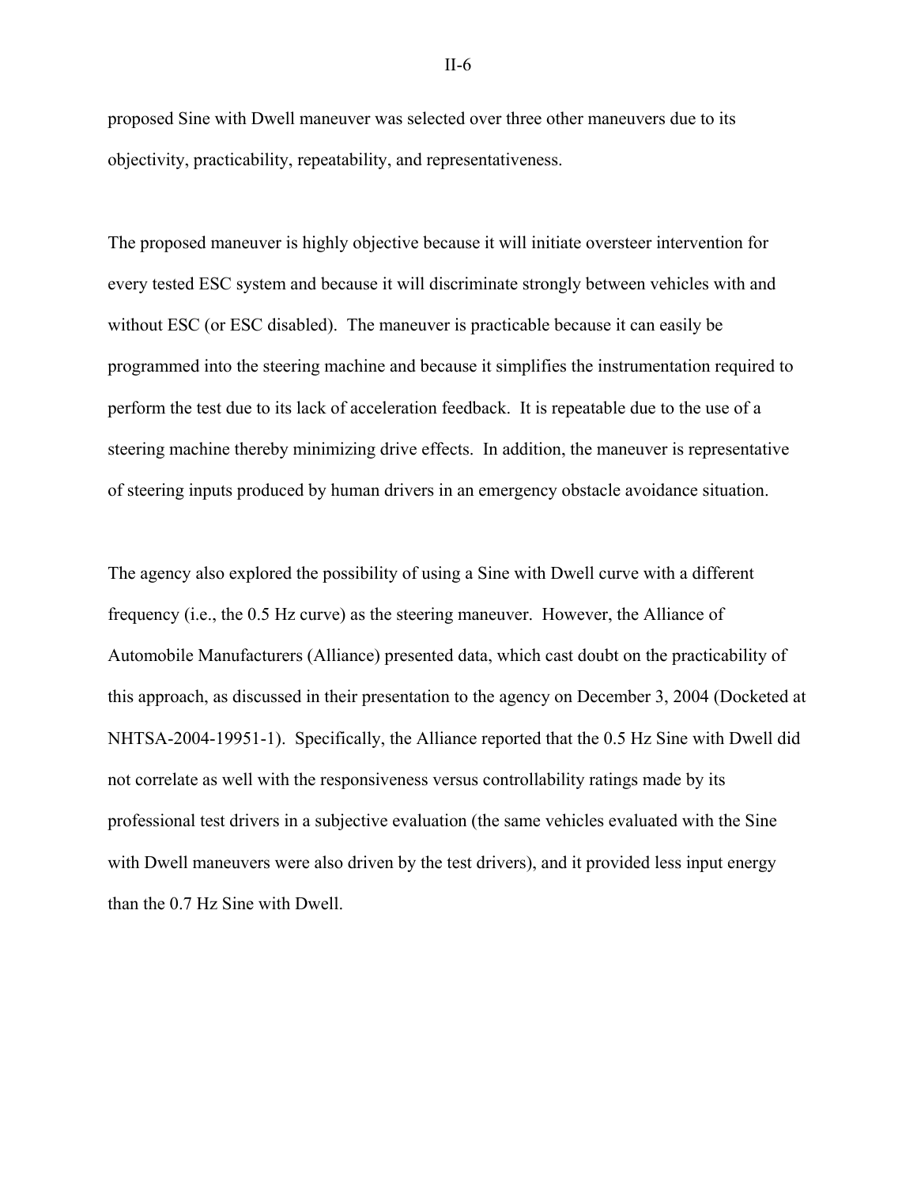proposed Sine with Dwell maneuver was selected over three other maneuvers due to its objectivity, practicability, repeatability, and representativeness.

The proposed maneuver is highly objective because it will initiate oversteer intervention for every tested ESC system and because it will discriminate strongly between vehicles with and without ESC (or ESC disabled). The maneuver is practicable because it can easily be programmed into the steering machine and because it simplifies the instrumentation required to perform the test due to its lack of acceleration feedback. It is repeatable due to the use of a steering machine thereby minimizing drive effects. In addition, the maneuver is representative of steering inputs produced by human drivers in an emergency obstacle avoidance situation.

The agency also explored the possibility of using a Sine with Dwell curve with a different frequency (i.e., the 0.5 Hz curve) as the steering maneuver. However, the Alliance of Automobile Manufacturers (Alliance) presented data, which cast doubt on the practicability of this approach, as discussed in their presentation to the agency on December 3, 2004 (Docketed at NHTSA-2004-19951-1). Specifically, the Alliance reported that the 0.5 Hz Sine with Dwell did not correlate as well with the responsiveness versus controllability ratings made by its professional test drivers in a subjective evaluation (the same vehicles evaluated with the Sine with Dwell maneuvers were also driven by the test drivers), and it provided less input energy than the 0.7 Hz Sine with Dwell.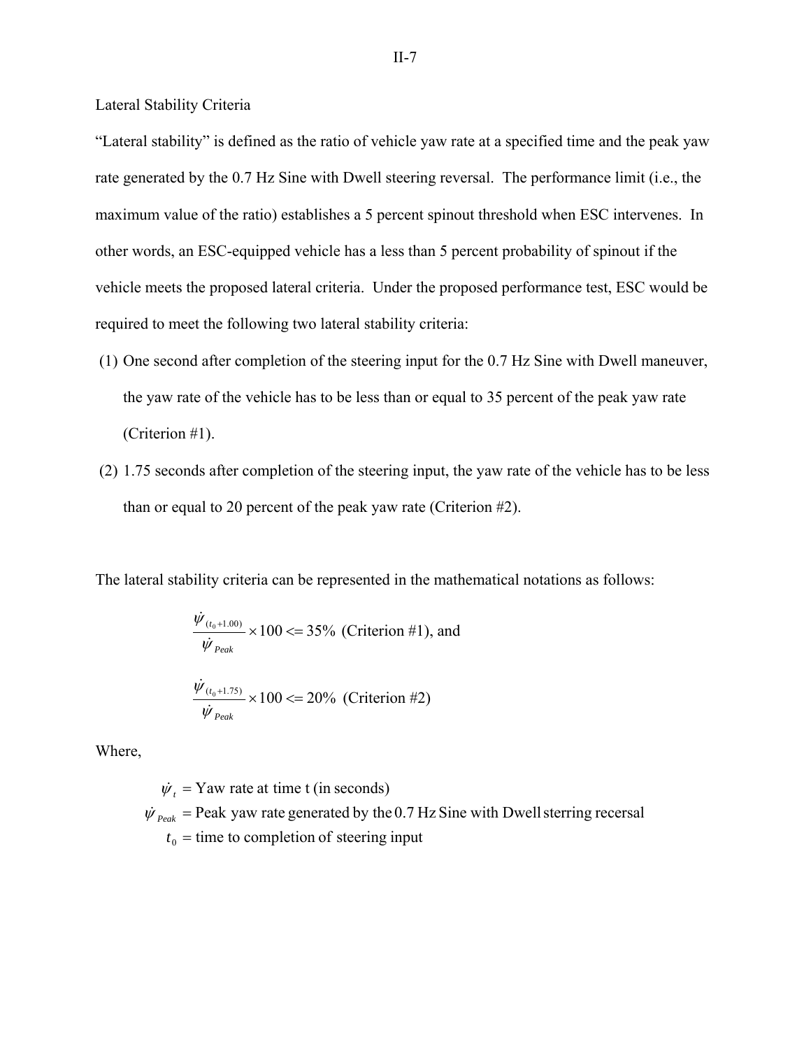## Lateral Stability Criteria

"Lateral stability" is defined as the ratio of vehicle yaw rate at a specified time and the peak yaw rate generated by the 0.7 Hz Sine with Dwell steering reversal. The performance limit (i.e., the maximum value of the ratio) establishes a 5 percent spinout threshold when ESC intervenes. In other words, an ESC-equipped vehicle has a less than 5 percent probability of spinout if the vehicle meets the proposed lateral criteria. Under the proposed performance test, ESC would be required to meet the following two lateral stability criteria:

1. One second after completion of the steering input for the 0.7 Hz Sine with Dwell maneuver, the yaw rate of the vehicle has to be less than or equal to 35 percent of the peak yaw rate (Criterion #1).
2. 1.75 seconds after completion of the steering input, the yaw rate of the vehicle has to be less than or equal to 20 percent of the peak yaw rate (Criterion #2).

The lateral stability criteria can be represented in the mathematical notations as follows:

$$\frac{\dot{\psi}_{(t_0+1.00)}}{\dot{\psi}_{Peak}} \times 100 <= 35\% \text{ (Criterion \#1), and}$$

$$\frac{\dot{\psi}_{(t_0+1.75)}}{\dot{\psi}_{Peak}} \times 100 <= 20\% \text{ (Criterion \#2)}$$

Where,

$\dot{\psi}_t$ = Yaw rate at time t (in seconds)

$\dot{\psi}_{Peak}$ = Peak yaw rate generated by the 0.7 Hz Sine with Dwell sterring recersal

$t_0$ = time to completion of steering input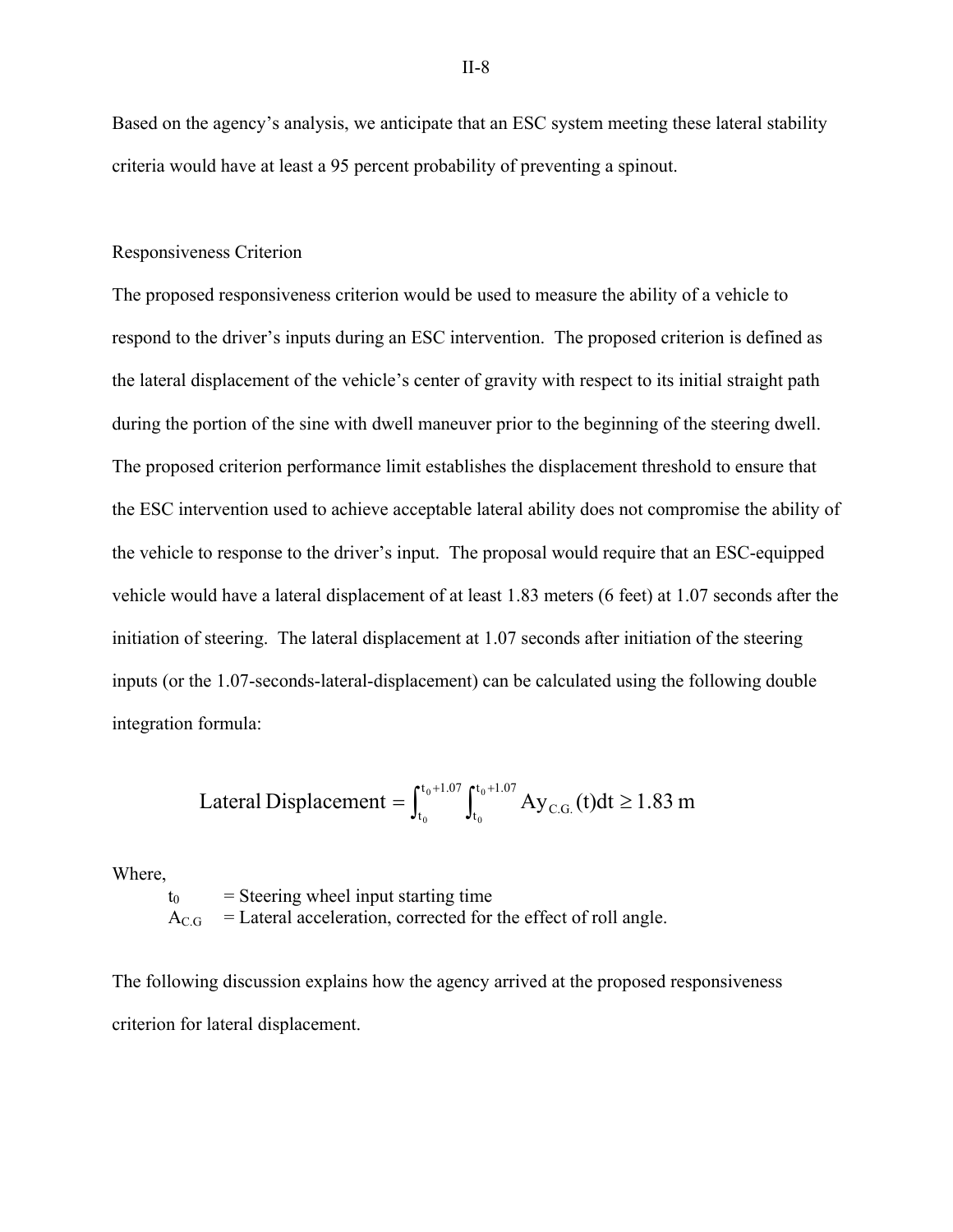Based on the agency's analysis, we anticipate that an ESC system meeting these lateral stability criteria would have at least a 95 percent probability of preventing a spinout.

Responsiveness Criterion

The proposed responsiveness criterion would be used to measure the ability of a vehicle to respond to the driver's inputs during an ESC intervention. The proposed criterion is defined as the lateral displacement of the vehicle's center of gravity with respect to its initial straight path during the portion of the sine with dwell maneuver prior to the beginning of the steering dwell. The proposed criterion performance limit establishes the displacement threshold to ensure that the ESC intervention used to achieve acceptable lateral ability does not compromise the ability of the vehicle to response to the driver's input. The proposal would require that an ESC-equipped vehicle would have a lateral displacement of at least 1.83 meters (6 feet) at 1.07 seconds after the initiation of steering. The lateral displacement at 1.07 seconds after initiation of the steering inputs (or the 1.07-seconds-lateral-displacement) can be calculated using the following double integration formula:

$$\text{Lateral Displacement} = \int_{t_0}^{t_0+1.07} \int_{t_0}^{t_0+1.07} Ay_{C.G.}(t)dt \geq 1.83 \text{ m}$$

Where,

$t_0$ = Steering wheel input starting time

$A_{C.G}$ = Lateral acceleration, corrected for the effect of roll angle.

The following discussion explains how the agency arrived at the proposed responsiveness criterion for lateral displacement.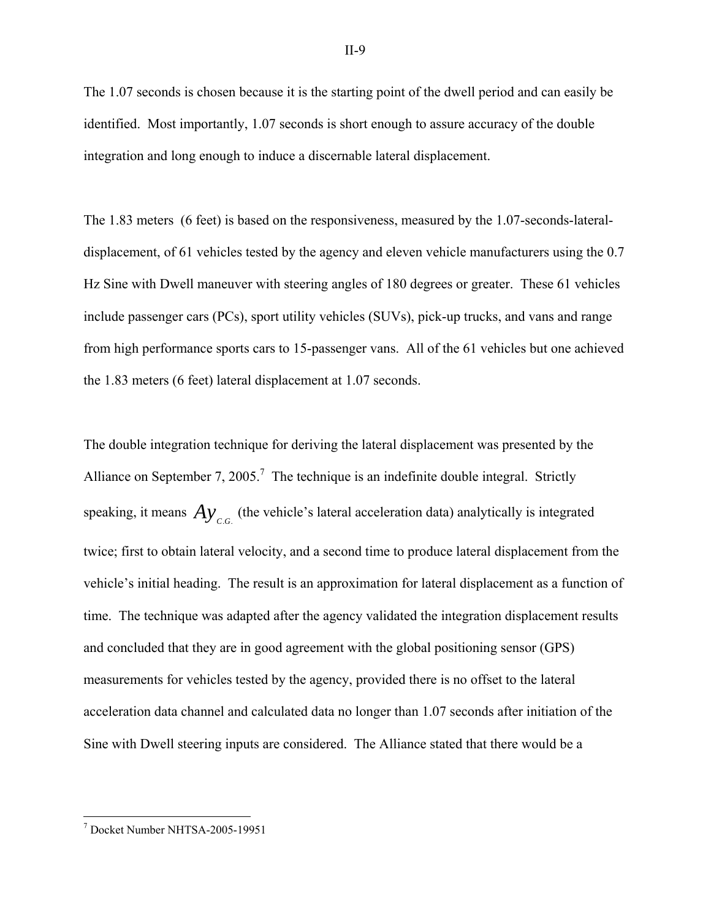The 1.07 seconds is chosen because it is the starting point of the dwell period and can easily be identified. Most importantly, 1.07 seconds is short enough to assure accuracy of the double integration and long enough to induce a discernable lateral displacement.

The 1.83 meters (6 feet) is based on the responsiveness, measured by the 1.07-seconds-lateral-displacement, of 61 vehicles tested by the agency and eleven vehicle manufacturers using the 0.7 Hz Sine with Dwell maneuver with steering angles of 180 degrees or greater. These 61 vehicles include passenger cars (PCs), sport utility vehicles (SUVs), pick-up trucks, and vans and range from high performance sports cars to 15-passenger vans. All of the 61 vehicles but one achieved the 1.83 meters (6 feet) lateral displacement at 1.07 seconds.

The double integration technique for deriving the lateral displacement was presented by the Alliance on September 7, 2005.[7] The technique is an indefinite double integral. Strictly speaking, it means $Ay_{C.G.}$ (the vehicle's lateral acceleration data) analytically is integrated twice; first to obtain lateral velocity, and a second time to produce lateral displacement from the vehicle's initial heading. The result is an approximation for lateral displacement as a function of time. The technique was adapted after the agency validated the integration displacement results and concluded that they are in good agreement with the global positioning sensor (GPS) measurements for vehicles tested by the agency, provided there is no offset to the lateral acceleration data channel and calculated data no longer than 1.07 seconds after initiation of the Sine with Dwell steering inputs are considered. The Alliance stated that there would be a

[7] Docket Number NHTSA-2005-19951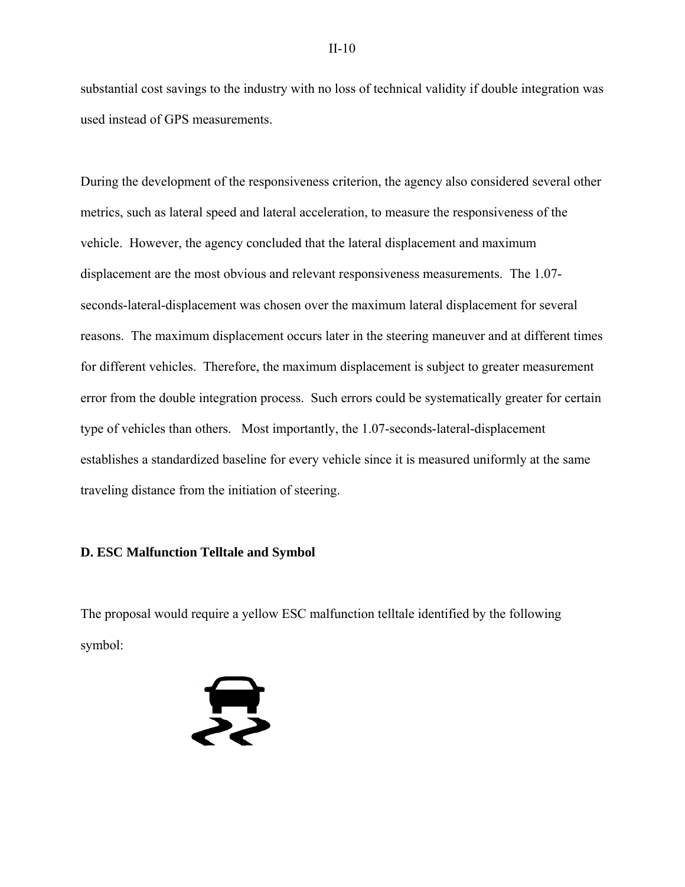substantial cost savings to the industry with no loss of technical validity if double integration was used instead of GPS measurements.

During the development of the responsiveness criterion, the agency also considered several other metrics, such as lateral speed and lateral acceleration, to measure the responsiveness of the vehicle. However, the agency concluded that the lateral displacement and maximum displacement are the most obvious and relevant responsiveness measurements. The 1.07-seconds-lateral-displacement was chosen over the maximum lateral displacement for several reasons. The maximum displacement occurs later in the steering maneuver and at different times for different vehicles. Therefore, the maximum displacement is subject to greater measurement error from the double integration process. Such errors could be systematically greater for certain type of vehicles than others. Most importantly, the 1.07-seconds-lateral-displacement establishes a standardized baseline for every vehicle since it is measured uniformly at the same traveling distance from the initiation of steering.

### D. ESC Malfunction Telltale and Symbol

The proposal would require a yellow ESC malfunction telltale identified by the following symbol: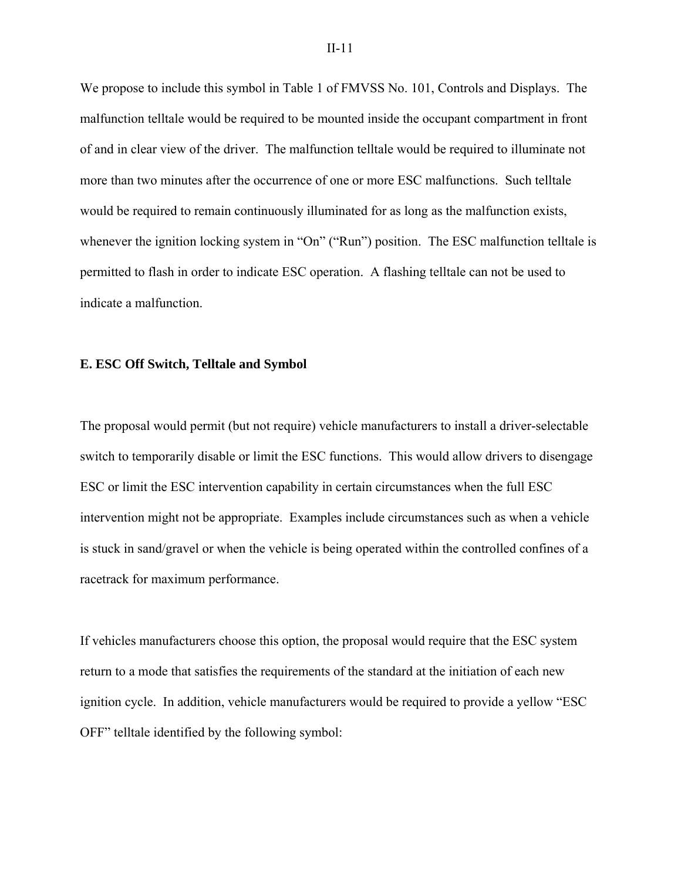We propose to include this symbol in Table 1 of FMVSS No. 101, Controls and Displays. The malfunction telltale would be required to be mounted inside the occupant compartment in front of and in clear view of the driver. The malfunction telltale would be required to illuminate not more than two minutes after the occurrence of one or more ESC malfunctions. Such telltale would be required to remain continuously illuminated for as long as the malfunction exists, whenever the ignition locking system in “On” (“Run”) position. The ESC malfunction telltale is permitted to flash in order to indicate ESC operation. A flashing telltale can not be used to indicate a malfunction.

## E. ESC Off Switch, Telltale and Symbol

The proposal would permit (but not require) vehicle manufacturers to install a driver-selectable switch to temporarily disable or limit the ESC functions. This would allow drivers to disengage ESC or limit the ESC intervention capability in certain circumstances when the full ESC intervention might not be appropriate. Examples include circumstances such as when a vehicle is stuck in sand/gravel or when the vehicle is being operated within the controlled confines of a racetrack for maximum performance.

If vehicles manufacturers choose this option, the proposal would require that the ESC system return to a mode that satisfies the requirements of the standard at the initiation of each new ignition cycle. In addition, vehicle manufacturers would be required to provide a yellow “ESC OFF” telltale identified by the following symbol: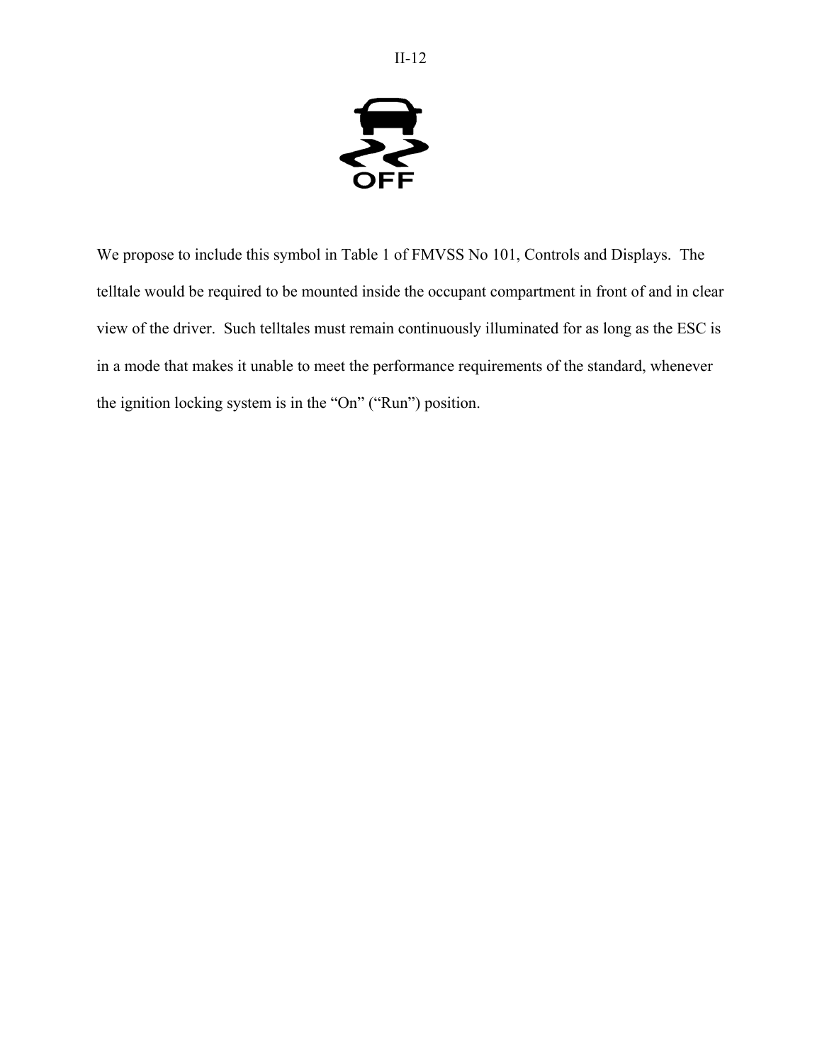We propose to include this symbol in Table 1 of FMVSS No 101, Controls and Displays. The telltale would be required to be mounted inside the occupant compartment in front of and in clear view of the driver. Such telltales must remain continuously illuminated for as long as the ESC is in a mode that makes it unable to meet the performance requirements of the standard, whenever the ignition locking system is in the "On" ("Run") position.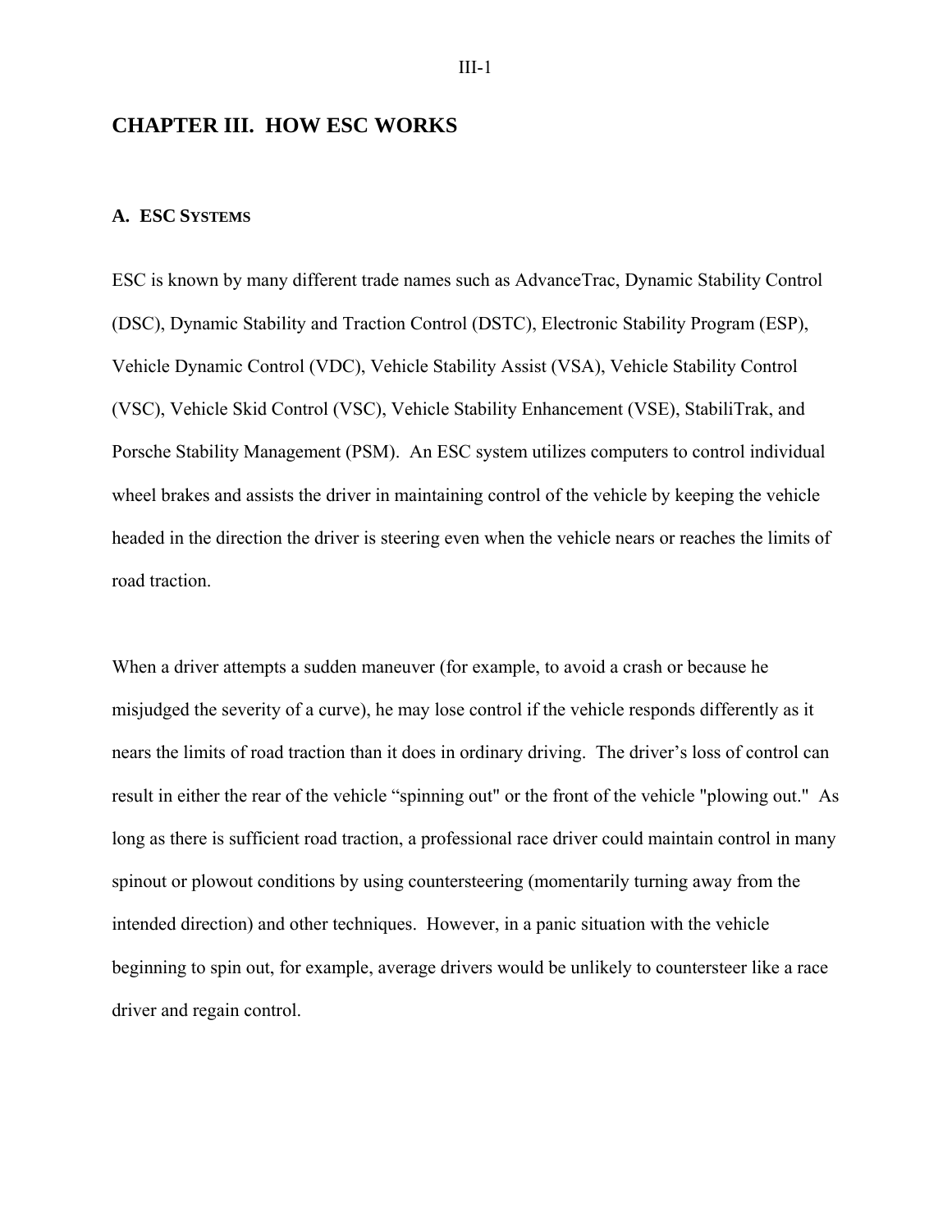# CHAPTER III. HOW ESC WORKS

## A. ESC SYSTEMS

ESC is known by many different trade names such as AdvanceTrac, Dynamic Stability Control (DSC), Dynamic Stability and Traction Control (DSTC), Electronic Stability Program (ESP), Vehicle Dynamic Control (VDC), Vehicle Stability Assist (VSA), Vehicle Stability Control (VSC), Vehicle Skid Control (VSC), Vehicle Stability Enhancement (VSE), StabiliTrak, and Porsche Stability Management (PSM). An ESC system utilizes computers to control individual wheel brakes and assists the driver in maintaining control of the vehicle by keeping the vehicle headed in the direction the driver is steering even when the vehicle nears or reaches the limits of road traction.

When a driver attempts a sudden maneuver (for example, to avoid a crash or because he misjudged the severity of a curve), he may lose control if the vehicle responds differently as it nears the limits of road traction than it does in ordinary driving. The driver's loss of control can result in either the rear of the vehicle "spinning out" or the front of the vehicle "plowing out." As long as there is sufficient road traction, a professional race driver could maintain control in many spinout or plowout conditions by using countersteering (momentarily turning away from the intended direction) and other techniques. However, in a panic situation with the vehicle beginning to spin out, for example, average drivers would be unlikely to countersteer like a race driver and regain control.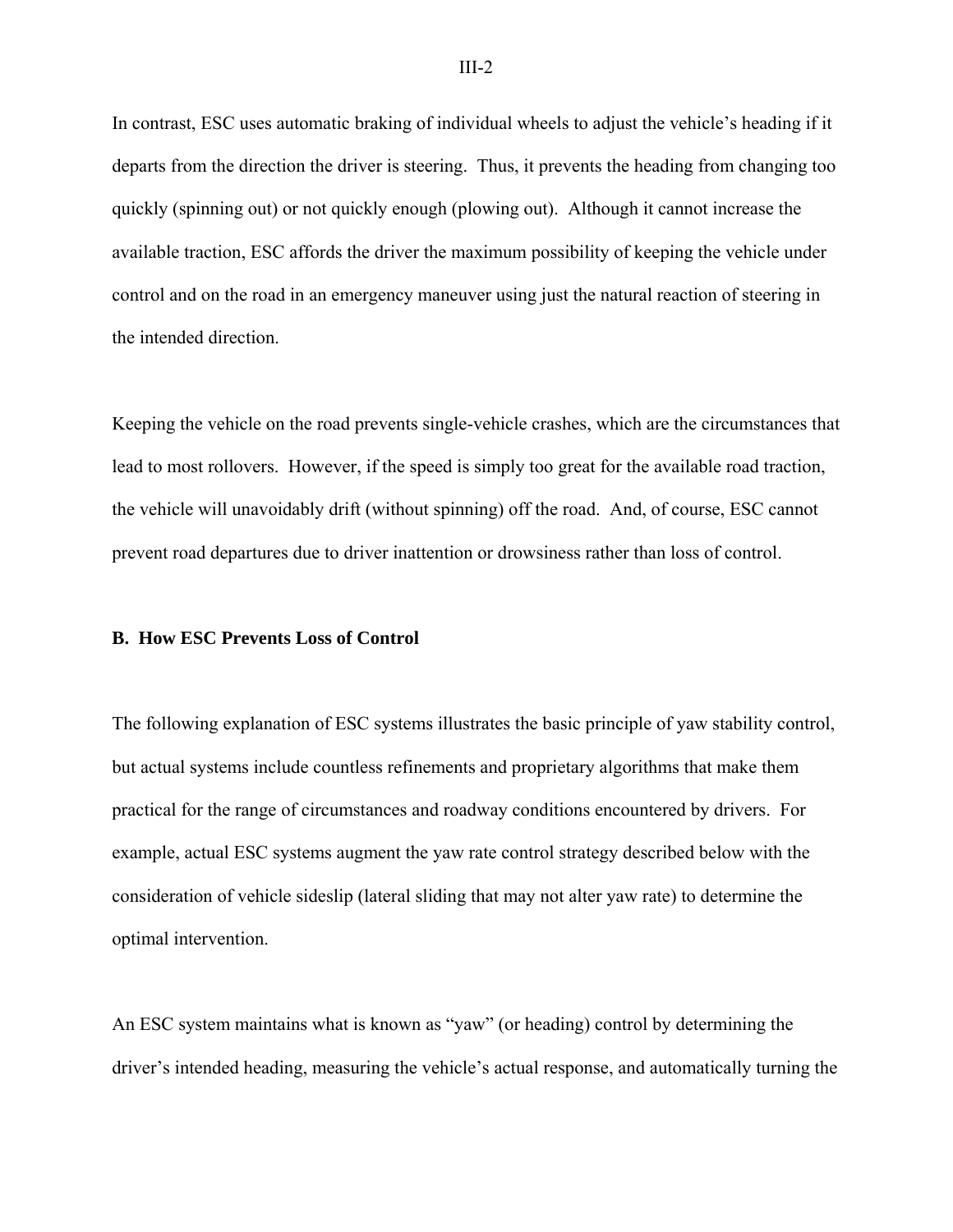In contrast, ESC uses automatic braking of individual wheels to adjust the vehicle's heading if it departs from the direction the driver is steering. Thus, it prevents the heading from changing too quickly (spinning out) or not quickly enough (plowing out). Although it cannot increase the available traction, ESC affords the driver the maximum possibility of keeping the vehicle under control and on the road in an emergency maneuver using just the natural reaction of steering in the intended direction.

Keeping the vehicle on the road prevents single-vehicle crashes, which are the circumstances that lead to most rollovers. However, if the speed is simply too great for the available road traction, the vehicle will unavoidably drift (without spinning) off the road. And, of course, ESC cannot prevent road departures due to driver inattention or drowsiness rather than loss of control.

### B. How ESC Prevents Loss of Control

The following explanation of ESC systems illustrates the basic principle of yaw stability control, but actual systems include countless refinements and proprietary algorithms that make them practical for the range of circumstances and roadway conditions encountered by drivers. For example, actual ESC systems augment the yaw rate control strategy described below with the consideration of vehicle sideslip (lateral sliding that may not alter yaw rate) to determine the optimal intervention.

An ESC system maintains what is known as "yaw" (or heading) control by determining the driver's intended heading, measuring the vehicle's actual response, and automatically turning the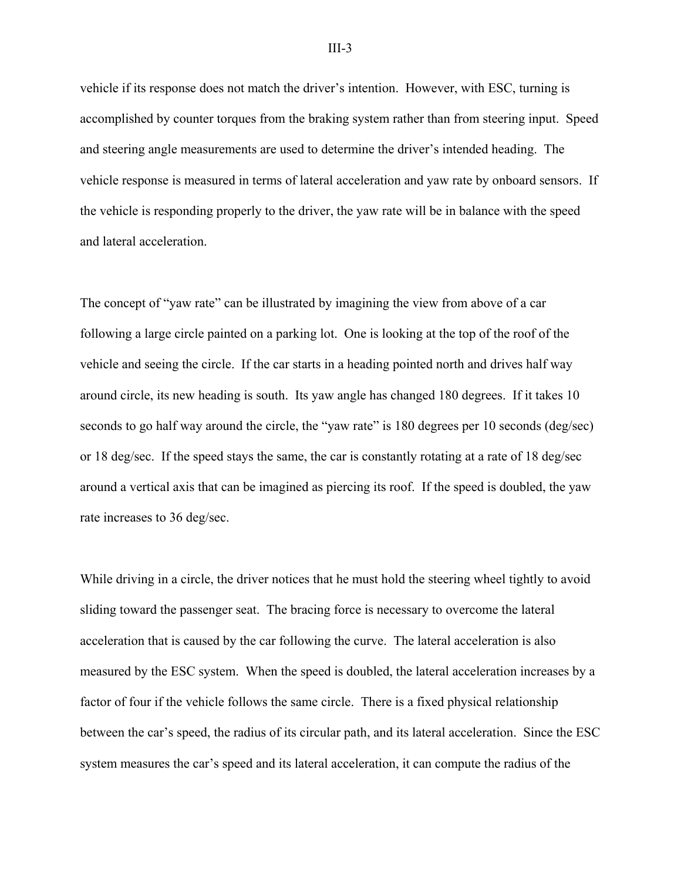vehicle if its response does not match the driver's intention. However, with ESC, turning is accomplished by counter torques from the braking system rather than from steering input. Speed and steering angle measurements are used to determine the driver's intended heading. The vehicle response is measured in terms of lateral acceleration and yaw rate by onboard sensors. If the vehicle is responding properly to the driver, the yaw rate will be in balance with the speed and lateral acceleration.

The concept of "yaw rate" can be illustrated by imagining the view from above of a car following a large circle painted on a parking lot. One is looking at the top of the roof of the vehicle and seeing the circle. If the car starts in a heading pointed north and drives half way around circle, its new heading is south. Its yaw angle has changed 180 degrees. If it takes 10 seconds to go half way around the circle, the "yaw rate" is 180 degrees per 10 seconds (deg/sec) or 18 deg/sec. If the speed stays the same, the car is constantly rotating at a rate of 18 deg/sec around a vertical axis that can be imagined as piercing its roof. If the speed is doubled, the yaw rate increases to 36 deg/sec.

While driving in a circle, the driver notices that he must hold the steering wheel tightly to avoid sliding toward the passenger seat. The bracing force is necessary to overcome the lateral acceleration that is caused by the car following the curve. The lateral acceleration is also measured by the ESC system. When the speed is doubled, the lateral acceleration increases by a factor of four if the vehicle follows the same circle. There is a fixed physical relationship between the car's speed, the radius of its circular path, and its lateral acceleration. Since the ESC system measures the car's speed and its lateral acceleration, it can compute the radius of the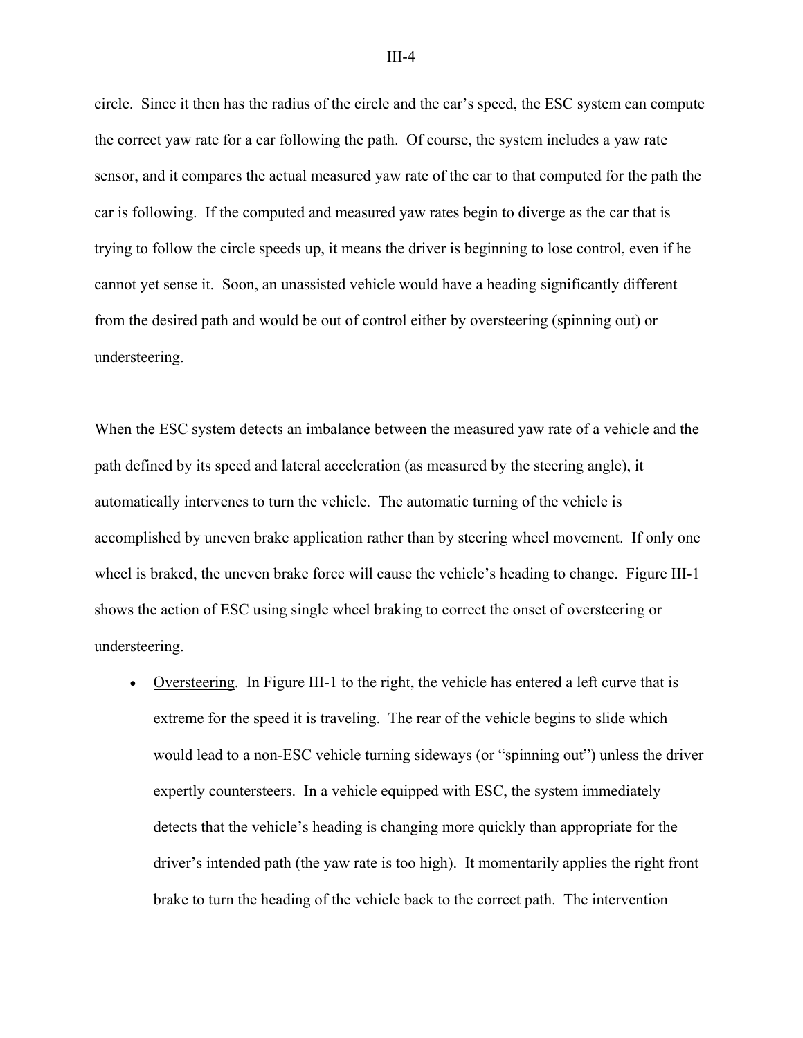circle. Since it then has the radius of the circle and the car's speed, the ESC system can compute the correct yaw rate for a car following the path. Of course, the system includes a yaw rate sensor, and it compares the actual measured yaw rate of the car to that computed for the path the car is following. If the computed and measured yaw rates begin to diverge as the car that is trying to follow the circle speeds up, it means the driver is beginning to lose control, even if he cannot yet sense it. Soon, an unassisted vehicle would have a heading significantly different from the desired path and would be out of control either by oversteering (spinning out) or understeering.

When the ESC system detects an imbalance between the measured yaw rate of a vehicle and the path defined by its speed and lateral acceleration (as measured by the steering angle), it automatically intervenes to turn the vehicle. The automatic turning of the vehicle is accomplished by uneven brake application rather than by steering wheel movement. If only one wheel is braked, the uneven brake force will cause the vehicle's heading to change. Figure III-1 shows the action of ESC using single wheel braking to correct the onset of oversteering or understeering.

- <u>Oversteering</u>. In Figure III-1 to the right, the vehicle has entered a left curve that is extreme for the speed it is traveling. The rear of the vehicle begins to slide which would lead to a non-ESC vehicle turning sideways (or "spinning out") unless the driver expertly countersteers. In a vehicle equipped with ESC, the system immediately detects that the vehicle's heading is changing more quickly than appropriate for the driver's intended path (the yaw rate is too high). It momentarily applies the right front brake to turn the heading of the vehicle back to the correct path. The intervention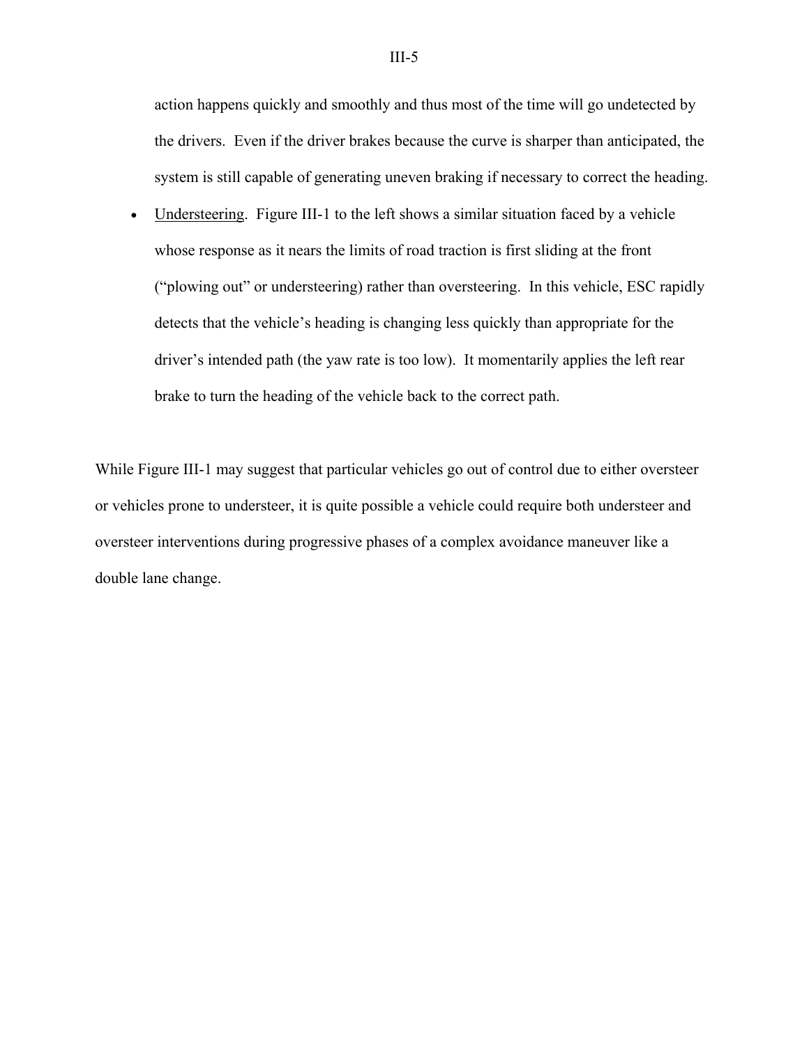action happens quickly and smoothly and thus most of the time will go undetected by the drivers. Even if the driver brakes because the curve is sharper than anticipated, the system is still capable of generating uneven braking if necessary to correct the heading.

- Understeering. Figure III-1 to the left shows a similar situation faced by a vehicle whose response as it nears the limits of road traction is first sliding at the front ("plowing out" or understeering) rather than oversteering. In this vehicle, ESC rapidly detects that the vehicle's heading is changing less quickly than appropriate for the driver's intended path (the yaw rate is too low). It momentarily applies the left rear brake to turn the heading of the vehicle back to the correct path.

While Figure III-1 may suggest that particular vehicles go out of control due to either oversteer or vehicles prone to understeer, it is quite possible a vehicle could require both understeer and oversteer interventions during progressive phases of a complex avoidance maneuver like a double lane change.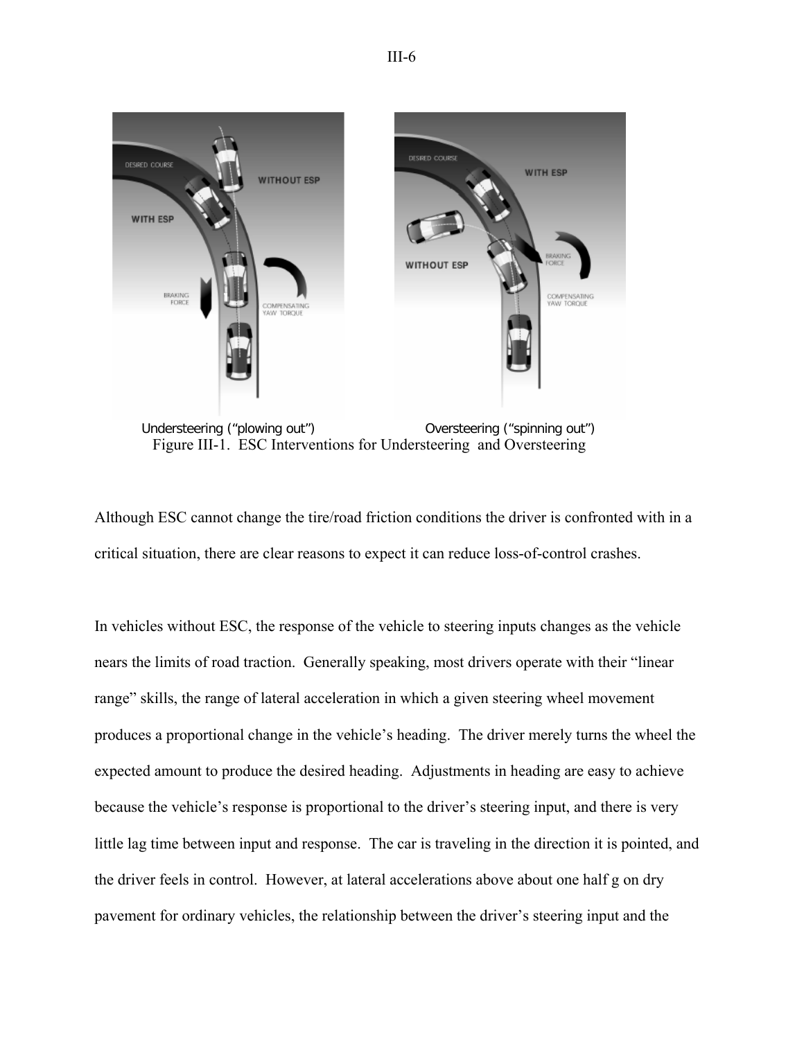Understeering ("plowing out") Oversteering ("spinning out")

Figure III-1. ESC Interventions for Understeering and Oversteering

Although ESC cannot change the tire/road friction conditions the driver is confronted with in a critical situation, there are clear reasons to expect it can reduce loss-of-control crashes.

In vehicles without ESC, the response of the vehicle to steering inputs changes as the vehicle nears the limits of road traction. Generally speaking, most drivers operate with their "linear range" skills, the range of lateral acceleration in which a given steering wheel movement produces a proportional change in the vehicle's heading. The driver merely turns the wheel the expected amount to produce the desired heading. Adjustments in heading are easy to achieve because the vehicle's response is proportional to the driver's steering input, and there is very little lag time between input and response. The car is traveling in the direction it is pointed, and the driver feels in control. However, at lateral accelerations above about one half g on dry pavement for ordinary vehicles, the relationship between the driver's steering input and the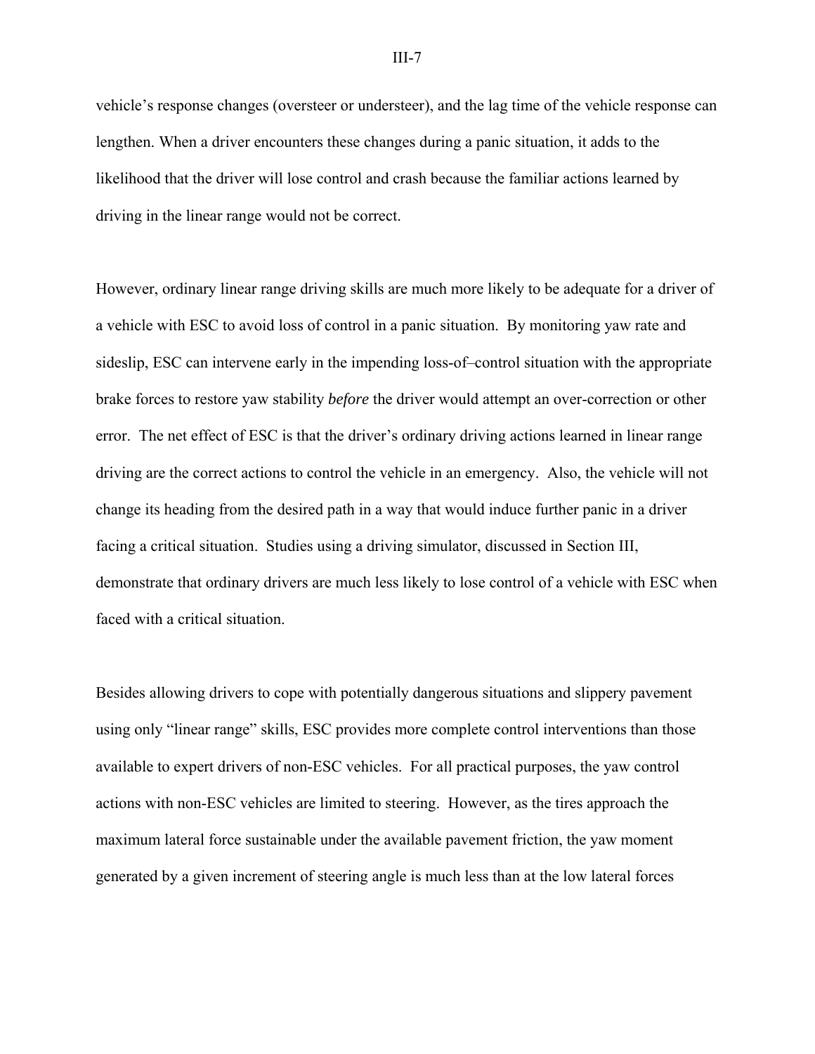vehicle's response changes (oversteer or understeer), and the lag time of the vehicle response can lengthen. When a driver encounters these changes during a panic situation, it adds to the likelihood that the driver will lose control and crash because the familiar actions learned by driving in the linear range would not be correct.

However, ordinary linear range driving skills are much more likely to be adequate for a driver of a vehicle with ESC to avoid loss of control in a panic situation. By monitoring yaw rate and sideslip, ESC can intervene early in the impending loss-of–control situation with the appropriate brake forces to restore yaw stability *before* the driver would attempt an over-correction or other error. The net effect of ESC is that the driver's ordinary driving actions learned in linear range driving are the correct actions to control the vehicle in an emergency. Also, the vehicle will not change its heading from the desired path in a way that would induce further panic in a driver facing a critical situation. Studies using a driving simulator, discussed in Section III, demonstrate that ordinary drivers are much less likely to lose control of a vehicle with ESC when faced with a critical situation.

Besides allowing drivers to cope with potentially dangerous situations and slippery pavement using only "linear range" skills, ESC provides more complete control interventions than those available to expert drivers of non-ESC vehicles. For all practical purposes, the yaw control actions with non-ESC vehicles are limited to steering. However, as the tires approach the maximum lateral force sustainable under the available pavement friction, the yaw moment generated by a given increment of steering angle is much less than at the low lateral forces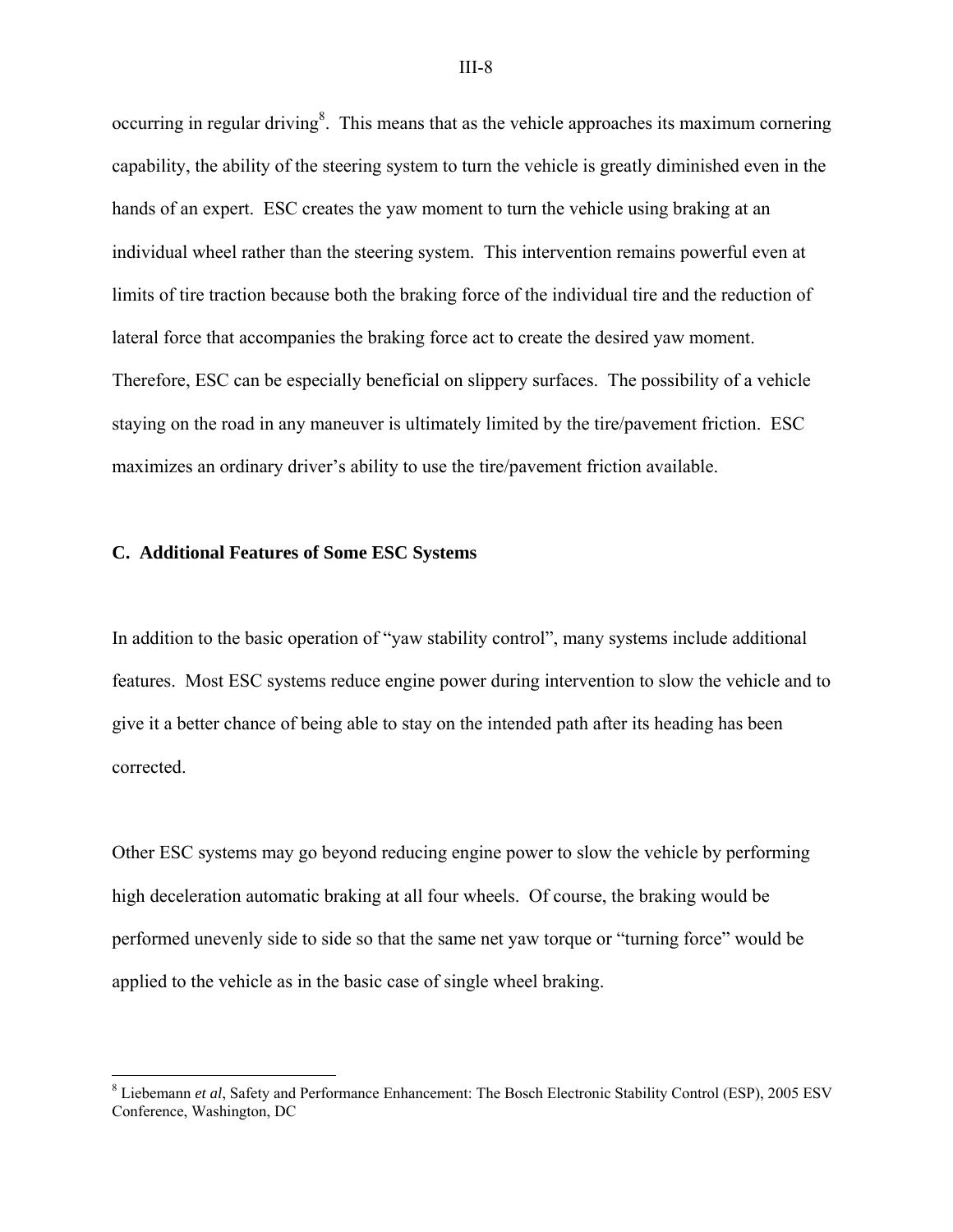occurring in regular driving[8]. This means that as the vehicle approaches its maximum cornering capability, the ability of the steering system to turn the vehicle is greatly diminished even in the hands of an expert. ESC creates the yaw moment to turn the vehicle using braking at an individual wheel rather than the steering system. This intervention remains powerful even at limits of tire traction because both the braking force of the individual tire and the reduction of lateral force that accompanies the braking force act to create the desired yaw moment. Therefore, ESC can be especially beneficial on slippery surfaces. The possibility of a vehicle staying on the road in any maneuver is ultimately limited by the tire/pavement friction. ESC maximizes an ordinary driver's ability to use the tire/pavement friction available.

### C. Additional Features of Some ESC Systems

In addition to the basic operation of "yaw stability control", many systems include additional features. Most ESC systems reduce engine power during intervention to slow the vehicle and to give it a better chance of being able to stay on the intended path after its heading has been corrected.

Other ESC systems may go beyond reducing engine power to slow the vehicle by performing high deceleration automatic braking at all four wheels. Of course, the braking would be performed unevenly side to side so that the same net yaw torque or "turning force" would be applied to the vehicle as in the basic case of single wheel braking.

---

[8] Liebemann *et al*, Safety and Performance Enhancement: The Bosch Electronic Stability Control (ESP), 2005 ESV Conference, Washington, DC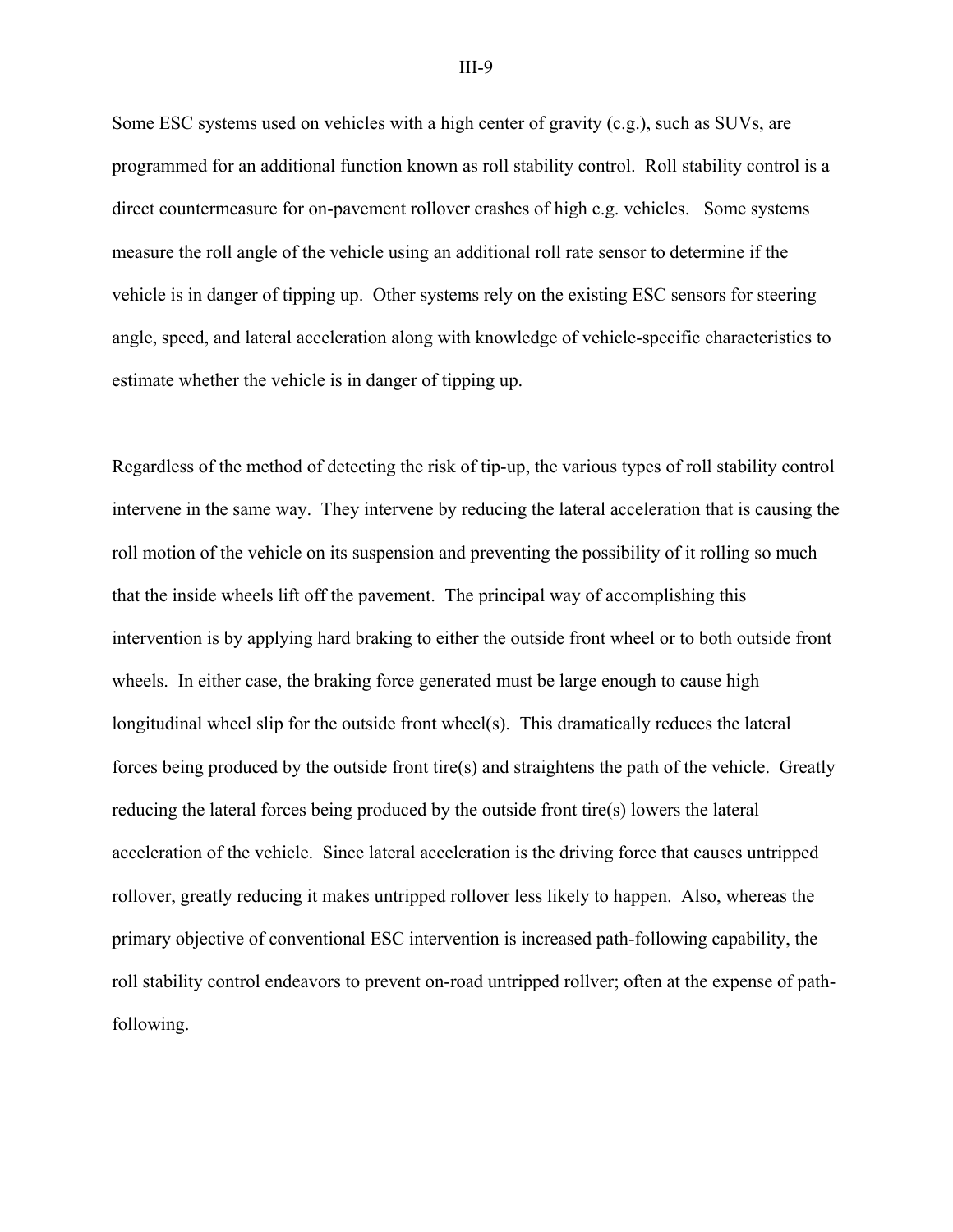Some ESC systems used on vehicles with a high center of gravity (c.g.), such as SUVs, are programmed for an additional function known as roll stability control. Roll stability control is a direct countermeasure for on-pavement rollover crashes of high c.g. vehicles. Some systems measure the roll angle of the vehicle using an additional roll rate sensor to determine if the vehicle is in danger of tipping up. Other systems rely on the existing ESC sensors for steering angle, speed, and lateral acceleration along with knowledge of vehicle-specific characteristics to estimate whether the vehicle is in danger of tipping up.

Regardless of the method of detecting the risk of tip-up, the various types of roll stability control intervene in the same way. They intervene by reducing the lateral acceleration that is causing the roll motion of the vehicle on its suspension and preventing the possibility of it rolling so much that the inside wheels lift off the pavement. The principal way of accomplishing this intervention is by applying hard braking to either the outside front wheel or to both outside front wheels. In either case, the braking force generated must be large enough to cause high longitudinal wheel slip for the outside front wheel(s). This dramatically reduces the lateral forces being produced by the outside front tire(s) and straightens the path of the vehicle. Greatly reducing the lateral forces being produced by the outside front tire(s) lowers the lateral acceleration of the vehicle. Since lateral acceleration is the driving force that causes untripped rollover, greatly reducing it makes untripped rollover less likely to happen. Also, whereas the primary objective of conventional ESC intervention is increased path-following capability, the roll stability control endeavors to prevent on-road untripped rollver; often at the expense of path-following.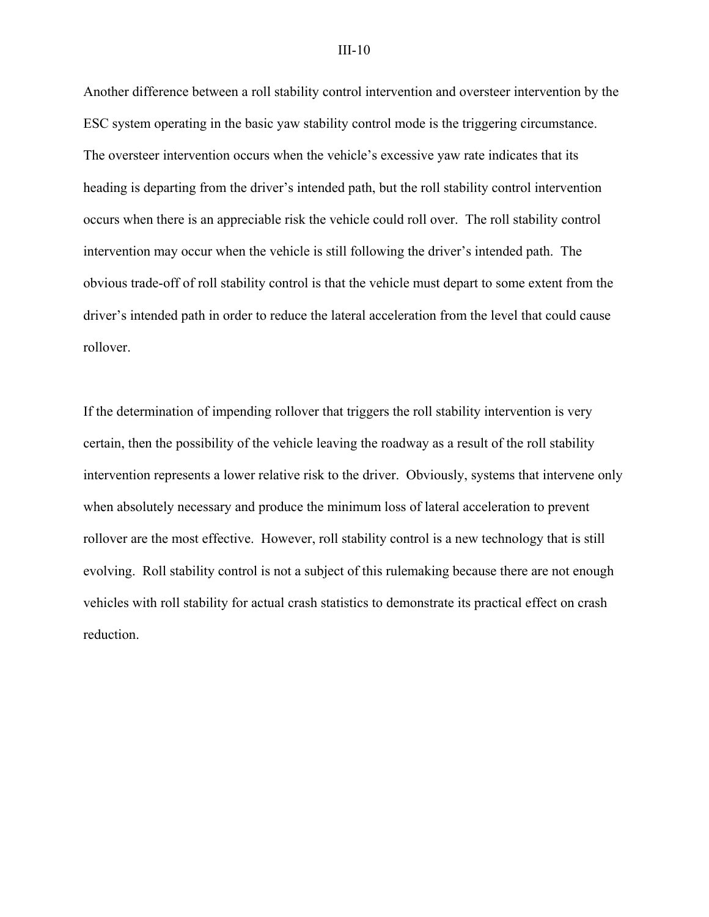Another difference between a roll stability control intervention and oversteer intervention by the ESC system operating in the basic yaw stability control mode is the triggering circumstance. The oversteer intervention occurs when the vehicle's excessive yaw rate indicates that its heading is departing from the driver's intended path, but the roll stability control intervention occurs when there is an appreciable risk the vehicle could roll over. The roll stability control intervention may occur when the vehicle is still following the driver's intended path. The obvious trade-off of roll stability control is that the vehicle must depart to some extent from the driver's intended path in order to reduce the lateral acceleration from the level that could cause rollover.

If the determination of impending rollover that triggers the roll stability intervention is very certain, then the possibility of the vehicle leaving the roadway as a result of the roll stability intervention represents a lower relative risk to the driver. Obviously, systems that intervene only when absolutely necessary and produce the minimum loss of lateral acceleration to prevent rollover are the most effective. However, roll stability control is a new technology that is still evolving. Roll stability control is not a subject of this rulemaking because there are not enough vehicles with roll stability for actual crash statistics to demonstrate its practical effect on crash reduction.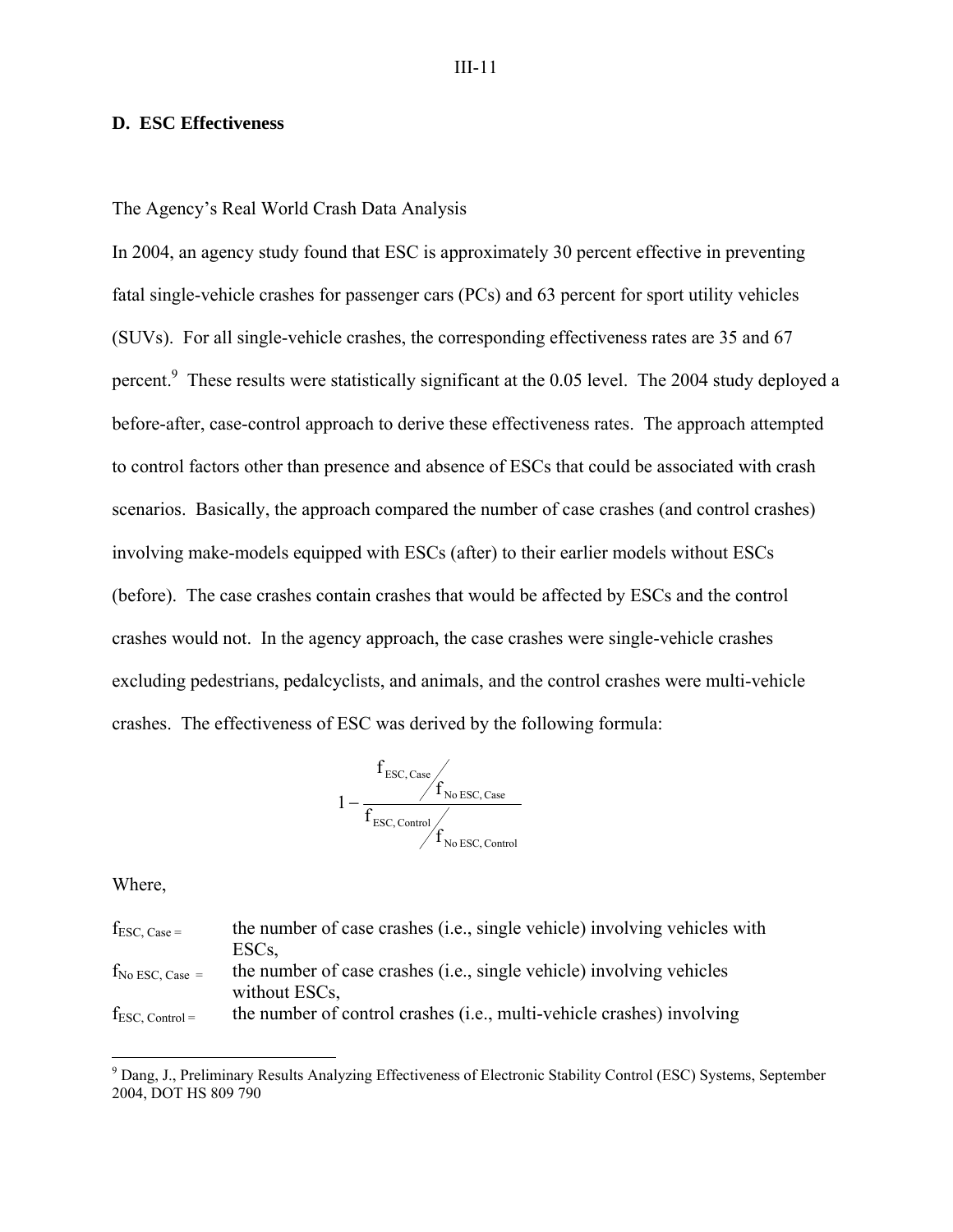### D. ESC Effectiveness

The Agency's Real World Crash Data Analysis

In 2004, an agency study found that ESC is approximately 30 percent effective in preventing fatal single-vehicle crashes for passenger cars (PCs) and 63 percent for sport utility vehicles (SUVs). For all single-vehicle crashes, the corresponding effectiveness rates are 35 and 67 percent.[9] These results were statistically significant at the 0.05 level. The 2004 study deployed a before-after, case-control approach to derive these effectiveness rates. The approach attempted to control factors other than presence and absence of ESCs that could be associated with crash scenarios. Basically, the approach compared the number of case crashes (and control crashes) involving make-models equipped with ESCs (after) to their earlier models without ESCs (before). The case crashes contain crashes that would be affected by ESCs and the control crashes would not. In the agency approach, the case crashes were single-vehicle crashes excluding pedestrians, pedalcyclists, and animals, and the control crashes were multi-vehicle crashes. The effectiveness of ESC was derived by the following formula:

$$1 - \frac{f_{\text{ESC, Case}} / f_{\text{No ESC, Case}}}{f_{\text{ESC, Control}} / f_{\text{No ESC, Control}}}$$

Where,

| | |
|---|---|
| $f_{\text{ESC, Case}}$ = | the number of case crashes (i.e., single vehicle) involving vehicles with ESCs, |
| $f_{\text{No ESC, Case}}$ = | the number of case crashes (i.e., single vehicle) involving vehicles without ESCs, |
| $f_{\text{ESC, Control}}$ = | the number of control crashes (i.e., multi-vehicle crashes) involving |

[9] Dang, J., Preliminary Results Analyzing Effectiveness of Electronic Stability Control (ESC) Systems, September 2004, DOT HS 809 790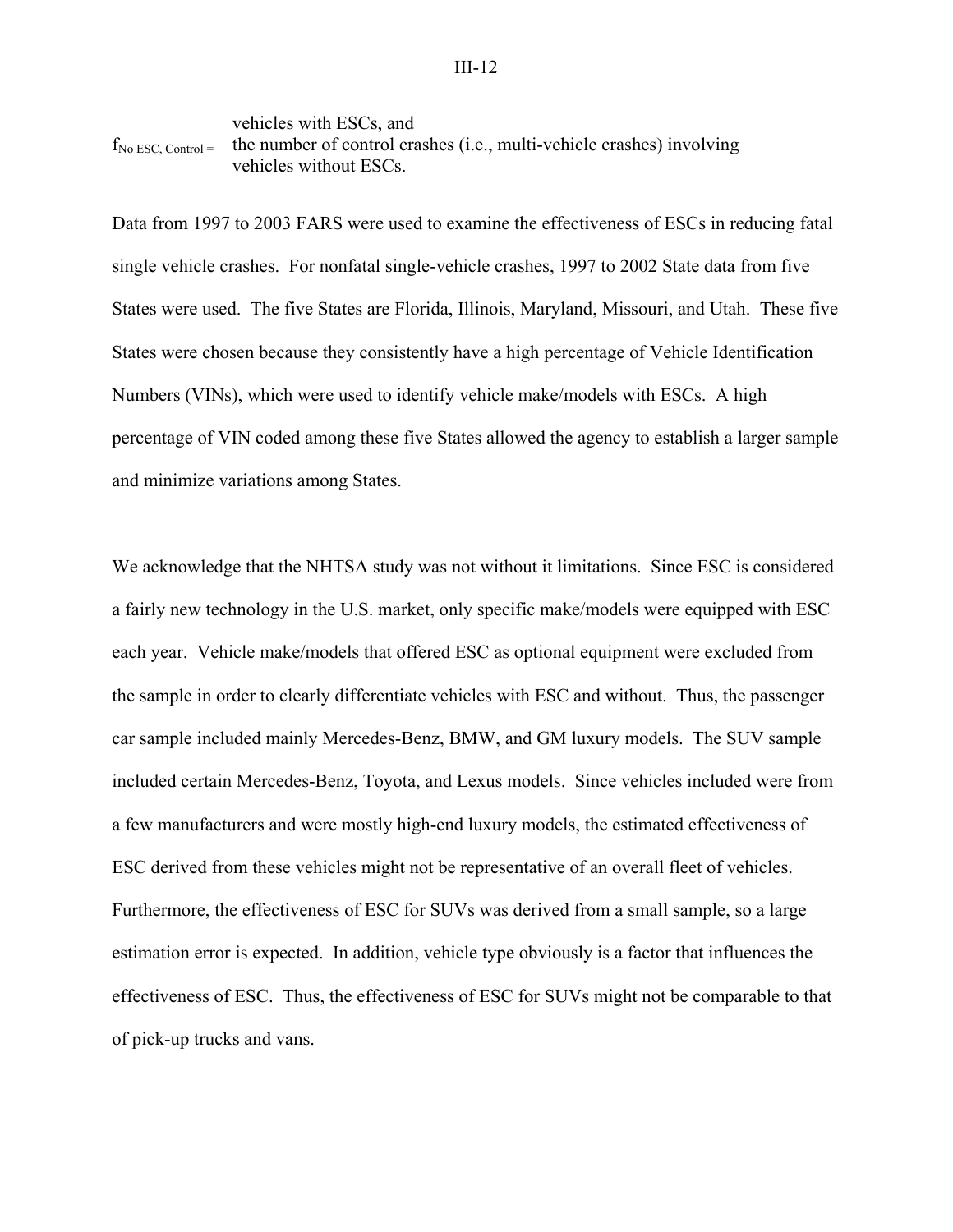vehicles with ESCs, and

$f_{No\ ESC,\ Control}$ = the number of control crashes (i.e., multi-vehicle crashes) involving vehicles without ESCs.

Data from 1997 to 2003 FARS were used to examine the effectiveness of ESCs in reducing fatal single vehicle crashes. For nonfatal single-vehicle crashes, 1997 to 2002 State data from five States were used. The five States are Florida, Illinois, Maryland, Missouri, and Utah. These five States were chosen because they consistently have a high percentage of Vehicle Identification Numbers (VINs), which were used to identify vehicle make/models with ESCs. A high percentage of VIN coded among these five States allowed the agency to establish a larger sample and minimize variations among States.

We acknowledge that the NHTSA study was not without it limitations. Since ESC is considered a fairly new technology in the U.S. market, only specific make/models were equipped with ESC each year. Vehicle make/models that offered ESC as optional equipment were excluded from the sample in order to clearly differentiate vehicles with ESC and without. Thus, the passenger car sample included mainly Mercedes-Benz, BMW, and GM luxury models. The SUV sample included certain Mercedes-Benz, Toyota, and Lexus models. Since vehicles included were from a few manufacturers and were mostly high-end luxury models, the estimated effectiveness of ESC derived from these vehicles might not be representative of an overall fleet of vehicles. Furthermore, the effectiveness of ESC for SUVs was derived from a small sample, so a large estimation error is expected. In addition, vehicle type obviously is a factor that influences the effectiveness of ESC. Thus, the effectiveness of ESC for SUVs might not be comparable to that of pick-up trucks and vans.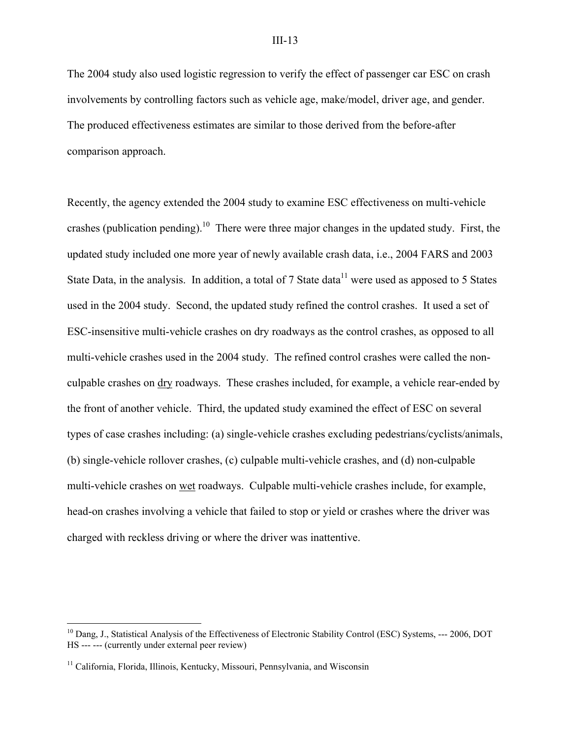The 2004 study also used logistic regression to verify the effect of passenger car ESC on crash involvements by controlling factors such as vehicle age, make/model, driver age, and gender. The produced effectiveness estimates are similar to those derived from the before-after comparison approach.

Recently, the agency extended the 2004 study to examine ESC effectiveness on multi-vehicle crashes (publication pending).[10] There were three major changes in the updated study. First, the updated study included one more year of newly available crash data, i.e., 2004 FARS and 2003 State Data, in the analysis. In addition, a total of 7 State data[11] were used as apposed to 5 States used in the 2004 study. Second, the updated study refined the control crashes. It used a set of ESC-insensitive multi-vehicle crashes on dry roadways as the control crashes, as opposed to all multi-vehicle crashes used in the 2004 study. The refined control crashes were called the non-culpable crashes on <u>dry</u> roadways. These crashes included, for example, a vehicle rear-ended by the front of another vehicle. Third, the updated study examined the effect of ESC on several types of case crashes including: (a) single-vehicle crashes excluding pedestrians/cyclists/animals, (b) single-vehicle rollover crashes, (c) culpable multi-vehicle crashes, and (d) non-culpable multi-vehicle crashes on <u>wet</u> roadways. Culpable multi-vehicle crashes include, for example, head-on crashes involving a vehicle that failed to stop or yield or crashes where the driver was charged with reckless driving or where the driver was inattentive.

---

[10] Dang, J., Statistical Analysis of the Effectiveness of Electronic Stability Control (ESC) Systems, --- 2006, DOT HS --- --- (currently under external peer review)

[11] California, Florida, Illinois, Kentucky, Missouri, Pennsylvania, and Wisconsin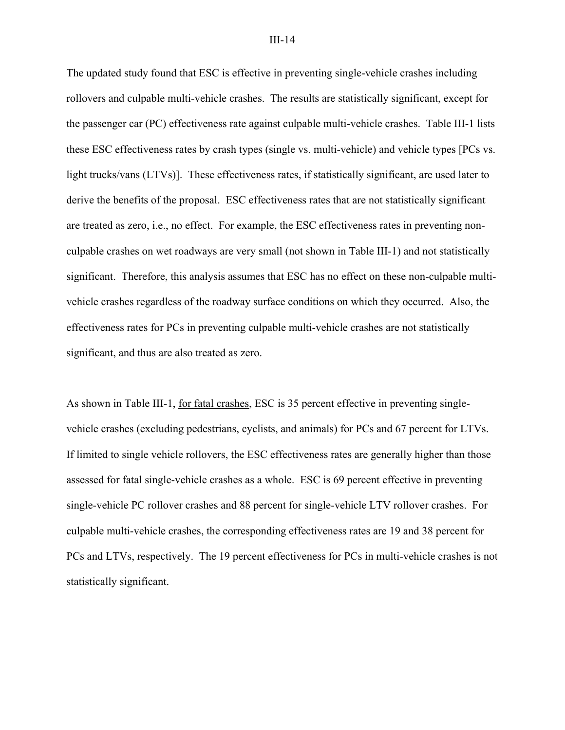The updated study found that ESC is effective in preventing single-vehicle crashes including rollovers and culpable multi-vehicle crashes. The results are statistically significant, except for the passenger car (PC) effectiveness rate against culpable multi-vehicle crashes. Table III-1 lists these ESC effectiveness rates by crash types (single vs. multi-vehicle) and vehicle types [PCs vs. light trucks/vans (LTVs)]. These effectiveness rates, if statistically significant, are used later to derive the benefits of the proposal. ESC effectiveness rates that are not statistically significant are treated as zero, i.e., no effect. For example, the ESC effectiveness rates in preventing non-culpable crashes on wet roadways are very small (not shown in Table III-1) and not statistically significant. Therefore, this analysis assumes that ESC has no effect on these non-culpable multi-vehicle crashes regardless of the roadway surface conditions on which they occurred. Also, the effectiveness rates for PCs in preventing culpable multi-vehicle crashes are not statistically significant, and thus are also treated as zero.

As shown in Table III-1, <u>for fatal crashes</u>, ESC is 35 percent effective in preventing single-vehicle crashes (excluding pedestrians, cyclists, and animals) for PCs and 67 percent for LTVs. If limited to single vehicle rollovers, the ESC effectiveness rates are generally higher than those assessed for fatal single-vehicle crashes as a whole. ESC is 69 percent effective in preventing single-vehicle PC rollover crashes and 88 percent for single-vehicle LTV rollover crashes. For culpable multi-vehicle crashes, the corresponding effectiveness rates are 19 and 38 percent for PCs and LTVs, respectively. The 19 percent effectiveness for PCs in multi-vehicle crashes is not statistically significant.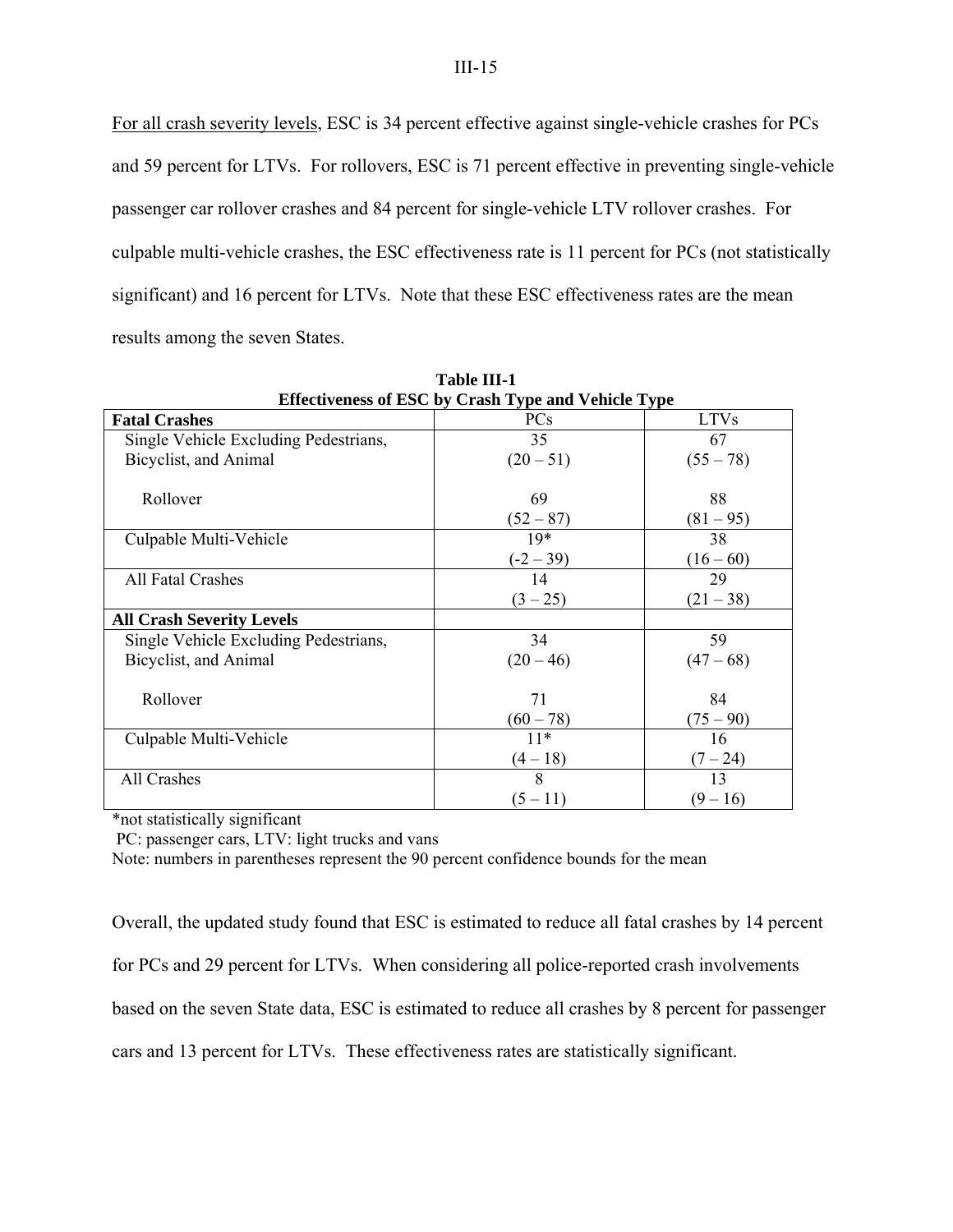<u>For all crash severity levels</u>, ESC is 34 percent effective against single-vehicle crashes for PCs and 59 percent for LTVs. For rollovers, ESC is 71 percent effective in preventing single-vehicle passenger car rollover crashes and 84 percent for single-vehicle LTV rollover crashes. For culpable multi-vehicle crashes, the ESC effectiveness rate is 11 percent for PCs (not statistically significant) and 16 percent for LTVs. Note that these ESC effectiveness rates are the mean results among the seven States.

**Table III-1**
**Effectiveness of ESC by Crash Type and Vehicle Type**

| **Fatal Crashes** | PCs | LTVs |
|---|---|---|
| Single Vehicle Excluding Pedestrians, Bicyclist, and Animal | 35<br>(20 – 51) | 67<br>(55 – 78) |
| Rollover | 69<br>(52 – 87) | 88<br>(81 – 95) |
| Culpable Multi-Vehicle | 19*<br>(-2 – 39) | 38<br>(16 – 60) |
| All Fatal Crashes | 14<br>(3 – 25) | 29<br>(21 – 38) |
| **All Crash Severity Levels** | | |
| Single Vehicle Excluding Pedestrians, Bicyclist, and Animal | 34<br>(20 – 46) | 59<br>(47 – 68) |
| Rollover | 71<br>(60 – 78) | 84<br>(75 – 90) |
| Culpable Multi-Vehicle | 11*<br>(4 – 18) | 16<br>(7 – 24) |
| All Crashes | 8<br>(5 – 11) | 13<br>(9 – 16) |

*not statistically significant

PC: passenger cars, LTV: light trucks and vans

Note: numbers in parentheses represent the 90 percent confidence bounds for the mean

Overall, the updated study found that ESC is estimated to reduce all fatal crashes by 14 percent for PCs and 29 percent for LTVs. When considering all police-reported crash involvements based on the seven State data, ESC is estimated to reduce all crashes by 8 percent for passenger cars and 13 percent for LTVs. These effectiveness rates are statistically significant.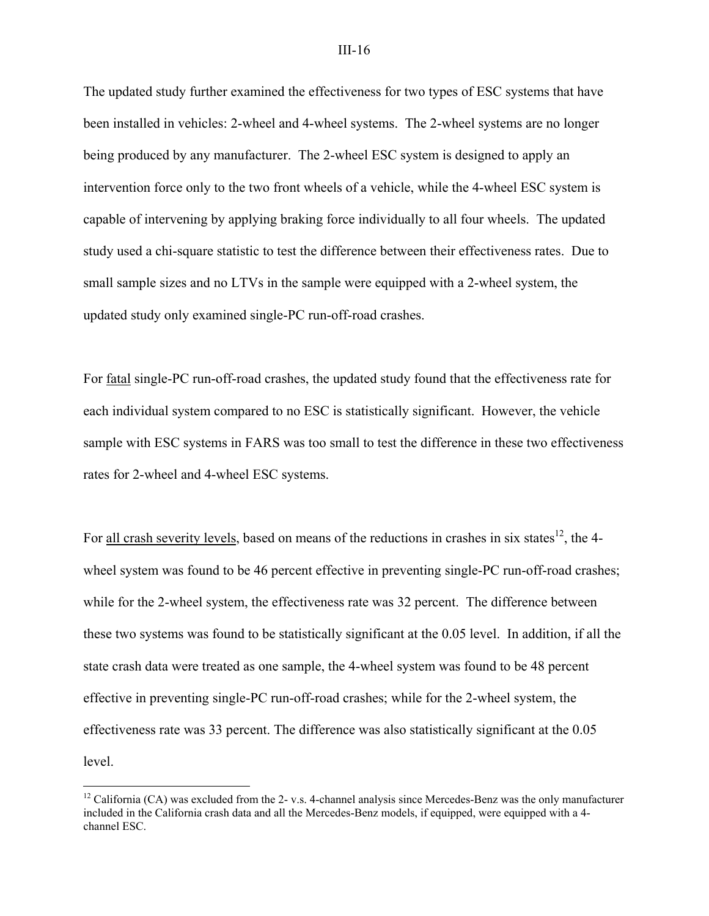The updated study further examined the effectiveness for two types of ESC systems that have been installed in vehicles: 2-wheel and 4-wheel systems. The 2-wheel systems are no longer being produced by any manufacturer. The 2-wheel ESC system is designed to apply an intervention force only to the two front wheels of a vehicle, while the 4-wheel ESC system is capable of intervening by applying braking force individually to all four wheels. The updated study used a chi-square statistic to test the difference between their effectiveness rates. Due to small sample sizes and no LTVs in the sample were equipped with a 2-wheel system, the updated study only examined single-PC run-off-road crashes.

For <u>fatal</u> single-PC run-off-road crashes, the updated study found that the effectiveness rate for each individual system compared to no ESC is statistically significant. However, the vehicle sample with ESC systems in FARS was too small to test the difference in these two effectiveness rates for 2-wheel and 4-wheel ESC systems.

For <u>all crash severity levels</u>, based on means of the reductions in crashes in six states[12], the 4-wheel system was found to be 46 percent effective in preventing single-PC run-off-road crashes; while for the 2-wheel system, the effectiveness rate was 32 percent. The difference between these two systems was found to be statistically significant at the 0.05 level. In addition, if all the state crash data were treated as one sample, the 4-wheel system was found to be 48 percent effective in preventing single-PC run-off-road crashes; while for the 2-wheel system, the effectiveness rate was 33 percent. The difference was also statistically significant at the 0.05 level.

[12] California (CA) was excluded from the 2- v.s. 4-channel analysis since Mercedes-Benz was the only manufacturer included in the California crash data and all the Mercedes-Benz models, if equipped, were equipped with a 4-channel ESC.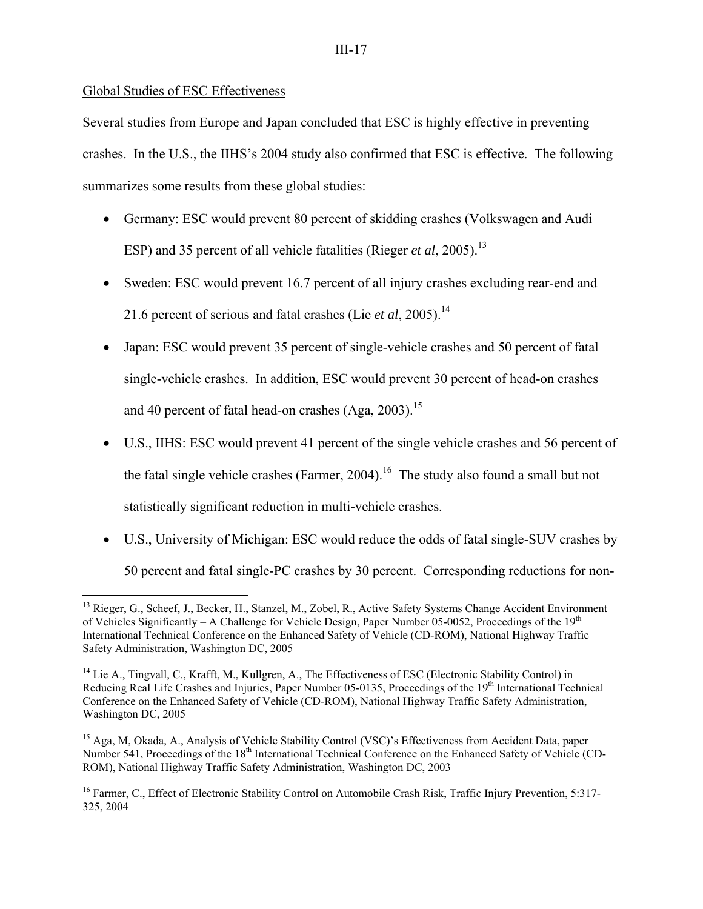Global Studies of ESC Effectiveness

Several studies from Europe and Japan concluded that ESC is highly effective in preventing crashes. In the U.S., the IIHS's 2004 study also confirmed that ESC is effective. The following summarizes some results from these global studies:

- Germany: ESC would prevent 80 percent of skidding crashes (Volkswagen and Audi ESP) and 35 percent of all vehicle fatalities (Rieger *et al*, 2005).[13]
- Sweden: ESC would prevent 16.7 percent of all injury crashes excluding rear-end and 21.6 percent of serious and fatal crashes (Lie *et al*, 2005).[14]
- Japan: ESC would prevent 35 percent of single-vehicle crashes and 50 percent of fatal single-vehicle crashes. In addition, ESC would prevent 30 percent of head-on crashes and 40 percent of fatal head-on crashes (Aga, 2003).[15]
- U.S., IIHS: ESC would prevent 41 percent of the single vehicle crashes and 56 percent of the fatal single vehicle crashes (Farmer, 2004).[16] The study also found a small but not statistically significant reduction in multi-vehicle crashes.
- U.S., University of Michigan: ESC would reduce the odds of fatal single-SUV crashes by 50 percent and fatal single-PC crashes by 30 percent. Corresponding reductions for non-

---

[13] Rieger, G., Scheef, J., Becker, H., Stanzel, M., Zobel, R., Active Safety Systems Change Accident Environment of Vehicles Significantly – A Challenge for Vehicle Design, Paper Number 05-0052, Proceedings of the 19th International Technical Conference on the Enhanced Safety of Vehicle (CD-ROM), National Highway Traffic Safety Administration, Washington DC, 2005

[14] Lie A., Tingvall, C., Krafft, M., Kullgren, A., The Effectiveness of ESC (Electronic Stability Control) in Reducing Real Life Crashes and Injuries, Paper Number 05-0135, Proceedings of the 19th International Technical Conference on the Enhanced Safety of Vehicle (CD-ROM), National Highway Traffic Safety Administration, Washington DC, 2005

[15] Aga, M, Okada, A., Analysis of Vehicle Stability Control (VSC)'s Effectiveness from Accident Data, paper Number 541, Proceedings of the 18th International Technical Conference on the Enhanced Safety of Vehicle (CD-ROM), National Highway Traffic Safety Administration, Washington DC, 2003

[16] Farmer, C., Effect of Electronic Stability Control on Automobile Crash Risk, Traffic Injury Prevention, 5:317-325, 2004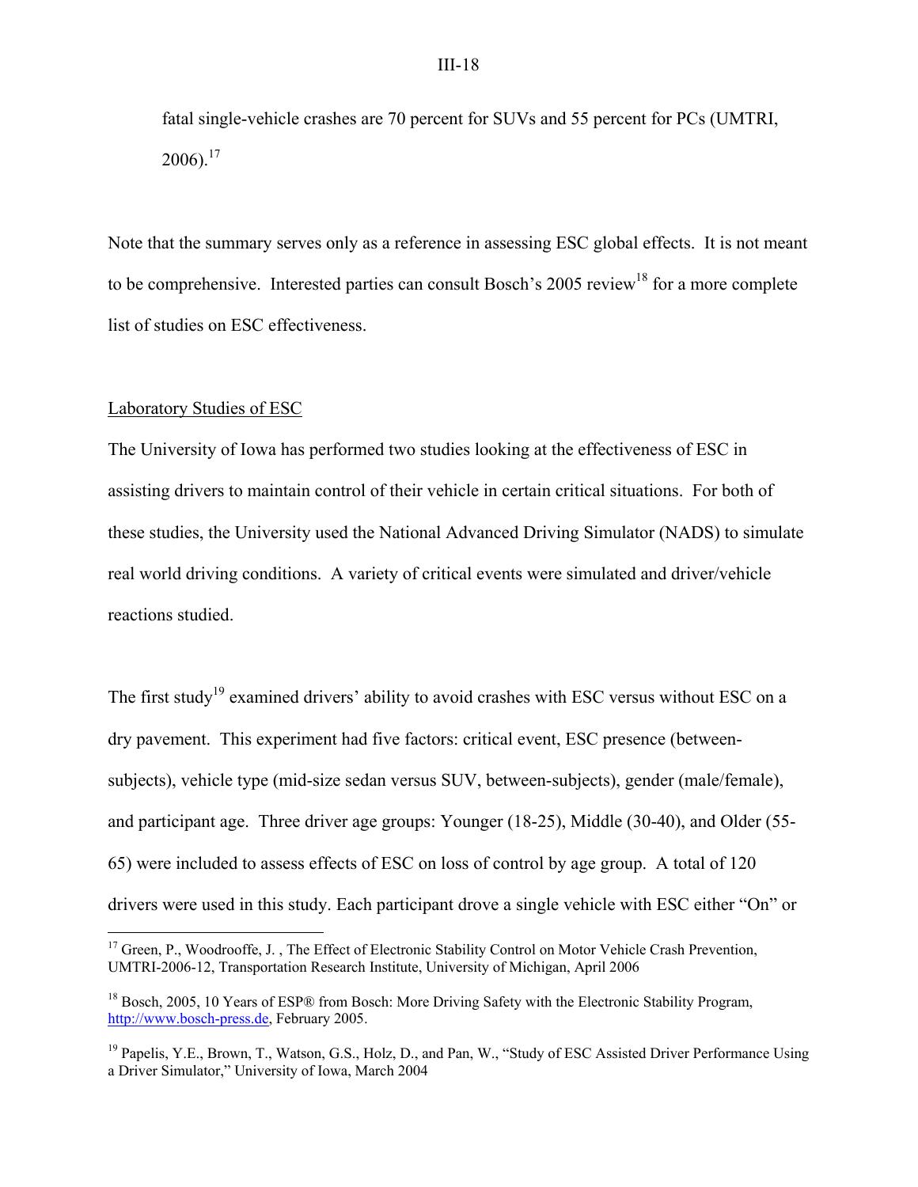fatal single-vehicle crashes are 70 percent for SUVs and 55 percent for PCs (UMTRI, 2006).[17]

Note that the summary serves only as a reference in assessing ESC global effects. It is not meant to be comprehensive. Interested parties can consult Bosch's 2005 review[18] for a more complete list of studies on ESC effectiveness.

Laboratory Studies of ESC

The University of Iowa has performed two studies looking at the effectiveness of ESC in assisting drivers to maintain control of their vehicle in certain critical situations. For both of these studies, the University used the National Advanced Driving Simulator (NADS) to simulate real world driving conditions. A variety of critical events were simulated and driver/vehicle reactions studied.

The first study[19] examined drivers' ability to avoid crashes with ESC versus without ESC on a dry pavement. This experiment had five factors: critical event, ESC presence (between-subjects), vehicle type (mid-size sedan versus SUV, between-subjects), gender (male/female), and participant age. Three driver age groups: Younger (18-25), Middle (30-40), and Older (55-65) were included to assess effects of ESC on loss of control by age group. A total of 120 drivers were used in this study. Each participant drove a single vehicle with ESC either "On" or

---

[17] Green, P., Woodrooffe, J. , The Effect of Electronic Stability Control on Motor Vehicle Crash Prevention, UMTRI-2006-12, Transportation Research Institute, University of Michigan, April 2006

[18] Bosch, 2005, 10 Years of ESP® from Bosch: More Driving Safety with the Electronic Stability Program, http://www.bosch-press.de, February 2005.

[19] Papelis, Y.E., Brown, T., Watson, G.S., Holz, D., and Pan, W., "Study of ESC Assisted Driver Performance Using a Driver Simulator," University of Iowa, March 2004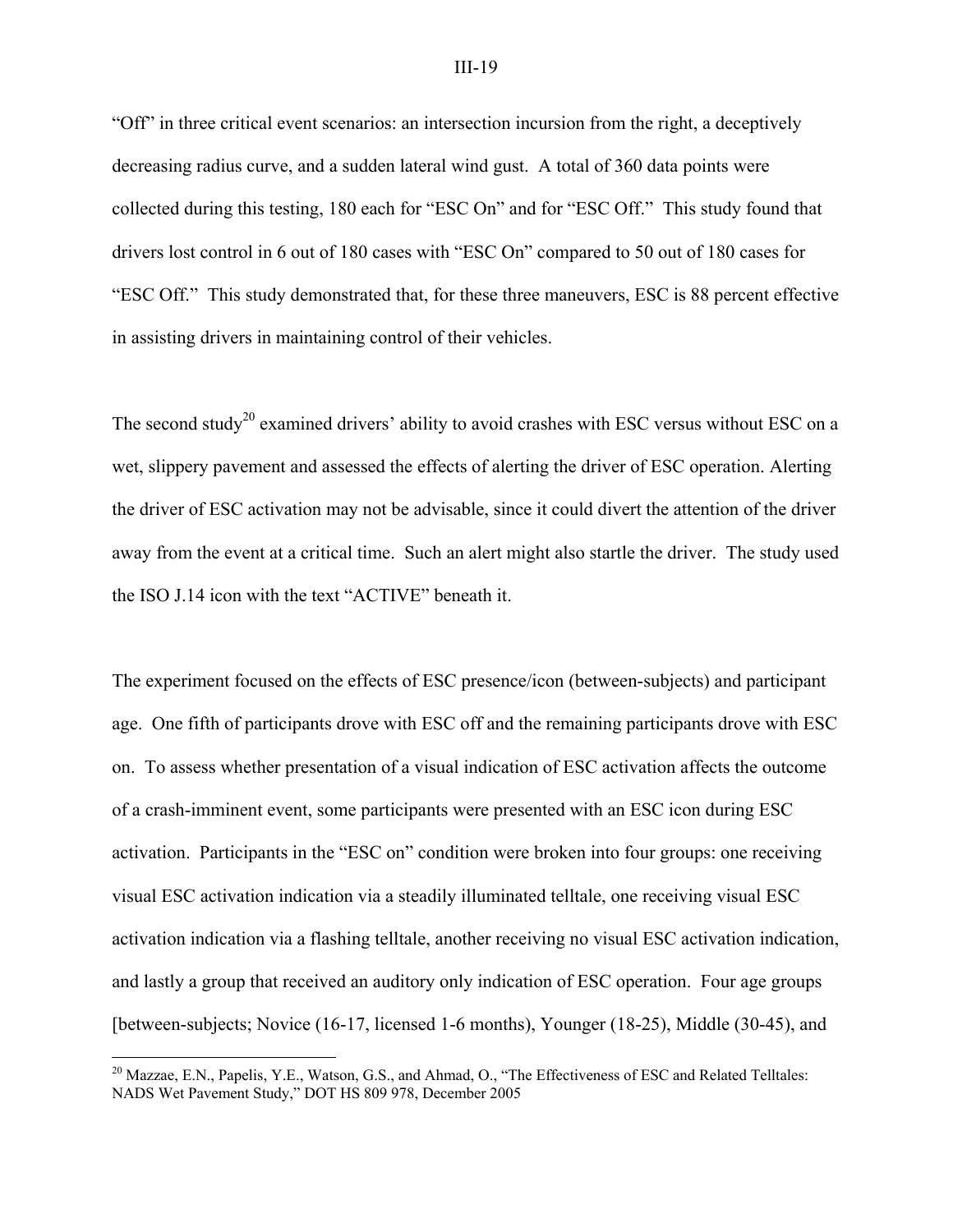"Off" in three critical event scenarios: an intersection incursion from the right, a deceptively decreasing radius curve, and a sudden lateral wind gust. A total of 360 data points were collected during this testing, 180 each for "ESC On" and for "ESC Off." This study found that drivers lost control in 6 out of 180 cases with "ESC On" compared to 50 out of 180 cases for "ESC Off." This study demonstrated that, for these three maneuvers, ESC is 88 percent effective in assisting drivers in maintaining control of their vehicles.

The second study[20] examined drivers' ability to avoid crashes with ESC versus without ESC on a wet, slippery pavement and assessed the effects of alerting the driver of ESC operation. Alerting the driver of ESC activation may not be advisable, since it could divert the attention of the driver away from the event at a critical time. Such an alert might also startle the driver. The study used the ISO J.14 icon with the text "ACTIVE" beneath it.

The experiment focused on the effects of ESC presence/icon (between-subjects) and participant age. One fifth of participants drove with ESC off and the remaining participants drove with ESC on. To assess whether presentation of a visual indication of ESC activation affects the outcome of a crash-imminent event, some participants were presented with an ESC icon during ESC activation. Participants in the "ESC on" condition were broken into four groups: one receiving visual ESC activation indication via a steadily illuminated telltale, one receiving visual ESC activation indication via a flashing telltale, another receiving no visual ESC activation indication, and lastly a group that received an auditory only indication of ESC operation. Four age groups [between-subjects; Novice (16-17, licensed 1-6 months), Younger (18-25), Middle (30-45), and

[20] Mazzae, E.N., Papelis, Y.E., Watson, G.S., and Ahmad, O., "The Effectiveness of ESC and Related Telltales: NADS Wet Pavement Study," DOT HS 809 978, December 2005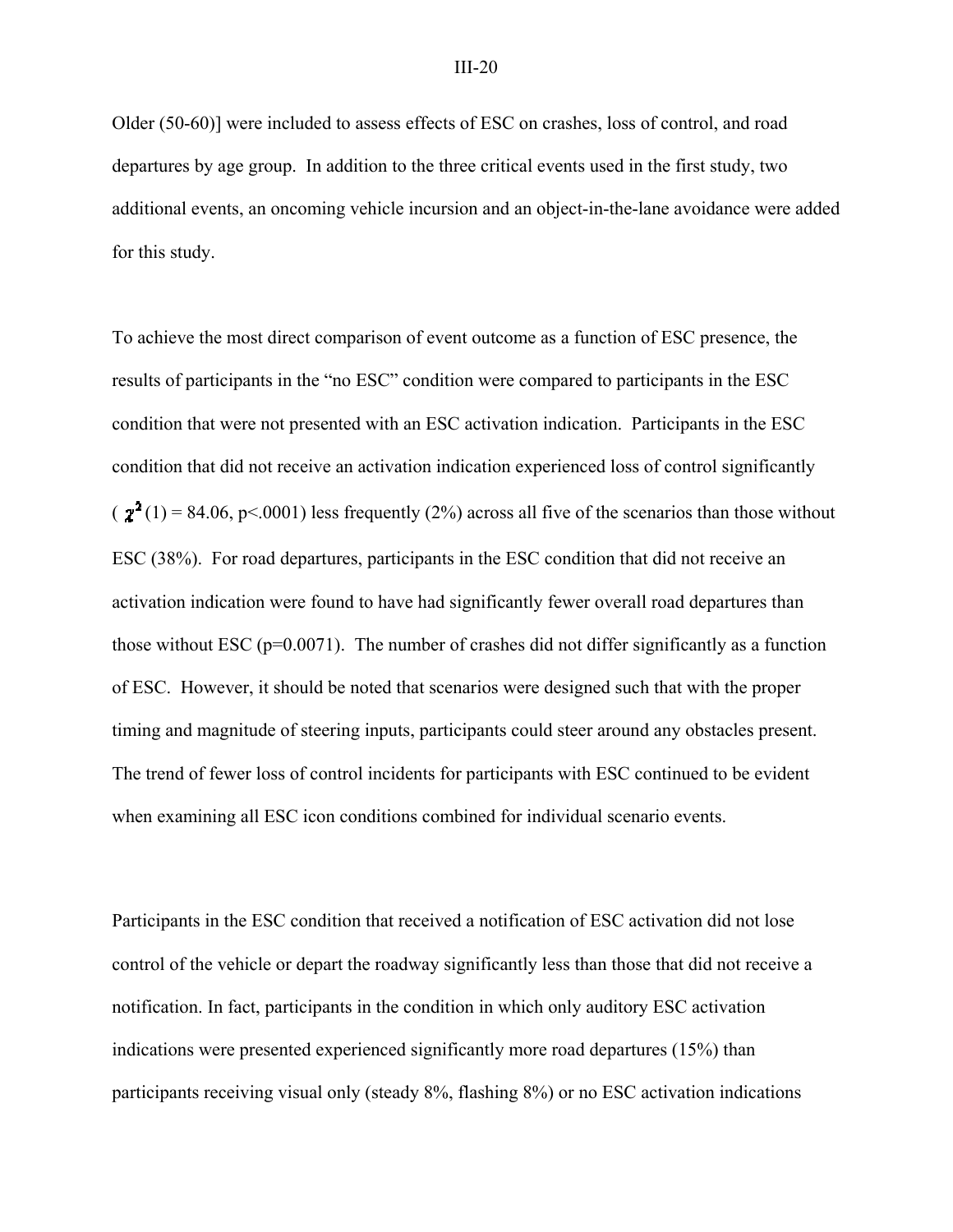Older (50-60)] were included to assess effects of ESC on crashes, loss of control, and road departures by age group. In addition to the three critical events used in the first study, two additional events, an oncoming vehicle incursion and an object-in-the-lane avoidance were added for this study.

To achieve the most direct comparison of event outcome as a function of ESC presence, the results of participants in the "no ESC" condition were compared to participants in the ESC condition that were not presented with an ESC activation indication. Participants in the ESC condition that did not receive an activation indication experienced loss of control significantly ($\chi^2(1) = 84.06$, $p<.0001$) less frequently (2%) across all five of the scenarios than those without ESC (38%). For road departures, participants in the ESC condition that did not receive an activation indication were found to have had significantly fewer overall road departures than those without ESC ($p=0.0071$). The number of crashes did not differ significantly as a function of ESC. However, it should be noted that scenarios were designed such that with the proper timing and magnitude of steering inputs, participants could steer around any obstacles present. The trend of fewer loss of control incidents for participants with ESC continued to be evident when examining all ESC icon conditions combined for individual scenario events.

Participants in the ESC condition that received a notification of ESC activation did not lose control of the vehicle or depart the roadway significantly less than those that did not receive a notification. In fact, participants in the condition in which only auditory ESC activation indications were presented experienced significantly more road departures (15%) than participants receiving visual only (steady 8%, flashing 8%) or no ESC activation indications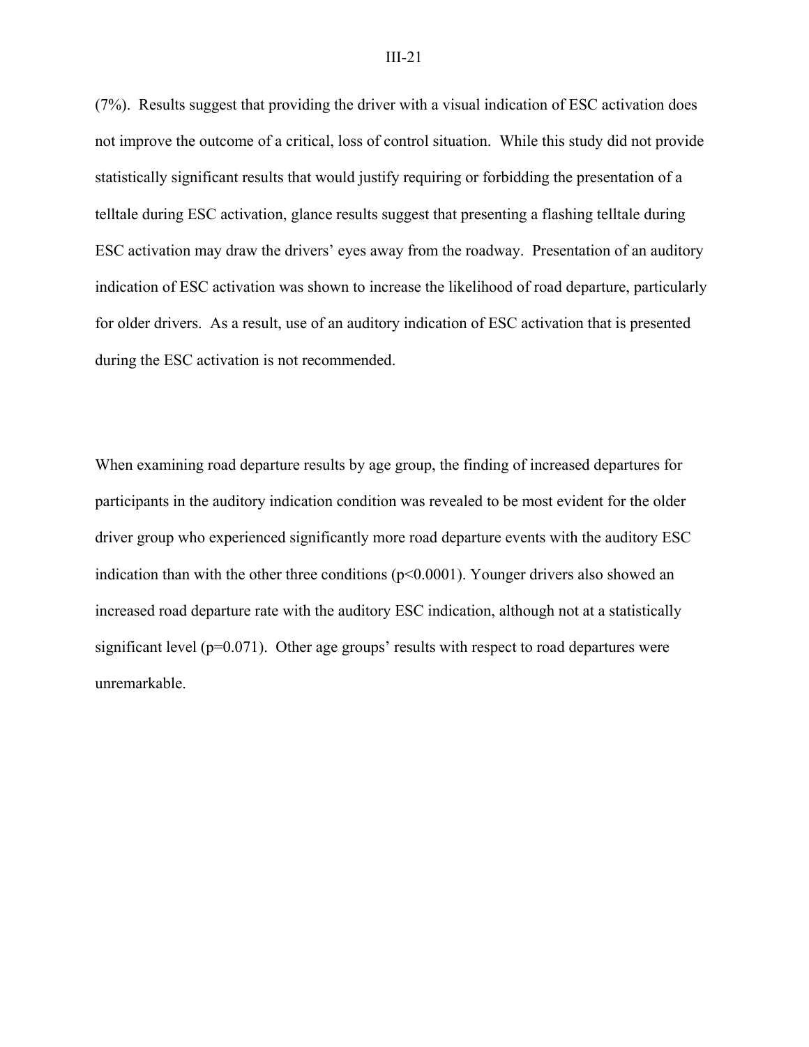(7%). Results suggest that providing the driver with a visual indication of ESC activation does not improve the outcome of a critical, loss of control situation. While this study did not provide statistically significant results that would justify requiring or forbidding the presentation of a telltale during ESC activation, glance results suggest that presenting a flashing telltale during ESC activation may draw the drivers' eyes away from the roadway. Presentation of an auditory indication of ESC activation was shown to increase the likelihood of road departure, particularly for older drivers. As a result, use of an auditory indication of ESC activation that is presented during the ESC activation is not recommended.

When examining road departure results by age group, the finding of increased departures for participants in the auditory indication condition was revealed to be most evident for the older driver group who experienced significantly more road departure events with the auditory ESC indication than with the other three conditions ($p<0.0001$). Younger drivers also showed an increased road departure rate with the auditory ESC indication, although not at a statistically significant level ($p=0.071$). Other age groups' results with respect to road departures were unremarkable.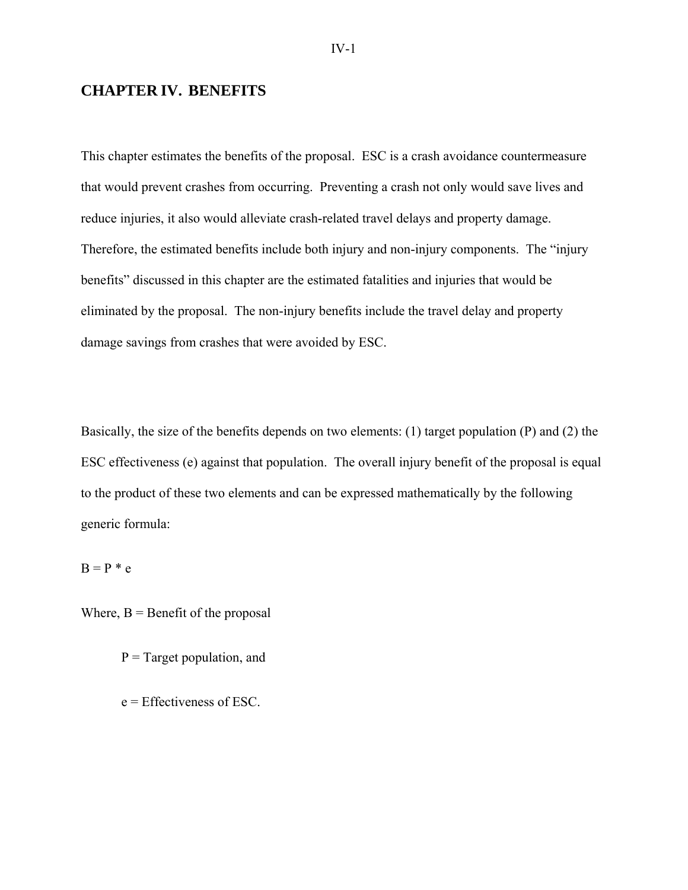# CHAPTER IV. BENEFITS

This chapter estimates the benefits of the proposal. ESC is a crash avoidance countermeasure that would prevent crashes from occurring. Preventing a crash not only would save lives and reduce injuries, it also would alleviate crash-related travel delays and property damage. Therefore, the estimated benefits include both injury and non-injury components. The "injury benefits" discussed in this chapter are the estimated fatalities and injuries that would be eliminated by the proposal. The non-injury benefits include the travel delay and property damage savings from crashes that were avoided by ESC.

Basically, the size of the benefits depends on two elements: (1) target population (P) and (2) the ESC effectiveness (e) against that population. The overall injury benefit of the proposal is equal to the product of these two elements and can be expressed mathematically by the following generic formula:

$$B = P * e$$

Where, B = Benefit of the proposal

P = Target population, and

e = Effectiveness of ESC.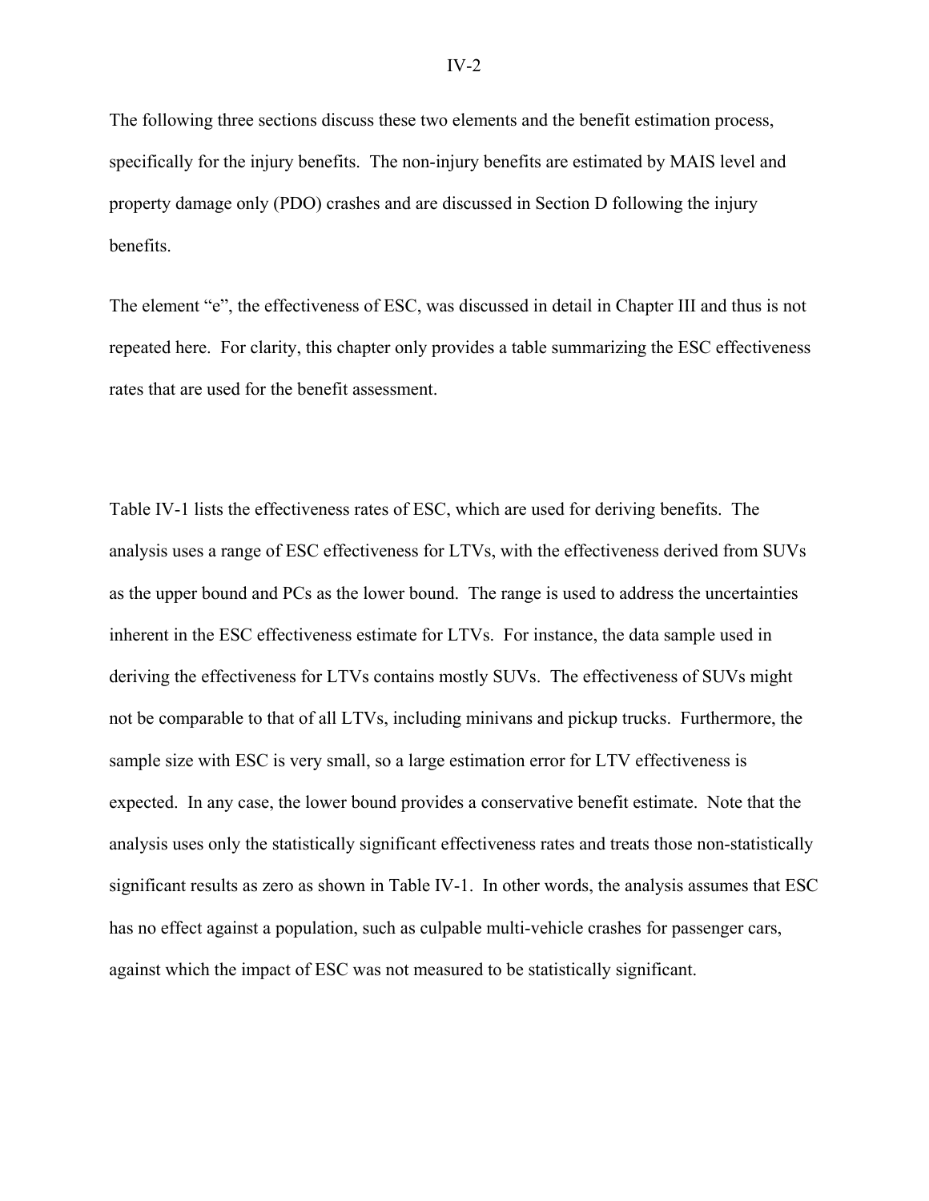The following three sections discuss these two elements and the benefit estimation process, specifically for the injury benefits. The non-injury benefits are estimated by MAIS level and property damage only (PDO) crashes and are discussed in Section D following the injury benefits.

The element "e", the effectiveness of ESC, was discussed in detail in Chapter III and thus is not repeated here. For clarity, this chapter only provides a table summarizing the ESC effectiveness rates that are used for the benefit assessment.

Table IV-1 lists the effectiveness rates of ESC, which are used for deriving benefits. The analysis uses a range of ESC effectiveness for LTVs, with the effectiveness derived from SUVs as the upper bound and PCs as the lower bound. The range is used to address the uncertainties inherent in the ESC effectiveness estimate for LTVs. For instance, the data sample used in deriving the effectiveness for LTVs contains mostly SUVs. The effectiveness of SUVs might not be comparable to that of all LTVs, including minivans and pickup trucks. Furthermore, the sample size with ESC is very small, so a large estimation error for LTV effectiveness is expected. In any case, the lower bound provides a conservative benefit estimate. Note that the analysis uses only the statistically significant effectiveness rates and treats those non-statistically significant results as zero as shown in Table IV-1. In other words, the analysis assumes that ESC has no effect against a population, such as culpable multi-vehicle crashes for passenger cars, against which the impact of ESC was not measured to be statistically significant.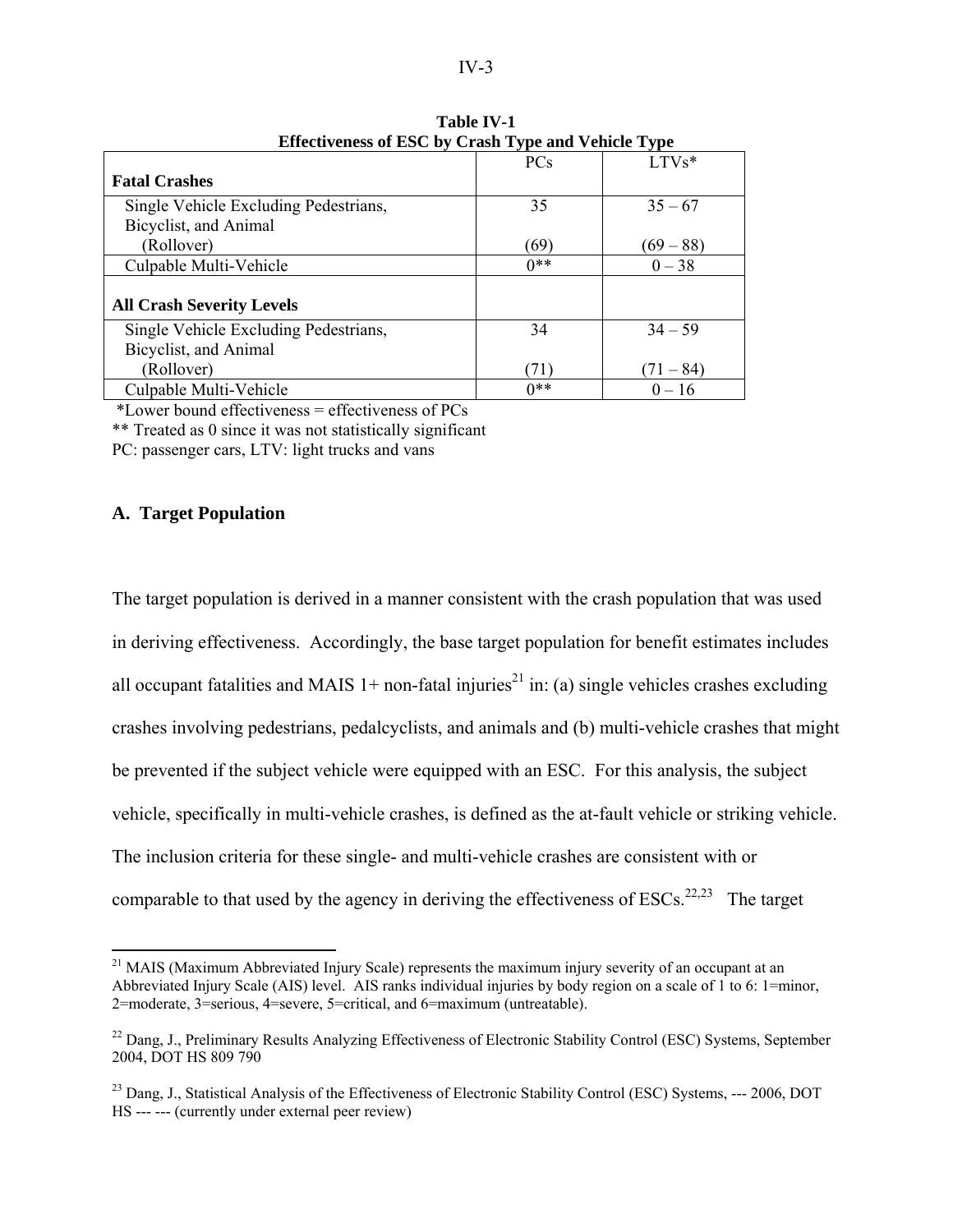**Table IV-1**
**Effectiveness of ESC by Crash Type and Vehicle Type**

| **Fatal Crashes** | PCs | LTVs* |
|---|---|---|
| Single Vehicle Excluding Pedestrians, Bicyclist, and Animal | 35 | 35 – 67 |
| (Rollover) | (69) | (69 – 88) |
| Culpable Multi-Vehicle | 0** | 0 – 38 |
| **All Crash Severity Levels** | | |
| Single Vehicle Excluding Pedestrians, Bicyclist, and Animal | 34 | 34 – 59 |
| (Rollover) | (71) | (71 – 84) |
| Culpable Multi-Vehicle | 0** | 0 – 16 |

*Lower bound effectiveness = effectiveness of PCs

** Treated as 0 since it was not statistically significant

PC: passenger cars, LTV: light trucks and vans

## A. Target Population

The target population is derived in a manner consistent with the crash population that was used in deriving effectiveness. Accordingly, the base target population for benefit estimates includes all occupant fatalities and MAIS 1+ non-fatal injuries[21] in: (a) single vehicles crashes excluding crashes involving pedestrians, pedalcyclists, and animals and (b) multi-vehicle crashes that might be prevented if the subject vehicle were equipped with an ESC. For this analysis, the subject vehicle, specifically in multi-vehicle crashes, is defined as the at-fault vehicle or striking vehicle. The inclusion criteria for these single- and multi-vehicle crashes are consistent with or comparable to that used by the agency in deriving the effectiveness of ESCs.[22,23] The target

[21] MAIS (Maximum Abbreviated Injury Scale) represents the maximum injury severity of an occupant at an Abbreviated Injury Scale (AIS) level. AIS ranks individual injuries by body region on a scale of 1 to 6: 1=minor, 2=moderate, 3=serious, 4=severe, 5=critical, and 6=maximum (untreatable).

[22] Dang, J., Preliminary Results Analyzing Effectiveness of Electronic Stability Control (ESC) Systems, September 2004, DOT HS 809 790

[23] Dang, J., Statistical Analysis of the Effectiveness of Electronic Stability Control (ESC) Systems, --- 2006, DOT HS --- --- (currently under external peer review)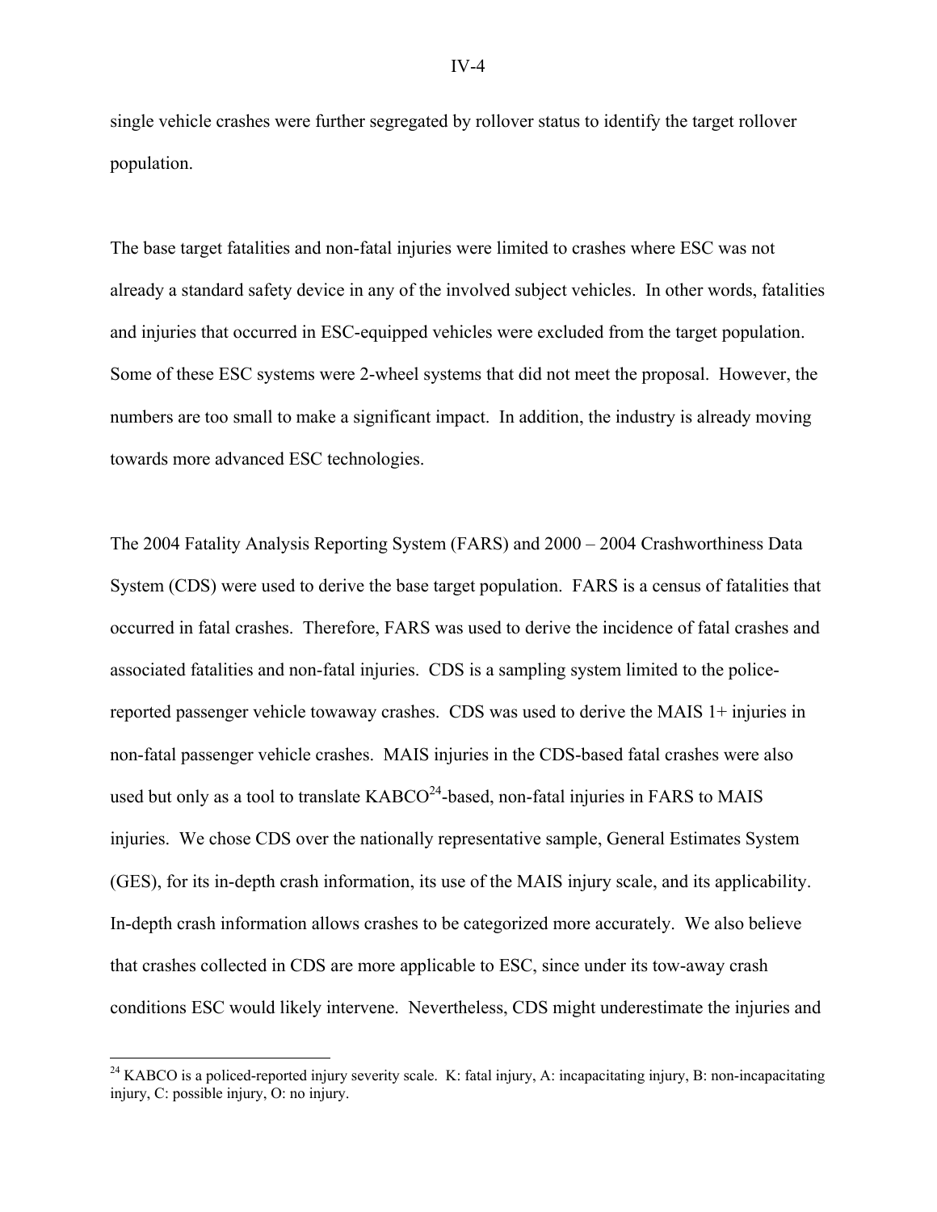single vehicle crashes were further segregated by rollover status to identify the target rollover population.

The base target fatalities and non-fatal injuries were limited to crashes where ESC was not already a standard safety device in any of the involved subject vehicles. In other words, fatalities and injuries that occurred in ESC-equipped vehicles were excluded from the target population. Some of these ESC systems were 2-wheel systems that did not meet the proposal. However, the numbers are too small to make a significant impact. In addition, the industry is already moving towards more advanced ESC technologies.

The 2004 Fatality Analysis Reporting System (FARS) and 2000 – 2004 Crashworthiness Data System (CDS) were used to derive the base target population. FARS is a census of fatalities that occurred in fatal crashes. Therefore, FARS was used to derive the incidence of fatal crashes and associated fatalities and non-fatal injuries. CDS is a sampling system limited to the police-reported passenger vehicle towaway crashes. CDS was used to derive the MAIS 1+ injuries in non-fatal passenger vehicle crashes. MAIS injuries in the CDS-based fatal crashes were also used but only as a tool to translate KABCO[24]-based, non-fatal injuries in FARS to MAIS injuries. We chose CDS over the nationally representative sample, General Estimates System (GES), for its in-depth crash information, its use of the MAIS injury scale, and its applicability. In-depth crash information allows crashes to be categorized more accurately. We also believe that crashes collected in CDS are more applicable to ESC, since under its tow-away crash conditions ESC would likely intervene. Nevertheless, CDS might underestimate the injuries and

[24] KABCO is a policed-reported injury severity scale. K: fatal injury, A: incapacitating injury, B: non-incapacitating injury, C: possible injury, O: no injury.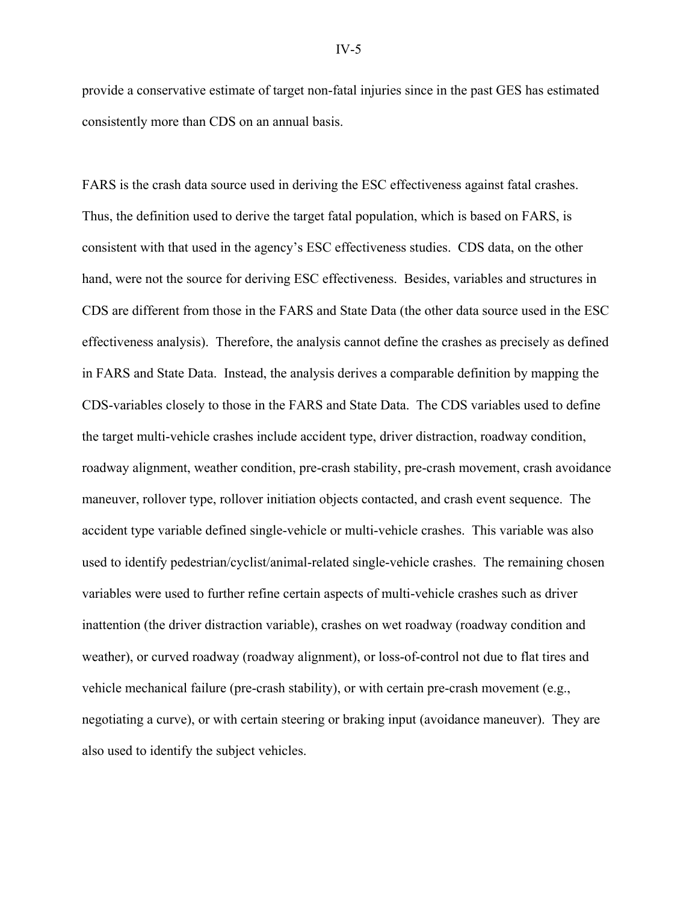provide a conservative estimate of target non-fatal injuries since in the past GES has estimated consistently more than CDS on an annual basis.

FARS is the crash data source used in deriving the ESC effectiveness against fatal crashes. Thus, the definition used to derive the target fatal population, which is based on FARS, is consistent with that used in the agency's ESC effectiveness studies. CDS data, on the other hand, were not the source for deriving ESC effectiveness. Besides, variables and structures in CDS are different from those in the FARS and State Data (the other data source used in the ESC effectiveness analysis). Therefore, the analysis cannot define the crashes as precisely as defined in FARS and State Data. Instead, the analysis derives a comparable definition by mapping the CDS-variables closely to those in the FARS and State Data. The CDS variables used to define the target multi-vehicle crashes include accident type, driver distraction, roadway condition, roadway alignment, weather condition, pre-crash stability, pre-crash movement, crash avoidance maneuver, rollover type, rollover initiation objects contacted, and crash event sequence. The accident type variable defined single-vehicle or multi-vehicle crashes. This variable was also used to identify pedestrian/cyclist/animal-related single-vehicle crashes. The remaining chosen variables were used to further refine certain aspects of multi-vehicle crashes such as driver inattention (the driver distraction variable), crashes on wet roadway (roadway condition and weather), or curved roadway (roadway alignment), or loss-of-control not due to flat tires and vehicle mechanical failure (pre-crash stability), or with certain pre-crash movement (e.g., negotiating a curve), or with certain steering or braking input (avoidance maneuver). They are also used to identify the subject vehicles.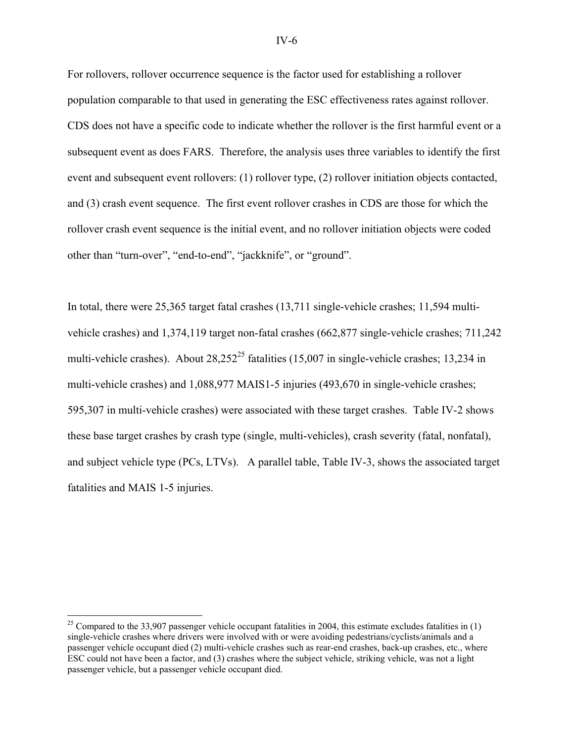For rollovers, rollover occurrence sequence is the factor used for establishing a rollover population comparable to that used in generating the ESC effectiveness rates against rollover. CDS does not have a specific code to indicate whether the rollover is the first harmful event or a subsequent event as does FARS. Therefore, the analysis uses three variables to identify the first event and subsequent event rollovers: (1) rollover type, (2) rollover initiation objects contacted, and (3) crash event sequence. The first event rollover crashes in CDS are those for which the rollover crash event sequence is the initial event, and no rollover initiation objects were coded other than "turn-over", "end-to-end", "jackknife", or "ground".

In total, there were 25,365 target fatal crashes (13,711 single-vehicle crashes; 11,594 multi-vehicle crashes) and 1,374,119 target non-fatal crashes (662,877 single-vehicle crashes; 711,242 multi-vehicle crashes). About 28,252[25] fatalities (15,007 in single-vehicle crashes; 13,234 in multi-vehicle crashes) and 1,088,977 MAIS1-5 injuries (493,670 in single-vehicle crashes; 595,307 in multi-vehicle crashes) were associated with these target crashes. Table IV-2 shows these base target crashes by crash type (single, multi-vehicles), crash severity (fatal, nonfatal), and subject vehicle type (PCs, LTVs). A parallel table, Table IV-3, shows the associated target fatalities and MAIS 1-5 injuries.

[25] Compared to the 33,907 passenger vehicle occupant fatalities in 2004, this estimate excludes fatalities in (1) single-vehicle crashes where drivers were involved with or were avoiding pedestrians/cyclists/animals and a passenger vehicle occupant died (2) multi-vehicle crashes such as rear-end crashes, back-up crashes, etc., where ESC could not have been a factor, and (3) crashes where the subject vehicle, striking vehicle, was not a light passenger vehicle, but a passenger vehicle occupant died.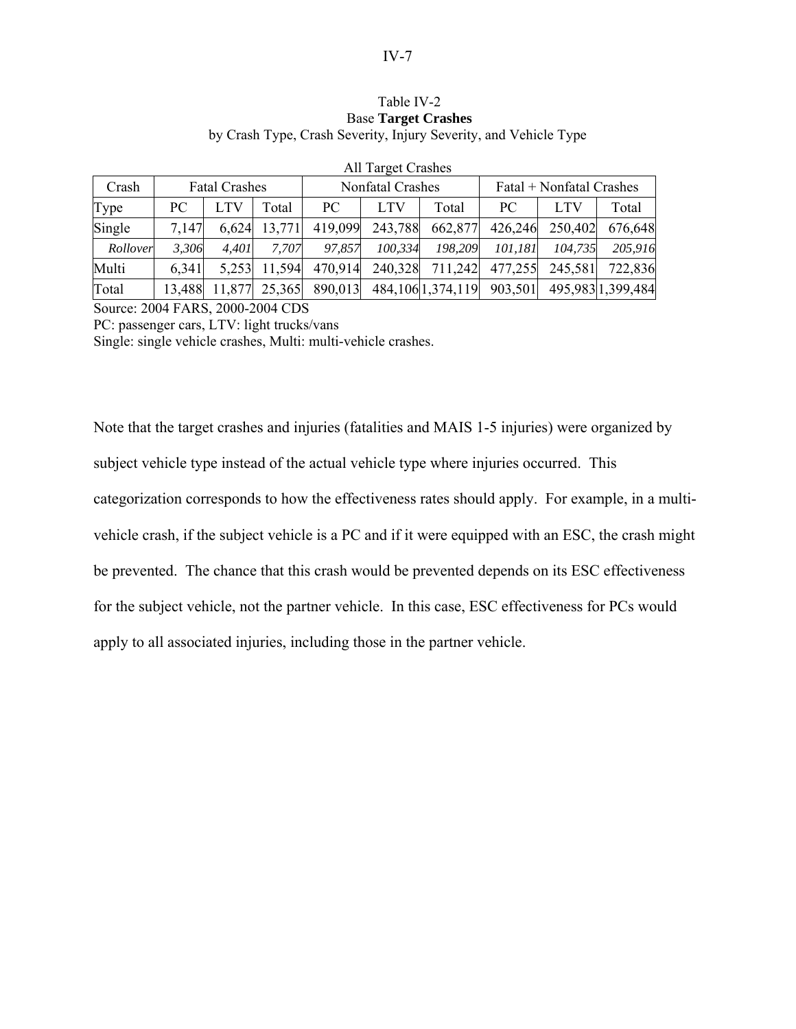Table IV-2
Base **Target Crashes**
by Crash Type, Crash Severity, Injury Severity, and Vehicle Type

All Target Crashes

| Crash | Fatal Crashes | | | Nonfatal Crashes | | | Fatal + Nonfatal Crashes | | |
|---|---|---|---|---|---|---|---|---|---|
| Type | PC | LTV | Total | PC | LTV | Total | PC | LTV | Total |
| Single | 7,147 | 6,624 | 13,771 | 419,099 | 243,788 | 662,877 | 426,246 | 250,402 | 676,648 |
| *Rollover* | *3,306* | *4,401* | *7,707* | *97,857* | *100,334* | *198,209* | *101,181* | *104,735* | *205,916* |
| Multi | 6,341 | 5,253 | 11,594 | 470,914 | 240,328 | 711,242 | 477,255 | 245,581 | 722,836 |
| Total | 13,488 | 11,877 | 25,365 | 890,013 | 484,106 | 1,374,119 | 903,501 | 495,983 | 1,399,484 |

Source: 2004 FARS, 2000-2004 CDS
PC: passenger cars, LTV: light trucks/vans
Single: single vehicle crashes, Multi: multi-vehicle crashes.

Note that the target crashes and injuries (fatalities and MAIS 1-5 injuries) were organized by subject vehicle type instead of the actual vehicle type where injuries occurred. This categorization corresponds to how the effectiveness rates should apply. For example, in a multi-vehicle crash, if the subject vehicle is a PC and if it were equipped with an ESC, the crash might be prevented. The chance that this crash would be prevented depends on its ESC effectiveness for the subject vehicle, not the partner vehicle. In this case, ESC effectiveness for PCs would apply to all associated injuries, including those in the partner vehicle.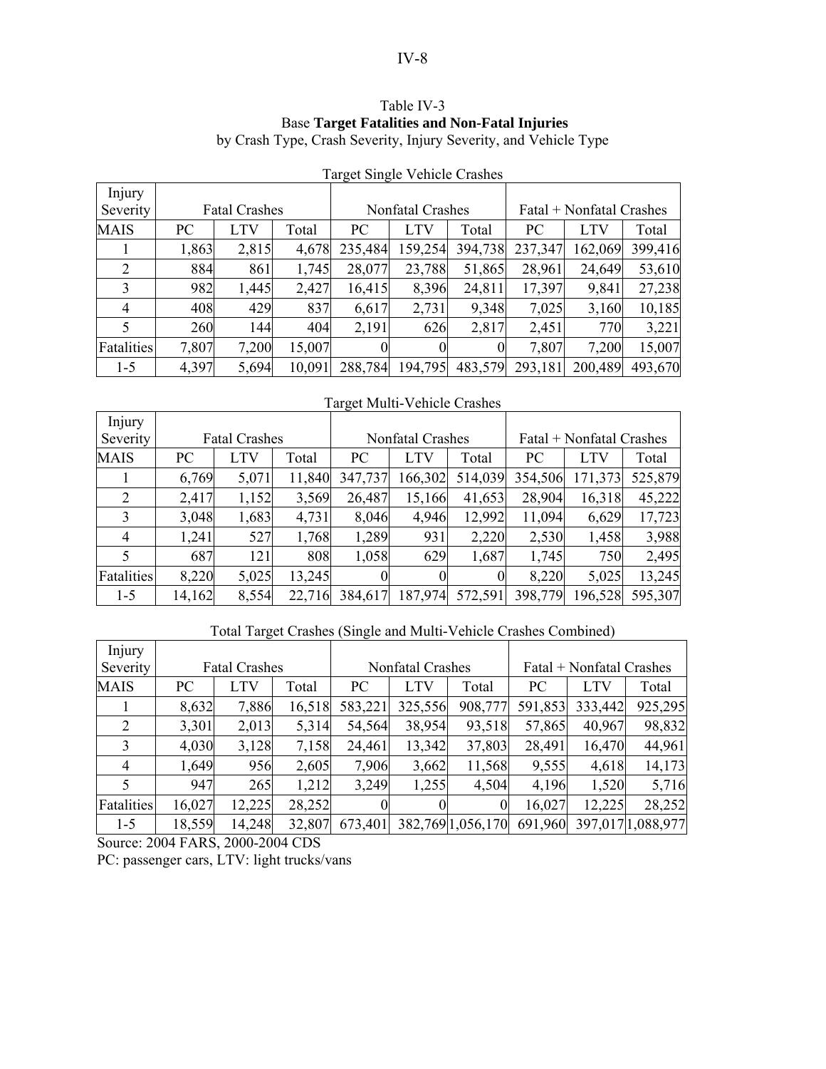Table IV-3

Base **Target Fatalities and Non-Fatal Injuries**

by Crash Type, Crash Severity, Injury Severity, and Vehicle Type

Target Single Vehicle Crashes

| Injury Severity | Fatal Crashes | | | Nonfatal Crashes | | | Fatal + Nonfatal Crashes | | |
|---|---|---|---|---|---|---|---|---|---|
| MAIS | PC | LTV | Total | PC | LTV | Total | PC | LTV | Total |
| 1 | 1,863 | 2,815 | 4,678 | 235,484 | 159,254 | 394,738 | 237,347 | 162,069 | 399,416 |
| 2 | 884 | 861 | 1,745 | 28,077 | 23,788 | 51,865 | 28,961 | 24,649 | 53,610 |
| 3 | 982 | 1,445 | 2,427 | 16,415 | 8,396 | 24,811 | 17,397 | 9,841 | 27,238 |
| 4 | 408 | 429 | 837 | 6,617 | 2,731 | 9,348 | 7,025 | 3,160 | 10,185 |
| 5 | 260 | 144 | 404 | 2,191 | 626 | 2,817 | 2,451 | 770 | 3,221 |
| Fatalities | 7,807 | 7,200 | 15,007 | 0 | 0 | 0 | 7,807 | 7,200 | 15,007 |
| 1-5 | 4,397 | 5,694 | 10,091 | 288,784 | 194,795 | 483,579 | 293,181 | 200,489 | 493,670 |

Target Multi-Vehicle Crashes

| Injury Severity | Fatal Crashes | | | Nonfatal Crashes | | | Fatal + Nonfatal Crashes | | |
|---|---|---|---|---|---|---|---|---|---|
| MAIS | PC | LTV | Total | PC | LTV | Total | PC | LTV | Total |
| 1 | 6,769 | 5,071 | 11,840 | 347,737 | 166,302 | 514,039 | 354,506 | 171,373 | 525,879 |
| 2 | 2,417 | 1,152 | 3,569 | 26,487 | 15,166 | 41,653 | 28,904 | 16,318 | 45,222 |
| 3 | 3,048 | 1,683 | 4,731 | 8,046 | 4,946 | 12,992 | 11,094 | 6,629 | 17,723 |
| 4 | 1,241 | 527 | 1,768 | 1,289 | 931 | 2,220 | 2,530 | 1,458 | 3,988 |
| 5 | 687 | 121 | 808 | 1,058 | 629 | 1,687 | 1,745 | 750 | 2,495 |
| Fatalities | 8,220 | 5,025 | 13,245 | 0 | 0 | 0 | 8,220 | 5,025 | 13,245 |
| 1-5 | 14,162 | 8,554 | 22,716 | 384,617 | 187,974 | 572,591 | 398,779 | 196,528 | 595,307 |

Total Target Crashes (Single and Multi-Vehicle Crashes Combined)

| Injury Severity | Fatal Crashes | | | Nonfatal Crashes | | | Fatal + Nonfatal Crashes | | |
|---|---|---|---|---|---|---|---|---|---|
| MAIS | PC | LTV | Total | PC | LTV | Total | PC | LTV | Total |
| 1 | 8,632 | 7,886 | 16,518 | 583,221 | 325,556 | 908,777 | 591,853 | 333,442 | 925,295 |
| 2 | 3,301 | 2,013 | 5,314 | 54,564 | 38,954 | 93,518 | 57,865 | 40,967 | 98,832 |
| 3 | 4,030 | 3,128 | 7,158 | 24,461 | 13,342 | 37,803 | 28,491 | 16,470 | 44,961 |
| 4 | 1,649 | 956 | 2,605 | 7,906 | 3,662 | 11,568 | 9,555 | 4,618 | 14,173 |
| 5 | 947 | 265 | 1,212 | 3,249 | 1,255 | 4,504 | 4,196 | 1,520 | 5,716 |
| Fatalities | 16,027 | 12,225 | 28,252 | 0 | 0 | 0 | 16,027 | 12,225 | 28,252 |
| 1-5 | 18,559 | 14,248 | 32,807 | 673,401 | 382,769 | 1,056,170 | 691,960 | 397,017 | 1,088,977 |

Source: 2004 FARS, 2000-2004 CDS

PC: passenger cars, LTV: light trucks/vans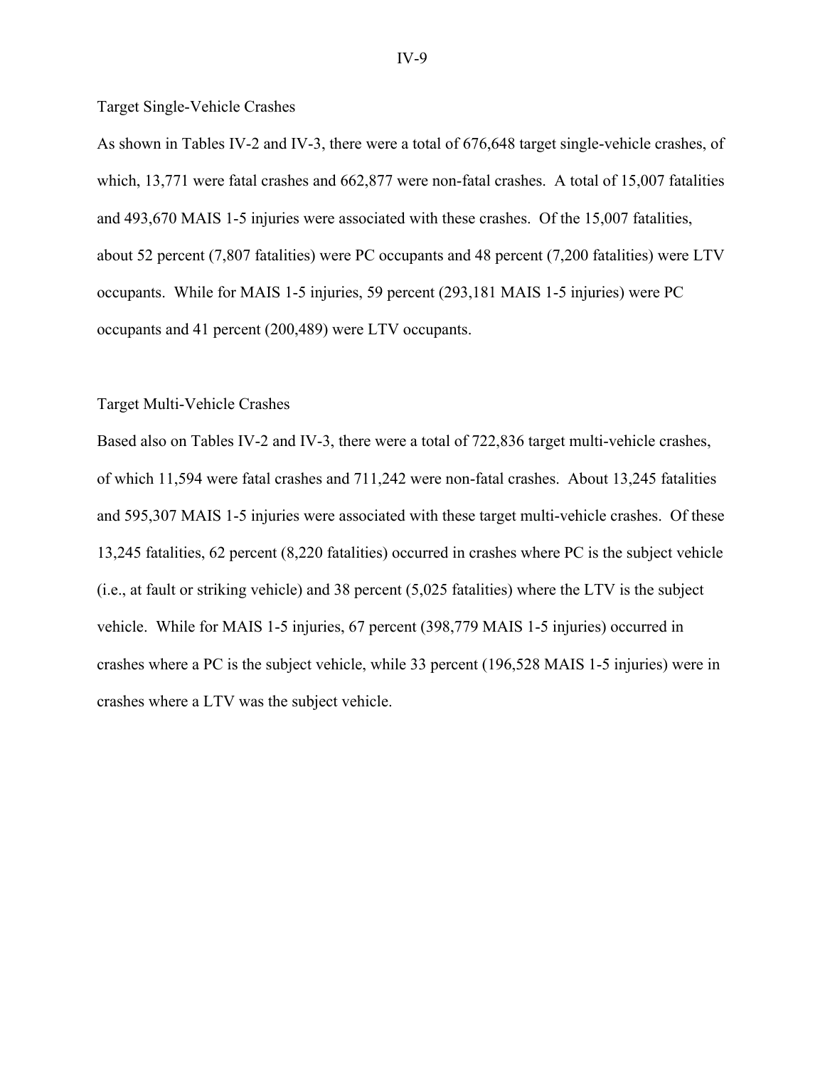### Target Single-Vehicle Crashes

As shown in Tables IV-2 and IV-3, there were a total of 676,648 target single-vehicle crashes, of which, 13,771 were fatal crashes and 662,877 were non-fatal crashes. A total of 15,007 fatalities and 493,670 MAIS 1-5 injuries were associated with these crashes. Of the 15,007 fatalities, about 52 percent (7,807 fatalities) were PC occupants and 48 percent (7,200 fatalities) were LTV occupants. While for MAIS 1-5 injuries, 59 percent (293,181 MAIS 1-5 injuries) were PC occupants and 41 percent (200,489) were LTV occupants.

### Target Multi-Vehicle Crashes

Based also on Tables IV-2 and IV-3, there were a total of 722,836 target multi-vehicle crashes, of which 11,594 were fatal crashes and 711,242 were non-fatal crashes. About 13,245 fatalities and 595,307 MAIS 1-5 injuries were associated with these target multi-vehicle crashes. Of these 13,245 fatalities, 62 percent (8,220 fatalities) occurred in crashes where PC is the subject vehicle (i.e., at fault or striking vehicle) and 38 percent (5,025 fatalities) where the LTV is the subject vehicle. While for MAIS 1-5 injuries, 67 percent (398,779 MAIS 1-5 injuries) occurred in crashes where a PC is the subject vehicle, while 33 percent (196,528 MAIS 1-5 injuries) were in crashes where a LTV was the subject vehicle.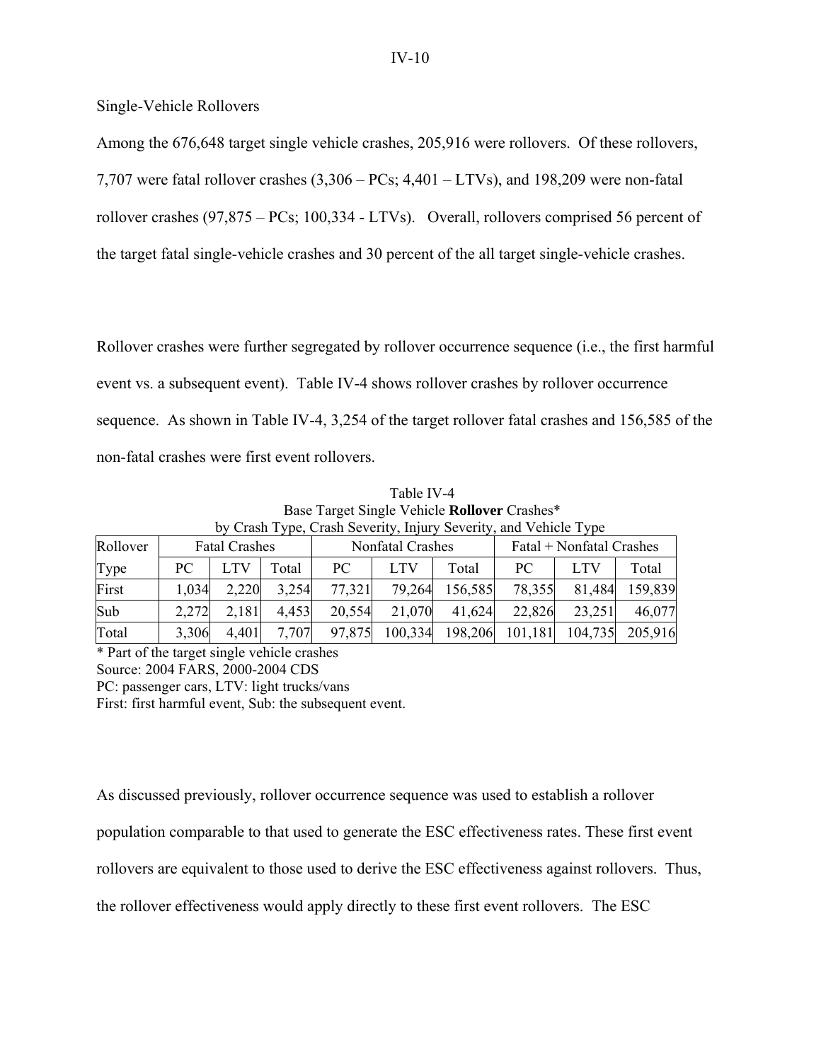Single-Vehicle Rollovers

Among the 676,648 target single vehicle crashes, 205,916 were rollovers. Of these rollovers, 7,707 were fatal rollover crashes (3,306 – PCs; 4,401 – LTVs), and 198,209 were non-fatal rollover crashes (97,875 – PCs; 100,334 - LTVs). Overall, rollovers comprised 56 percent of the target fatal single-vehicle crashes and 30 percent of the all target single-vehicle crashes.

Rollover crashes were further segregated by rollover occurrence sequence (i.e., the first harmful event vs. a subsequent event). Table IV-4 shows rollover crashes by rollover occurrence sequence. As shown in Table IV-4, 3,254 of the target rollover fatal crashes and 156,585 of the non-fatal crashes were first event rollovers.

Table IV-4
Base Target Single Vehicle **Rollover** Crashes*
by Crash Type, Crash Severity, Injury Severity, and Vehicle Type

| Rollover | Fatal Crashes | | | Nonfatal Crashes | | | Fatal + Nonfatal Crashes | | |
|---|---|---|---|---|---|---|---|---|---|
| Type | PC | LTV | Total | PC | LTV | Total | PC | LTV | Total |
| First | 1,034 | 2,220 | 3,254 | 77,321 | 79,264 | 156,585 | 78,355 | 81,484 | 159,839 |
| Sub | 2,272 | 2,181 | 4,453 | 20,554 | 21,070 | 41,624 | 22,826 | 23,251 | 46,077 |
| Total | 3,306 | 4,401 | 7,707 | 97,875 | 100,334 | 198,206 | 101,181 | 104,735 | 205,916 |

* Part of the target single vehicle crashes
Source: 2004 FARS, 2000-2004 CDS
PC: passenger cars, LTV: light trucks/vans
First: first harmful event, Sub: the subsequent event.

As discussed previously, rollover occurrence sequence was used to establish a rollover population comparable to that used to generate the ESC effectiveness rates. These first event rollovers are equivalent to those used to derive the ESC effectiveness against rollovers. Thus, the rollover effectiveness would apply directly to these first event rollovers. The ESC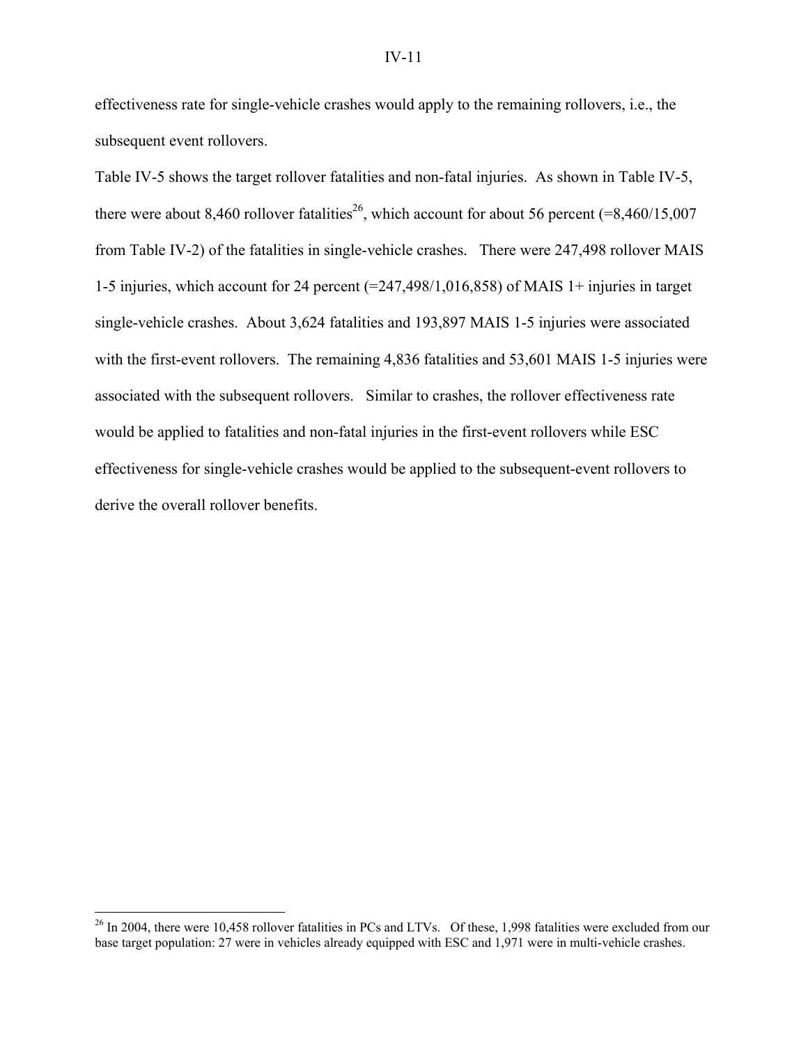effectiveness rate for single-vehicle crashes would apply to the remaining rollovers, i.e., the subsequent event rollovers.

Table IV-5 shows the target rollover fatalities and non-fatal injuries. As shown in Table IV-5, there were about 8,460 rollover fatalities[26], which account for about 56 percent (=8,460/15,007 from Table IV-2) of the fatalities in single-vehicle crashes. There were 247,498 rollover MAIS 1-5 injuries, which account for 24 percent (=247,498/1,016,858) of MAIS 1+ injuries in target single-vehicle crashes. About 3,624 fatalities and 193,897 MAIS 1-5 injuries were associated with the first-event rollovers. The remaining 4,836 fatalities and 53,601 MAIS 1-5 injuries were associated with the subsequent rollovers. Similar to crashes, the rollover effectiveness rate would be applied to fatalities and non-fatal injuries in the first-event rollovers while ESC effectiveness for single-vehicle crashes would be applied to the subsequent-event rollovers to derive the overall rollover benefits.

---

[26] In 2004, there were 10,458 rollover fatalities in PCs and LTVs. Of these, 1,998 fatalities were excluded from our base target population: 27 were in vehicles already equipped with ESC and 1,971 were in multi-vehicle crashes.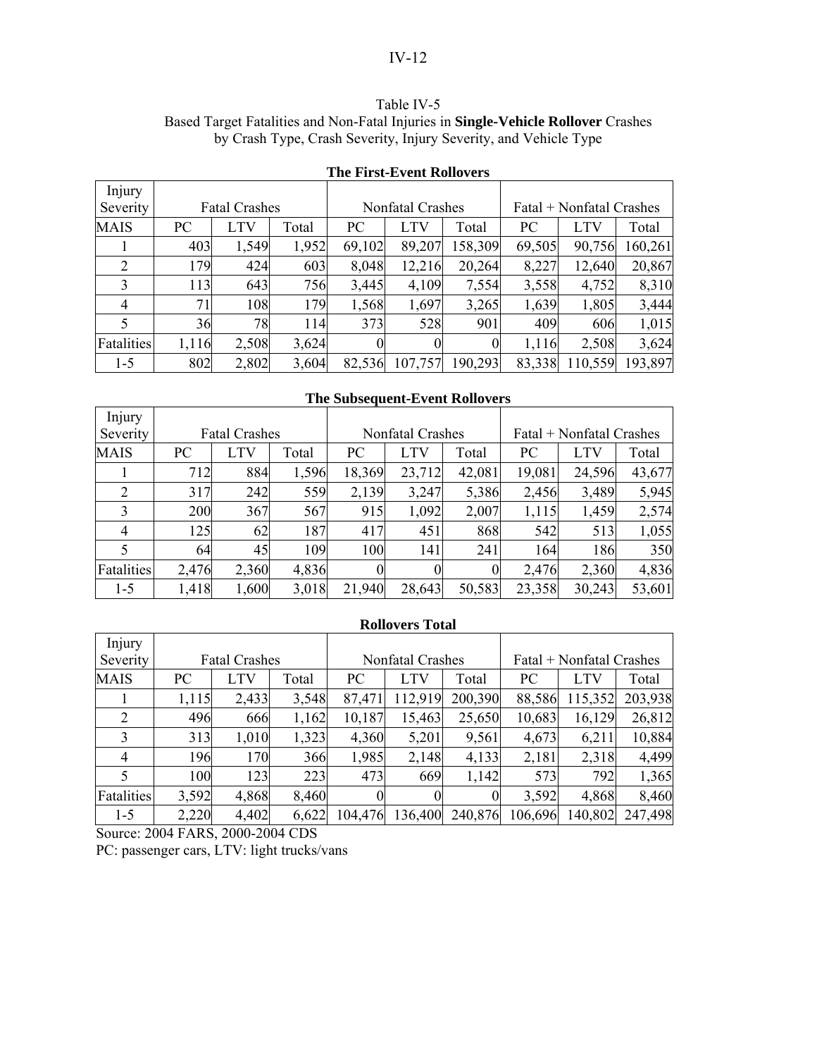Table IV-5
Based Target Fatalities and Non-Fatal Injuries in **Single-Vehicle Rollover** Crashes by Crash Type, Crash Severity, Injury Severity, and Vehicle Type

**The First-Event Rollovers**

| Injury Severity | Fatal Crashes | | | Nonfatal Crashes | | | Fatal + Nonfatal Crashes | | |
|---|---|---|---|---|---|---|---|---|---|
| MAIS | PC | LTV | Total | PC | LTV | Total | PC | LTV | Total |
| 1 | 403 | 1,549 | 1,952 | 69,102 | 89,207 | 158,309 | 69,505 | 90,756 | 160,261 |
| 2 | 179 | 424 | 603 | 8,048 | 12,216 | 20,264 | 8,227 | 12,640 | 20,867 |
| 3 | 113 | 643 | 756 | 3,445 | 4,109 | 7,554 | 3,558 | 4,752 | 8,310 |
| 4 | 71 | 108 | 179 | 1,568 | 1,697 | 3,265 | 1,639 | 1,805 | 3,444 |
| 5 | 36 | 78 | 114 | 373 | 528 | 901 | 409 | 606 | 1,015 |
| Fatalities | 1,116 | 2,508 | 3,624 | 0 | 0 | 0 | 1,116 | 2,508 | 3,624 |
| 1-5 | 802 | 2,802 | 3,604 | 82,536 | 107,757 | 190,293 | 83,338 | 110,559 | 193,897 |

**The Subsequent-Event Rollovers**

| Injury Severity | Fatal Crashes | | | Nonfatal Crashes | | | Fatal + Nonfatal Crashes | | |
|---|---|---|---|---|---|---|---|---|---|
| MAIS | PC | LTV | Total | PC | LTV | Total | PC | LTV | Total |
| 1 | 712 | 884 | 1,596 | 18,369 | 23,712 | 42,081 | 19,081 | 24,596 | 43,677 |
| 2 | 317 | 242 | 559 | 2,139 | 3,247 | 5,386 | 2,456 | 3,489 | 5,945 |
| 3 | 200 | 367 | 567 | 915 | 1,092 | 2,007 | 1,115 | 1,459 | 2,574 |
| 4 | 125 | 62 | 187 | 417 | 451 | 868 | 542 | 513 | 1,055 |
| 5 | 64 | 45 | 109 | 100 | 141 | 241 | 164 | 186 | 350 |
| Fatalities | 2,476 | 2,360 | 4,836 | 0 | 0 | 0 | 2,476 | 2,360 | 4,836 |
| 1-5 | 1,418 | 1,600 | 3,018 | 21,940 | 28,643 | 50,583 | 23,358 | 30,243 | 53,601 |

**Rollovers Total**

| Injury Severity | Fatal Crashes | | | Nonfatal Crashes | | | Fatal + Nonfatal Crashes | | |
|---|---|---|---|---|---|---|---|---|---|
| MAIS | PC | LTV | Total | PC | LTV | Total | PC | LTV | Total |
| 1 | 1,115 | 2,433 | 3,548 | 87,471 | 112,919 | 200,390 | 88,586 | 115,352 | 203,938 |
| 2 | 496 | 666 | 1,162 | 10,187 | 15,463 | 25,650 | 10,683 | 16,129 | 26,812 |
| 3 | 313 | 1,010 | 1,323 | 4,360 | 5,201 | 9,561 | 4,673 | 6,211 | 10,884 |
| 4 | 196 | 170 | 366 | 1,985 | 2,148 | 4,133 | 2,181 | 2,318 | 4,499 |
| 5 | 100 | 123 | 223 | 473 | 669 | 1,142 | 573 | 792 | 1,365 |
| Fatalities | 3,592 | 4,868 | 8,460 | 0 | 0 | 0 | 3,592 | 4,868 | 8,460 |
| 1-5 | 2,220 | 4,402 | 6,622 | 104,476 | 136,400 | 240,876 | 106,696 | 140,802 | 247,498 |

Source: 2004 FARS, 2000-2004 CDS
PC: passenger cars, LTV: light trucks/vans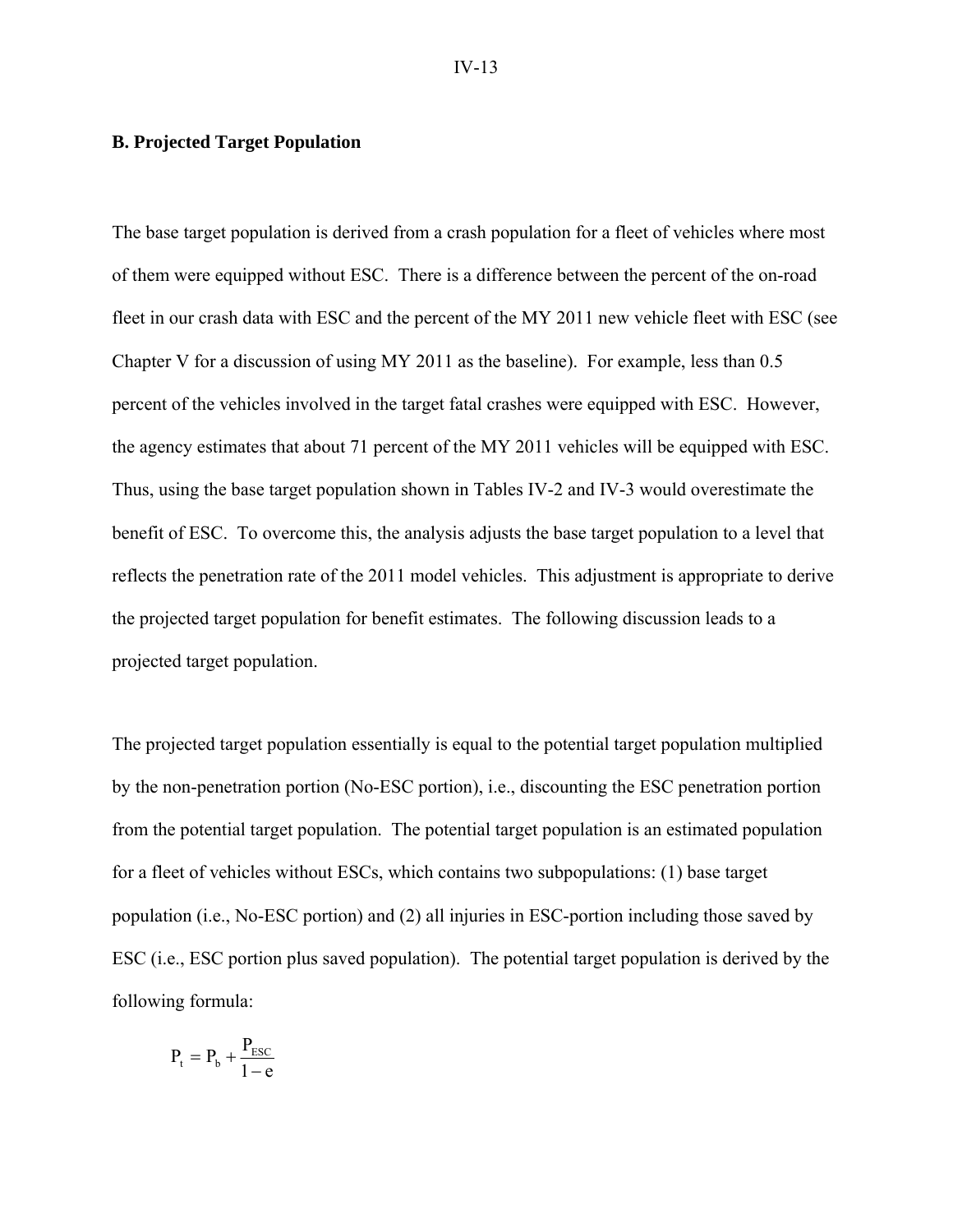## B. Projected Target Population

The base target population is derived from a crash population for a fleet of vehicles where most of them were equipped without ESC. There is a difference between the percent of the on-road fleet in our crash data with ESC and the percent of the MY 2011 new vehicle fleet with ESC (see Chapter V for a discussion of using MY 2011 as the baseline). For example, less than 0.5 percent of the vehicles involved in the target fatal crashes were equipped with ESC. However, the agency estimates that about 71 percent of the MY 2011 vehicles will be equipped with ESC. Thus, using the base target population shown in Tables IV-2 and IV-3 would overestimate the benefit of ESC. To overcome this, the analysis adjusts the base target population to a level that reflects the penetration rate of the 2011 model vehicles. This adjustment is appropriate to derive the projected target population for benefit estimates. The following discussion leads to a projected target population.

The projected target population essentially is equal to the potential target population multiplied by the non-penetration portion (No-ESC portion), i.e., discounting the ESC penetration portion from the potential target population. The potential target population is an estimated population for a fleet of vehicles without ESCs, which contains two subpopulations: (1) base target population (i.e., No-ESC portion) and (2) all injuries in ESC-portion including those saved by ESC (i.e., ESC portion plus saved population). The potential target population is derived by the following formula:

$$P_t = P_b + \frac{P_{ESC}}{1 - e}$$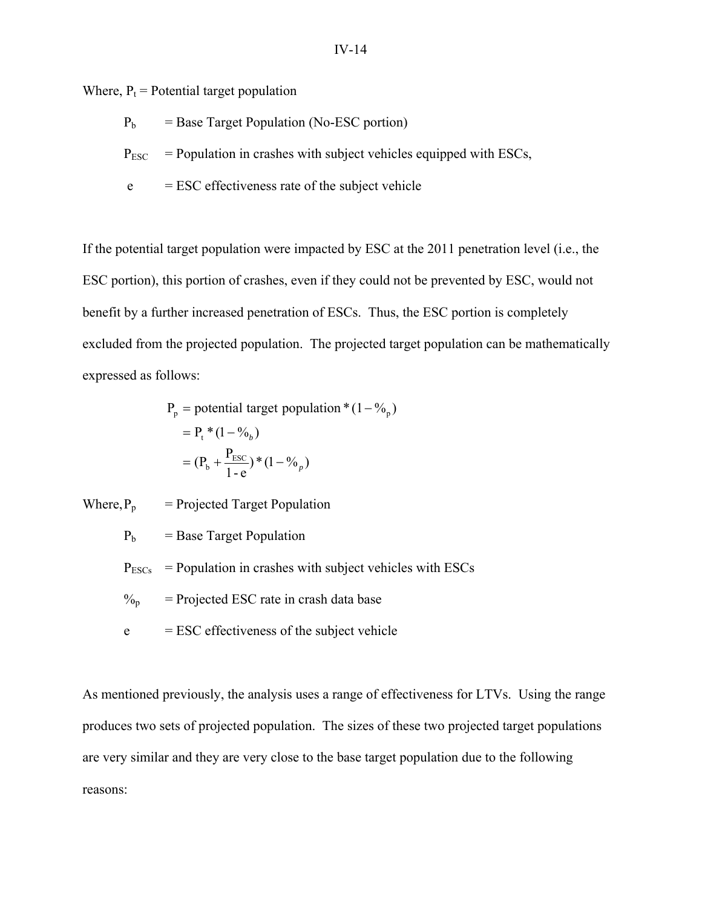Where, $P_t$ = Potential target population

$P_b$ = Base Target Population (No-ESC portion)

$P_{ESC}$ = Population in crashes with subject vehicles equipped with ESCs,

e = ESC effectiveness rate of the subject vehicle

If the potential target population were impacted by ESC at the 2011 penetration level (i.e., the ESC portion), this portion of crashes, even if they could not be prevented by ESC, would not benefit by a further increased penetration of ESCs. Thus, the ESC portion is completely excluded from the projected population. The projected target population can be mathematically expressed as follows:

$$
\begin{aligned}
P_p &= \text{potential target population} * (1 - \%_p) \\
&= P_t * (1 - \%_b) \\
&= (P_b + \frac{P_{ESC}}{1 - e}) * (1 - \%_p)
\end{aligned}
$$

Where, $P_p$ = Projected Target Population

$P_b$ = Base Target Population

$P_{ESCs}$ = Population in crashes with subject vehicles with ESCs

$\%_p$ = Projected ESC rate in crash data base

e = ESC effectiveness of the subject vehicle

As mentioned previously, the analysis uses a range of effectiveness for LTVs. Using the range produces two sets of projected population. The sizes of these two projected target populations are very similar and they are very close to the base target population due to the following reasons: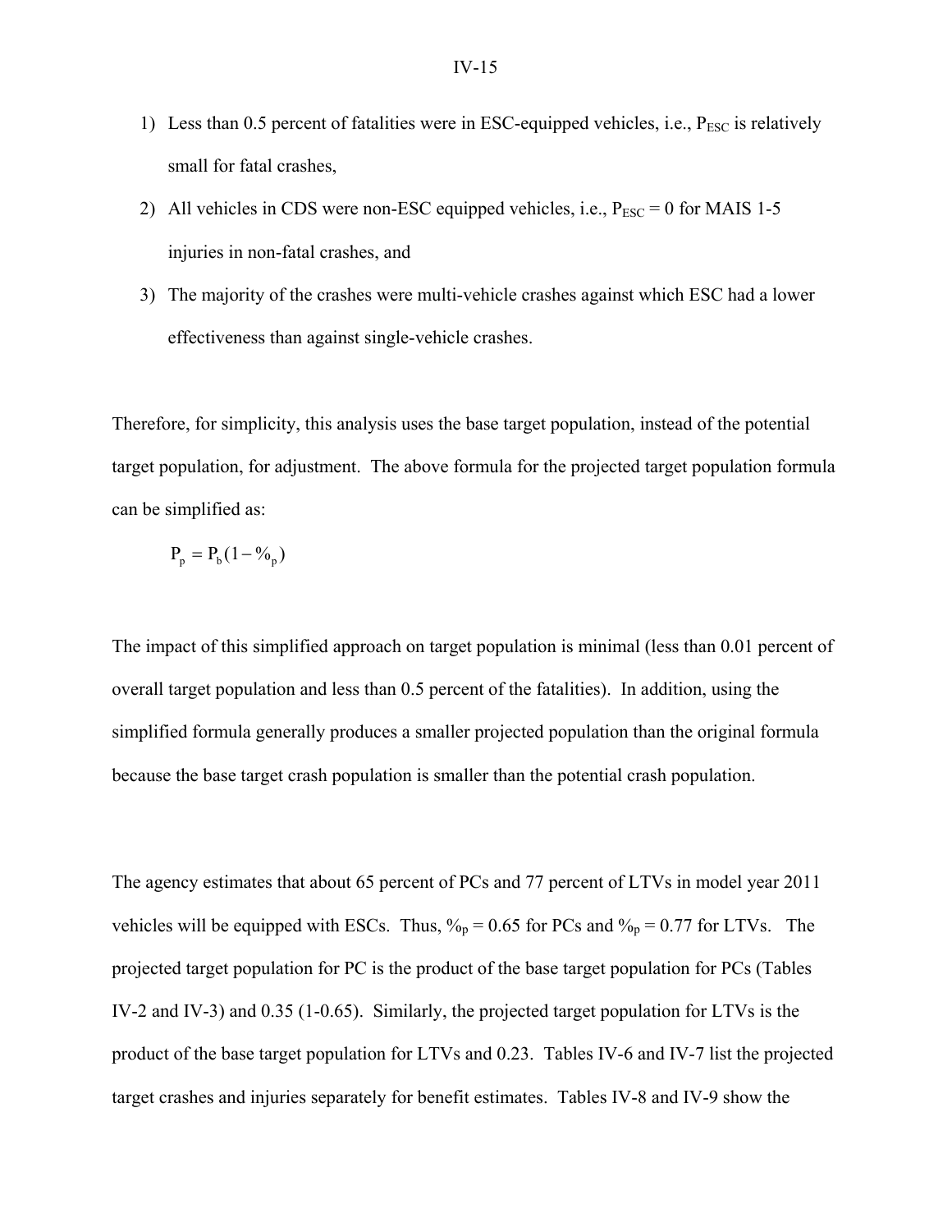1) Less than 0.5 percent of fatalities were in ESC-equipped vehicles, i.e., $P_{ESC}$ is relatively small for fatal crashes,
2) All vehicles in CDS were non-ESC equipped vehicles, i.e., $P_{ESC} = 0$ for MAIS 1-5 injuries in non-fatal crashes, and
3) The majority of the crashes were multi-vehicle crashes against which ESC had a lower effectiveness than against single-vehicle crashes.

Therefore, for simplicity, this analysis uses the base target population, instead of the potential target population, for adjustment. The above formula for the projected target population formula can be simplified as:

$$P_p = P_b(1 - \%_p)$$

The impact of this simplified approach on target population is minimal (less than 0.01 percent of overall target population and less than 0.5 percent of the fatalities). In addition, using the simplified formula generally produces a smaller projected population than the original formula because the base target crash population is smaller than the potential crash population.

The agency estimates that about 65 percent of PCs and 77 percent of LTVs in model year 2011 vehicles will be equipped with ESCs. Thus, $\%_p = 0.65$ for PCs and $\%_p = 0.77$ for LTVs. The projected target population for PC is the product of the base target population for PCs (Tables IV-2 and IV-3) and 0.35 (1-0.65). Similarly, the projected target population for LTVs is the product of the base target population for LTVs and 0.23. Tables IV-6 and IV-7 list the projected target crashes and injuries separately for benefit estimates. Tables IV-8 and IV-9 show the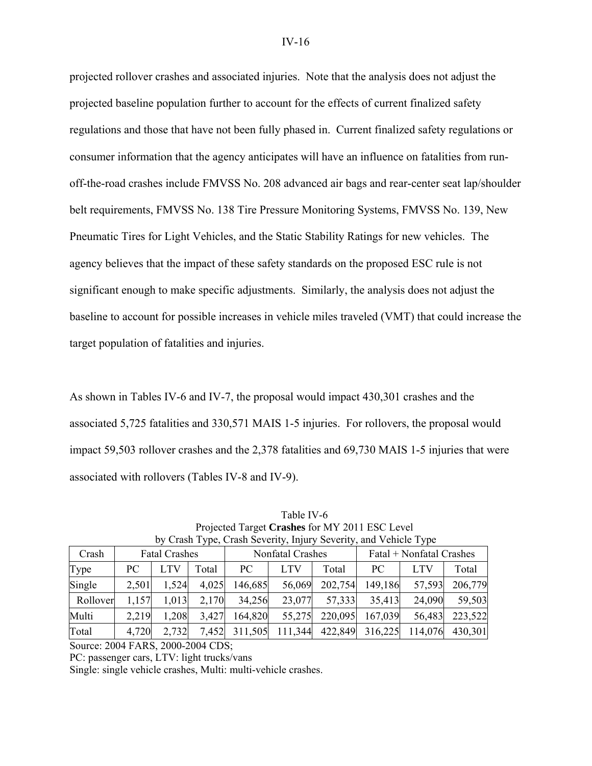projected rollover crashes and associated injuries. Note that the analysis does not adjust the projected baseline population further to account for the effects of current finalized safety regulations and those that have not been fully phased in. Current finalized safety regulations or consumer information that the agency anticipates will have an influence on fatalities from run-off-the-road crashes include FMVSS No. 208 advanced air bags and rear-center seat lap/shoulder belt requirements, FMVSS No. 138 Tire Pressure Monitoring Systems, FMVSS No. 139, New Pneumatic Tires for Light Vehicles, and the Static Stability Ratings for new vehicles. The agency believes that the impact of these safety standards on the proposed ESC rule is not significant enough to make specific adjustments. Similarly, the analysis does not adjust the baseline to account for possible increases in vehicle miles traveled (VMT) that could increase the target population of fatalities and injuries.

As shown in Tables IV-6 and IV-7, the proposal would impact 430,301 crashes and the associated 5,725 fatalities and 330,571 MAIS 1-5 injuries. For rollovers, the proposal would impact 59,503 rollover crashes and the 2,378 fatalities and 69,730 MAIS 1-5 injuries that were associated with rollovers (Tables IV-8 and IV-9).

Table IV-6
Projected Target **Crashes** for MY 2011 ESC Level
by Crash Type, Crash Severity, Injury Severity, and Vehicle Type

| Crash | Fatal Crashes | | | Nonfatal Crashes | | | Fatal + Nonfatal Crashes | | |
|---|---|---|---|---|---|---|---|---|---|
| Type | PC | LTV | Total | PC | LTV | Total | PC | LTV | Total |
| Single | 2,501 | 1,524 | 4,025 | 146,685 | 56,069 | 202,754 | 149,186 | 57,593 | 206,779 |
| Rollover | 1,157 | 1,013 | 2,170 | 34,256 | 23,077 | 57,333 | 35,413 | 24,090 | 59,503 |
| Multi | 2,219 | 1,208 | 3,427 | 164,820 | 55,275 | 220,095 | 167,039 | 56,483 | 223,522 |
| Total | 4,720 | 2,732 | 7,452 | 311,505 | 111,344 | 422,849 | 316,225 | 114,076 | 430,301 |

Source: 2004 FARS, 2000-2004 CDS;
PC: passenger cars, LTV: light trucks/vans
Single: single vehicle crashes, Multi: multi-vehicle crashes.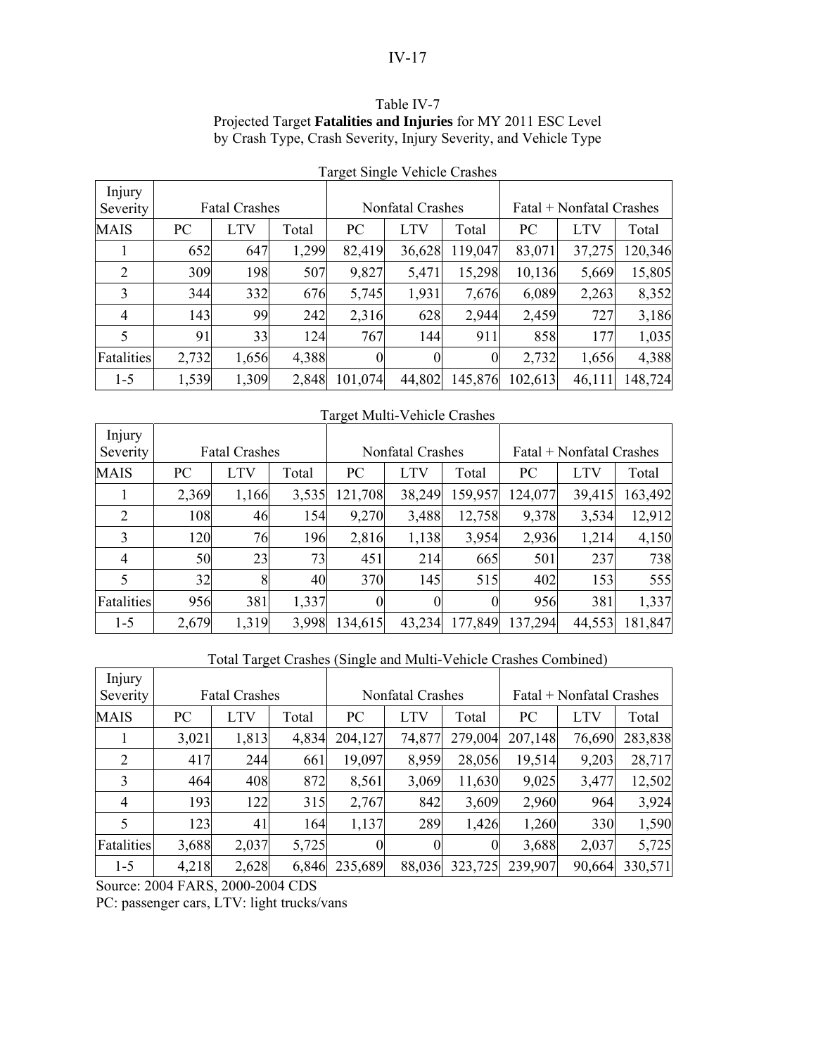Table IV-7
Projected Target **Fatalities and Injuries** for MY 2011 ESC Level
by Crash Type, Crash Severity, Injury Severity, and Vehicle Type

Target Single Vehicle Crashes

| Injury Severity | Fatal Crashes | | | Nonfatal Crashes | | | Fatal + Nonfatal Crashes | | |
|---|---|---|---|---|---|---|---|---|---|
| MAIS | PC | LTV | Total | PC | LTV | Total | PC | LTV | Total |
| 1 | 652 | 647 | 1,299 | 82,419 | 36,628 | 119,047 | 83,071 | 37,275 | 120,346 |
| 2 | 309 | 198 | 507 | 9,827 | 5,471 | 15,298 | 10,136 | 5,669 | 15,805 |
| 3 | 344 | 332 | 676 | 5,745 | 1,931 | 7,676 | 6,089 | 2,263 | 8,352 |
| 4 | 143 | 99 | 242 | 2,316 | 628 | 2,944 | 2,459 | 727 | 3,186 |
| 5 | 91 | 33 | 124 | 767 | 144 | 911 | 858 | 177 | 1,035 |
| Fatalities | 2,732 | 1,656 | 4,388 | 0 | 0 | 0 | 2,732 | 1,656 | 4,388 |
| 1-5 | 1,539 | 1,309 | 2,848 | 101,074 | 44,802 | 145,876 | 102,613 | 46,111 | 148,724 |

Target Multi-Vehicle Crashes

| Injury Severity | Fatal Crashes | | | Nonfatal Crashes | | | Fatal + Nonfatal Crashes | | |
|---|---|---|---|---|---|---|---|---|---|
| MAIS | PC | LTV | Total | PC | LTV | Total | PC | LTV | Total |
| 1 | 2,369 | 1,166 | 3,535 | 121,708 | 38,249 | 159,957 | 124,077 | 39,415 | 163,492 |
| 2 | 108 | 46 | 154 | 9,270 | 3,488 | 12,758 | 9,378 | 3,534 | 12,912 |
| 3 | 120 | 76 | 196 | 2,816 | 1,138 | 3,954 | 2,936 | 1,214 | 4,150 |
| 4 | 50 | 23 | 73 | 451 | 214 | 665 | 501 | 237 | 738 |
| 5 | 32 | 8 | 40 | 370 | 145 | 515 | 402 | 153 | 555 |
| Fatalities | 956 | 381 | 1,337 | 0 | 0 | 0 | 956 | 381 | 1,337 |
| 1-5 | 2,679 | 1,319 | 3,998 | 134,615 | 43,234 | 177,849 | 137,294 | 44,553 | 181,847 |

Total Target Crashes (Single and Multi-Vehicle Crashes Combined)

| Injury Severity | Fatal Crashes | | | Nonfatal Crashes | | | Fatal + Nonfatal Crashes | | |
|---|---|---|---|---|---|---|---|---|---|
| MAIS | PC | LTV | Total | PC | LTV | Total | PC | LTV | Total |
| 1 | 3,021 | 1,813 | 4,834 | 204,127 | 74,877 | 279,004 | 207,148 | 76,690 | 283,838 |
| 2 | 417 | 244 | 661 | 19,097 | 8,959 | 28,056 | 19,514 | 9,203 | 28,717 |
| 3 | 464 | 408 | 872 | 8,561 | 3,069 | 11,630 | 9,025 | 3,477 | 12,502 |
| 4 | 193 | 122 | 315 | 2,767 | 842 | 3,609 | 2,960 | 964 | 3,924 |
| 5 | 123 | 41 | 164 | 1,137 | 289 | 1,426 | 1,260 | 330 | 1,590 |
| Fatalities | 3,688 | 2,037 | 5,725 | 0 | 0 | 0 | 3,688 | 2,037 | 5,725 |
| 1-5 | 4,218 | 2,628 | 6,846 | 235,689 | 88,036 | 323,725 | 239,907 | 90,664 | 330,571 |

Source: 2004 FARS, 2000-2004 CDS
PC: passenger cars, LTV: light trucks/vans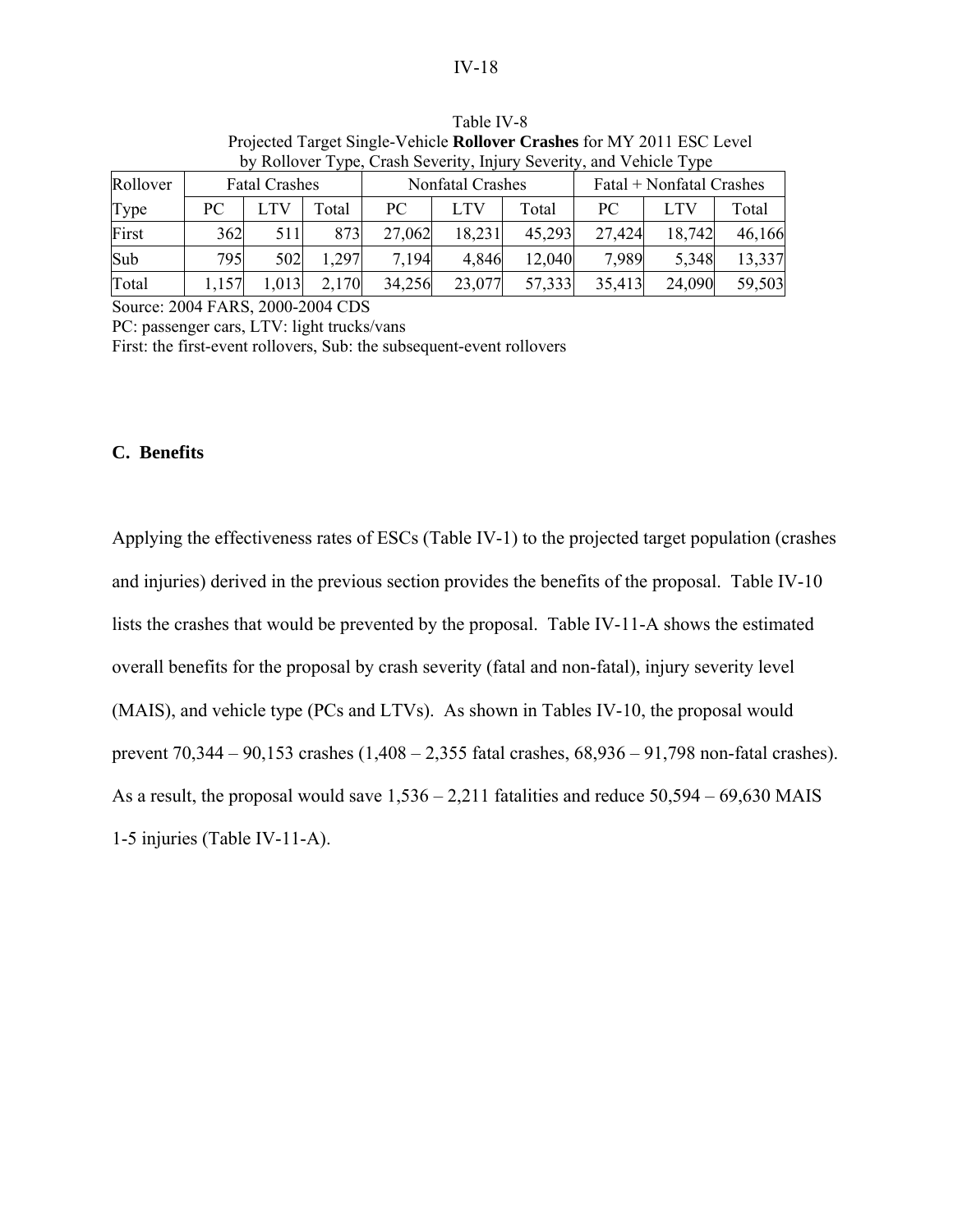Table IV-8
Projected Target Single-Vehicle **Rollover Crashes** for MY 2011 ESC Level by Rollover Type, Crash Severity, Injury Severity, and Vehicle Type

| Rollover | Fatal Crashes | | | Nonfatal Crashes | | | Fatal + Nonfatal Crashes | | |
|---|---|---|---|---|---|---|---|---|---|
| Type | PC | LTV | Total | PC | LTV | Total | PC | LTV | Total |
| First | 362 | 511 | 873 | 27,062 | 18,231 | 45,293 | 27,424 | 18,742 | 46,166 |
| Sub | 795 | 502 | 1,297 | 7,194 | 4,846 | 12,040 | 7,989 | 5,348 | 13,337 |
| Total | 1,157 | 1,013 | 2,170 | 34,256 | 23,077 | 57,333 | 35,413 | 24,090 | 59,503 |

Source: 2004 FARS, 2000-2004 CDS
PC: passenger cars, LTV: light trucks/vans
First: the first-event rollovers, Sub: the subsequent-event rollovers

## C. Benefits

Applying the effectiveness rates of ESCs (Table IV-1) to the projected target population (crashes and injuries) derived in the previous section provides the benefits of the proposal. Table IV-10 lists the crashes that would be prevented by the proposal. Table IV-11-A shows the estimated overall benefits for the proposal by crash severity (fatal and non-fatal), injury severity level (MAIS), and vehicle type (PCs and LTVs). As shown in Tables IV-10, the proposal would prevent 70,344 – 90,153 crashes (1,408 – 2,355 fatal crashes, 68,936 – 91,798 non-fatal crashes). As a result, the proposal would save 1,536 – 2,211 fatalities and reduce 50,594 – 69,630 MAIS 1-5 injuries (Table IV-11-A).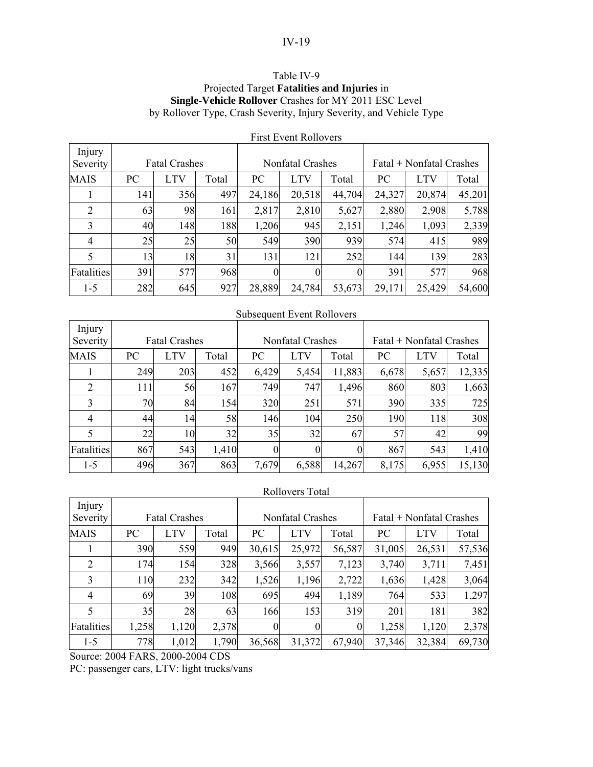Table IV-9
Projected Target **Fatalities and Injuries** in
**Single-Vehicle Rollover** Crashes for MY 2011 ESC Level
by Rollover Type, Crash Severity, Injury Severity, and Vehicle Type

First Event Rollovers

| Injury Severity | Fatal Crashes | | | Nonfatal Crashes | | | Fatal + Nonfatal Crashes | | |
|---|---|---|---|---|---|---|---|---|---|
| MAIS | PC | LTV | Total | PC | LTV | Total | PC | LTV | Total |
| 1 | 141 | 356 | 497 | 24,186 | 20,518 | 44,704 | 24,327 | 20,874 | 45,201 |
| 2 | 63 | 98 | 161 | 2,817 | 2,810 | 5,627 | 2,880 | 2,908 | 5,788 |
| 3 | 40 | 148 | 188 | 1,206 | 945 | 2,151 | 1,246 | 1,093 | 2,339 |
| 4 | 25 | 25 | 50 | 549 | 390 | 939 | 574 | 415 | 989 |
| 5 | 13 | 18 | 31 | 131 | 121 | 252 | 144 | 139 | 283 |
| Fatalities | 391 | 577 | 968 | 0 | 0 | 0 | 391 | 577 | 968 |
| 1-5 | 282 | 645 | 927 | 28,889 | 24,784 | 53,673 | 29,171 | 25,429 | 54,600 |

Subsequent Event Rollovers

| Injury Severity | Fatal Crashes | | | Nonfatal Crashes | | | Fatal + Nonfatal Crashes | | |
|---|---|---|---|---|---|---|---|---|---|
| MAIS | PC | LTV | Total | PC | LTV | Total | PC | LTV | Total |
| 1 | 249 | 203 | 452 | 6,429 | 5,454 | 11,883 | 6,678 | 5,657 | 12,335 |
| 2 | 111 | 56 | 167 | 749 | 747 | 1,496 | 860 | 803 | 1,663 |
| 3 | 70 | 84 | 154 | 320 | 251 | 571 | 390 | 335 | 725 |
| 4 | 44 | 14 | 58 | 146 | 104 | 250 | 190 | 118 | 308 |
| 5 | 22 | 10 | 32 | 35 | 32 | 67 | 57 | 42 | 99 |
| Fatalities | 867 | 543 | 1,410 | 0 | 0 | 0 | 867 | 543 | 1,410 |
| 1-5 | 496 | 367 | 863 | 7,679 | 6,588 | 14,267 | 8,175 | 6,955 | 15,130 |

Rollovers Total

| Injury Severity | Fatal Crashes | | | Nonfatal Crashes | | | Fatal + Nonfatal Crashes | | |
|---|---|---|---|---|---|---|---|---|---|
| MAIS | PC | LTV | Total | PC | LTV | Total | PC | LTV | Total |
| 1 | 390 | 559 | 949 | 30,615 | 25,972 | 56,587 | 31,005 | 26,531 | 57,536 |
| 2 | 174 | 154 | 328 | 3,566 | 3,557 | 7,123 | 3,740 | 3,711 | 7,451 |
| 3 | 110 | 232 | 342 | 1,526 | 1,196 | 2,722 | 1,636 | 1,428 | 3,064 |
| 4 | 69 | 39 | 108 | 695 | 494 | 1,189 | 764 | 533 | 1,297 |
| 5 | 35 | 28 | 63 | 166 | 153 | 319 | 201 | 181 | 382 |
| Fatalities | 1,258 | 1,120 | 2,378 | 0 | 0 | 0 | 1,258 | 1,120 | 2,378 |
| 1-5 | 778 | 1,012 | 1,790 | 36,568 | 31,372 | 67,940 | 37,346 | 32,384 | 69,730 |

Source: 2004 FARS, 2000-2004 CDS
PC: passenger cars, LTV: light trucks/vans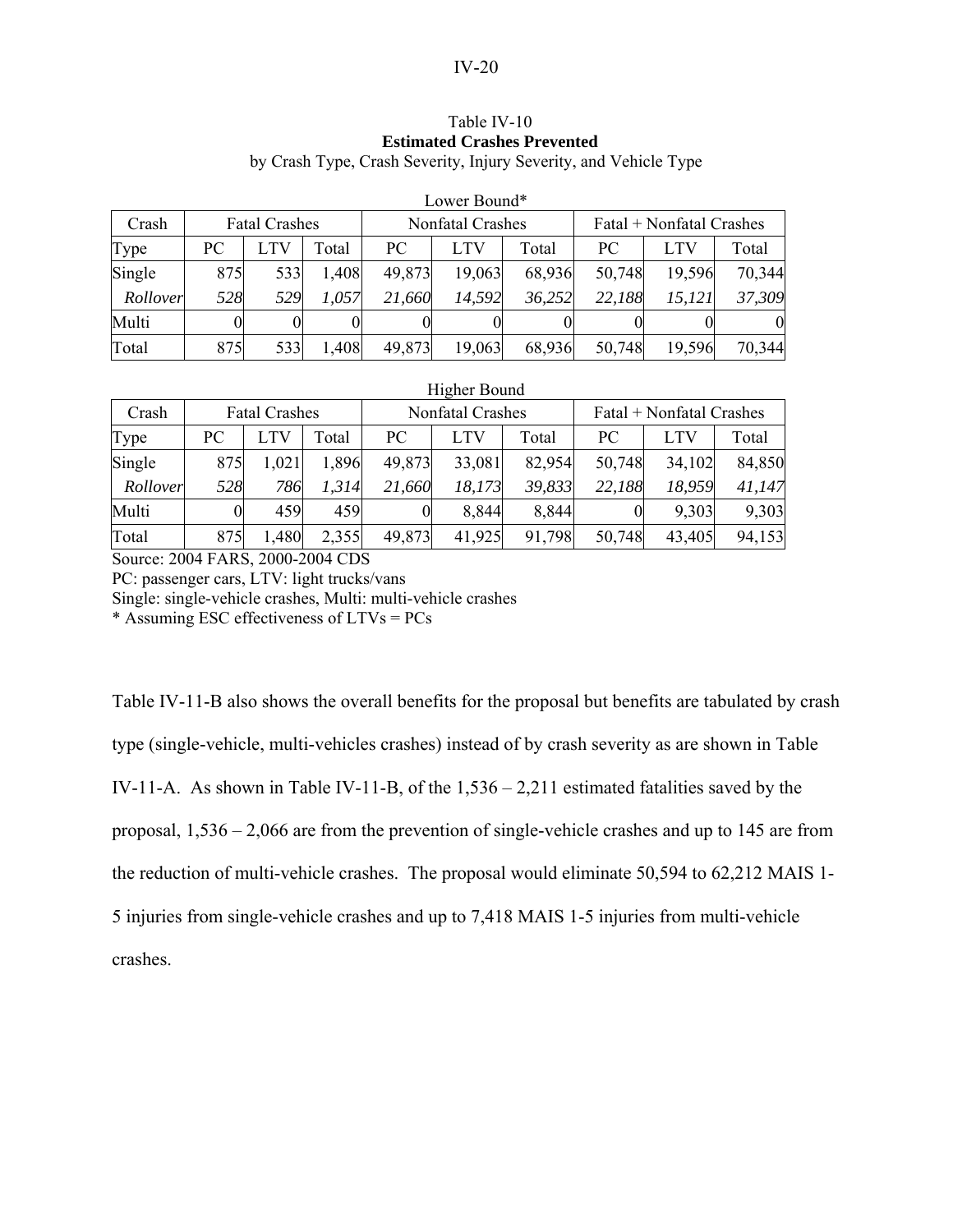Table IV-10
**Estimated Crashes Prevented**
by Crash Type, Crash Severity, Injury Severity, and Vehicle Type

Lower Bound*

| Crash | Fatal Crashes | | | Nonfatal Crashes | | | Fatal + Nonfatal Crashes | | |
|---|---|---|---|---|---|---|---|---|---|
| Type | PC | LTV | Total | PC | LTV | Total | PC | LTV | Total |
| Single | 875 | 533 | 1,408 | 49,873 | 19,063 | 68,936 | 50,748 | 19,596 | 70,344 |
| *Rollover* | *528* | *529* | *1,057* | *21,660* | *14,592* | *36,252* | *22,188* | *15,121* | *37,309* |
| Multi | 0 | 0 | 0 | 0 | 0 | 0 | 0 | 0 | 0 |
| Total | 875 | 533 | 1,408 | 49,873 | 19,063 | 68,936 | 50,748 | 19,596 | 70,344 |

Higher Bound

| Crash | Fatal Crashes | | | Nonfatal Crashes | | | Fatal + Nonfatal Crashes | | |
|---|---|---|---|---|---|---|---|---|---|
| Type | PC | LTV | Total | PC | LTV | Total | PC | LTV | Total |
| Single | 875 | 1,021 | 1,896 | 49,873 | 33,081 | 82,954 | 50,748 | 34,102 | 84,850 |
| *Rollover* | *528* | *786* | *1,314* | *21,660* | *18,173* | *39,833* | *22,188* | *18,959* | *41,147* |
| Multi | 0 | 459 | 459 | 0 | 8,844 | 8,844 | 0 | 9,303 | 9,303 |
| Total | 875 | 1,480 | 2,355 | 49,873 | 41,925 | 91,798 | 50,748 | 43,405 | 94,153 |

Source: 2004 FARS, 2000-2004 CDS
PC: passenger cars, LTV: light trucks/vans
Single: single-vehicle crashes, Multi: multi-vehicle crashes
* Assuming ESC effectiveness of LTVs = PCs

Table IV-11-B also shows the overall benefits for the proposal but benefits are tabulated by crash type (single-vehicle, multi-vehicles crashes) instead of by crash severity as are shown in Table IV-11-A. As shown in Table IV-11-B, of the 1,536 – 2,211 estimated fatalities saved by the proposal, 1,536 – 2,066 are from the prevention of single-vehicle crashes and up to 145 are from the reduction of multi-vehicle crashes. The proposal would eliminate 50,594 to 62,212 MAIS 1-5 injuries from single-vehicle crashes and up to 7,418 MAIS 1-5 injuries from multi-vehicle crashes.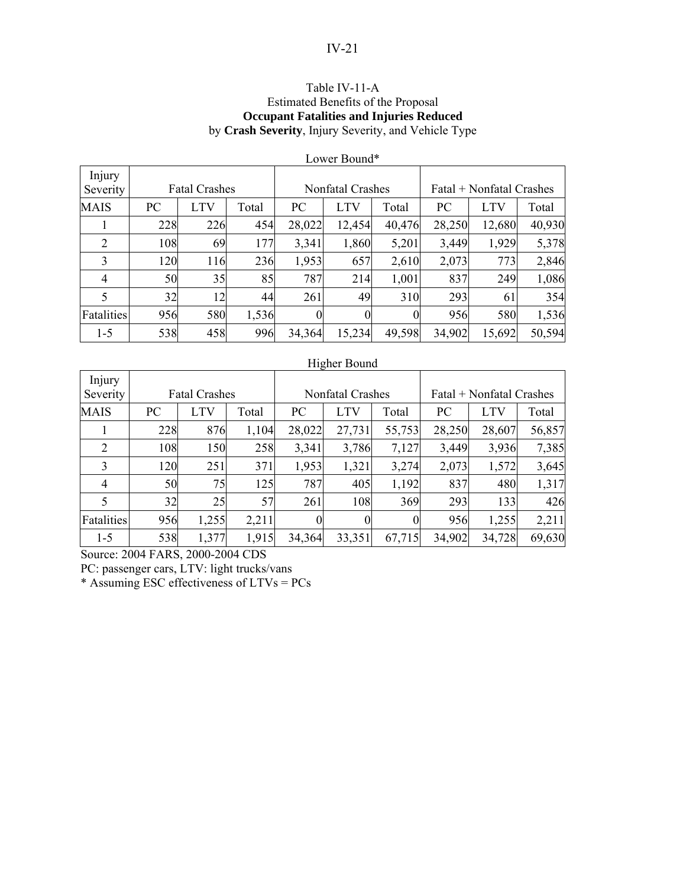Table IV-11-A
Estimated Benefits of the Proposal
**Occupant Fatalities and Injuries Reduced**
by **Crash Severity**, Injury Severity, and Vehicle Type

Lower Bound*

| Injury Severity | Fatal Crashes | | | Nonfatal Crashes | | | Fatal + Nonfatal Crashes | | |
|---|---|---|---|---|---|---|---|---|---|
| MAIS | PC | LTV | Total | PC | LTV | Total | PC | LTV | Total |
| 1 | 228 | 226 | 454 | 28,022 | 12,454 | 40,476 | 28,250 | 12,680 | 40,930 |
| 2 | 108 | 69 | 177 | 3,341 | 1,860 | 5,201 | 3,449 | 1,929 | 5,378 |
| 3 | 120 | 116 | 236 | 1,953 | 657 | 2,610 | 2,073 | 773 | 2,846 |
| 4 | 50 | 35 | 85 | 787 | 214 | 1,001 | 837 | 249 | 1,086 |
| 5 | 32 | 12 | 44 | 261 | 49 | 310 | 293 | 61 | 354 |
| Fatalities | 956 | 580 | 1,536 | 0 | 0 | 0 | 956 | 580 | 1,536 |
| 1-5 | 538 | 458 | 996 | 34,364 | 15,234 | 49,598 | 34,902 | 15,692 | 50,594 |

Higher Bound

| Injury Severity | Fatal Crashes | | | Nonfatal Crashes | | | Fatal + Nonfatal Crashes | | |
|---|---|---|---|---|---|---|---|---|---|
| MAIS | PC | LTV | Total | PC | LTV | Total | PC | LTV | Total |
| 1 | 228 | 876 | 1,104 | 28,022 | 27,731 | 55,753 | 28,250 | 28,607 | 56,857 |
| 2 | 108 | 150 | 258 | 3,341 | 3,786 | 7,127 | 3,449 | 3,936 | 7,385 |
| 3 | 120 | 251 | 371 | 1,953 | 1,321 | 3,274 | 2,073 | 1,572 | 3,645 |
| 4 | 50 | 75 | 125 | 787 | 405 | 1,192 | 837 | 480 | 1,317 |
| 5 | 32 | 25 | 57 | 261 | 108 | 369 | 293 | 133 | 426 |
| Fatalities | 956 | 1,255 | 2,211 | 0 | 0 | 0 | 956 | 1,255 | 2,211 |
| 1-5 | 538 | 1,377 | 1,915 | 34,364 | 33,351 | 67,715 | 34,902 | 34,728 | 69,630 |

Source: 2004 FARS, 2000-2004 CDS

PC: passenger cars, LTV: light trucks/vans

* Assuming ESC effectiveness of LTVs = PCs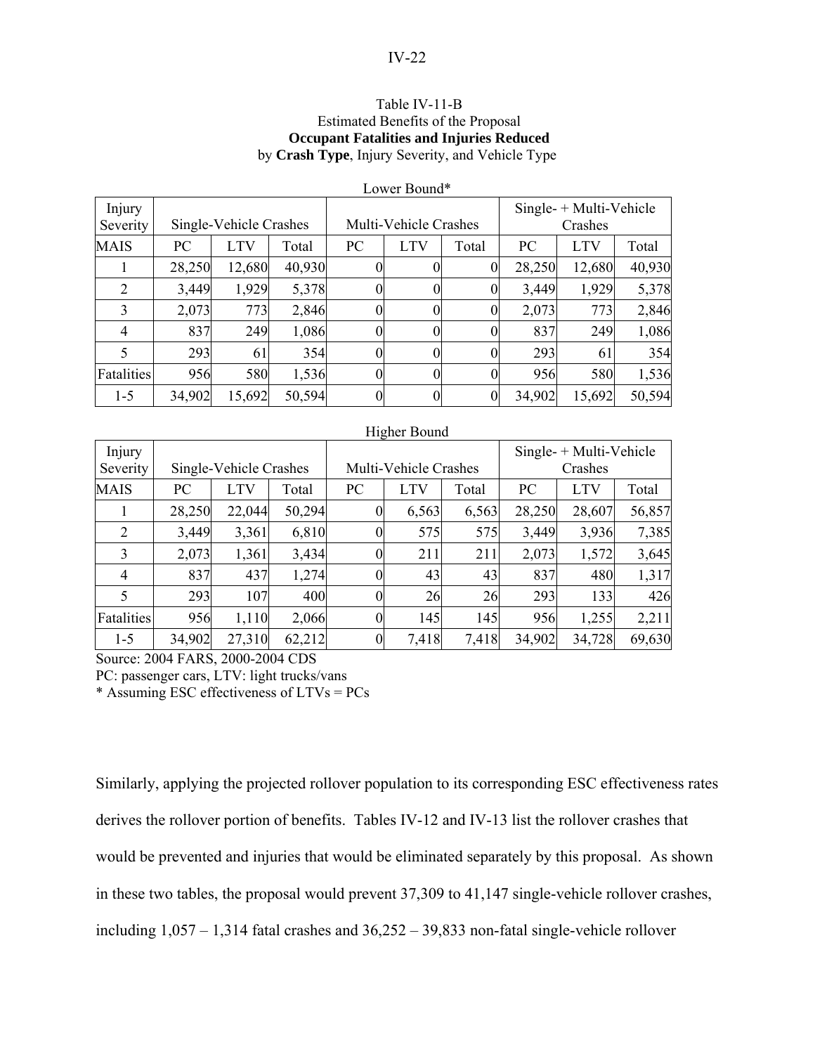Table IV-11-B
Estimated Benefits of the Proposal
**Occupant Fatalities and Injuries Reduced**
by **Crash Type**, Injury Severity, and Vehicle Type

Lower Bound*

| Injury Severity | Single-Vehicle Crashes | | | Multi-Vehicle Crashes | | | Single- + Multi-Vehicle Crashes | | |
|---|---|---|---|---|---|---|---|---|---|
| MAIS | PC | LTV | Total | PC | LTV | Total | PC | LTV | Total |
| 1 | 28,250 | 12,680 | 40,930 | 0 | 0 | 0 | 28,250 | 12,680 | 40,930 |
| 2 | 3,449 | 1,929 | 5,378 | 0 | 0 | 0 | 3,449 | 1,929 | 5,378 |
| 3 | 2,073 | 773 | 2,846 | 0 | 0 | 0 | 2,073 | 773 | 2,846 |
| 4 | 837 | 249 | 1,086 | 0 | 0 | 0 | 837 | 249 | 1,086 |
| 5 | 293 | 61 | 354 | 0 | 0 | 0 | 293 | 61 | 354 |
| Fatalities | 956 | 580 | 1,536 | 0 | 0 | 0 | 956 | 580 | 1,536 |
| 1-5 | 34,902 | 15,692 | 50,594 | 0 | 0 | 0 | 34,902 | 15,692 | 50,594 |

Higher Bound

| Injury Severity | Single-Vehicle Crashes | | | Multi-Vehicle Crashes | | | Single- + Multi-Vehicle Crashes | | |
|---|---|---|---|---|---|---|---|---|---|
| MAIS | PC | LTV | Total | PC | LTV | Total | PC | LTV | Total |
| 1 | 28,250 | 22,044 | 50,294 | 0 | 6,563 | 6,563 | 28,250 | 28,607 | 56,857 |
| 2 | 3,449 | 3,361 | 6,810 | 0 | 575 | 575 | 3,449 | 3,936 | 7,385 |
| 3 | 2,073 | 1,361 | 3,434 | 0 | 211 | 211 | 2,073 | 1,572 | 3,645 |
| 4 | 837 | 437 | 1,274 | 0 | 43 | 43 | 837 | 480 | 1,317 |
| 5 | 293 | 107 | 400 | 0 | 26 | 26 | 293 | 133 | 426 |
| Fatalities | 956 | 1,110 | 2,066 | 0 | 145 | 145 | 956 | 1,255 | 2,211 |
| 1-5 | 34,902 | 27,310 | 62,212 | 0 | 7,418 | 7,418 | 34,902 | 34,728 | 69,630 |

Source: 2004 FARS, 2000-2004 CDS
PC: passenger cars, LTV: light trucks/vans
* Assuming ESC effectiveness of LTVs = PCs

Similarly, applying the projected rollover population to its corresponding ESC effectiveness rates derives the rollover portion of benefits. Tables IV-12 and IV-13 list the rollover crashes that would be prevented and injuries that would be eliminated separately by this proposal. As shown in these two tables, the proposal would prevent 37,309 to 41,147 single-vehicle rollover crashes, including 1,057 – 1,314 fatal crashes and 36,252 – 39,833 non-fatal single-vehicle rollover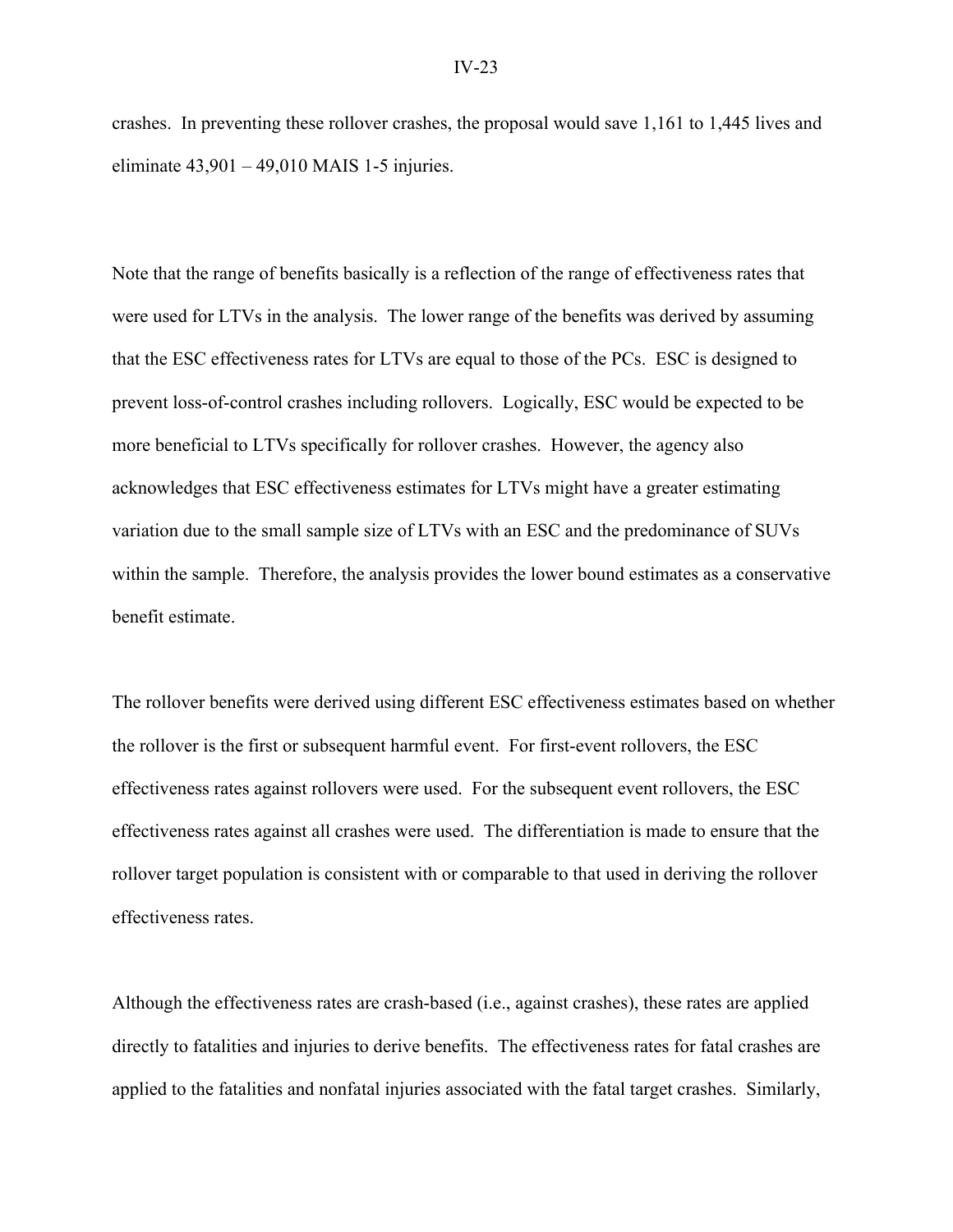crashes. In preventing these rollover crashes, the proposal would save 1,161 to 1,445 lives and eliminate 43,901 – 49,010 MAIS 1-5 injuries.

Note that the range of benefits basically is a reflection of the range of effectiveness rates that were used for LTVs in the analysis. The lower range of the benefits was derived by assuming that the ESC effectiveness rates for LTVs are equal to those of the PCs. ESC is designed to prevent loss-of-control crashes including rollovers. Logically, ESC would be expected to be more beneficial to LTVs specifically for rollover crashes. However, the agency also acknowledges that ESC effectiveness estimates for LTVs might have a greater estimating variation due to the small sample size of LTVs with an ESC and the predominance of SUVs within the sample. Therefore, the analysis provides the lower bound estimates as a conservative benefit estimate.

The rollover benefits were derived using different ESC effectiveness estimates based on whether the rollover is the first or subsequent harmful event. For first-event rollovers, the ESC effectiveness rates against rollovers were used. For the subsequent event rollovers, the ESC effectiveness rates against all crashes were used. The differentiation is made to ensure that the rollover target population is consistent with or comparable to that used in deriving the rollover effectiveness rates.

Although the effectiveness rates are crash-based (i.e., against crashes), these rates are applied directly to fatalities and injuries to derive benefits. The effectiveness rates for fatal crashes are applied to the fatalities and nonfatal injuries associated with the fatal target crashes. Similarly,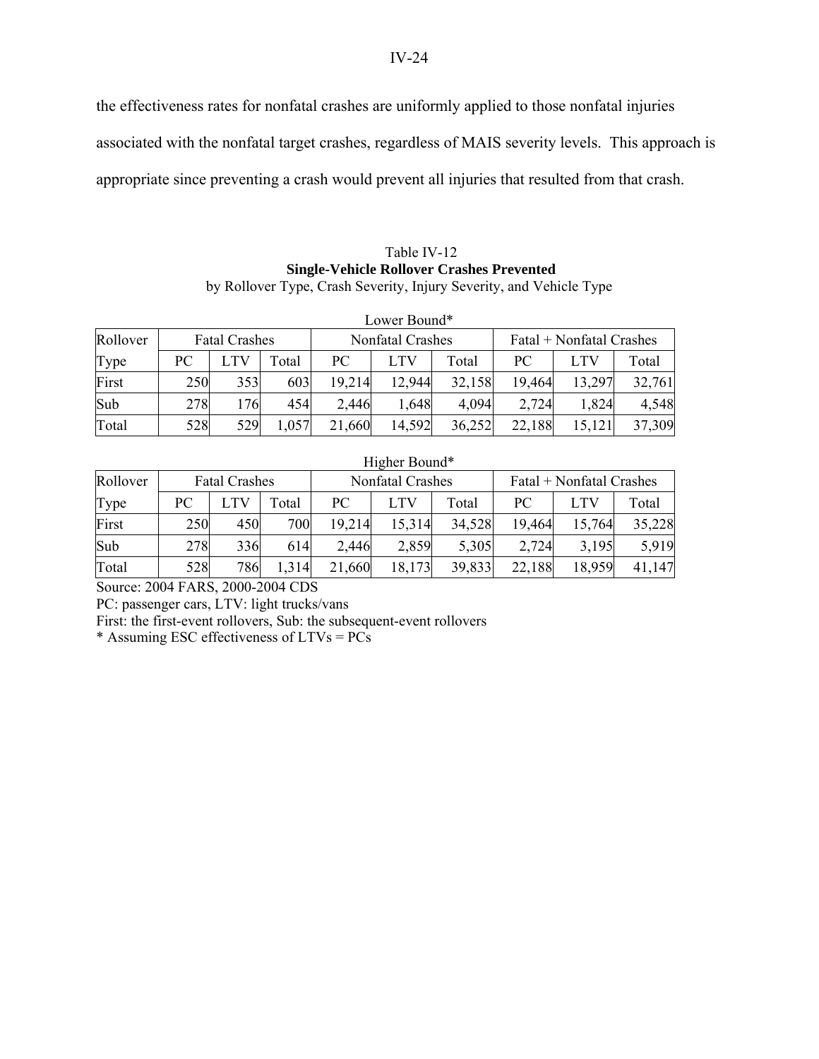the effectiveness rates for nonfatal crashes are uniformly applied to those nonfatal injuries associated with the nonfatal target crashes, regardless of MAIS severity levels. This approach is appropriate since preventing a crash would prevent all injuries that resulted from that crash.

Table IV-12
**Single-Vehicle Rollover Crashes Prevented**
by Rollover Type, Crash Severity, Injury Severity, and Vehicle Type

Lower Bound*

| Rollover | Fatal Crashes | | | Nonfatal Crashes | | | Fatal + Nonfatal Crashes | | |
|---|---|---|---|---|---|---|---|---|---|
| Type | PC | LTV | Total | PC | LTV | Total | PC | LTV | Total |
| First | 250 | 353 | 603 | 19,214 | 12,944 | 32,158 | 19,464 | 13,297 | 32,761 |
| Sub | 278 | 176 | 454 | 2,446 | 1,648 | 4,094 | 2,724 | 1,824 | 4,548 |
| Total | 528 | 529 | 1,057 | 21,660 | 14,592 | 36,252 | 22,188 | 15,121 | 37,309 |

Higher Bound*

| Rollover | Fatal Crashes | | | Nonfatal Crashes | | | Fatal + Nonfatal Crashes | | |
|---|---|---|---|---|---|---|---|---|---|
| Type | PC | LTV | Total | PC | LTV | Total | PC | LTV | Total |
| First | 250 | 450 | 700 | 19,214 | 15,314 | 34,528 | 19,464 | 15,764 | 35,228 |
| Sub | 278 | 336 | 614 | 2,446 | 2,859 | 5,305 | 2,724 | 3,195 | 5,919 |
| Total | 528 | 786 | 1,314 | 21,660 | 18,173 | 39,833 | 22,188 | 18,959 | 41,147 |

Source: 2004 FARS, 2000-2004 CDS
PC: passenger cars, LTV: light trucks/vans
First: the first-event rollovers, Sub: the subsequent-event rollovers
* Assuming ESC effectiveness of LTVs = PCs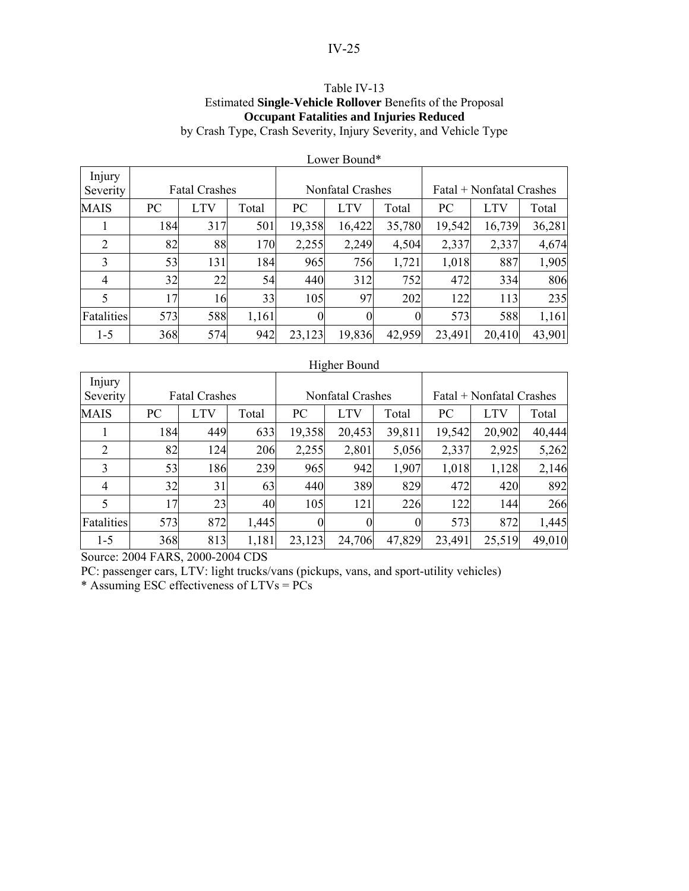Table IV-13
Estimated **Single-Vehicle Rollover** Benefits of the Proposal
**Occupant Fatalities and Injuries Reduced**
by Crash Type, Crash Severity, Injury Severity, and Vehicle Type

Lower Bound*

| Injury Severity | Fatal Crashes | | | Nonfatal Crashes | | | Fatal + Nonfatal Crashes | | |
|---|---|---|---|---|---|---|---|---|---|
| MAIS | PC | LTV | Total | PC | LTV | Total | PC | LTV | Total |
| 1 | 184 | 317 | 501 | 19,358 | 16,422 | 35,780 | 19,542 | 16,739 | 36,281 |
| 2 | 82 | 88 | 170 | 2,255 | 2,249 | 4,504 | 2,337 | 2,337 | 4,674 |
| 3 | 53 | 131 | 184 | 965 | 756 | 1,721 | 1,018 | 887 | 1,905 |
| 4 | 32 | 22 | 54 | 440 | 312 | 752 | 472 | 334 | 806 |
| 5 | 17 | 16 | 33 | 105 | 97 | 202 | 122 | 113 | 235 |
| Fatalities | 573 | 588 | 1,161 | 0 | 0 | 0 | 573 | 588 | 1,161 |
| 1-5 | 368 | 574 | 942 | 23,123 | 19,836 | 42,959 | 23,491 | 20,410 | 43,901 |

Higher Bound

| Injury Severity | Fatal Crashes | | | Nonfatal Crashes | | | Fatal + Nonfatal Crashes | | |
|---|---|---|---|---|---|---|---|---|---|
| MAIS | PC | LTV | Total | PC | LTV | Total | PC | LTV | Total |
| 1 | 184 | 449 | 633 | 19,358 | 20,453 | 39,811 | 19,542 | 20,902 | 40,444 |
| 2 | 82 | 124 | 206 | 2,255 | 2,801 | 5,056 | 2,337 | 2,925 | 5,262 |
| 3 | 53 | 186 | 239 | 965 | 942 | 1,907 | 1,018 | 1,128 | 2,146 |
| 4 | 32 | 31 | 63 | 440 | 389 | 829 | 472 | 420 | 892 |
| 5 | 17 | 23 | 40 | 105 | 121 | 226 | 122 | 144 | 266 |
| Fatalities | 573 | 872 | 1,445 | 0 | 0 | 0 | 573 | 872 | 1,445 |
| 1-5 | 368 | 813 | 1,181 | 23,123 | 24,706 | 47,829 | 23,491 | 25,519 | 49,010 |

Source: 2004 FARS, 2000-2004 CDS

PC: passenger cars, LTV: light trucks/vans (pickups, vans, and sport-utility vehicles)

* Assuming ESC effectiveness of LTVs = PCs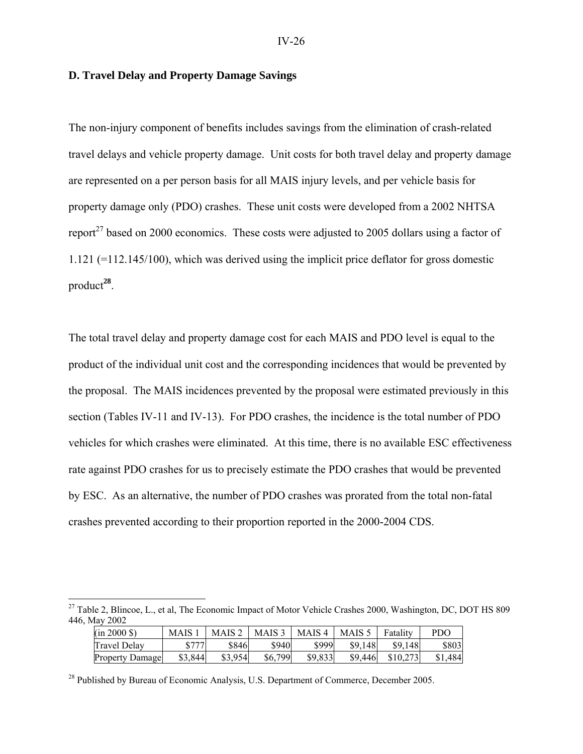## D. Travel Delay and Property Damage Savings

The non-injury component of benefits includes savings from the elimination of crash-related travel delays and vehicle property damage. Unit costs for both travel delay and property damage are represented on a per person basis for all MAIS injury levels, and per vehicle basis for property damage only (PDO) crashes. These unit costs were developed from a 2002 NHTSA report[27] based on 2000 economics. These costs were adjusted to 2005 dollars using a factor of 1.121 (=112.145/100), which was derived using the implicit price deflator for gross domestic product[28].

The total travel delay and property damage cost for each MAIS and PDO level is equal to the product of the individual unit cost and the corresponding incidences that would be prevented by the proposal. The MAIS incidences prevented by the proposal were estimated previously in this section (Tables IV-11 and IV-13). For PDO crashes, the incidence is the total number of PDO vehicles for which crashes were eliminated. At this time, there is no available ESC effectiveness rate against PDO crashes for us to precisely estimate the PDO crashes that would be prevented by ESC. As an alternative, the number of PDO crashes was prorated from the total non-fatal crashes prevented according to their proportion reported in the 2000-2004 CDS.

---

[27] Table 2, Blincoe, L., et al, The Economic Impact of Motor Vehicle Crashes 2000, Washington, DC, DOT HS 809 446, May 2002

| (in 2000 $) | MAIS 1 | MAIS 2 | MAIS 3 | MAIS 4 | MAIS 5 | Fatality | PDO |
|---|---|---|---|---|---|---|---|
| Travel Delay | $777 | $846 | $940 | $999 | $9,148 | $9,148 | $803 |
| Property Damage | $3,844 | $3,954 | $6,799 | $9,833 | $9,446 | $10,273 | $1,484 |

[28] Published by Bureau of Economic Analysis, U.S. Department of Commerce, December 2005.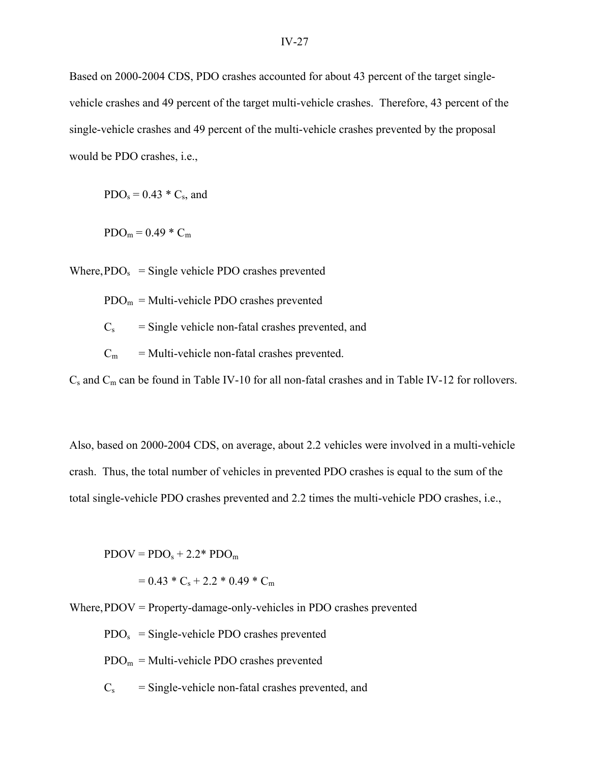Based on 2000-2004 CDS, PDO crashes accounted for about 43 percent of the target single-vehicle crashes and 49 percent of the target multi-vehicle crashes. Therefore, 43 percent of the single-vehicle crashes and 49 percent of the multi-vehicle crashes prevented by the proposal would be PDO crashes, i.e.,

$PDO_s = 0.43 * C_s$, and

$PDO_m = 0.49 * C_m$

Where, $PDO_s$ = Single vehicle PDO crashes prevented

$PDO_m$ = Multi-vehicle PDO crashes prevented

$C_s$ = Single vehicle non-fatal crashes prevented, and

$C_m$ = Multi-vehicle non-fatal crashes prevented.

$C_s$ and $C_m$ can be found in Table IV-10 for all non-fatal crashes and in Table IV-12 for rollovers.

Also, based on 2000-2004 CDS, on average, about 2.2 vehicles were involved in a multi-vehicle crash. Thus, the total number of vehicles in prevented PDO crashes is equal to the sum of the total single-vehicle PDO crashes prevented and 2.2 times the multi-vehicle PDO crashes, i.e.,

$$PDOV = PDO_s + 2.2 * PDO_m$$

$$= 0.43 * C_s + 2.2 * 0.49 * C_m$$

Where, $PDOV$ = Property-damage-only-vehicles in PDO crashes prevented

$PDO_s$ = Single-vehicle PDO crashes prevented

$PDO_m$ = Multi-vehicle PDO crashes prevented

$C_s$ = Single-vehicle non-fatal crashes prevented, and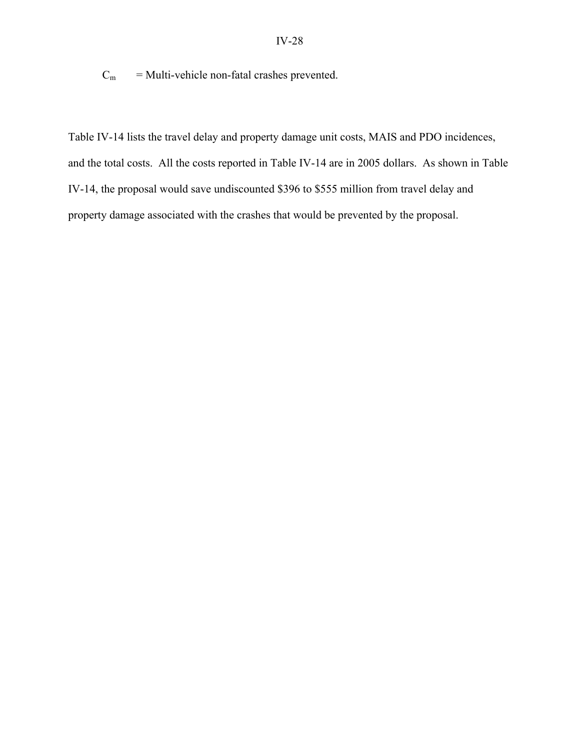$C_m$ = Multi-vehicle non-fatal crashes prevented.

Table IV-14 lists the travel delay and property damage unit costs, MAIS and PDO incidences, and the total costs. All the costs reported in Table IV-14 are in 2005 dollars. As shown in Table IV-14, the proposal would save undiscounted $396 to $555 million from travel delay and property damage associated with the crashes that would be prevented by the proposal.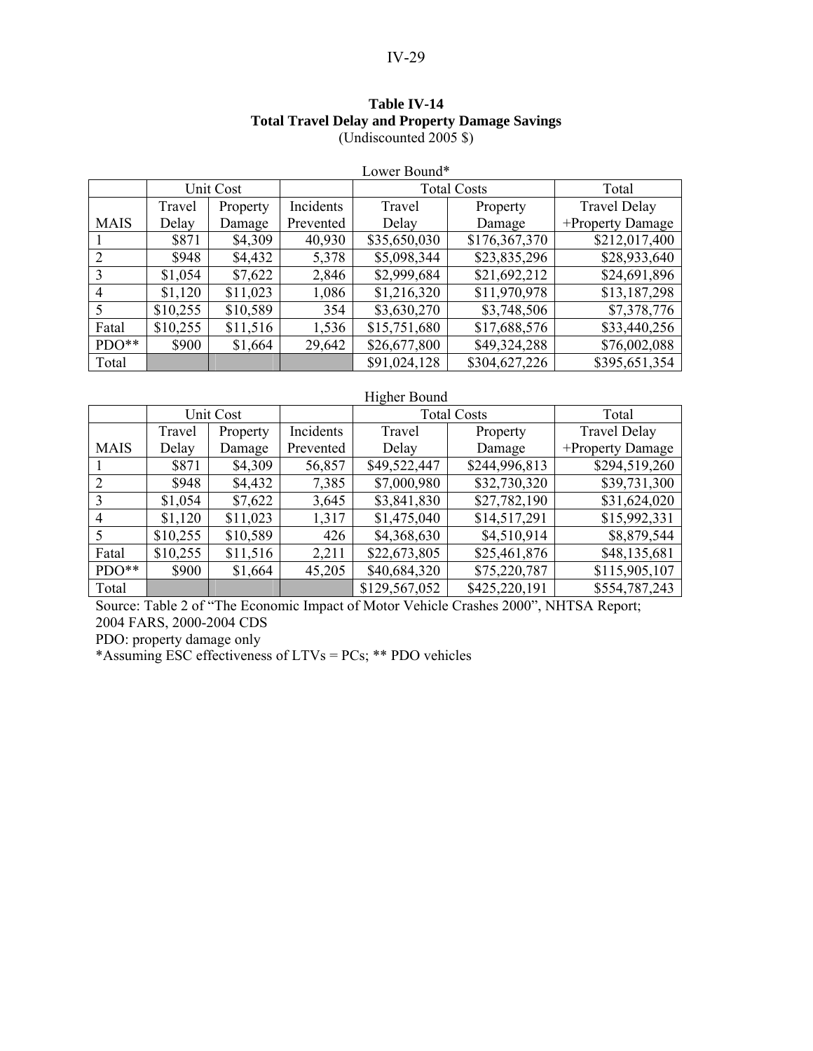**Table IV-14**
**Total Travel Delay and Property Damage Savings**
(Undiscounted 2005 $)

Lower Bound*

| | Unit Cost | | | Total Costs | | Total |
|---|---|---|---|---|---|---|
| MAIS | Travel Delay | Property Damage | Incidents Prevented | Travel Delay | Property Damage | Travel Delay +Property Damage |
| 1 | $871 | $4,309 | 40,930 | $35,650,030 | $176,367,370 | $212,017,400 |
| 2 | $948 | $4,432 | 5,378 | $5,098,344 | $23,835,296 | $28,933,640 |
| 3 | $1,054 | $7,622 | 2,846 | $2,999,684 | $21,692,212 | $24,691,896 |
| 4 | $1,120 | $11,023 | 1,086 | $1,216,320 | $11,970,978 | $13,187,298 |
| 5 | $10,255 | $10,589 | 354 | $3,630,270 | $3,748,506 | $7,378,776 |
| Fatal | $10,255 | $11,516 | 1,536 | $15,751,680 | $17,688,576 | $33,440,256 |
| PDO** | $900 | $1,664 | 29,642 | $26,677,800 | $49,324,288 | $76,002,088 |
| Total | | | | $91,024,128 | $304,627,226 | $395,651,354 |

Higher Bound

| | Unit Cost | | | Total Costs | | Total |
|---|---|---|---|---|---|---|
| MAIS | Travel Delay | Property Damage | Incidents Prevented | Travel Delay | Property Damage | Travel Delay +Property Damage |
| 1 | $871 | $4,309 | 56,857 | $49,522,447 | $244,996,813 | $294,519,260 |
| 2 | $948 | $4,432 | 7,385 | $7,000,980 | $32,730,320 | $39,731,300 |
| 3 | $1,054 | $7,622 | 3,645 | $3,841,830 | $27,782,190 | $31,624,020 |
| 4 | $1,120 | $11,023 | 1,317 | $1,475,040 | $14,517,291 | $15,992,331 |
| 5 | $10,255 | $10,589 | 426 | $4,368,630 | $4,510,914 | $8,879,544 |
| Fatal | $10,255 | $11,516 | 2,211 | $22,673,805 | $25,461,876 | $48,135,681 |
| PDO** | $900 | $1,664 | 45,205 | $40,684,320 | $75,220,787 | $115,905,107 |
| Total | | | | $129,567,052 | $425,220,191 | $554,787,243 |

Source: Table 2 of "The Economic Impact of Motor Vehicle Crashes 2000", NHTSA Report; 2004 FARS, 2000-2004 CDS

PDO: property damage only

*Assuming ESC effectiveness of LTVs = PCs; ** PDO vehicles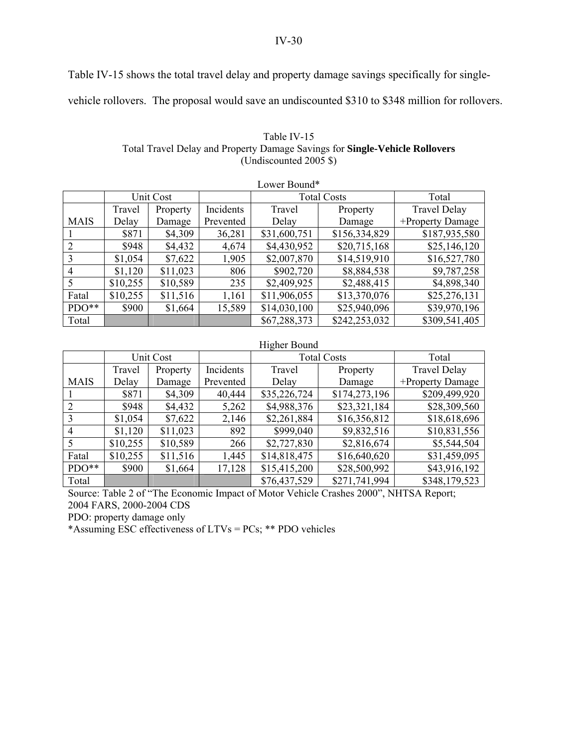Table IV-15 shows the total travel delay and property damage savings specifically for single-vehicle rollovers. The proposal would save an undiscounted $310 to $348 million for rollovers.

Table IV-15
Total Travel Delay and Property Damage Savings for **Single-Vehicle Rollovers**
(Undiscounted 2005 $)

Lower Bound*

| | Unit Cost | | | Total Costs | | Total |
|---|---|---|---|---|---|---|
| MAIS | Travel Delay | Property Damage | Incidents Prevented | Travel Delay | Property Damage | Travel Delay +Property Damage |
| 1 | $871 | $4,309 | 36,281 | $31,600,751 | $156,334,829 | $187,935,580 |
| 2 | $948 | $4,432 | 4,674 | $4,430,952 | $20,715,168 | $25,146,120 |
| 3 | $1,054 | $7,622 | 1,905 | $2,007,870 | $14,519,910 | $16,527,780 |
| 4 | $1,120 | $11,023 | 806 | $902,720 | $8,884,538 | $9,787,258 |
| 5 | $10,255 | $10,589 | 235 | $2,409,925 | $2,488,415 | $4,898,340 |
| Fatal | $10,255 | $11,516 | 1,161 | $11,906,055 | $13,370,076 | $25,276,131 |
| PDO** | $900 | $1,664 | 15,589 | $14,030,100 | $25,940,096 | $39,970,196 |
| Total | | | | $67,288,373 | $242,253,032 | $309,541,405 |

Higher Bound

| | Unit Cost | | | Total Costs | | Total |
|---|---|---|---|---|---|---|
| MAIS | Travel Delay | Property Damage | Incidents Prevented | Travel Delay | Property Damage | Travel Delay +Property Damage |
| 1 | $871 | $4,309 | 40,444 | $35,226,724 | $174,273,196 | $209,499,920 |
| 2 | $948 | $4,432 | 5,262 | $4,988,376 | $23,321,184 | $28,309,560 |
| 3 | $1,054 | $7,622 | 2,146 | $2,261,884 | $16,356,812 | $18,618,696 |
| 4 | $1,120 | $11,023 | 892 | $999,040 | $9,832,516 | $10,831,556 |
| 5 | $10,255 | $10,589 | 266 | $2,727,830 | $2,816,674 | $5,544,504 |
| Fatal | $10,255 | $11,516 | 1,445 | $14,818,475 | $16,640,620 | $31,459,095 |
| PDO** | $900 | $1,664 | 17,128 | $15,415,200 | $28,500,992 | $43,916,192 |
| Total | | | | $76,437,529 | $271,741,994 | $348,179,523 |

Source: Table 2 of "The Economic Impact of Motor Vehicle Crashes 2000", NHTSA Report; 2004 FARS, 2000-2004 CDS
PDO: property damage only
*Assuming ESC effectiveness of LTVs = PCs; ** PDO vehicles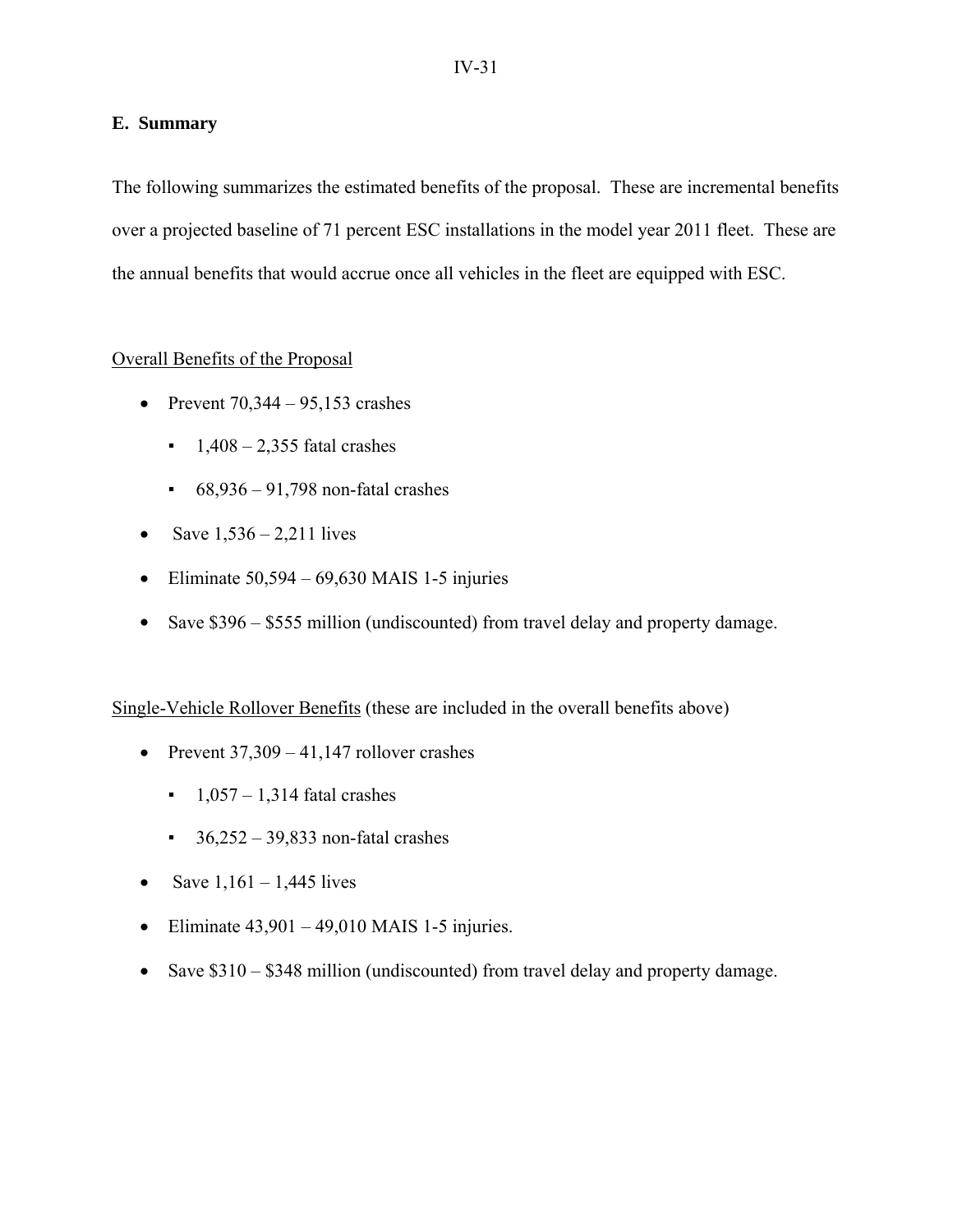## E. Summary

The following summarizes the estimated benefits of the proposal. These are incremental benefits over a projected baseline of 71 percent ESC installations in the model year 2011 fleet. These are the annual benefits that would accrue once all vehicles in the fleet are equipped with ESC.

<u>Overall Benefits of the Proposal</u>

- Prevent 70,344 – 95,153 crashes
  - 1,408 – 2,355 fatal crashes
  - 68,936 – 91,798 non-fatal crashes
- Save 1,536 – 2,211 lives
- Eliminate 50,594 – 69,630 MAIS 1-5 injuries
- Save $396 – $555 million (undiscounted) from travel delay and property damage.

<u>Single-Vehicle Rollover Benefits</u> (these are included in the overall benefits above)

- Prevent 37,309 – 41,147 rollover crashes
  - 1,057 – 1,314 fatal crashes
  - 36,252 – 39,833 non-fatal crashes
- Save 1,161 – 1,445 lives
- Eliminate 43,901 – 49,010 MAIS 1-5 injuries.
- Save $310 – $348 million (undiscounted) from travel delay and property damage.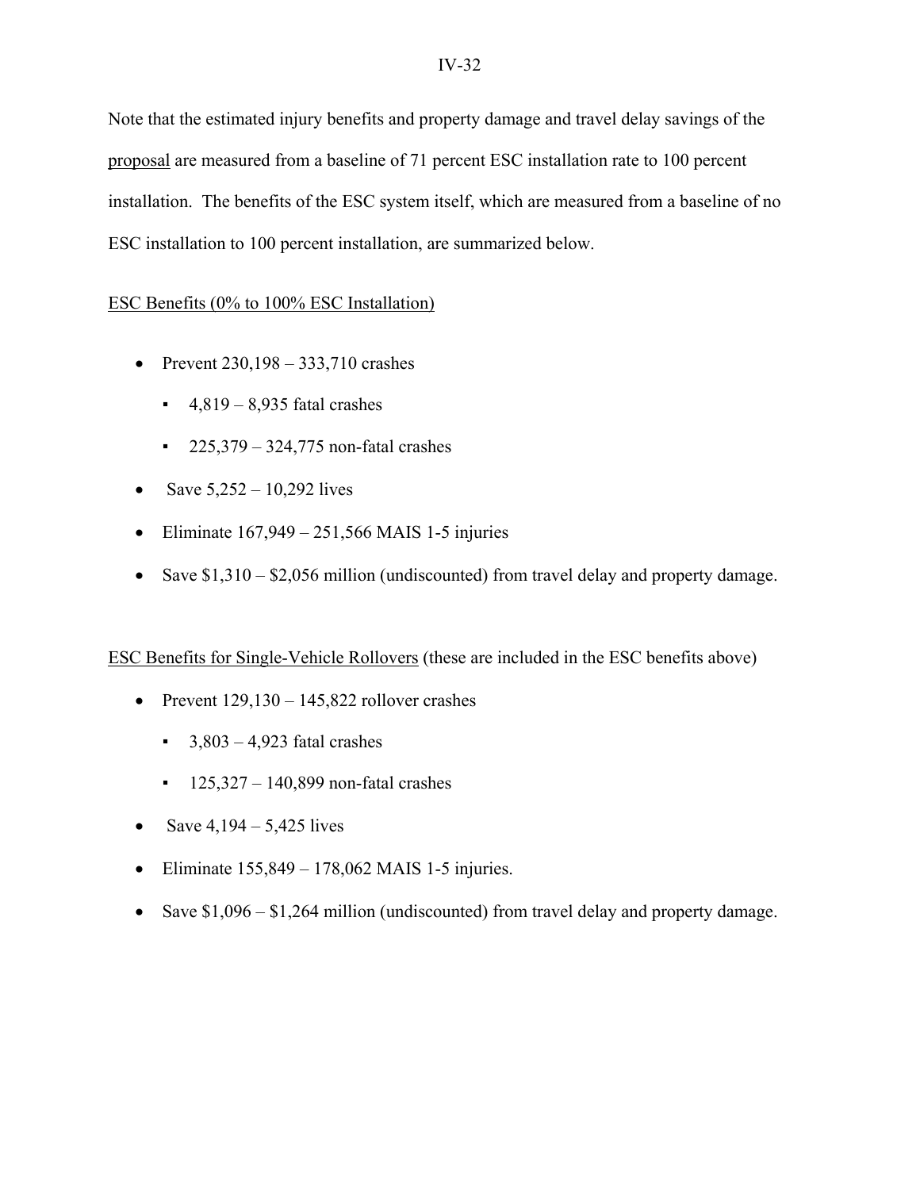Note that the estimated injury benefits and property damage and travel delay savings of the proposal are measured from a baseline of 71 percent ESC installation rate to 100 percent installation. The benefits of the ESC system itself, which are measured from a baseline of no ESC installation to 100 percent installation, are summarized below.

ESC Benefits (0% to 100% ESC Installation)

- Prevent 230,198 – 333,710 crashes
  - 4,819 – 8,935 fatal crashes
  - 225,379 – 324,775 non-fatal crashes
- Save 5,252 – 10,292 lives
- Eliminate 167,949 – 251,566 MAIS 1-5 injuries
- Save $1,310 – $2,056 million (undiscounted) from travel delay and property damage.

ESC Benefits for Single-Vehicle Rollovers (these are included in the ESC benefits above)

- Prevent 129,130 – 145,822 rollover crashes
  - 3,803 – 4,923 fatal crashes
  - 125,327 – 140,899 non-fatal crashes
- Save 4,194 – 5,425 lives
- Eliminate 155,849 – 178,062 MAIS 1-5 injuries.
- Save $1,096 – $1,264 million (undiscounted) from travel delay and property damage.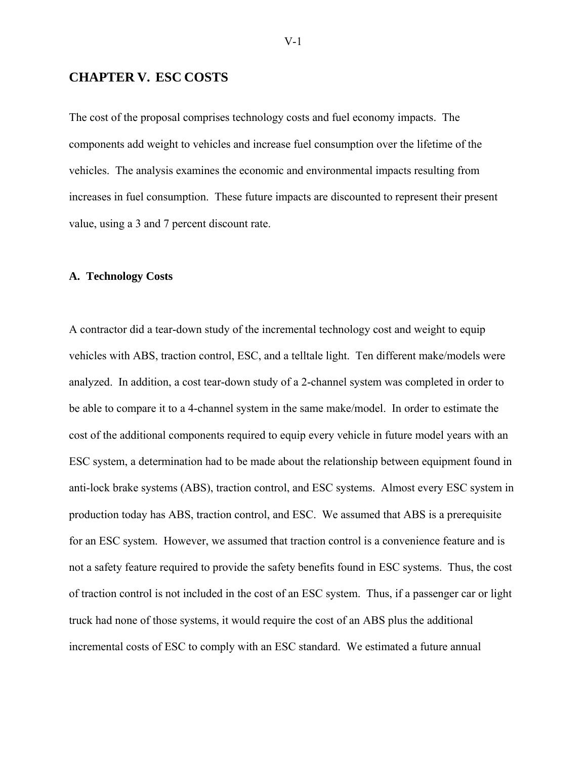# CHAPTER V. ESC COSTS

The cost of the proposal comprises technology costs and fuel economy impacts. The components add weight to vehicles and increase fuel consumption over the lifetime of the vehicles. The analysis examines the economic and environmental impacts resulting from increases in fuel consumption. These future impacts are discounted to represent their present value, using a 3 and 7 percent discount rate.

## A. Technology Costs

A contractor did a tear-down study of the incremental technology cost and weight to equip vehicles with ABS, traction control, ESC, and a telltale light. Ten different make/models were analyzed. In addition, a cost tear-down study of a 2-channel system was completed in order to be able to compare it to a 4-channel system in the same make/model. In order to estimate the cost of the additional components required to equip every vehicle in future model years with an ESC system, a determination had to be made about the relationship between equipment found in anti-lock brake systems (ABS), traction control, and ESC systems. Almost every ESC system in production today has ABS, traction control, and ESC. We assumed that ABS is a prerequisite for an ESC system. However, we assumed that traction control is a convenience feature and is not a safety feature required to provide the safety benefits found in ESC systems. Thus, the cost of traction control is not included in the cost of an ESC system. Thus, if a passenger car or light truck had none of those systems, it would require the cost of an ABS plus the additional incremental costs of ESC to comply with an ESC standard. We estimated a future annual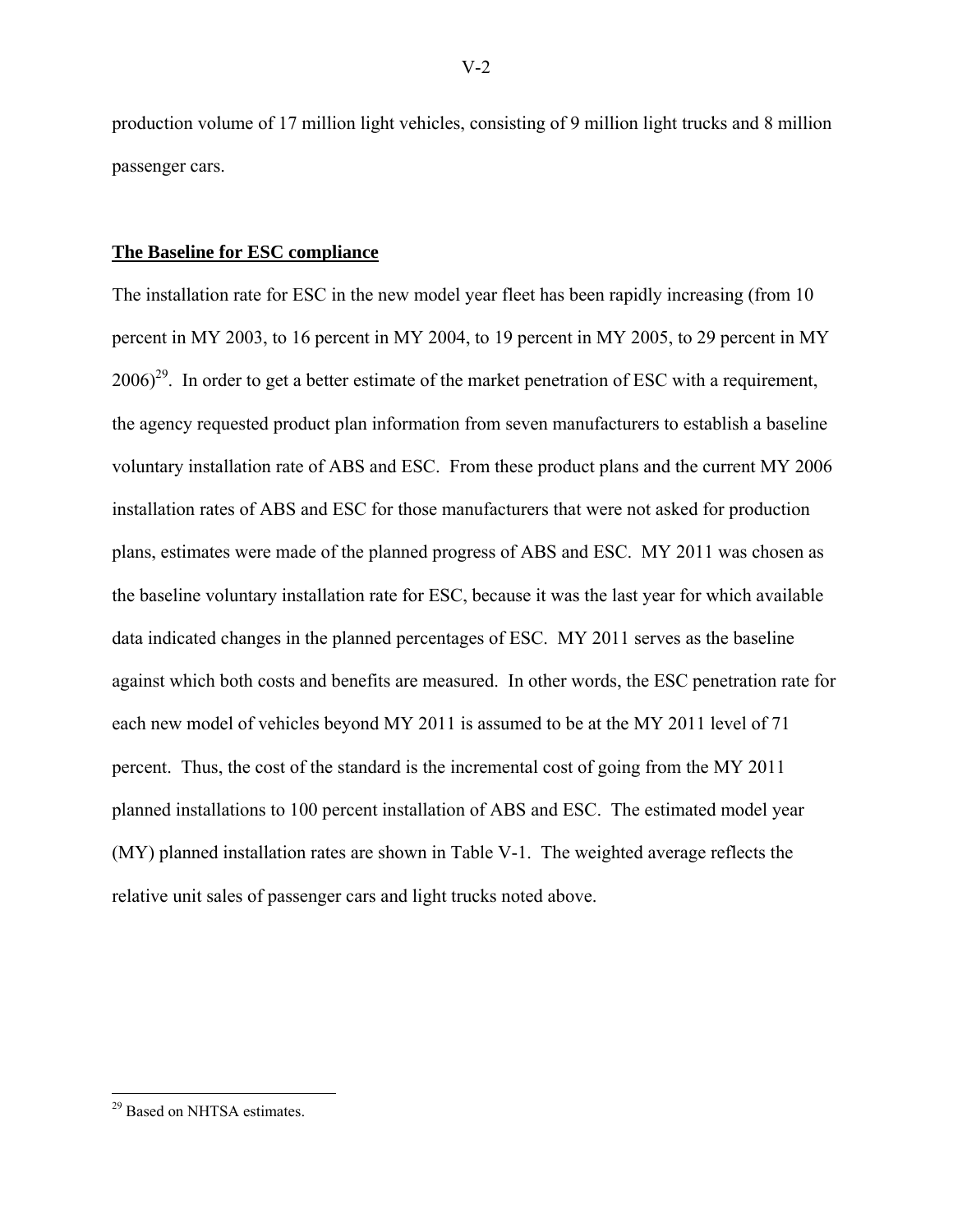production volume of 17 million light vehicles, consisting of 9 million light trucks and 8 million passenger cars.

**The Baseline for ESC compliance**

The installation rate for ESC in the new model year fleet has been rapidly increasing (from 10 percent in MY 2003, to 16 percent in MY 2004, to 19 percent in MY 2005, to 29 percent in MY 2006)[29]. In order to get a better estimate of the market penetration of ESC with a requirement, the agency requested product plan information from seven manufacturers to establish a baseline voluntary installation rate of ABS and ESC. From these product plans and the current MY 2006 installation rates of ABS and ESC for those manufacturers that were not asked for production plans, estimates were made of the planned progress of ABS and ESC. MY 2011 was chosen as the baseline voluntary installation rate for ESC, because it was the last year for which available data indicated changes in the planned percentages of ESC. MY 2011 serves as the baseline against which both costs and benefits are measured. In other words, the ESC penetration rate for each new model of vehicles beyond MY 2011 is assumed to be at the MY 2011 level of 71 percent. Thus, the cost of the standard is the incremental cost of going from the MY 2011 planned installations to 100 percent installation of ABS and ESC. The estimated model year (MY) planned installation rates are shown in Table V-1. The weighted average reflects the relative unit sales of passenger cars and light trucks noted above.

[29] Based on NHTSA estimates.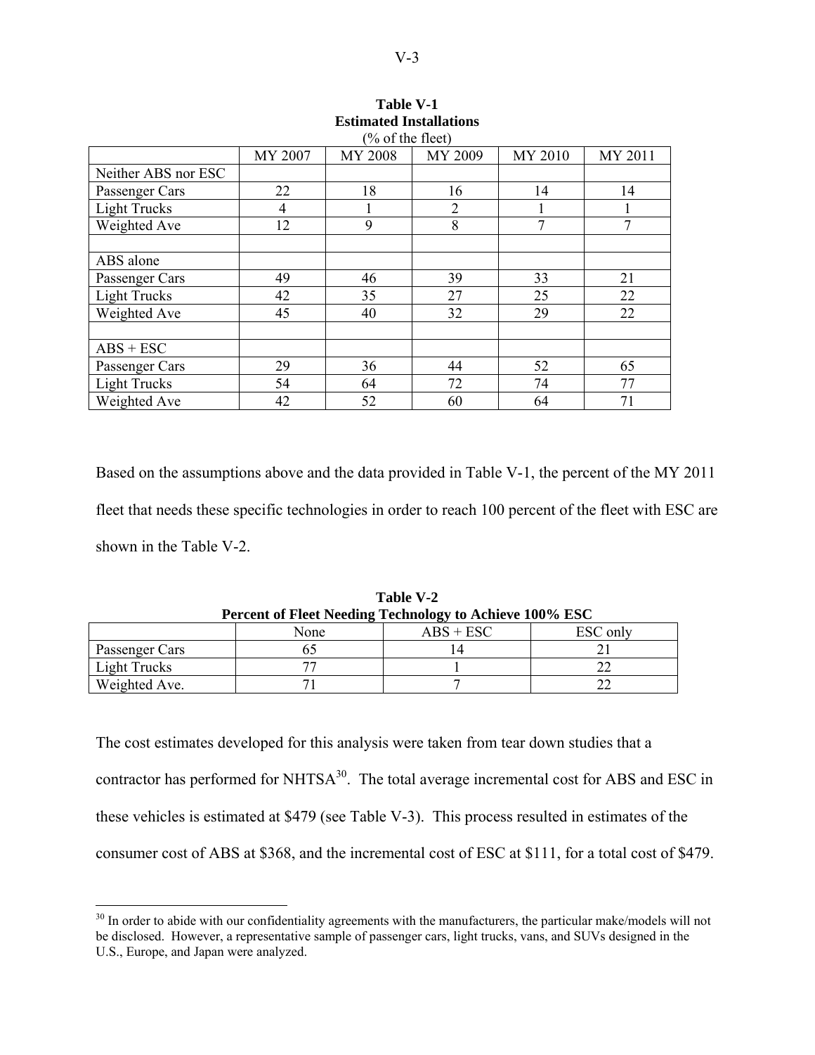**Table V-1**
**Estimated Installations**
(% of the fleet)

| | MY 2007 | MY 2008 | MY 2009 | MY 2010 | MY 2011 |
|---|---|---|---|---|---|
| Neither ABS nor ESC | | | | | |
| Passenger Cars | 22 | 18 | 16 | 14 | 14 |
| Light Trucks | 4 | 1 | 2 | 1 | 1 |
| Weighted Ave | 12 | 9 | 8 | 7 | 7 |
| | | | | | |
| ABS alone | | | | | |
| Passenger Cars | 49 | 46 | 39 | 33 | 21 |
| Light Trucks | 42 | 35 | 27 | 25 | 22 |
| Weighted Ave | 45 | 40 | 32 | 29 | 22 |
| | | | | | |
| ABS + ESC | | | | | |
| Passenger Cars | 29 | 36 | 44 | 52 | 65 |
| Light Trucks | 54 | 64 | 72 | 74 | 77 |
| Weighted Ave | 42 | 52 | 60 | 64 | 71 |

Based on the assumptions above and the data provided in Table V-1, the percent of the MY 2011 fleet that needs these specific technologies in order to reach 100 percent of the fleet with ESC are shown in the Table V-2.

**Table V-2**
**Percent of Fleet Needing Technology to Achieve 100% ESC**

| | None | ABS + ESC | ESC only |
|---|---|---|---|
| Passenger Cars | 65 | 14 | 21 |
| Light Trucks | 77 | 1 | 22 |
| Weighted Ave. | 71 | 7 | 22 |

The cost estimates developed for this analysis were taken from tear down studies that a contractor has performed for NHTSA[30]. The total average incremental cost for ABS and ESC in these vehicles is estimated at $479 (see Table V-3). This process resulted in estimates of the consumer cost of ABS at $368, and the incremental cost of ESC at $111, for a total cost of $479.

[30] In order to abide with our confidentiality agreements with the manufacturers, the particular make/models will not be disclosed. However, a representative sample of passenger cars, light trucks, vans, and SUVs designed in the U.S., Europe, and Japan were analyzed.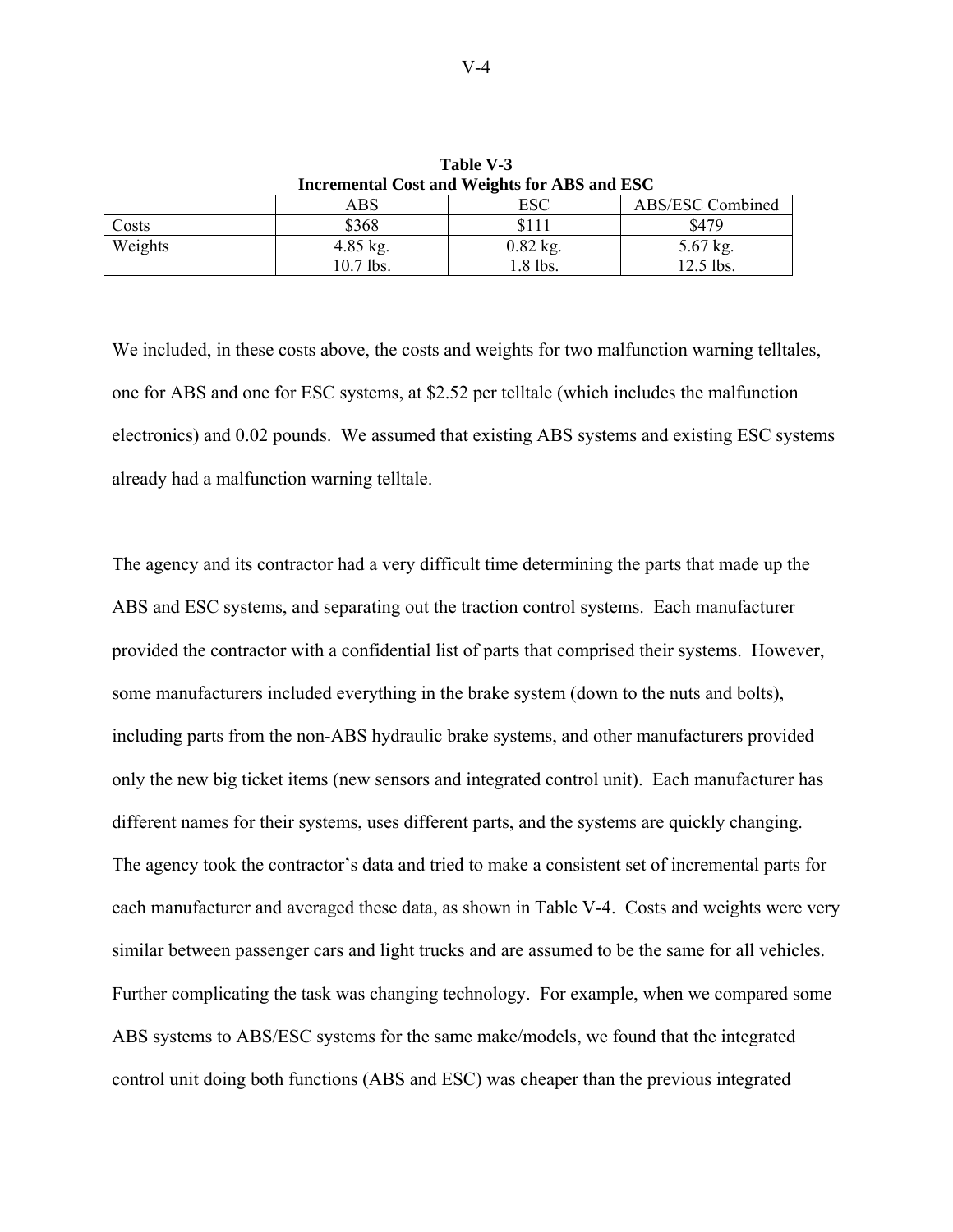**Table V-3**
**Incremental Cost and Weights for ABS and ESC**

| | ABS | ESC | ABS/ESC Combined |
|---|---|---|---|
| Costs | $368 | $111 | $479 |
| Weights | 4.85 kg.<br>10.7 lbs. | 0.82 kg.<br>1.8 lbs. | 5.67 kg.<br>12.5 lbs. |

We included, in these costs above, the costs and weights for two malfunction warning telltales, one for ABS and one for ESC systems, at $2.52 per telltale (which includes the malfunction electronics) and 0.02 pounds. We assumed that existing ABS systems and existing ESC systems already had a malfunction warning telltale.

The agency and its contractor had a very difficult time determining the parts that made up the ABS and ESC systems, and separating out the traction control systems. Each manufacturer provided the contractor with a confidential list of parts that comprised their systems. However, some manufacturers included everything in the brake system (down to the nuts and bolts), including parts from the non-ABS hydraulic brake systems, and other manufacturers provided only the new big ticket items (new sensors and integrated control unit). Each manufacturer has different names for their systems, uses different parts, and the systems are quickly changing. The agency took the contractor's data and tried to make a consistent set of incremental parts for each manufacturer and averaged these data, as shown in Table V-4. Costs and weights were very similar between passenger cars and light trucks and are assumed to be the same for all vehicles. Further complicating the task was changing technology. For example, when we compared some ABS systems to ABS/ESC systems for the same make/models, we found that the integrated control unit doing both functions (ABS and ESC) was cheaper than the previous integrated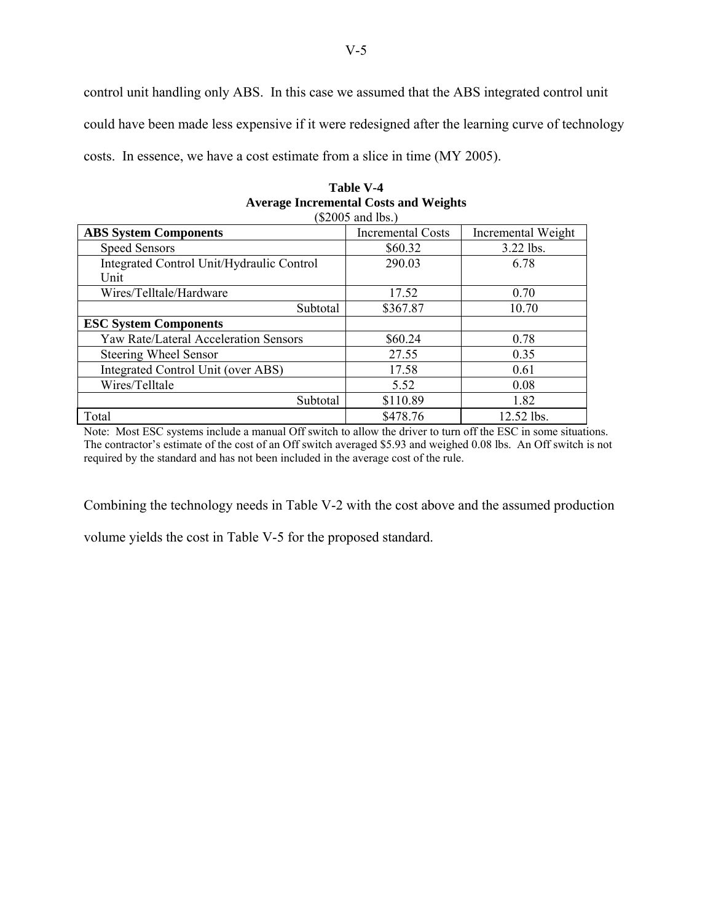control unit handling only ABS. In this case we assumed that the ABS integrated control unit could have been made less expensive if it were redesigned after the learning curve of technology costs. In essence, we have a cost estimate from a slice in time (MY 2005).

**Table V-4**
**Average Incremental Costs and Weights**
($2005 and lbs.)

| **ABS System Components** | Incremental Costs | Incremental Weight |
|---|---|---|
| Speed Sensors | $60.32 | 3.22 lbs. |
| Integrated Control Unit/Hydraulic Control Unit | 290.03 | 6.78 |
| Wires/Telltale/Hardware | 17.52 | 0.70 |
| Subtotal | $367.87 | 10.70 |
| **ESC System Components** | | |
| Yaw Rate/Lateral Acceleration Sensors | $60.24 | 0.78 |
| Steering Wheel Sensor | 27.55 | 0.35 |
| Integrated Control Unit (over ABS) | 17.58 | 0.61 |
| Wires/Telltale | 5.52 | 0.08 |
| Subtotal | $110.89 | 1.82 |
| Total | $478.76 | 12.52 lbs. |

Note: Most ESC systems include a manual Off switch to allow the driver to turn off the ESC in some situations. The contractor's estimate of the cost of an Off switch averaged $5.93 and weighed 0.08 lbs. An Off switch is not required by the standard and has not been included in the average cost of the rule.

Combining the technology needs in Table V-2 with the cost above and the assumed production volume yields the cost in Table V-5 for the proposed standard.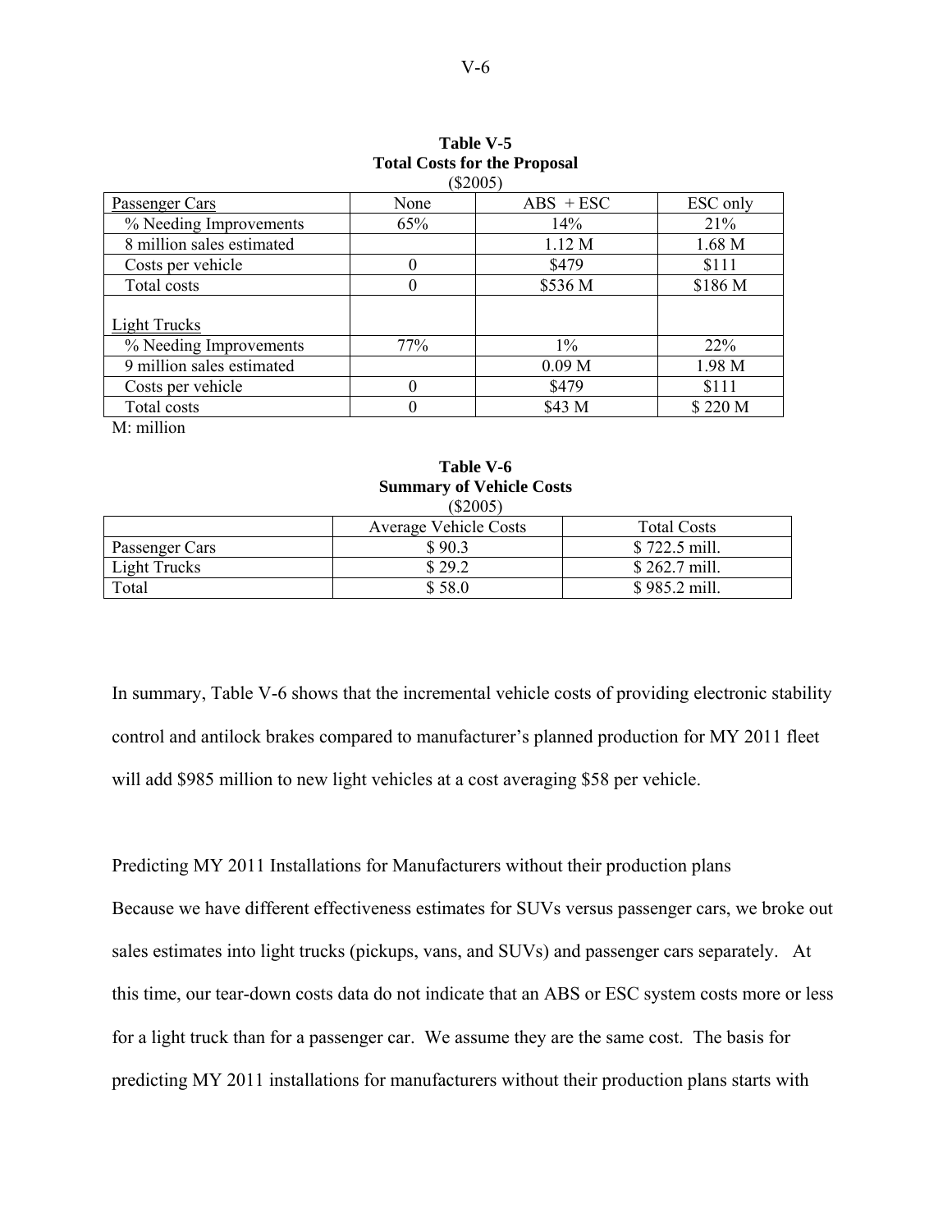**Table V-5**
**Total Costs for the Proposal**
($2005)

| Passenger Cars | None | ABS + ESC | ESC only |
|---|---|---|---|
| % Needing Improvements | 65% | 14% | 21% |
| 8 million sales estimated | | 1.12 M | 1.68 M |
| Costs per vehicle | 0 | $479 | $111 |
| Total costs | 0 | $536 M | $186 M |
| Light Trucks | | | |
| % Needing Improvements | 77% | 1% | 22% |
| 9 million sales estimated | | 0.09 M | 1.98 M |
| Costs per vehicle | 0 | $479 | $111 |
| Total costs | 0 | $43 M | $ 220 M |

M: million

**Table V-6**
**Summary of Vehicle Costs**
($2005)

| | Average Vehicle Costs | Total Costs |
|---|---|---|
| Passenger Cars | $ 90.3 | $ 722.5 mill. |
| Light Trucks | $ 29.2 | $ 262.7 mill. |
| Total | $ 58.0 | $ 985.2 mill. |

In summary, Table V-6 shows that the incremental vehicle costs of providing electronic stability control and antilock brakes compared to manufacturer's planned production for MY 2011 fleet will add $985 million to new light vehicles at a cost averaging $58 per vehicle.

Predicting MY 2011 Installations for Manufacturers without their production plans

Because we have different effectiveness estimates for SUVs versus passenger cars, we broke out sales estimates into light trucks (pickups, vans, and SUVs) and passenger cars separately. At this time, our tear-down costs data do not indicate that an ABS or ESC system costs more or less for a light truck than for a passenger car. We assume they are the same cost. The basis for predicting MY 2011 installations for manufacturers without their production plans starts with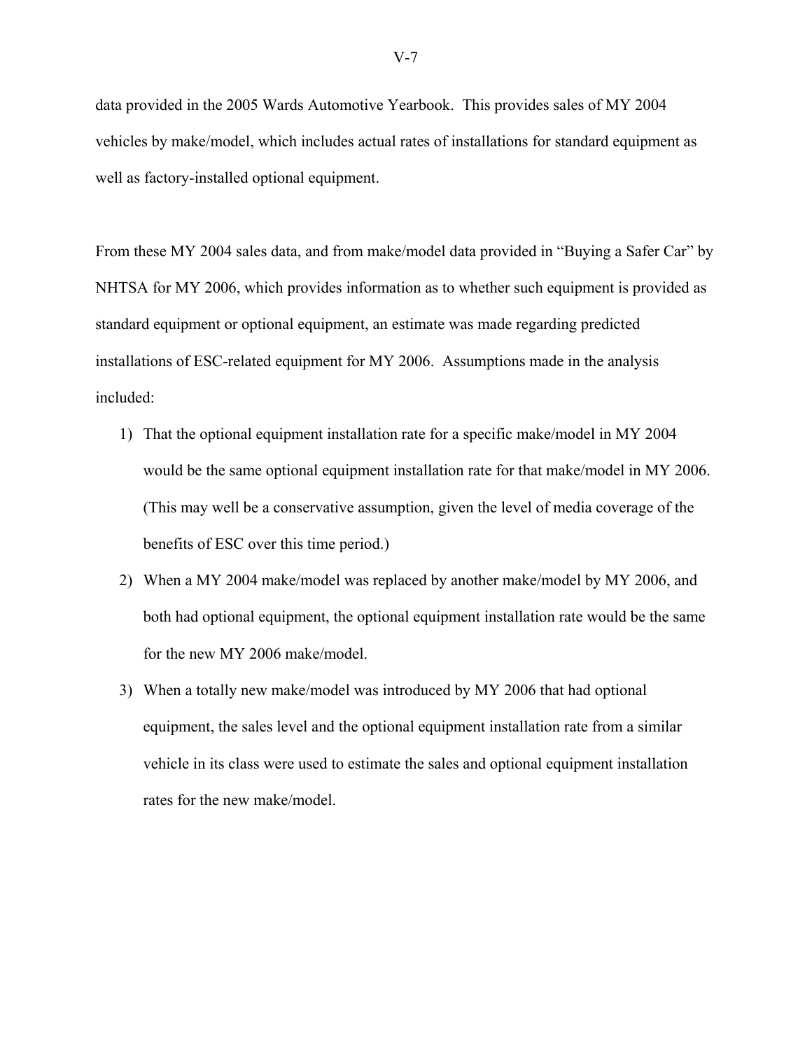data provided in the 2005 Wards Automotive Yearbook. This provides sales of MY 2004 vehicles by make/model, which includes actual rates of installations for standard equipment as well as factory-installed optional equipment.

From these MY 2004 sales data, and from make/model data provided in "Buying a Safer Car" by NHTSA for MY 2006, which provides information as to whether such equipment is provided as standard equipment or optional equipment, an estimate was made regarding predicted installations of ESC-related equipment for MY 2006. Assumptions made in the analysis included:

1) That the optional equipment installation rate for a specific make/model in MY 2004 would be the same optional equipment installation rate for that make/model in MY 2006. (This may well be a conservative assumption, given the level of media coverage of the benefits of ESC over this time period.)
2) When a MY 2004 make/model was replaced by another make/model by MY 2006, and both had optional equipment, the optional equipment installation rate would be the same for the new MY 2006 make/model.
3) When a totally new make/model was introduced by MY 2006 that had optional equipment, the sales level and the optional equipment installation rate from a similar vehicle in its class were used to estimate the sales and optional equipment installation rates for the new make/model.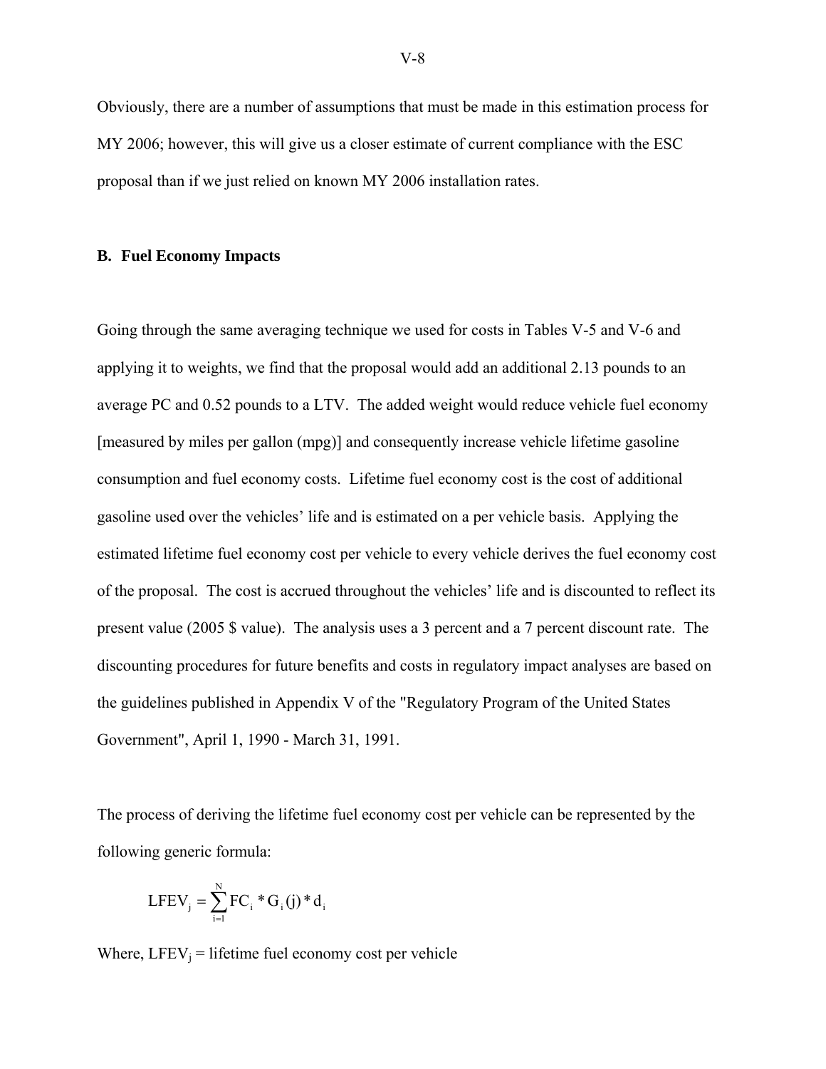Obviously, there are a number of assumptions that must be made in this estimation process for MY 2006; however, this will give us a closer estimate of current compliance with the ESC proposal than if we just relied on known MY 2006 installation rates.

**B. Fuel Economy Impacts**

Going through the same averaging technique we used for costs in Tables V-5 and V-6 and applying it to weights, we find that the proposal would add an additional 2.13 pounds to an average PC and 0.52 pounds to a LTV. The added weight would reduce vehicle fuel economy [measured by miles per gallon (mpg)] and consequently increase vehicle lifetime gasoline consumption and fuel economy costs. Lifetime fuel economy cost is the cost of additional gasoline used over the vehicles' life and is estimated on a per vehicle basis. Applying the estimated lifetime fuel economy cost per vehicle to every vehicle derives the fuel economy cost of the proposal. The cost is accrued throughout the vehicles' life and is discounted to reflect its present value (2005 $ value). The analysis uses a 3 percent and a 7 percent discount rate. The discounting procedures for future benefits and costs in regulatory impact analyses are based on the guidelines published in Appendix V of the "Regulatory Program of the United States Government", April 1, 1990 - March 31, 1991.

The process of deriving the lifetime fuel economy cost per vehicle can be represented by the following generic formula:

$$LFEV_j = \sum_{i=1}^{N} FC_i * G_i(j) * d_i$$

Where, $LFEV_j$ = lifetime fuel economy cost per vehicle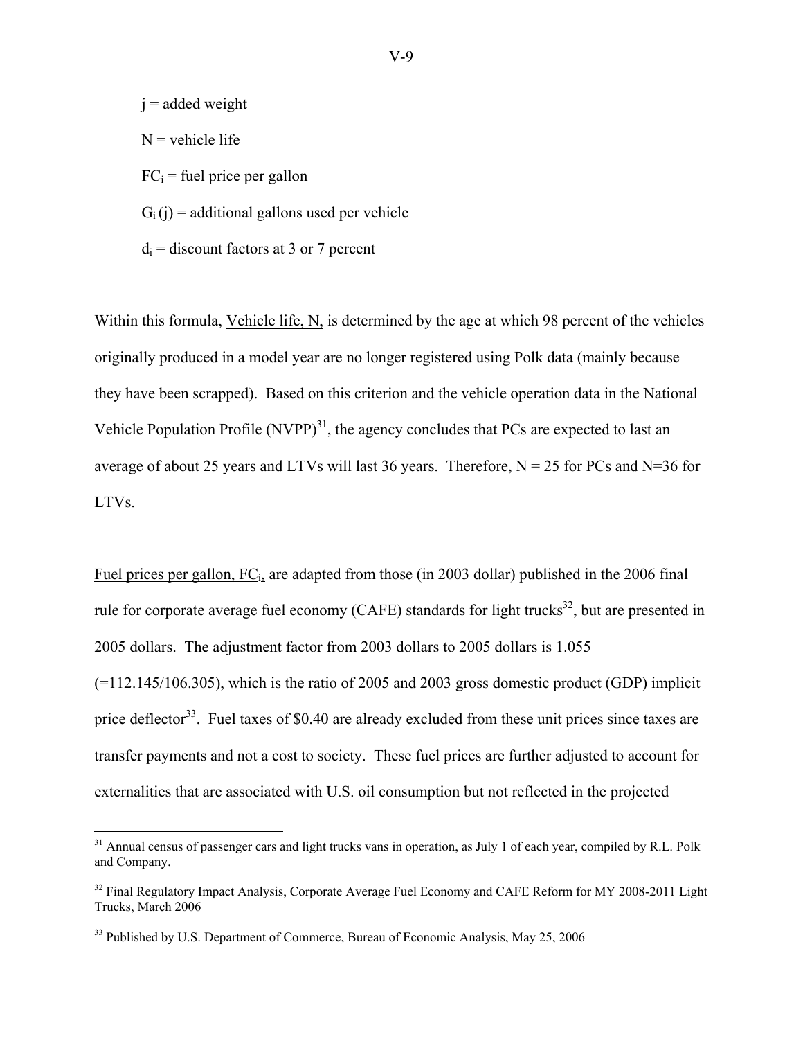$j$ = added weight

$N$ = vehicle life

$FC_i$ = fuel price per gallon

$G_i(j)$ = additional gallons used per vehicle

$d_i$ = discount factors at 3 or 7 percent

Within this formula, Vehicle life, N, is determined by the age at which 98 percent of the vehicles originally produced in a model year are no longer registered using Polk data (mainly because they have been scrapped). Based on this criterion and the vehicle operation data in the National Vehicle Population Profile (NVPP)[31], the agency concludes that PCs are expected to last an average of about 25 years and LTVs will last 36 years. Therefore, $N = 25$ for PCs and $N=36$ for LTVs.

Fuel prices per gallon, $FC_i$, are adapted from those (in 2003 dollar) published in the 2006 final rule for corporate average fuel economy (CAFE) standards for light trucks[32], but are presented in 2005 dollars. The adjustment factor from 2003 dollars to 2005 dollars is 1.055 (=112.145/106.305), which is the ratio of 2005 and 2003 gross domestic product (GDP) implicit price deflector[33]. Fuel taxes of $0.40 are already excluded from these unit prices since taxes are transfer payments and not a cost to society. These fuel prices are further adjusted to account for externalities that are associated with U.S. oil consumption but not reflected in the projected

---

[31] Annual census of passenger cars and light trucks vans in operation, as July 1 of each year, compiled by R.L. Polk and Company.

[32] Final Regulatory Impact Analysis, Corporate Average Fuel Economy and CAFE Reform for MY 2008-2011 Light Trucks, March 2006

[33] Published by U.S. Department of Commerce, Bureau of Economic Analysis, May 25, 2006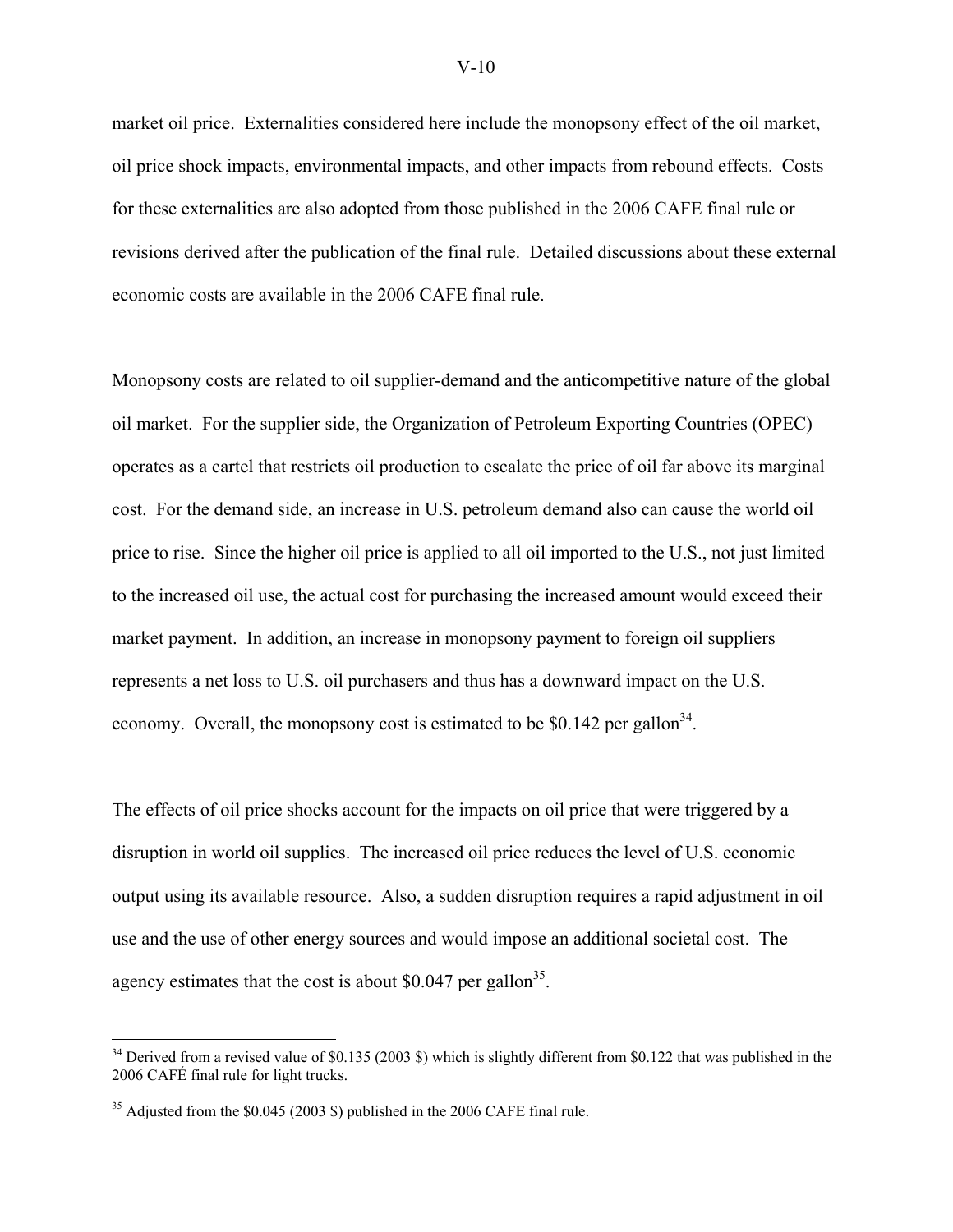market oil price. Externalities considered here include the monopsony effect of the oil market, oil price shock impacts, environmental impacts, and other impacts from rebound effects. Costs for these externalities are also adopted from those published in the 2006 CAFE final rule or revisions derived after the publication of the final rule. Detailed discussions about these external economic costs are available in the 2006 CAFE final rule.

Monopsony costs are related to oil supplier-demand and the anticompetitive nature of the global oil market. For the supplier side, the Organization of Petroleum Exporting Countries (OPEC) operates as a cartel that restricts oil production to escalate the price of oil far above its marginal cost. For the demand side, an increase in U.S. petroleum demand also can cause the world oil price to rise. Since the higher oil price is applied to all oil imported to the U.S., not just limited to the increased oil use, the actual cost for purchasing the increased amount would exceed their market payment. In addition, an increase in monopsony payment to foreign oil suppliers represents a net loss to U.S. oil purchasers and thus has a downward impact on the U.S. economy. Overall, the monopsony cost is estimated to be $0.142 per gallon[34].

The effects of oil price shocks account for the impacts on oil price that were triggered by a disruption in world oil supplies. The increased oil price reduces the level of U.S. economic output using its available resource. Also, a sudden disruption requires a rapid adjustment in oil use and the use of other energy sources and would impose an additional societal cost. The agency estimates that the cost is about $0.047 per gallon[35].

---

[34] Derived from a revised value of $0.135 (2003 $) which is slightly different from $0.122 that was published in the 2006 CAFÉ final rule for light trucks.

[35] Adjusted from the $0.045 (2003 $) published in the 2006 CAFE final rule.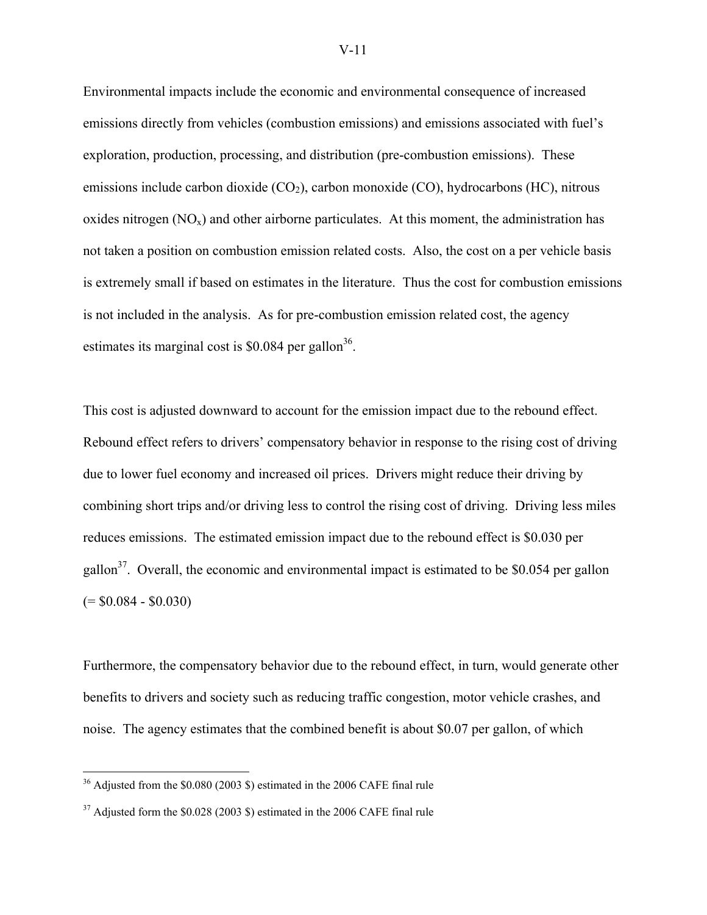Environmental impacts include the economic and environmental consequence of increased emissions directly from vehicles (combustion emissions) and emissions associated with fuel's exploration, production, processing, and distribution (pre-combustion emissions). These emissions include carbon dioxide ($CO_2$), carbon monoxide (CO), hydrocarbons (HC), nitrous oxides nitrogen ($NO_x$) and other airborne particulates. At this moment, the administration has not taken a position on combustion emission related costs. Also, the cost on a per vehicle basis is extremely small if based on estimates in the literature. Thus the cost for combustion emissions is not included in the analysis. As for pre-combustion emission related cost, the agency estimates its marginal cost is \$0.084 per gallon[36].

This cost is adjusted downward to account for the emission impact due to the rebound effect. Rebound effect refers to drivers' compensatory behavior in response to the rising cost of driving due to lower fuel economy and increased oil prices. Drivers might reduce their driving by combining short trips and/or driving less to control the rising cost of driving. Driving less miles reduces emissions. The estimated emission impact due to the rebound effect is \$0.030 per gallon[37]. Overall, the economic and environmental impact is estimated to be \$0.054 per gallon (= \$0.084 - \$0.030)

Furthermore, the compensatory behavior due to the rebound effect, in turn, would generate other benefits to drivers and society such as reducing traffic congestion, motor vehicle crashes, and noise. The agency estimates that the combined benefit is about \$0.07 per gallon, of which

---

[36] Adjusted from the \$0.080 (2003 \$) estimated in the 2006 CAFE final rule

[37] Adjusted form the \$0.028 (2003 \$) estimated in the 2006 CAFE final rule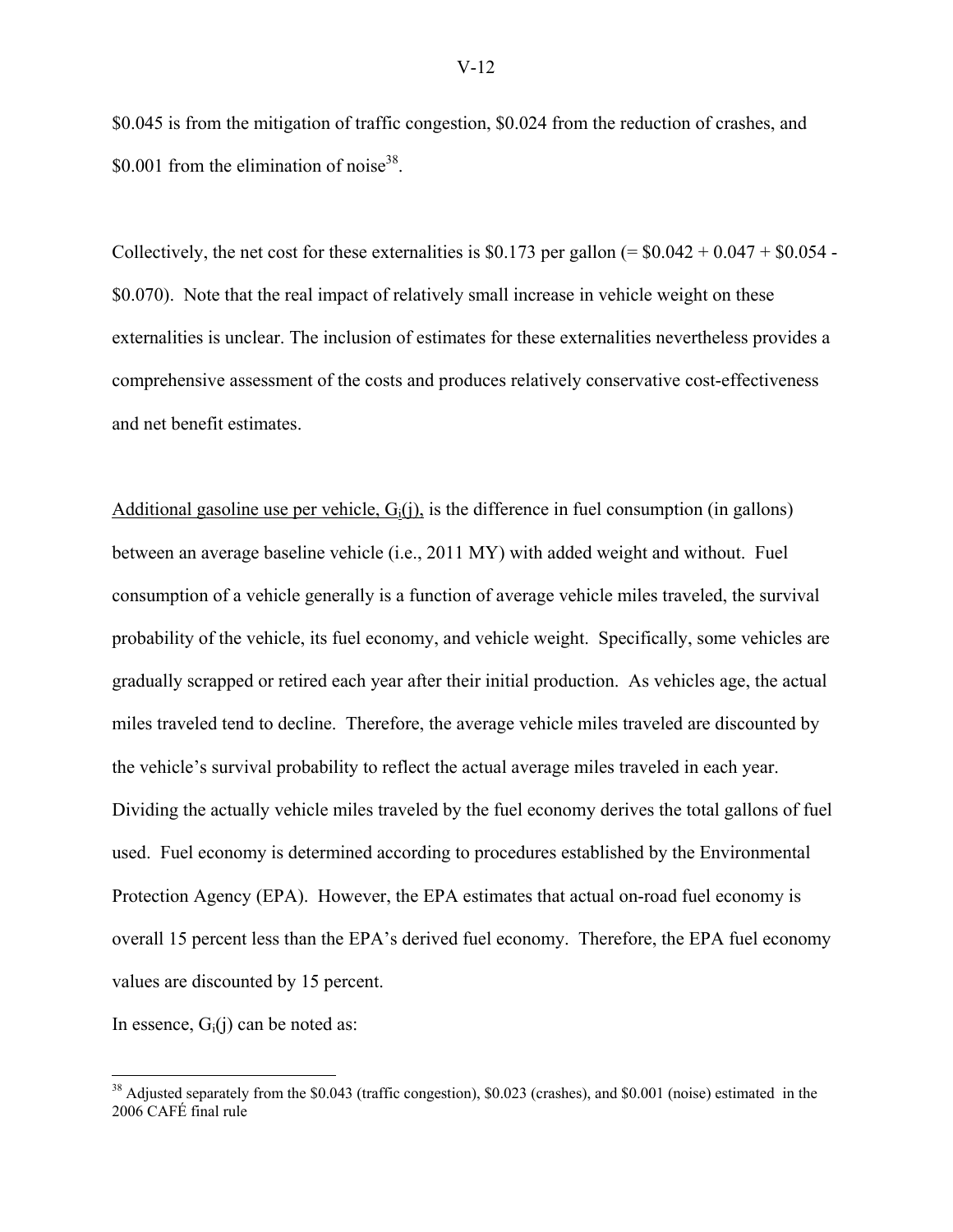$0.045 is from the mitigation of traffic congestion, $0.024 from the reduction of crashes, and $0.001 from the elimination of noise[38].

Collectively, the net cost for these externalities is $0.173 per gallon (= $0.042 + 0.047 + $0.054 - $0.070). Note that the real impact of relatively small increase in vehicle weight on these externalities is unclear. The inclusion of estimates for these externalities nevertheless provides a comprehensive assessment of the costs and produces relatively conservative cost-effectiveness and net benefit estimates.

<u>Additional gasoline use per vehicle, $G_i(j)$,</u> is the difference in fuel consumption (in gallons) between an average baseline vehicle (i.e., 2011 MY) with added weight and without. Fuel consumption of a vehicle generally is a function of average vehicle miles traveled, the survival probability of the vehicle, its fuel economy, and vehicle weight. Specifically, some vehicles are gradually scrapped or retired each year after their initial production. As vehicles age, the actual miles traveled tend to decline. Therefore, the average vehicle miles traveled are discounted by the vehicle's survival probability to reflect the actual average miles traveled in each year. Dividing the actually vehicle miles traveled by the fuel economy derives the total gallons of fuel used. Fuel economy is determined according to procedures established by the Environmental Protection Agency (EPA). However, the EPA estimates that actual on-road fuel economy is overall 15 percent less than the EPA's derived fuel economy. Therefore, the EPA fuel economy values are discounted by 15 percent.

In essence, $G_i(j)$ can be noted as:

---

[38] Adjusted separately from the $0.043 (traffic congestion), $0.023 (crashes), and $0.001 (noise) estimated in the 2006 CAFÉ final rule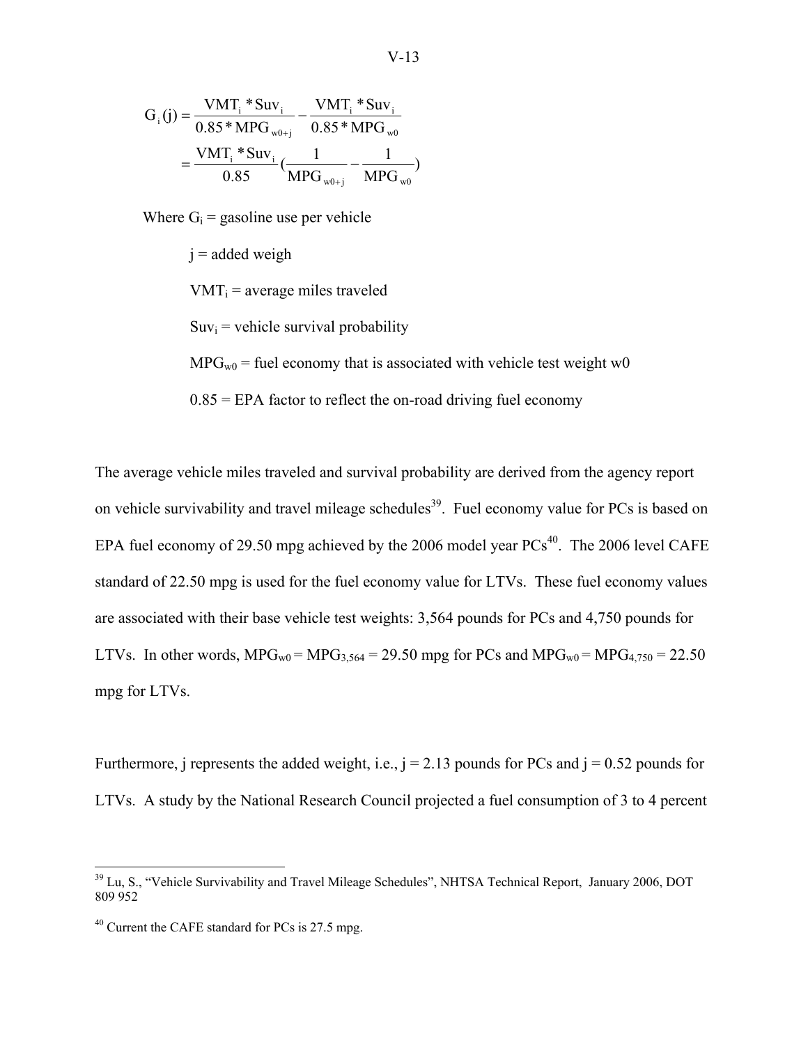$$
\begin{aligned}
G_i(j) &= \frac{VMT_i * Suv_i}{0.85 * MPG_{w0+j}} - \frac{VMT_i * Suv_i}{0.85 * MPG_{w0}} \\
&= \frac{VMT_i * Suv_i}{0.85}\left(\frac{1}{MPG_{w0+j}} - \frac{1}{MPG_{w0}}\right)
\end{aligned}
$$

Where $G_i$ = gasoline use per vehicle

$j$ = added weigh

$VMT_i$ = average miles traveled

$Suv_i$ = vehicle survival probability

$MPG_{w0}$ = fuel economy that is associated with vehicle test weight w0

0.85 = EPA factor to reflect the on-road driving fuel economy

The average vehicle miles traveled and survival probability are derived from the agency report on vehicle survivability and travel mileage schedules[39]. Fuel economy value for PCs is based on EPA fuel economy of 29.50 mpg achieved by the 2006 model year PCs[40]. The 2006 level CAFE standard of 22.50 mpg is used for the fuel economy value for LTVs. These fuel economy values are associated with their base vehicle test weights: 3,564 pounds for PCs and 4,750 pounds for LTVs. In other words, $MPG_{w0} = MPG_{3,564}$ = 29.50 mpg for PCs and $MPG_{w0} = MPG_{4,750}$ = 22.50 mpg for LTVs.

Furthermore, j represents the added weight, i.e., j = 2.13 pounds for PCs and j = 0.52 pounds for LTVs. A study by the National Research Council projected a fuel consumption of 3 to 4 percent

---

[39] Lu, S., "Vehicle Survivability and Travel Mileage Schedules", NHTSA Technical Report, January 2006, DOT 809 952

[40] Current the CAFE standard for PCs is 27.5 mpg.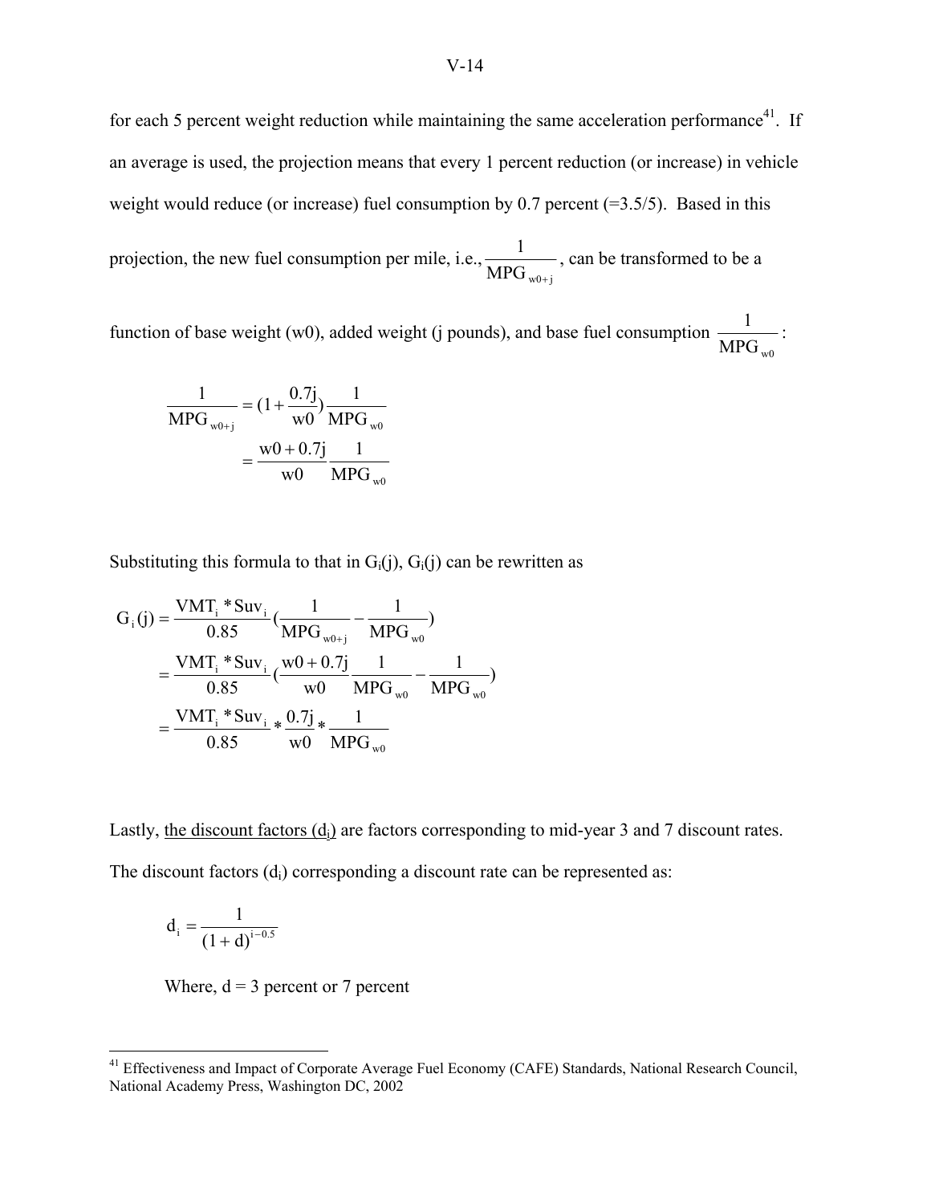for each 5 percent weight reduction while maintaining the same acceleration performance[41]. If an average is used, the projection means that every 1 percent reduction (or increase) in vehicle weight would reduce (or increase) fuel consumption by 0.7 percent (=3.5/5). Based in this projection, the new fuel consumption per mile, i.e., $\frac{1}{MPG_{w0+j}}$, can be transformed to be a function of base weight (w0), added weight (j pounds), and base fuel consumption $\frac{1}{MPG_{w0}}$:

$$
\begin{aligned}
\frac{1}{MPG_{w0+j}} &= (1+\frac{0.7j}{w0})\frac{1}{MPG_{w0}} \\
&= \frac{w0+0.7j}{w0}\frac{1}{MPG_{w0}}
\end{aligned}
$$

Substituting this formula to that in $G_i(j)$, $G_i(j)$ can be rewritten as

$$
\begin{aligned}
G_i(j) &= \frac{VMT_i * Suv_i}{0.85}(\frac{1}{MPG_{w0+j}} - \frac{1}{MPG_{w0}}) \\
&= \frac{VMT_i * Suv_i}{0.85}(\frac{w0+0.7j}{w0}\frac{1}{MPG_{w0}} - \frac{1}{MPG_{w0}}) \\
&= \frac{VMT_i * Suv_i}{0.85} * \frac{0.7j}{w0} * \frac{1}{MPG_{w0}}
\end{aligned}
$$

Lastly, the discount factors ($d_i$) are factors corresponding to mid-year 3 and 7 discount rates. The discount factors ($d_i$) corresponding a discount rate can be represented as:

$$
d_i = \frac{1}{(1+d)^{i-0.5}}
$$

Where, d = 3 percent or 7 percent

[41] Effectiveness and Impact of Corporate Average Fuel Economy (CAFE) Standards, National Research Council, National Academy Press, Washington DC, 2002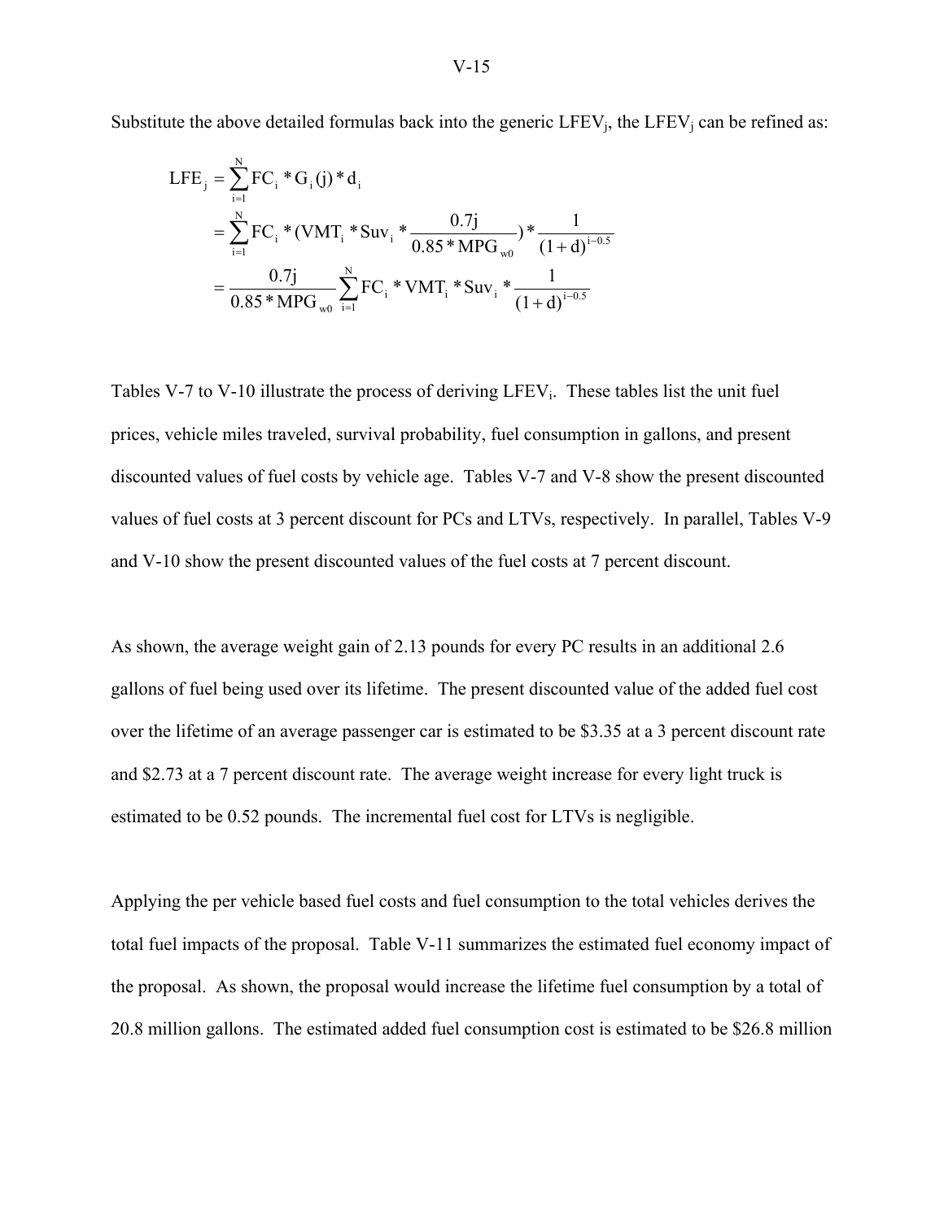Substitute the above detailed formulas back into the generic $LFEV_j$, the $LFEV_j$ can be refined as:

$$
\begin{aligned}
LFE_j &= \sum_{i=1}^{N} FC_i * G_i(j) * d_i \\
&= \sum_{i=1}^{N} FC_i * (VMT_i * Suv_i * \frac{0.7j}{0.85 * MPG_{w0}}) * \frac{1}{(1+d)^{i-0.5}} \\
&= \frac{0.7j}{0.85 * MPG_{w0}} \sum_{i=1}^{N} FC_i * VMT_i * Suv_i * \frac{1}{(1+d)^{i-0.5}}
\end{aligned}
$$

Tables V-7 to V-10 illustrate the process of deriving $LFEV_i$. These tables list the unit fuel prices, vehicle miles traveled, survival probability, fuel consumption in gallons, and present discounted values of fuel costs by vehicle age. Tables V-7 and V-8 show the present discounted values of fuel costs at 3 percent discount for PCs and LTVs, respectively. In parallel, Tables V-9 and V-10 show the present discounted values of the fuel costs at 7 percent discount.

As shown, the average weight gain of 2.13 pounds for every PC results in an additional 2.6 gallons of fuel being used over its lifetime. The present discounted value of the added fuel cost over the lifetime of an average passenger car is estimated to be $3.35 at a 3 percent discount rate and $2.73 at a 7 percent discount rate. The average weight increase for every light truck is estimated to be 0.52 pounds. The incremental fuel cost for LTVs is negligible.

Applying the per vehicle based fuel costs and fuel consumption to the total vehicles derives the total fuel impacts of the proposal. Table V-11 summarizes the estimated fuel economy impact of the proposal. As shown, the proposal would increase the lifetime fuel consumption by a total of 20.8 million gallons. The estimated added fuel consumption cost is estimated to be $26.8 million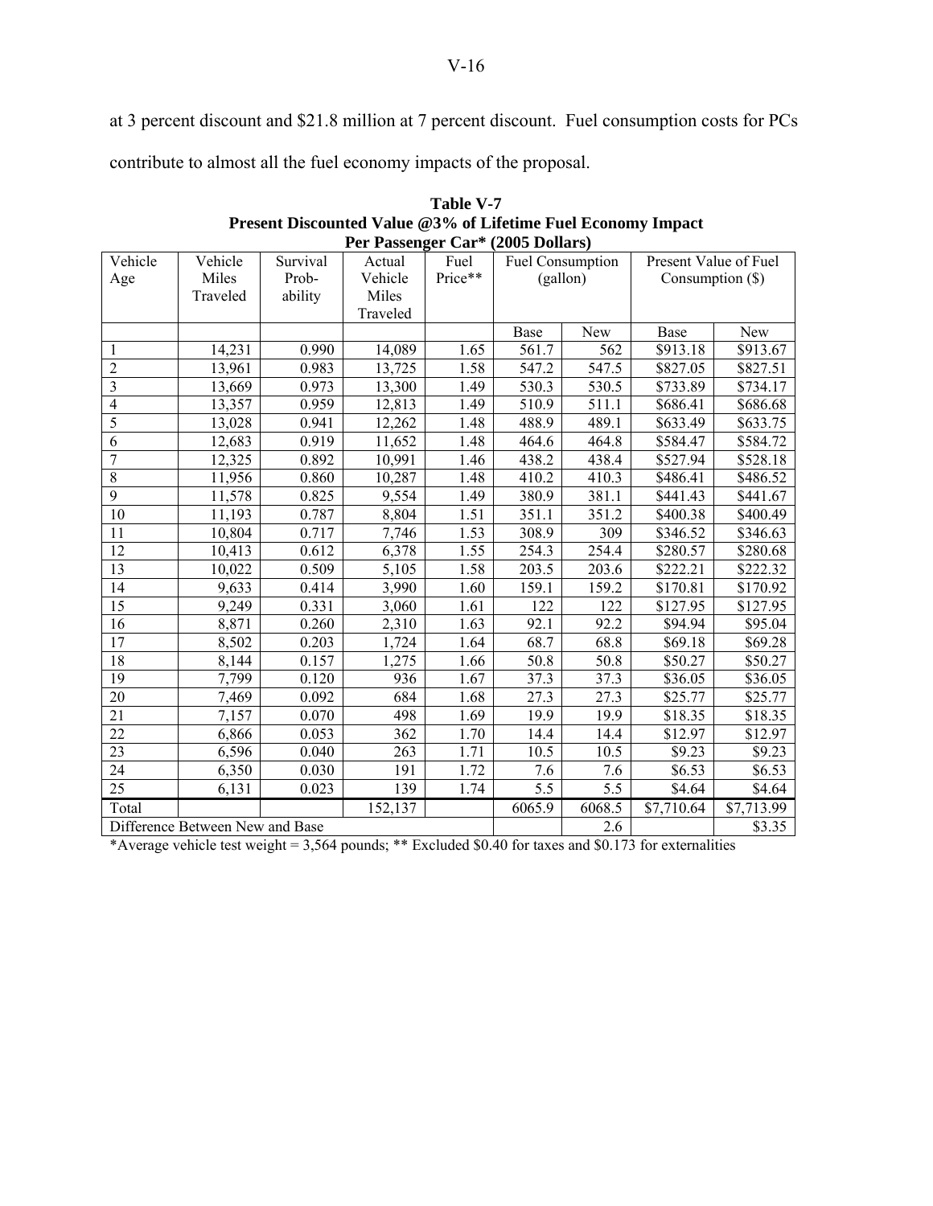at 3 percent discount and $21.8 million at 7 percent discount. Fuel consumption costs for PCs contribute to almost all the fuel economy impacts of the proposal.

**Table V-7**
**Present Discounted Value @3% of Lifetime Fuel Economy Impact**
**Per Passenger Car* (2005 Dollars)**

| Vehicle Age | Vehicle Miles Traveled | Survival Prob-ability | Actual Vehicle Miles Traveled | Fuel Price** | Fuel Consumption (gallon) | | Present Value of Fuel Consumption ($) | |
|---|---|---|---|---|---|---|---|---|
| | | | | | Base | New | Base | New |
| 1 | 14,231 | 0.990 | 14,089 | 1.65 | 561.7 | 562 | $913.18 | $913.67 |
| 2 | 13,961 | 0.983 | 13,725 | 1.58 | 547.2 | 547.5 | $827.05 | $827.51 |
| 3 | 13,669 | 0.973 | 13,300 | 1.49 | 530.3 | 530.5 | $733.89 | $734.17 |
| 4 | 13,357 | 0.959 | 12,813 | 1.49 | 510.9 | 511.1 | $686.41 | $686.68 |
| 5 | 13,028 | 0.941 | 12,262 | 1.48 | 488.9 | 489.1 | $633.49 | $633.75 |
| 6 | 12,683 | 0.919 | 11,652 | 1.48 | 464.6 | 464.8 | $584.47 | $584.72 |
| 7 | 12,325 | 0.892 | 10,991 | 1.46 | 438.2 | 438.4 | $527.94 | $528.18 |
| 8 | 11,956 | 0.860 | 10,287 | 1.48 | 410.2 | 410.3 | $486.41 | $486.52 |
| 9 | 11,578 | 0.825 | 9,554 | 1.49 | 380.9 | 381.1 | $441.43 | $441.67 |
| 10 | 11,193 | 0.787 | 8,804 | 1.51 | 351.1 | 351.2 | $400.38 | $400.49 |
| 11 | 10,804 | 0.717 | 7,746 | 1.53 | 308.9 | 309 | $346.52 | $346.63 |
| 12 | 10,413 | 0.612 | 6,378 | 1.55 | 254.3 | 254.4 | $280.57 | $280.68 |
| 13 | 10,022 | 0.509 | 5,105 | 1.58 | 203.5 | 203.6 | $222.21 | $222.32 |
| 14 | 9,633 | 0.414 | 3,990 | 1.60 | 159.1 | 159.2 | $170.81 | $170.92 |
| 15 | 9,249 | 0.331 | 3,060 | 1.61 | 122 | 122 | $127.95 | $127.95 |
| 16 | 8,871 | 0.260 | 2,310 | 1.63 | 92.1 | 92.2 | $94.94 | $95.04 |
| 17 | 8,502 | 0.203 | 1,724 | 1.64 | 68.7 | 68.8 | $69.18 | $69.28 |
| 18 | 8,144 | 0.157 | 1,275 | 1.66 | 50.8 | 50.8 | $50.27 | $50.27 |
| 19 | 7,799 | 0.120 | 936 | 1.67 | 37.3 | 37.3 | $36.05 | $36.05 |
| 20 | 7,469 | 0.092 | 684 | 1.68 | 27.3 | 27.3 | $25.77 | $25.77 |
| 21 | 7,157 | 0.070 | 498 | 1.69 | 19.9 | 19.9 | $18.35 | $18.35 |
| 22 | 6,866 | 0.053 | 362 | 1.70 | 14.4 | 14.4 | $12.97 | $12.97 |
| 23 | 6,596 | 0.040 | 263 | 1.71 | 10.5 | 10.5 | $9.23 | $9.23 |
| 24 | 6,350 | 0.030 | 191 | 1.72 | 7.6 | 7.6 | $6.53 | $6.53 |
| 25 | 6,131 | 0.023 | 139 | 1.74 | 5.5 | 5.5 | $4.64 | $4.64 |
| Total | | | 152,137 | | 6065.9 | 6068.5 | $7,710.64 | $7,713.99 |
| Difference Between New and Base | | | | | | 2.6 | | $3.35 |

*Average vehicle test weight = 3,564 pounds; ** Excluded $0.40 for taxes and $0.173 for externalities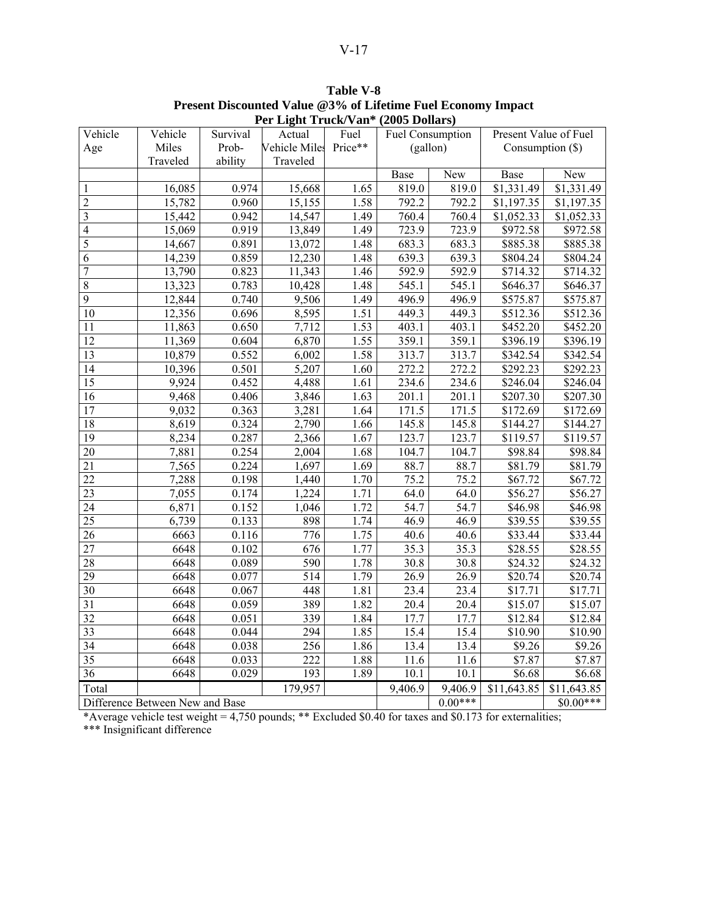**Table V-8**
**Present Discounted Value @3% of Lifetime Fuel Economy Impact**
**Per Light Truck/Van* (2005 Dollars)**

| Vehicle Age | Vehicle Miles Traveled | Survival Prob-ability | Actual Vehicle Miles Traveled | Fuel Price** | Fuel Consumption (gallon) | | Present Value of Fuel Consumption ($) | |
|---|---|---|---|---|---|---|---|---|
| | | | | | Base | New | Base | New |
| 1 | 16,085 | 0.974 | 15,668 | 1.65 | 819.0 | 819.0 | $1,331.49 | $1,331.49 |
| 2 | 15,782 | 0.960 | 15,155 | 1.58 | 792.2 | 792.2 | $1,197.35 | $1,197.35 |
| 3 | 15,442 | 0.942 | 14,547 | 1.49 | 760.4 | 760.4 | $1,052.33 | $1,052.33 |
| 4 | 15,069 | 0.919 | 13,849 | 1.49 | 723.9 | 723.9 | $972.58 | $972.58 |
| 5 | 14,667 | 0.891 | 13,072 | 1.48 | 683.3 | 683.3 | $885.38 | $885.38 |
| 6 | 14,239 | 0.859 | 12,230 | 1.48 | 639.3 | 639.3 | $804.24 | $804.24 |
| 7 | 13,790 | 0.823 | 11,343 | 1.46 | 592.9 | 592.9 | $714.32 | $714.32 |
| 8 | 13,323 | 0.783 | 10,428 | 1.48 | 545.1 | 545.1 | $646.37 | $646.37 |
| 9 | 12,844 | 0.740 | 9,506 | 1.49 | 496.9 | 496.9 | $575.87 | $575.87 |
| 10 | 12,356 | 0.696 | 8,595 | 1.51 | 449.3 | 449.3 | $512.36 | $512.36 |
| 11 | 11,863 | 0.650 | 7,712 | 1.53 | 403.1 | 403.1 | $452.20 | $452.20 |
| 12 | 11,369 | 0.604 | 6,870 | 1.55 | 359.1 | 359.1 | $396.19 | $396.19 |
| 13 | 10,879 | 0.552 | 6,002 | 1.58 | 313.7 | 313.7 | $342.54 | $342.54 |
| 14 | 10,396 | 0.501 | 5,207 | 1.60 | 272.2 | 272.2 | $292.23 | $292.23 |
| 15 | 9,924 | 0.452 | 4,488 | 1.61 | 234.6 | 234.6 | $246.04 | $246.04 |
| 16 | 9,468 | 0.406 | 3,846 | 1.63 | 201.1 | 201.1 | $207.30 | $207.30 |
| 17 | 9,032 | 0.363 | 3,281 | 1.64 | 171.5 | 171.5 | $172.69 | $172.69 |
| 18 | 8,619 | 0.324 | 2,790 | 1.66 | 145.8 | 145.8 | $144.27 | $144.27 |
| 19 | 8,234 | 0.287 | 2,366 | 1.67 | 123.7 | 123.7 | $119.57 | $119.57 |
| 20 | 7,881 | 0.254 | 2,004 | 1.68 | 104.7 | 104.7 | $98.84 | $98.84 |
| 21 | 7,565 | 0.224 | 1,697 | 1.69 | 88.7 | 88.7 | $81.79 | $81.79 |
| 22 | 7,288 | 0.198 | 1,440 | 1.70 | 75.2 | 75.2 | $67.72 | $67.72 |
| 23 | 7,055 | 0.174 | 1,224 | 1.71 | 64.0 | 64.0 | $56.27 | $56.27 |
| 24 | 6,871 | 0.152 | 1,046 | 1.72 | 54.7 | 54.7 | $46.98 | $46.98 |
| 25 | 6,739 | 0.133 | 898 | 1.74 | 46.9 | 46.9 | $39.55 | $39.55 |
| 26 | 6663 | 0.116 | 776 | 1.75 | 40.6 | 40.6 | $33.44 | $33.44 |
| 27 | 6648 | 0.102 | 676 | 1.77 | 35.3 | 35.3 | $28.55 | $28.55 |
| 28 | 6648 | 0.089 | 590 | 1.78 | 30.8 | 30.8 | $24.32 | $24.32 |
| 29 | 6648 | 0.077 | 514 | 1.79 | 26.9 | 26.9 | $20.74 | $20.74 |
| 30 | 6648 | 0.067 | 448 | 1.81 | 23.4 | 23.4 | $17.71 | $17.71 |
| 31 | 6648 | 0.059 | 389 | 1.82 | 20.4 | 20.4 | $15.07 | $15.07 |
| 32 | 6648 | 0.051 | 339 | 1.84 | 17.7 | 17.7 | $12.84 | $12.84 |
| 33 | 6648 | 0.044 | 294 | 1.85 | 15.4 | 15.4 | $10.90 | $10.90 |
| 34 | 6648 | 0.038 | 256 | 1.86 | 13.4 | 13.4 | $9.26 | $9.26 |
| 35 | 6648 | 0.033 | 222 | 1.88 | 11.6 | 11.6 | $7.87 | $7.87 |
| 36 | 6648 | 0.029 | 193 | 1.89 | 10.1 | 10.1 | $6.68 | $6.68 |
| Total | | | 179,957 | | 9,406.9 | 9,406.9 | $11,643.85 | $11,643.85 |
| Difference Between New and Base | | | | | | 0.00*** | | $0.00*** |

*Average vehicle test weight = 4,750 pounds; ** Excluded $0.40 for taxes and $0.173 for externalities;
*** Insignificant difference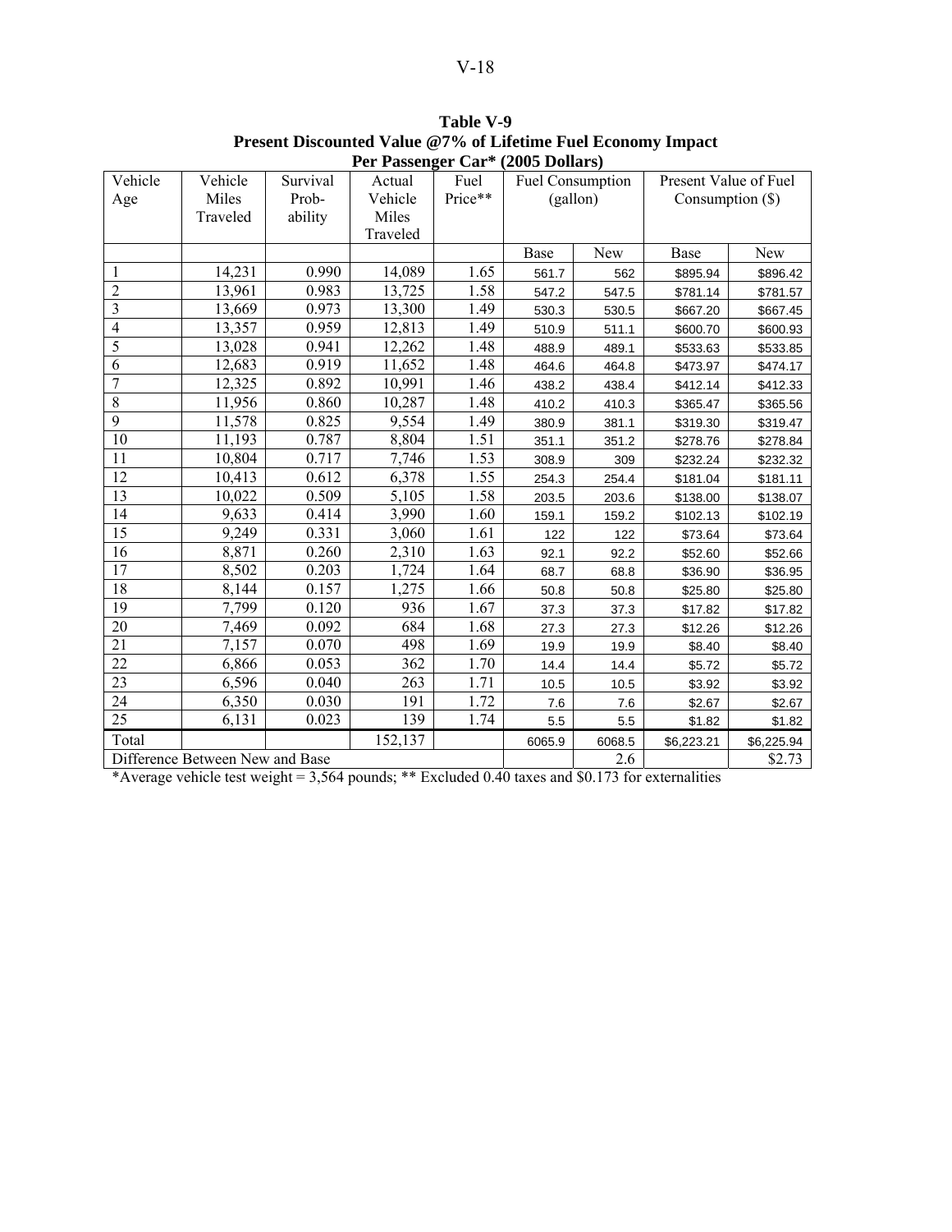**Table V-9**
**Present Discounted Value @7% of Lifetime Fuel Economy Impact**
**Per Passenger Car* (2005 Dollars)**

| Vehicle Age | Vehicle Miles Traveled | Survival Prob-ability | Actual Vehicle Miles Traveled | Fuel Price** | Fuel Consumption (gallon) | | Present Value of Fuel Consumption ($) | |
|---|---|---|---|---|---|---|---|---|
| | | | | | Base | New | Base | New |
| 1 | 14,231 | 0.990 | 14,089 | 1.65 | 561.7 | 562 | $895.94 | $896.42 |
| 2 | 13,961 | 0.983 | 13,725 | 1.58 | 547.2 | 547.5 | $781.14 | $781.57 |
| 3 | 13,669 | 0.973 | 13,300 | 1.49 | 530.3 | 530.5 | $667.20 | $667.45 |
| 4 | 13,357 | 0.959 | 12,813 | 1.49 | 510.9 | 511.1 | $600.70 | $600.93 |
| 5 | 13,028 | 0.941 | 12,262 | 1.48 | 488.9 | 489.1 | $533.63 | $533.85 |
| 6 | 12,683 | 0.919 | 11,652 | 1.48 | 464.6 | 464.8 | $473.97 | $474.17 |
| 7 | 12,325 | 0.892 | 10,991 | 1.46 | 438.2 | 438.4 | $412.14 | $412.33 |
| 8 | 11,956 | 0.860 | 10,287 | 1.48 | 410.2 | 410.3 | $365.47 | $365.56 |
| 9 | 11,578 | 0.825 | 9,554 | 1.49 | 380.9 | 381.1 | $319.30 | $319.47 |
| 10 | 11,193 | 0.787 | 8,804 | 1.51 | 351.1 | 351.2 | $278.76 | $278.84 |
| 11 | 10,804 | 0.717 | 7,746 | 1.53 | 308.9 | 309 | $232.24 | $232.32 |
| 12 | 10,413 | 0.612 | 6,378 | 1.55 | 254.3 | 254.4 | $181.04 | $181.11 |
| 13 | 10,022 | 0.509 | 5,105 | 1.58 | 203.5 | 203.6 | $138.00 | $138.07 |
| 14 | 9,633 | 0.414 | 3,990 | 1.60 | 159.1 | 159.2 | $102.13 | $102.19 |
| 15 | 9,249 | 0.331 | 3,060 | 1.61 | 122 | 122 | $73.64 | $73.69 |
| 16 | 8,871 | 0.260 | 2,310 | 1.63 | 92.1 | 92.2 | $52.60 | $52.66 |
| 17 | 8,502 | 0.203 | 1,724 | 1.64 | 68.7 | 68.8 | $36.90 | $36.95 |
| 18 | 8,144 | 0.157 | 1,275 | 1.66 | 50.8 | 50.8 | $25.80 | $25.80 |
| 19 | 7,799 | 0.120 | 936 | 1.67 | 37.3 | 37.3 | $17.82 | $17.82 |
| 20 | 7,469 | 0.092 | 684 | 1.68 | 27.3 | 27.3 | $12.26 | $12.26 |
| 21 | 7,157 | 0.070 | 498 | 1.69 | 19.9 | 19.9 | $8.40 | $8.40 |
| 22 | 6,866 | 0.053 | 362 | 1.70 | 14.4 | 14.4 | $5.72 | $5.72 |
| 23 | 6,596 | 0.040 | 263 | 1.71 | 10.5 | 10.5 | $3.92 | $3.92 |
| 24 | 6,350 | 0.030 | 191 | 1.72 | 7.6 | 7.6 | $2.67 | $2.67 |
| 25 | 6,131 | 0.023 | 139 | 1.74 | 5.5 | 5.5 | $1.82 | $1.82 |
| Total | | | 152,137 | | 6065.9 | 6068.5 | $6,223.21 | $6,225.94 |
| Difference Between New and Base | | | | | | 2.6 | | $2.73 |

*Average vehicle test weight = 3,564 pounds; ** Excluded 0.40 taxes and $0.173 for externalities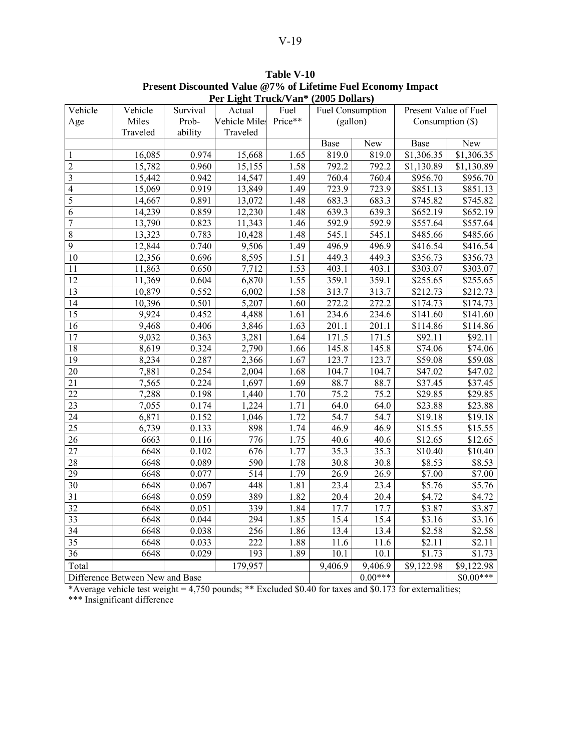**Table V-10**
**Present Discounted Value @7% of Lifetime Fuel Economy Impact**
**Per Light Truck/Van* (2005 Dollars)**

| Vehicle Age | Vehicle Miles Traveled | Survival Prob-ability | Actual Vehicle Miles Traveled | Fuel Price** | Fuel Consumption (gallon) | | Present Value of Fuel Consumption ($) | |
|---|---|---|---|---|---|---|---|---|
| | | | | | Base | New | Base | New |
| 1 | 16,085 | 0.974 | 15,668 | 1.65 | 819.0 | 819.0 | $1,306.35 | $1,306.35 |
| 2 | 15,782 | 0.960 | 15,155 | 1.58 | 792.2 | 792.2 | $1,130.89 | $1,130.89 |
| 3 | 15,442 | 0.942 | 14,547 | 1.49 | 760.4 | 760.4 | $956.70 | $956.70 |
| 4 | 15,069 | 0.919 | 13,849 | 1.49 | 723.9 | 723.9 | $851.13 | $851.13 |
| 5 | 14,667 | 0.891 | 13,072 | 1.48 | 683.3 | 683.3 | $745.82 | $745.82 |
| 6 | 14,239 | 0.859 | 12,230 | 1.48 | 639.3 | 639.3 | $652.19 | $652.19 |
| 7 | 13,790 | 0.823 | 11,343 | 1.46 | 592.9 | 592.9 | $557.64 | $557.64 |
| 8 | 13,323 | 0.783 | 10,428 | 1.48 | 545.1 | 545.1 | $485.66 | $485.66 |
| 9 | 12,844 | 0.740 | 9,506 | 1.49 | 496.9 | 496.9 | $416.54 | $416.54 |
| 10 | 12,356 | 0.696 | 8,595 | 1.51 | 449.3 | 449.3 | $356.73 | $356.73 |
| 11 | 11,863 | 0.650 | 7,712 | 1.53 | 403.1 | 403.1 | $303.07 | $303.07 |
| 12 | 11,369 | 0.604 | 6,870 | 1.55 | 359.1 | 359.1 | $255.65 | $255.65 |
| 13 | 10,879 | 0.552 | 6,002 | 1.58 | 313.7 | 313.7 | $212.73 | $212.73 |
| 14 | 10,396 | 0.501 | 5,207 | 1.60 | 272.2 | 272.2 | $174.73 | $174.73 |
| 15 | 9,924 | 0.452 | 4,488 | 1.61 | 234.6 | 234.6 | $141.60 | $141.60 |
| 16 | 9,468 | 0.406 | 3,846 | 1.63 | 201.1 | 201.1 | $114.86 | $114.86 |
| 17 | 9,032 | 0.363 | 3,281 | 1.64 | 171.5 | 171.5 | $92.11 | $92.11 |
| 18 | 8,619 | 0.324 | 2,790 | 1.66 | 145.8 | 145.8 | $74.06 | $74.06 |
| 19 | 8,234 | 0.287 | 2,366 | 1.67 | 123.7 | 123.7 | $59.08 | $59.08 |
| 20 | 7,881 | 0.254 | 2,004 | 1.68 | 104.7 | 104.7 | $47.02 | $47.02 |
| 21 | 7,565 | 0.224 | 1,697 | 1.69 | 88.7 | 88.7 | $37.45 | $37.45 |
| 22 | 7,288 | 0.198 | 1,440 | 1.70 | 75.2 | 75.2 | $29.85 | $29.85 |
| 23 | 7,055 | 0.174 | 1,224 | 1.71 | 64.0 | 64.0 | $23.88 | $23.88 |
| 24 | 6,871 | 0.152 | 1,046 | 1.72 | 54.7 | 54.7 | $19.18 | $19.18 |
| 25 | 6,739 | 0.133 | 898 | 1.74 | 46.9 | 46.9 | $15.55 | $15.55 |
| 26 | 6663 | 0.116 | 776 | 1.75 | 40.6 | 40.6 | $12.65 | $12.65 |
| 27 | 6648 | 0.102 | 676 | 1.77 | 35.3 | 35.3 | $10.40 | $10.40 |
| 28 | 6648 | 0.089 | 590 | 1.78 | 30.8 | 30.8 | $8.53 | $8.53 |
| 29 | 6648 | 0.077 | 514 | 1.79 | 26.9 | 26.9 | $7.00 | $7.00 |
| 30 | 6648 | 0.067 | 448 | 1.81 | 23.4 | 23.4 | $5.76 | $5.76 |
| 31 | 6648 | 0.059 | 389 | 1.82 | 20.4 | 20.4 | $4.72 | $4.72 |
| 32 | 6648 | 0.051 | 339 | 1.84 | 17.7 | 17.7 | $3.87 | $3.87 |
| 33 | 6648 | 0.044 | 294 | 1.85 | 15.4 | 15.4 | $3.16 | $3.16 |
| 34 | 6648 | 0.038 | 256 | 1.86 | 13.4 | 13.4 | $2.58 | $2.58 |
| 35 | 6648 | 0.033 | 222 | 1.88 | 11.6 | 11.6 | $2.11 | $2.11 |
| 36 | 6648 | 0.029 | 193 | 1.89 | 10.1 | 10.1 | $1.73 | $1.73 |
| Total | | | 179,957 | | 9,406.9 | 9,406.9 | $9,122.98 | $9,122.98 |
| Difference Between New and Base | | | | | | 0.00*** | | $0.00*** |

*Average vehicle test weight = 4,750 pounds; ** Excluded $0.40 for taxes and $0.173 for externalities;
*** Insignificant difference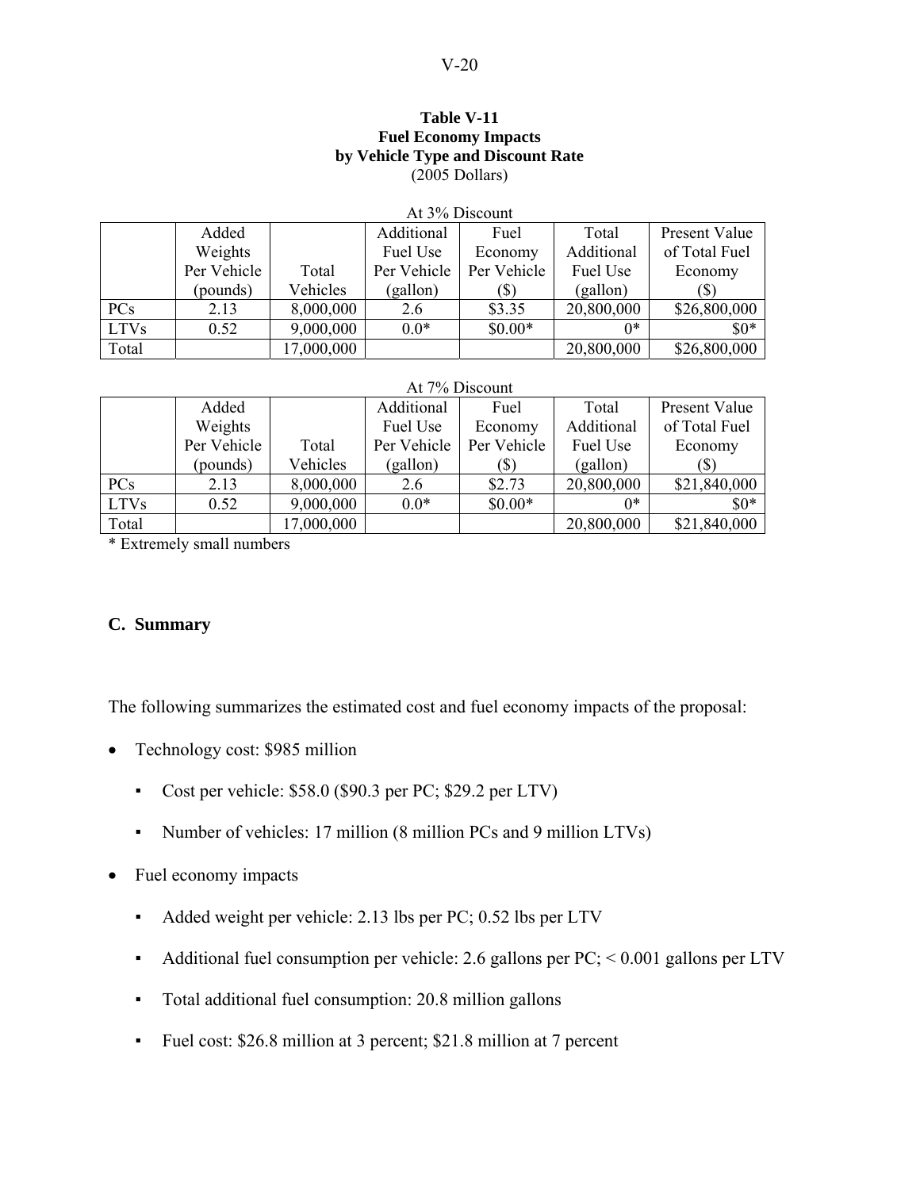**Table V-11**
**Fuel Economy Impacts**
**by Vehicle Type and Discount Rate**
(2005 Dollars)

At 3% Discount

| | Added Weights Per Vehicle (pounds) | Total Vehicles | Additional Fuel Use Per Vehicle (gallon) | Fuel Economy Per Vehicle ($) | Total Additional Fuel Use (gallon) | Present Value of Total Fuel Economy ($) |
|---|---|---|---|---|---|---|
| PCs | 2.13 | 8,000,000 | 2.6 | $3.35 | 20,800,000 | $26,800,000 |
| LTVs | 0.52 | 9,000,000 | 0.0* | $0.00* | 0* | $0* |
| Total | | 17,000,000 | | | 20,800,000 | $26,800,000 |

At 7% Discount

| | Added Weights Per Vehicle (pounds) | Total Vehicles | Additional Fuel Use Per Vehicle (gallon) | Fuel Economy Per Vehicle ($) | Total Additional Fuel Use (gallon) | Present Value of Total Fuel Economy ($) |
|---|---|---|---|---|---|---|
| PCs | 2.13 | 8,000,000 | 2.6 | $2.73 | 20,800,000 | $21,840,000 |
| LTVs | 0.52 | 9,000,000 | 0.0* | $0.00* | 0* | $0* |
| Total | | 17,000,000 | | | 20,800,000 | $21,840,000 |

* Extremely small numbers

## C. Summary

The following summarizes the estimated cost and fuel economy impacts of the proposal:

- Technology cost: $985 million
  - Cost per vehicle: $58.0 ($90.3 per PC; $29.2 per LTV)
  - Number of vehicles: 17 million (8 million PCs and 9 million LTVs)
- Fuel economy impacts
  - Added weight per vehicle: 2.13 lbs per PC; 0.52 lbs per LTV
  - Additional fuel consumption per vehicle: 2.6 gallons per PC; < 0.001 gallons per LTV
  - Total additional fuel consumption: 20.8 million gallons
  - Fuel cost: $26.8 million at 3 percent; $21.8 million at 7 percent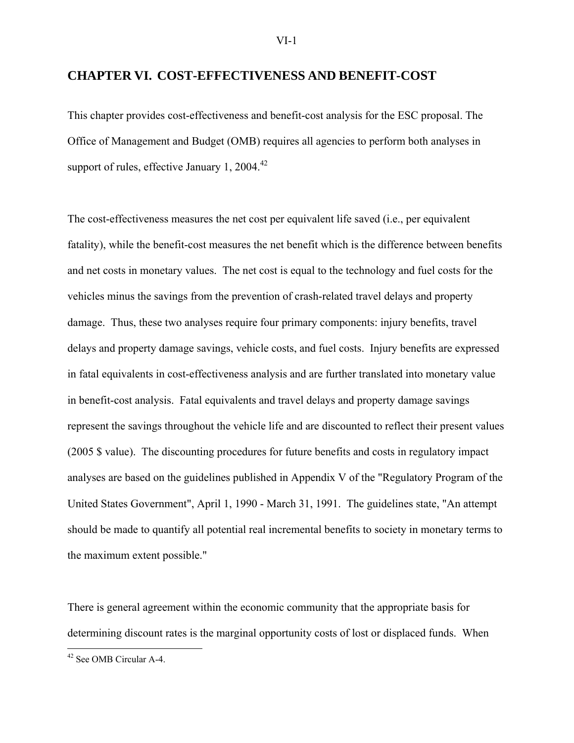# CHAPTER VI. COST-EFFECTIVENESS AND BENEFIT-COST

This chapter provides cost-effectiveness and benefit-cost analysis for the ESC proposal. The Office of Management and Budget (OMB) requires all agencies to perform both analyses in support of rules, effective January 1, 2004.[42]

The cost-effectiveness measures the net cost per equivalent life saved (i.e., per equivalent fatality), while the benefit-cost measures the net benefit which is the difference between benefits and net costs in monetary values. The net cost is equal to the technology and fuel costs for the vehicles minus the savings from the prevention of crash-related travel delays and property damage. Thus, these two analyses require four primary components: injury benefits, travel delays and property damage savings, vehicle costs, and fuel costs. Injury benefits are expressed in fatal equivalents in cost-effectiveness analysis and are further translated into monetary value in benefit-cost analysis. Fatal equivalents and travel delays and property damage savings represent the savings throughout the vehicle life and are discounted to reflect their present values (2005 $ value). The discounting procedures for future benefits and costs in regulatory impact analyses are based on the guidelines published in Appendix V of the "Regulatory Program of the United States Government", April 1, 1990 - March 31, 1991. The guidelines state, "An attempt should be made to quantify all potential real incremental benefits to society in monetary terms to the maximum extent possible."

There is general agreement within the economic community that the appropriate basis for determining discount rates is the marginal opportunity costs of lost or displaced funds. When

[42] See OMB Circular A-4.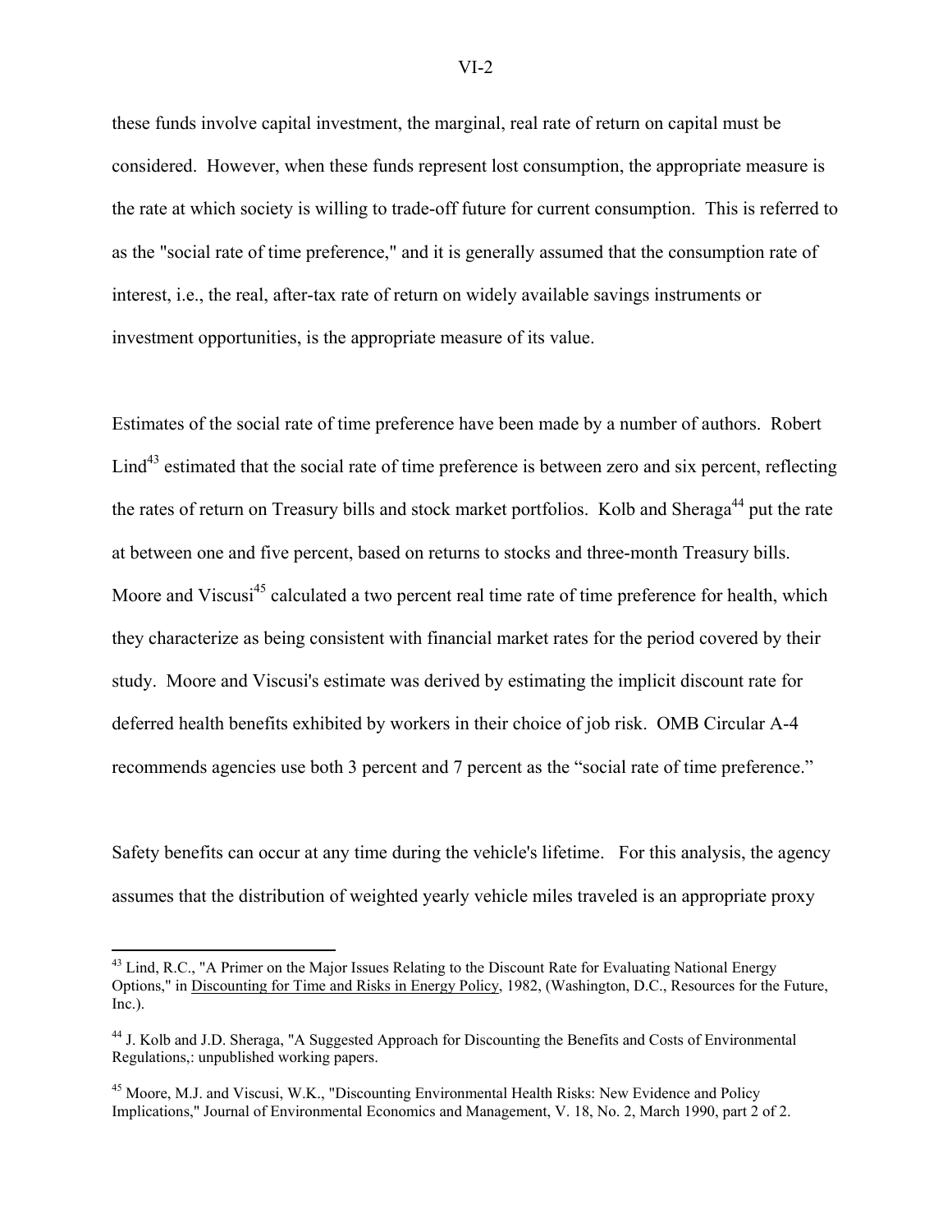these funds involve capital investment, the marginal, real rate of return on capital must be considered. However, when these funds represent lost consumption, the appropriate measure is the rate at which society is willing to trade-off future for current consumption. This is referred to as the "social rate of time preference," and it is generally assumed that the consumption rate of interest, i.e., the real, after-tax rate of return on widely available savings instruments or investment opportunities, is the appropriate measure of its value.

Estimates of the social rate of time preference have been made by a number of authors. Robert Lind[43] estimated that the social rate of time preference is between zero and six percent, reflecting the rates of return on Treasury bills and stock market portfolios. Kolb and Sheraga[44] put the rate at between one and five percent, based on returns to stocks and three-month Treasury bills. Moore and Viscusi[45] calculated a two percent real time rate of time preference for health, which they characterize as being consistent with financial market rates for the period covered by their study. Moore and Viscusi's estimate was derived by estimating the implicit discount rate for deferred health benefits exhibited by workers in their choice of job risk. OMB Circular A-4 recommends agencies use both 3 percent and 7 percent as the "social rate of time preference."

Safety benefits can occur at any time during the vehicle's lifetime. For this analysis, the agency assumes that the distribution of weighted yearly vehicle miles traveled is an appropriate proxy

---

[43] Lind, R.C., "A Primer on the Major Issues Relating to the Discount Rate for Evaluating National Energy Options," in Discounting for Time and Risks in Energy Policy, 1982, (Washington, D.C., Resources for the Future, Inc.).

[44] J. Kolb and J.D. Sheraga, "A Suggested Approach for Discounting the Benefits and Costs of Environmental Regulations,: unpublished working papers.

[45] Moore, M.J. and Viscusi, W.K., "Discounting Environmental Health Risks: New Evidence and Policy Implications," Journal of Environmental Economics and Management, V. 18, No. 2, March 1990, part 2 of 2.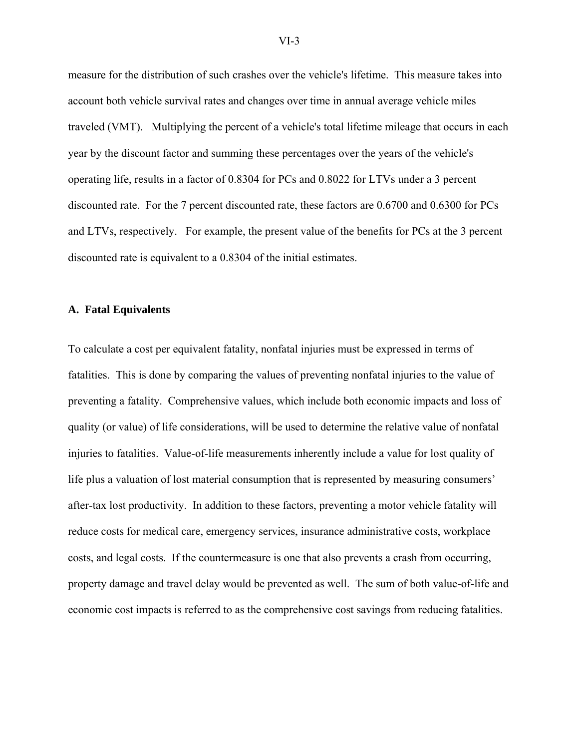measure for the distribution of such crashes over the vehicle's lifetime. This measure takes into account both vehicle survival rates and changes over time in annual average vehicle miles traveled (VMT). Multiplying the percent of a vehicle's total lifetime mileage that occurs in each year by the discount factor and summing these percentages over the years of the vehicle's operating life, results in a factor of 0.8304 for PCs and 0.8022 for LTVs under a 3 percent discounted rate. For the 7 percent discounted rate, these factors are 0.6700 and 0.6300 for PCs and LTVs, respectively. For example, the present value of the benefits for PCs at the 3 percent discounted rate is equivalent to a 0.8304 of the initial estimates.

### A. Fatal Equivalents

To calculate a cost per equivalent fatality, nonfatal injuries must be expressed in terms of fatalities. This is done by comparing the values of preventing nonfatal injuries to the value of preventing a fatality. Comprehensive values, which include both economic impacts and loss of quality (or value) of life considerations, will be used to determine the relative value of nonfatal injuries to fatalities. Value-of-life measurements inherently include a value for lost quality of life plus a valuation of lost material consumption that is represented by measuring consumers' after-tax lost productivity. In addition to these factors, preventing a motor vehicle fatality will reduce costs for medical care, emergency services, insurance administrative costs, workplace costs, and legal costs. If the countermeasure is one that also prevents a crash from occurring, property damage and travel delay would be prevented as well. The sum of both value-of-life and economic cost impacts is referred to as the comprehensive cost savings from reducing fatalities.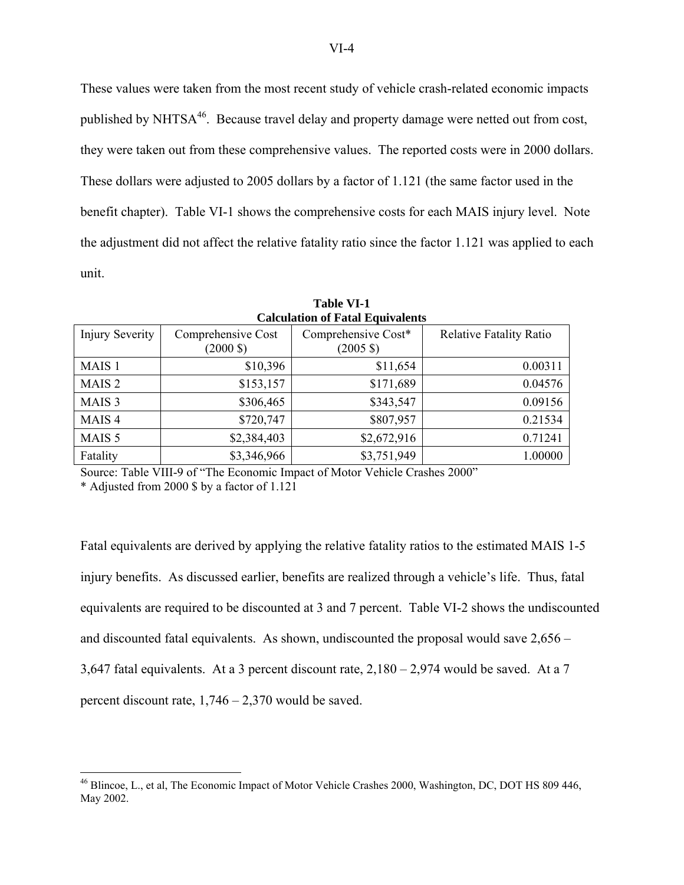These values were taken from the most recent study of vehicle crash-related economic impacts published by NHTSA[46]. Because travel delay and property damage were netted out from cost, they were taken out from these comprehensive values. The reported costs were in 2000 dollars. These dollars were adjusted to 2005 dollars by a factor of 1.121 (the same factor used in the benefit chapter). Table VI-1 shows the comprehensive costs for each MAIS injury level. Note the adjustment did not affect the relative fatality ratio since the factor 1.121 was applied to each unit.

**Table VI-1**
**Calculation of Fatal Equivalents**

| Injury Severity | Comprehensive Cost (2000 $) | Comprehensive Cost* (2005 $) | Relative Fatality Ratio |
|---|---|---|---|
| MAIS 1 | $10,396 | $11,654 | 0.00311 |
| MAIS 2 | $153,157 | $171,689 | 0.04576 |
| MAIS 3 | $306,465 | $343,547 | 0.09156 |
| MAIS 4 | $720,747 | $807,957 | 0.21534 |
| MAIS 5 | $2,384,403 | $2,672,916 | 0.71241 |
| Fatality | $3,346,966 | $3,751,949 | 1.00000 |

Source: Table VIII-9 of "The Economic Impact of Motor Vehicle Crashes 2000"
* Adjusted from 2000 $ by a factor of 1.121

Fatal equivalents are derived by applying the relative fatality ratios to the estimated MAIS 1-5 injury benefits. As discussed earlier, benefits are realized through a vehicle's life. Thus, fatal equivalents are required to be discounted at 3 and 7 percent. Table VI-2 shows the undiscounted and discounted fatal equivalents. As shown, undiscounted the proposal would save 2,656 – 3,647 fatal equivalents. At a 3 percent discount rate, 2,180 – 2,974 would be saved. At a 7 percent discount rate, 1,746 – 2,370 would be saved.

[46] Blincoe, L., et al, The Economic Impact of Motor Vehicle Crashes 2000, Washington, DC, DOT HS 809 446, May 2002.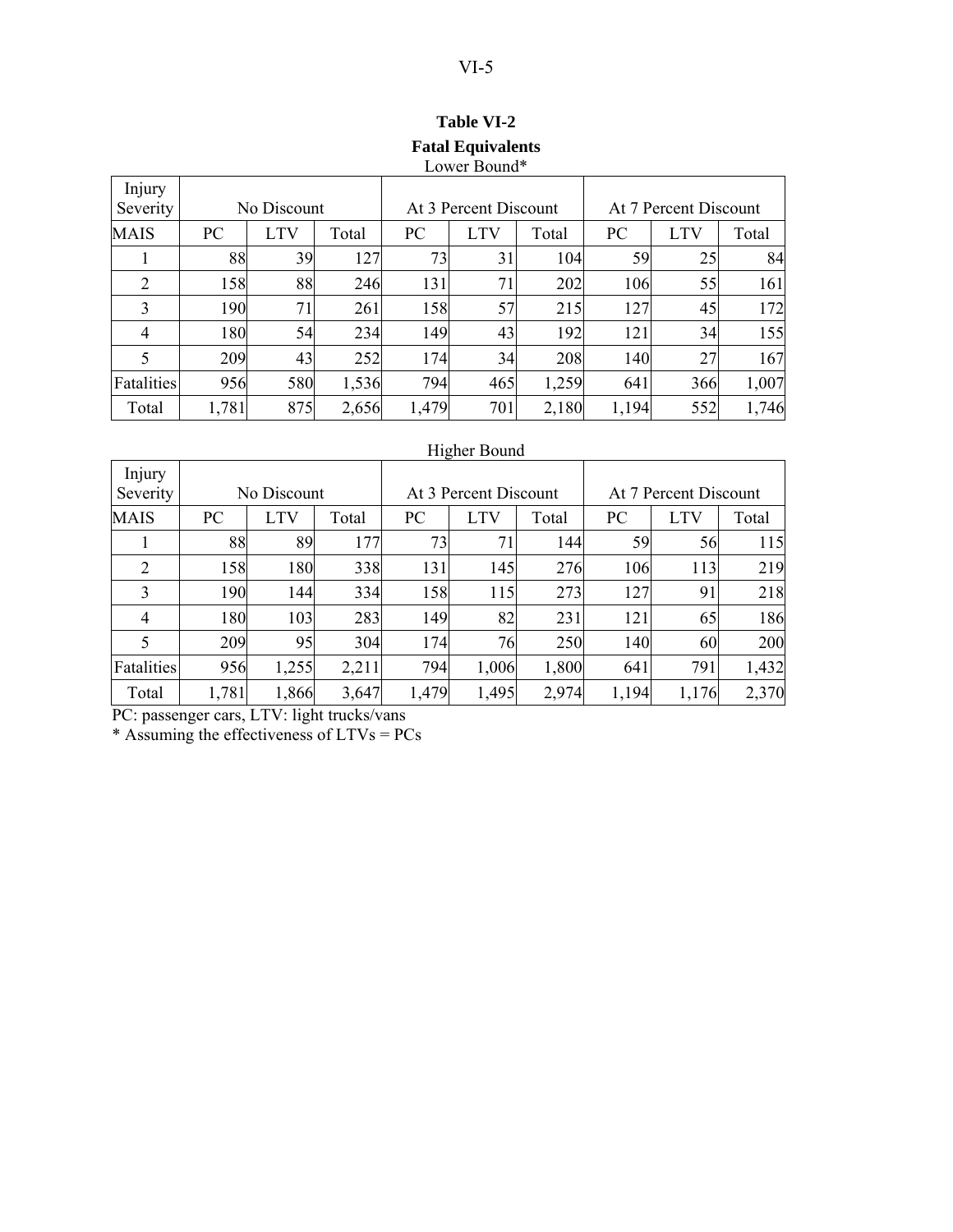**Table VI-2**

**Fatal Equivalents**

Lower Bound*

| Injury Severity | No Discount | | | At 3 Percent Discount | | | At 7 Percent Discount | | |
|---|---|---|---|---|---|---|---|---|---|
| MAIS | PC | LTV | Total | PC | LTV | Total | PC | LTV | Total |
| 1 | 88 | 39 | 127 | 73 | 31 | 104 | 59 | 25 | 84 |
| 2 | 158 | 88 | 246 | 131 | 71 | 202 | 106 | 55 | 161 |
| 3 | 190 | 71 | 261 | 158 | 57 | 215 | 127 | 45 | 172 |
| 4 | 180 | 54 | 234 | 149 | 43 | 192 | 121 | 34 | 155 |
| 5 | 209 | 43 | 252 | 174 | 34 | 208 | 140 | 27 | 167 |
| Fatalities | 956 | 580 | 1,536 | 794 | 465 | 1,259 | 641 | 366 | 1,007 |
| Total | 1,781 | 875 | 2,656 | 1,479 | 701 | 2,180 | 1,194 | 552 | 1,746 |

Higher Bound

| Injury Severity | No Discount | | | At 3 Percent Discount | | | At 7 Percent Discount | | |
|---|---|---|---|---|---|---|---|---|---|
| MAIS | PC | LTV | Total | PC | LTV | Total | PC | LTV | Total |
| 1 | 88 | 89 | 177 | 73 | 71 | 144 | 59 | 56 | 115 |
| 2 | 158 | 180 | 338 | 131 | 145 | 276 | 106 | 113 | 219 |
| 3 | 190 | 144 | 334 | 158 | 115 | 273 | 127 | 91 | 218 |
| 4 | 180 | 103 | 283 | 149 | 82 | 231 | 121 | 65 | 186 |
| 5 | 209 | 95 | 304 | 174 | 76 | 250 | 140 | 60 | 200 |
| Fatalities | 956 | 1,255 | 2,211 | 794 | 1,006 | 1,800 | 641 | 791 | 1,432 |
| Total | 1,781 | 1,866 | 3,647 | 1,479 | 1,495 | 2,974 | 1,194 | 1,176 | 2,370 |

PC: passenger cars, LTV: light trucks/vans

* Assuming the effectiveness of LTVs = PCs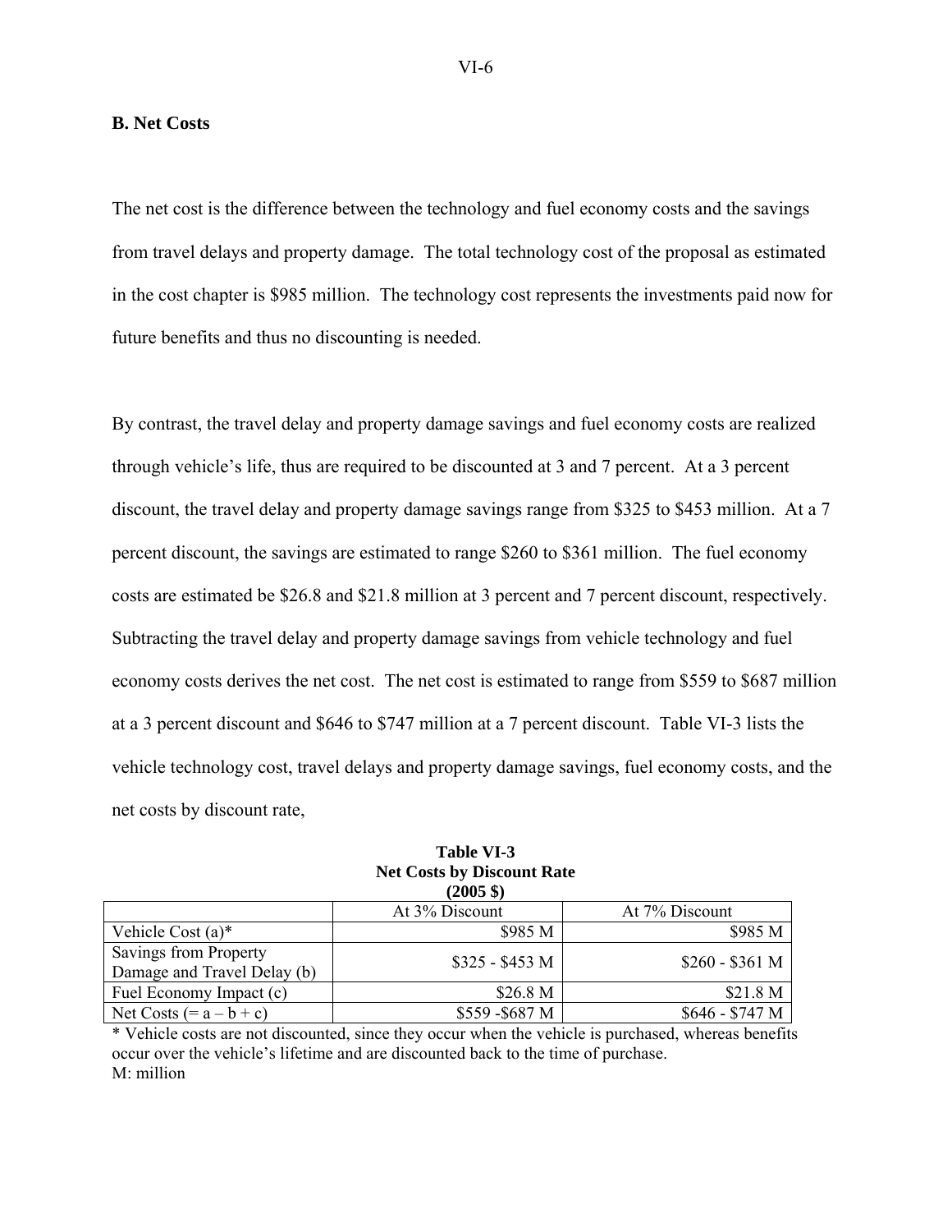## B. Net Costs

The net cost is the difference between the technology and fuel economy costs and the savings from travel delays and property damage. The total technology cost of the proposal as estimated in the cost chapter is $985 million. The technology cost represents the investments paid now for future benefits and thus no discounting is needed.

By contrast, the travel delay and property damage savings and fuel economy costs are realized through vehicle's life, thus are required to be discounted at 3 and 7 percent. At a 3 percent discount, the travel delay and property damage savings range from $325 to $453 million. At a 7 percent discount, the savings are estimated to range $260 to $361 million. The fuel economy costs are estimated be $26.8 and $21.8 million at 3 percent and 7 percent discount, respectively. Subtracting the travel delay and property damage savings from vehicle technology and fuel economy costs derives the net cost. The net cost is estimated to range from $559 to $687 million at a 3 percent discount and $646 to $747 million at a 7 percent discount. Table VI-3 lists the vehicle technology cost, travel delays and property damage savings, fuel economy costs, and the net costs by discount rate,

**Table VI-3**
**Net Costs by Discount Rate**
**(2005 $)**

| | At 3% Discount | At 7% Discount |
|---|---|---|
| Vehicle Cost (a)* | $985 M | $985 M |
| Savings from Property Damage and Travel Delay (b) | $325 - $453 M | $260 - $361 M |
| Fuel Economy Impact (c) | $26.8 M | $21.8 M |
| Net Costs (= a – b + c) | $559 -$687 M | $646 - $747 M |

* Vehicle costs are not discounted, since they occur when the vehicle is purchased, whereas benefits occur over the vehicle's lifetime and are discounted back to the time of purchase.
M: million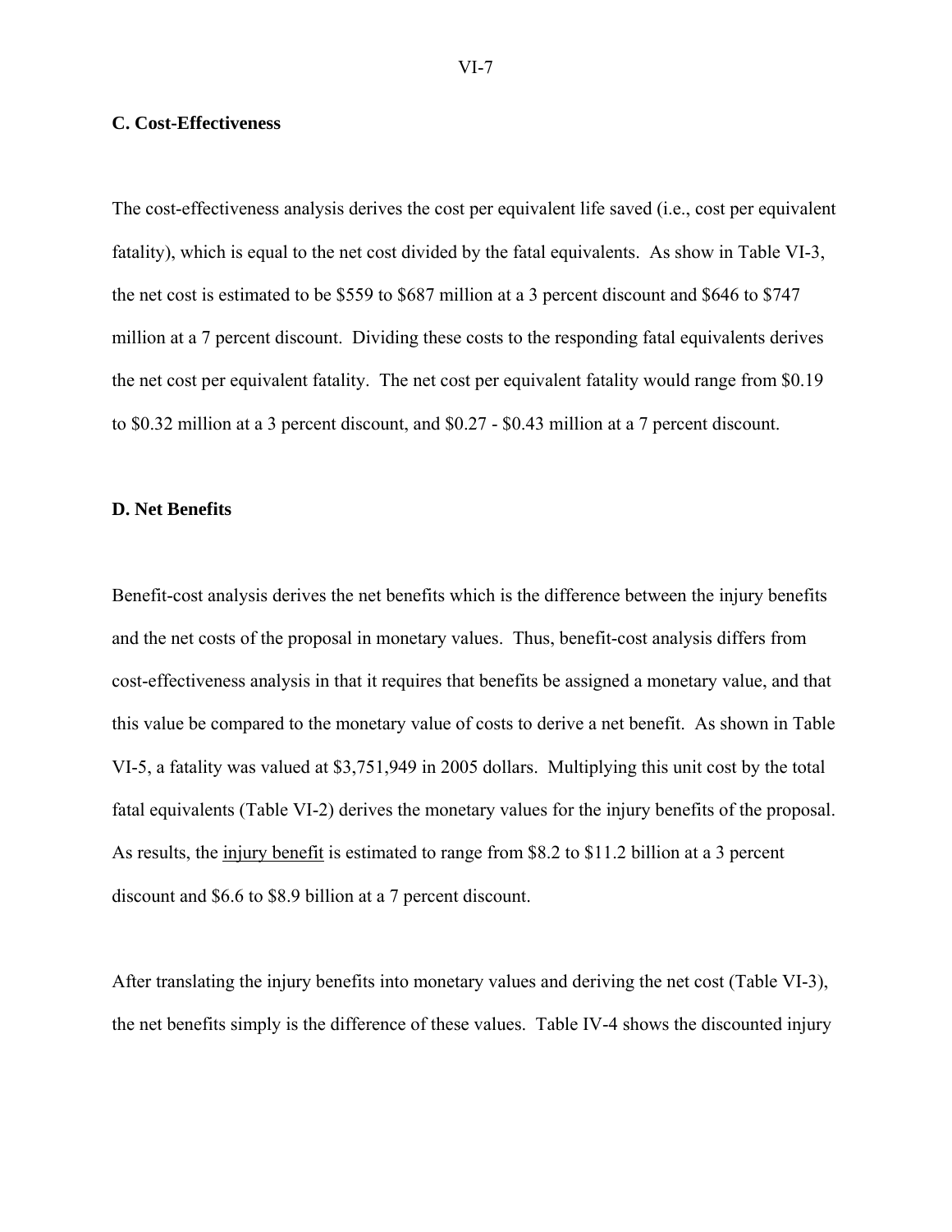### C. Cost-Effectiveness

The cost-effectiveness analysis derives the cost per equivalent life saved (i.e., cost per equivalent fatality), which is equal to the net cost divided by the fatal equivalents. As show in Table VI-3, the net cost is estimated to be $559 to $687 million at a 3 percent discount and $646 to $747 million at a 7 percent discount. Dividing these costs to the responding fatal equivalents derives the net cost per equivalent fatality. The net cost per equivalent fatality would range from $0.19 to $0.32 million at a 3 percent discount, and $0.27 - $0.43 million at a 7 percent discount.

### D. Net Benefits

Benefit-cost analysis derives the net benefits which is the difference between the injury benefits and the net costs of the proposal in monetary values. Thus, benefit-cost analysis differs from cost-effectiveness analysis in that it requires that benefits be assigned a monetary value, and that this value be compared to the monetary value of costs to derive a net benefit. As shown in Table VI-5, a fatality was valued at $3,751,949 in 2005 dollars. Multiplying this unit cost by the total fatal equivalents (Table VI-2) derives the monetary values for the injury benefits of the proposal. As results, the <u>injury benefit</u> is estimated to range from $8.2 to $11.2 billion at a 3 percent discount and $6.6 to $8.9 billion at a 7 percent discount.

After translating the injury benefits into monetary values and deriving the net cost (Table VI-3), the net benefits simply is the difference of these values. Table IV-4 shows the discounted injury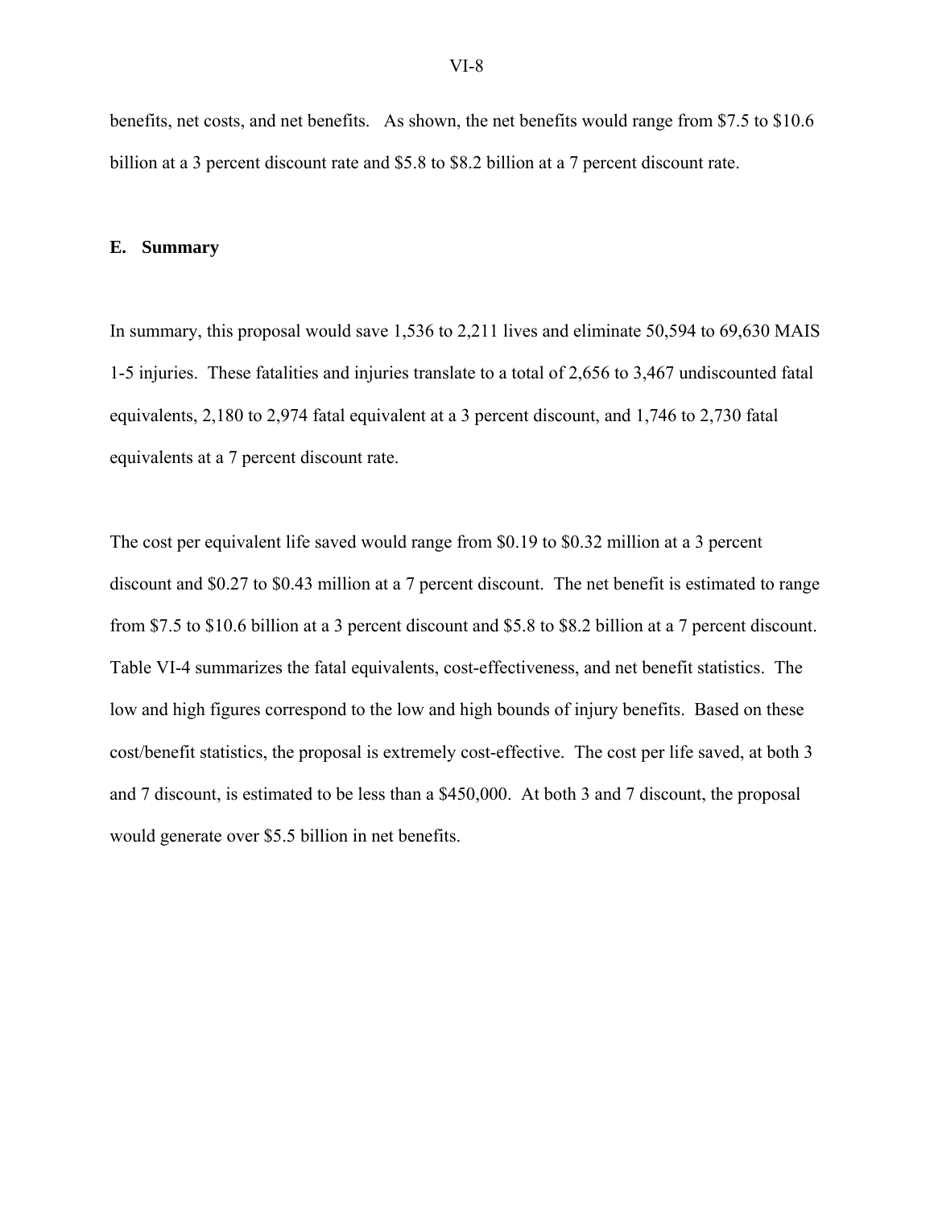benefits, net costs, and net benefits. As shown, the net benefits would range from $7.5 to $10.6 billion at a 3 percent discount rate and $5.8 to $8.2 billion at a 7 percent discount rate.

**E. Summary**

In summary, this proposal would save 1,536 to 2,211 lives and eliminate 50,594 to 69,630 MAIS 1-5 injuries. These fatalities and injuries translate to a total of 2,656 to 3,467 undiscounted fatal equivalents, 2,180 to 2,974 fatal equivalent at a 3 percent discount, and 1,746 to 2,730 fatal equivalents at a 7 percent discount rate.

The cost per equivalent life saved would range from $0.19 to $0.32 million at a 3 percent discount and $0.27 to $0.43 million at a 7 percent discount. The net benefit is estimated to range from $7.5 to $10.6 billion at a 3 percent discount and $5.8 to $8.2 billion at a 7 percent discount. Table VI-4 summarizes the fatal equivalents, cost-effectiveness, and net benefit statistics. The low and high figures correspond to the low and high bounds of injury benefits. Based on these cost/benefit statistics, the proposal is extremely cost-effective. The cost per life saved, at both 3 and 7 discount, is estimated to be less than a $450,000. At both 3 and 7 discount, the proposal would generate over $5.5 billion in net benefits.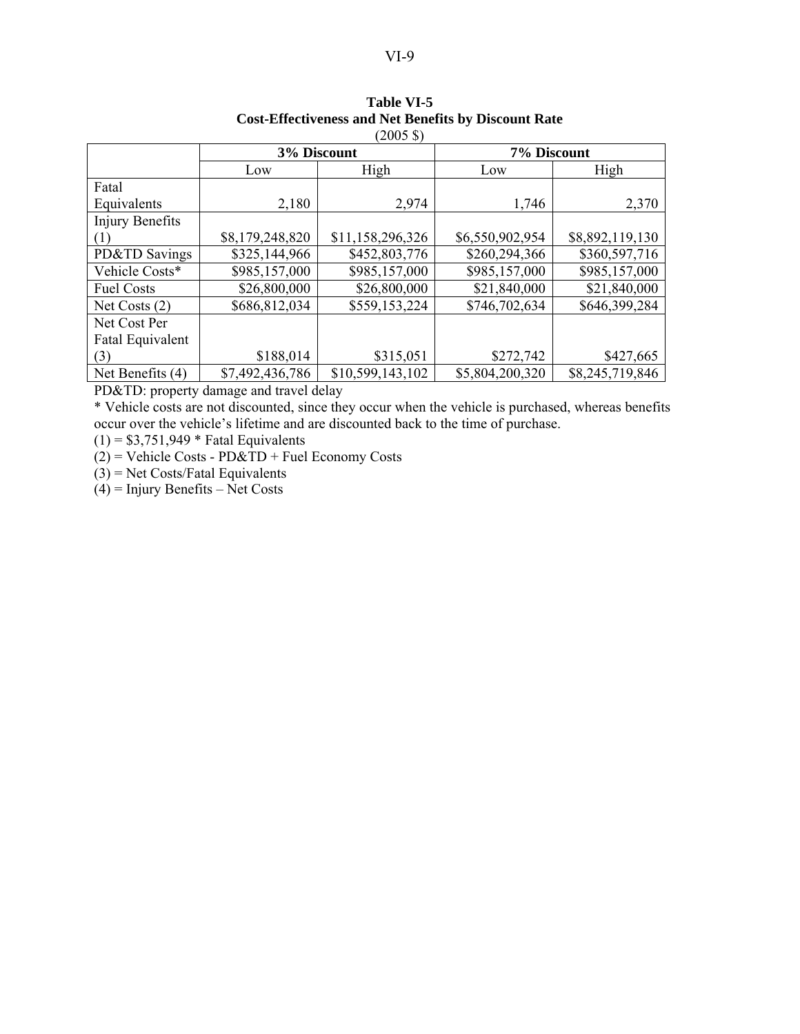**Table VI-5**
**Cost-Effectiveness and Net Benefits by Discount Rate**
(2005 $)

| | 3% Discount | | 7% Discount | |
|---|---|---|---|---|
| | Low | High | Low | High |
| Fatal Equivalents | 2,180 | 2,974 | 1,746 | 2,370 |
| Injury Benefits (1) | $8,179,248,820 | $11,158,296,326 | $6,550,902,954 | $8,892,119,130 |
| PD&TD Savings | $325,144,966 | $452,803,776 | $260,294,366 | $360,597,716 |
| Vehicle Costs* | $985,157,000 | $985,157,000 | $985,157,000 | $985,157,000 |
| Fuel Costs | $26,800,000 | $26,800,000 | $21,840,000 | $21,840,000 |
| Net Costs (2) | $686,812,034 | $559,153,224 | $746,702,634 | $646,399,284 |
| Net Cost Per Fatal Equivalent (3) | $188,014 | $315,051 | $272,742 | $427,665 |
| Net Benefits (4) | $7,492,436,786 | $10,599,143,102 | $5,804,200,320 | $8,245,719,846 |

PD&TD: property damage and travel delay

* Vehicle costs are not discounted, since they occur when the vehicle is purchased, whereas benefits occur over the vehicle's lifetime and are discounted back to the time of purchase.

(1) = $3,751,949 * Fatal Equivalents

(2) = Vehicle Costs - PD&TD + Fuel Economy Costs

(3) = Net Costs/Fatal Equivalents

(4) = Injury Benefits – Net Costs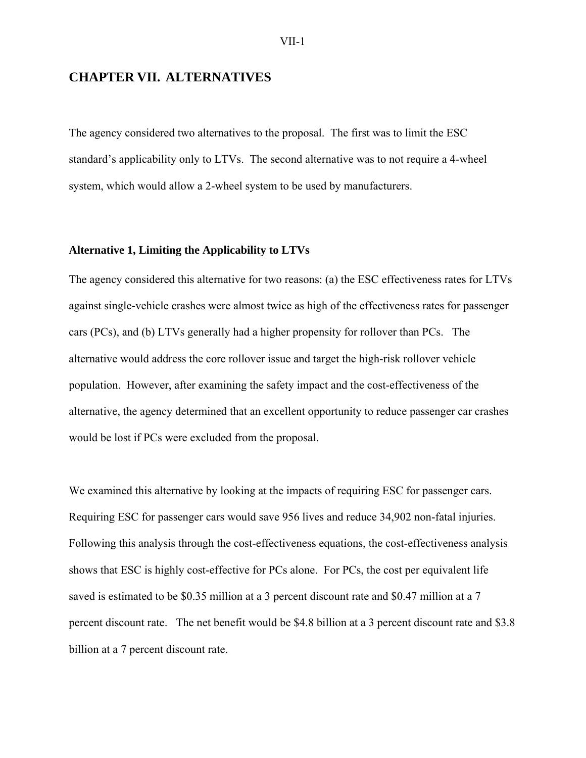# CHAPTER VII. ALTERNATIVES

The agency considered two alternatives to the proposal. The first was to limit the ESC standard's applicability only to LTVs. The second alternative was to not require a 4-wheel system, which would allow a 2-wheel system to be used by manufacturers.

### Alternative 1, Limiting the Applicability to LTVs

The agency considered this alternative for two reasons: (a) the ESC effectiveness rates for LTVs against single-vehicle crashes were almost twice as high of the effectiveness rates for passenger cars (PCs), and (b) LTVs generally had a higher propensity for rollover than PCs. The alternative would address the core rollover issue and target the high-risk rollover vehicle population. However, after examining the safety impact and the cost-effectiveness of the alternative, the agency determined that an excellent opportunity to reduce passenger car crashes would be lost if PCs were excluded from the proposal.

We examined this alternative by looking at the impacts of requiring ESC for passenger cars. Requiring ESC for passenger cars would save 956 lives and reduce 34,902 non-fatal injuries. Following this analysis through the cost-effectiveness equations, the cost-effectiveness analysis shows that ESC is highly cost-effective for PCs alone. For PCs, the cost per equivalent life saved is estimated to be $0.35 million at a 3 percent discount rate and $0.47 million at a 7 percent discount rate. The net benefit would be $4.8 billion at a 3 percent discount rate and $3.8 billion at a 7 percent discount rate.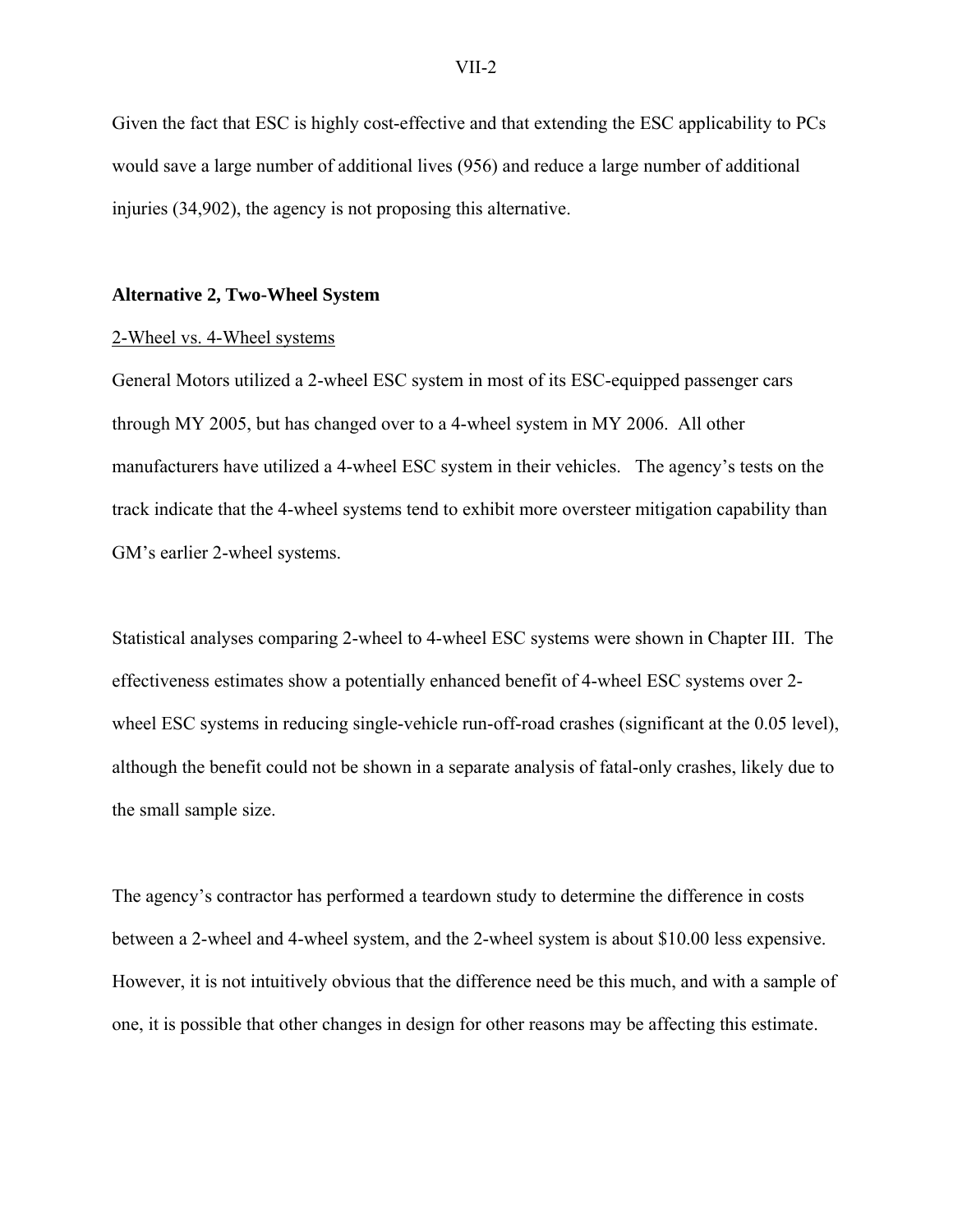Given the fact that ESC is highly cost-effective and that extending the ESC applicability to PCs would save a large number of additional lives (956) and reduce a large number of additional injuries (34,902), the agency is not proposing this alternative.

**Alternative 2, Two-Wheel System**

2-Wheel vs. 4-Wheel systems

General Motors utilized a 2-wheel ESC system in most of its ESC-equipped passenger cars through MY 2005, but has changed over to a 4-wheel system in MY 2006. All other manufacturers have utilized a 4-wheel ESC system in their vehicles. The agency's tests on the track indicate that the 4-wheel systems tend to exhibit more oversteer mitigation capability than GM's earlier 2-wheel systems.

Statistical analyses comparing 2-wheel to 4-wheel ESC systems were shown in Chapter III. The effectiveness estimates show a potentially enhanced benefit of 4-wheel ESC systems over 2-wheel ESC systems in reducing single-vehicle run-off-road crashes (significant at the 0.05 level), although the benefit could not be shown in a separate analysis of fatal-only crashes, likely due to the small sample size.

The agency's contractor has performed a teardown study to determine the difference in costs between a 2-wheel and 4-wheel system, and the 2-wheel system is about $10.00 less expensive. However, it is not intuitively obvious that the difference need be this much, and with a sample of one, it is possible that other changes in design for other reasons may be affecting this estimate.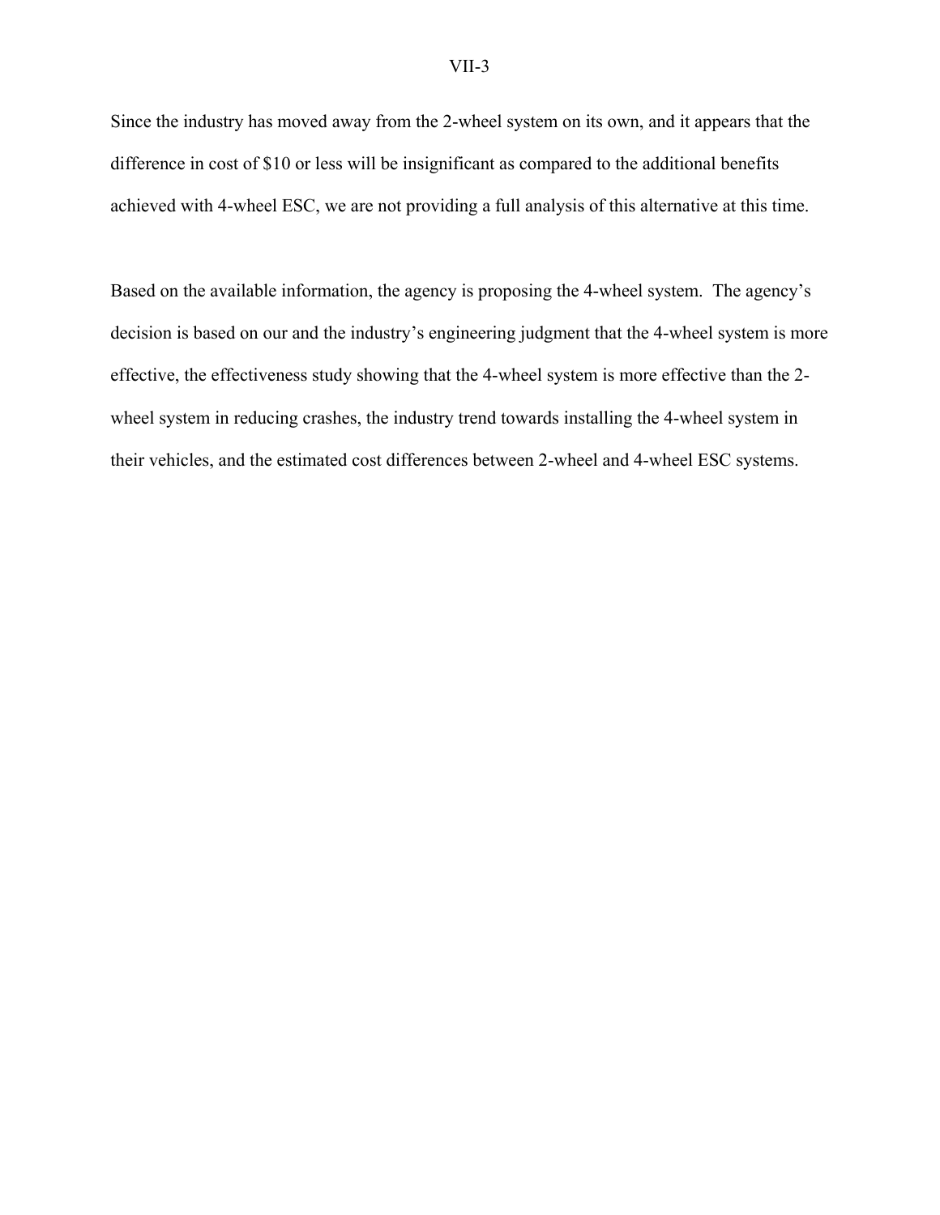Since the industry has moved away from the 2-wheel system on its own, and it appears that the difference in cost of $10 or less will be insignificant as compared to the additional benefits achieved with 4-wheel ESC, we are not providing a full analysis of this alternative at this time.

Based on the available information, the agency is proposing the 4-wheel system. The agency's decision is based on our and the industry's engineering judgment that the 4-wheel system is more effective, the effectiveness study showing that the 4-wheel system is more effective than the 2-wheel system in reducing crashes, the industry trend towards installing the 4-wheel system in their vehicles, and the estimated cost differences between 2-wheel and 4-wheel ESC systems.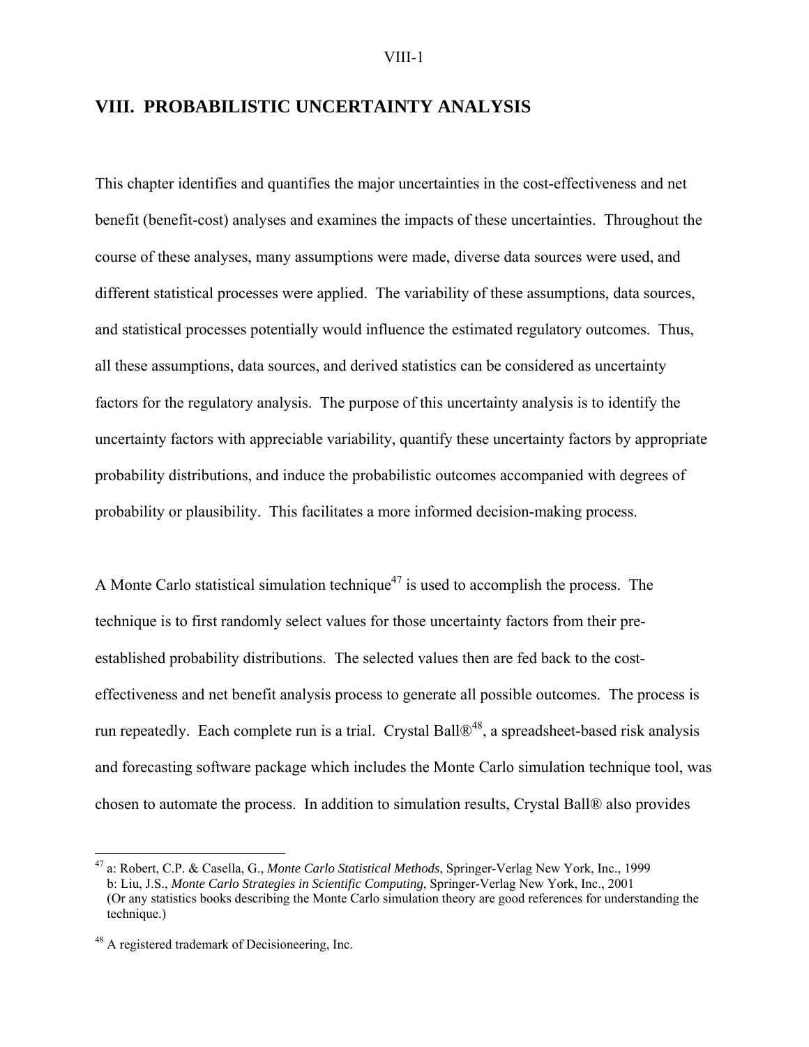# VIII. PROBABILISTIC UNCERTAINTY ANALYSIS

This chapter identifies and quantifies the major uncertainties in the cost-effectiveness and net benefit (benefit-cost) analyses and examines the impacts of these uncertainties. Throughout the course of these analyses, many assumptions were made, diverse data sources were used, and different statistical processes were applied. The variability of these assumptions, data sources, and statistical processes potentially would influence the estimated regulatory outcomes. Thus, all these assumptions, data sources, and derived statistics can be considered as uncertainty factors for the regulatory analysis. The purpose of this uncertainty analysis is to identify the uncertainty factors with appreciable variability, quantify these uncertainty factors by appropriate probability distributions, and induce the probabilistic outcomes accompanied with degrees of probability or plausibility. This facilitates a more informed decision-making process.

A Monte Carlo statistical simulation technique[47] is used to accomplish the process. The technique is to first randomly select values for those uncertainty factors from their pre-established probability distributions. The selected values then are fed back to the cost-effectiveness and net benefit analysis process to generate all possible outcomes. The process is run repeatedly. Each complete run is a trial. Crystal Ball®[48], a spreadsheet-based risk analysis and forecasting software package which includes the Monte Carlo simulation technique tool, was chosen to automate the process. In addition to simulation results, Crystal Ball® also provides

---

[47] a: Robert, C.P. & Casella, G., *Monte Carlo Statistical Methods*, Springer-Verlag New York, Inc., 1999
b: Liu, J.S., *Monte Carlo Strategies in Scientific Computing*, Springer-Verlag New York, Inc., 2001
(Or any statistics books describing the Monte Carlo simulation theory are good references for understanding the technique.)

[48] A registered trademark of Decisioneering, Inc.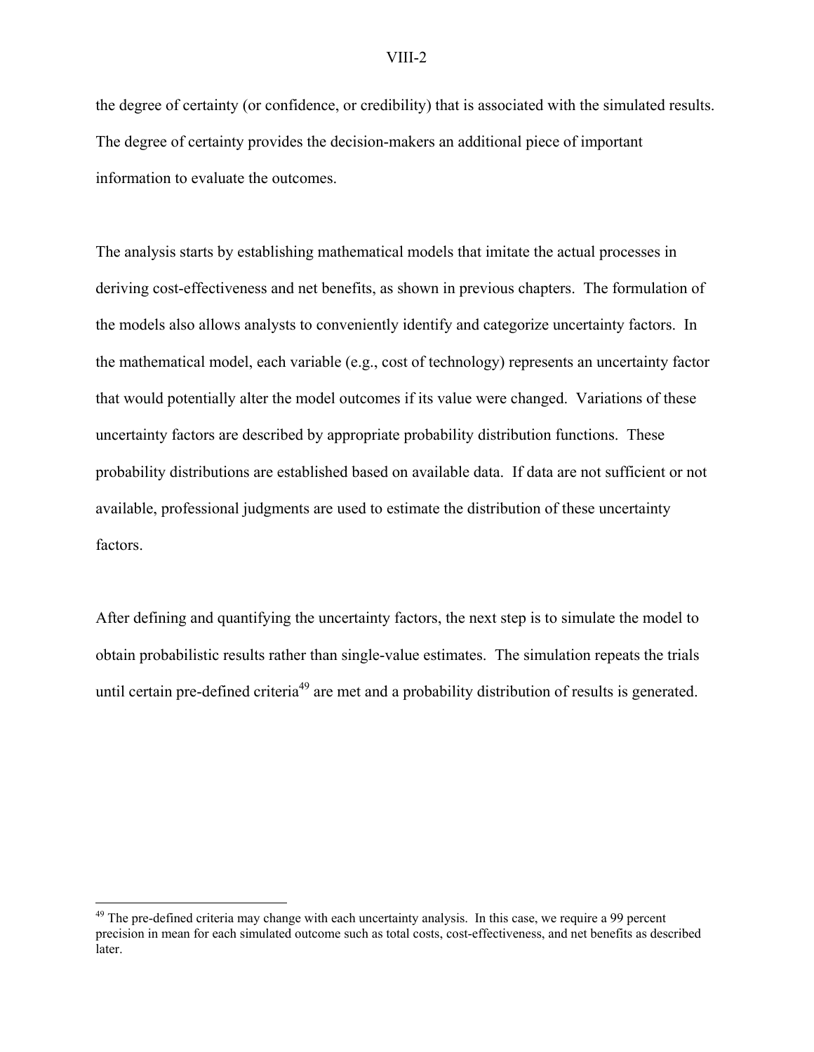the degree of certainty (or confidence, or credibility) that is associated with the simulated results. The degree of certainty provides the decision-makers an additional piece of important information to evaluate the outcomes.

The analysis starts by establishing mathematical models that imitate the actual processes in deriving cost-effectiveness and net benefits, as shown in previous chapters. The formulation of the models also allows analysts to conveniently identify and categorize uncertainty factors. In the mathematical model, each variable (e.g., cost of technology) represents an uncertainty factor that would potentially alter the model outcomes if its value were changed. Variations of these uncertainty factors are described by appropriate probability distribution functions. These probability distributions are established based on available data. If data are not sufficient or not available, professional judgments are used to estimate the distribution of these uncertainty factors.

After defining and quantifying the uncertainty factors, the next step is to simulate the model to obtain probabilistic results rather than single-value estimates. The simulation repeats the trials until certain pre-defined criteria[49] are met and a probability distribution of results is generated.

---

[49] The pre-defined criteria may change with each uncertainty analysis. In this case, we require a 99 percent precision in mean for each simulated outcome such as total costs, cost-effectiveness, and net benefits as described later.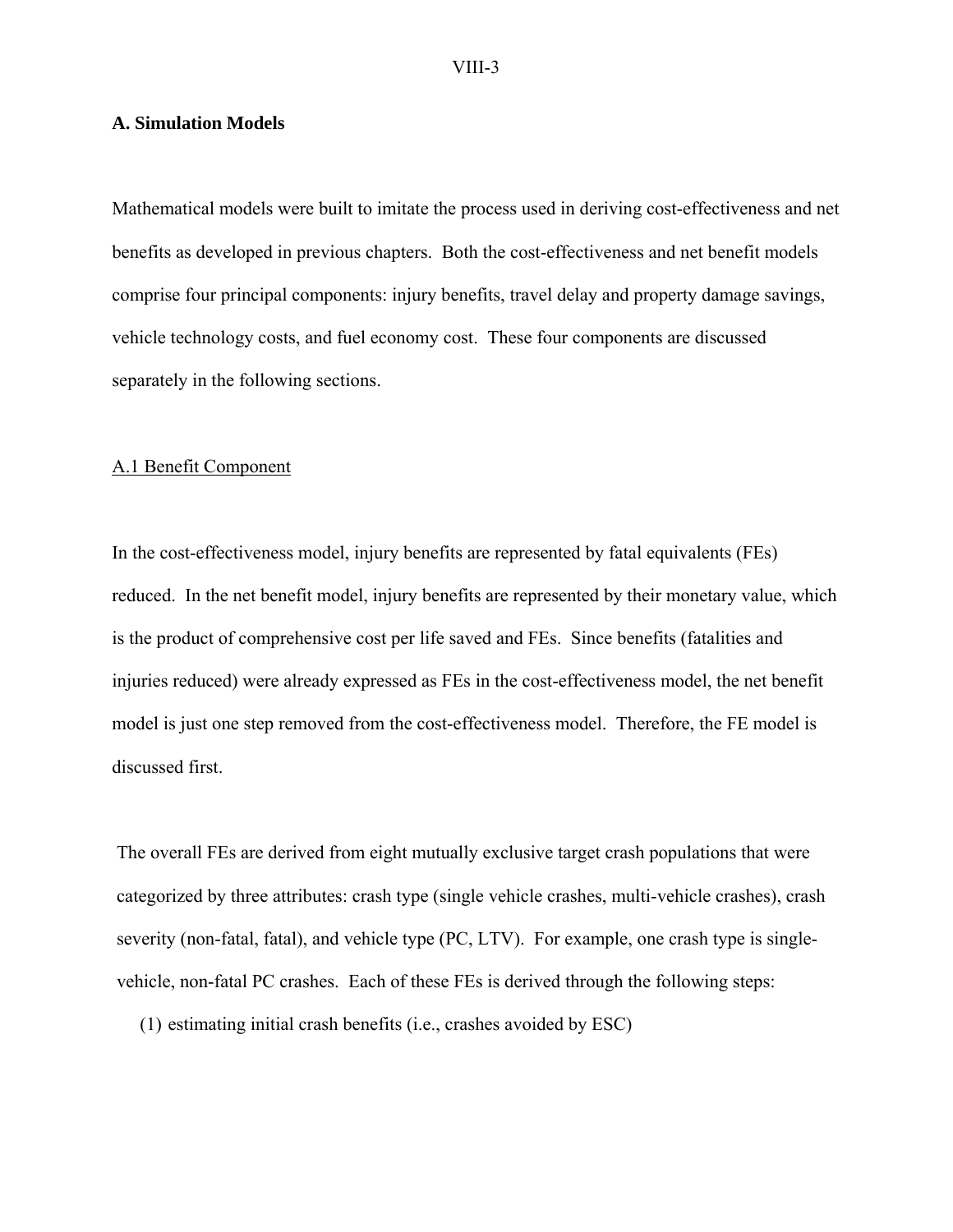## A. Simulation Models

Mathematical models were built to imitate the process used in deriving cost-effectiveness and net benefits as developed in previous chapters. Both the cost-effectiveness and net benefit models comprise four principal components: injury benefits, travel delay and property damage savings, vehicle technology costs, and fuel economy cost. These four components are discussed separately in the following sections.

### A.1 Benefit Component

In the cost-effectiveness model, injury benefits are represented by fatal equivalents (FEs) reduced. In the net benefit model, injury benefits are represented by their monetary value, which is the product of comprehensive cost per life saved and FEs. Since benefits (fatalities and injuries reduced) were already expressed as FEs in the cost-effectiveness model, the net benefit model is just one step removed from the cost-effectiveness model. Therefore, the FE model is discussed first.

The overall FEs are derived from eight mutually exclusive target crash populations that were categorized by three attributes: crash type (single vehicle crashes, multi-vehicle crashes), crash severity (non-fatal, fatal), and vehicle type (PC, LTV). For example, one crash type is single-vehicle, non-fatal PC crashes. Each of these FEs is derived through the following steps:

(1) estimating initial crash benefits (i.e., crashes avoided by ESC)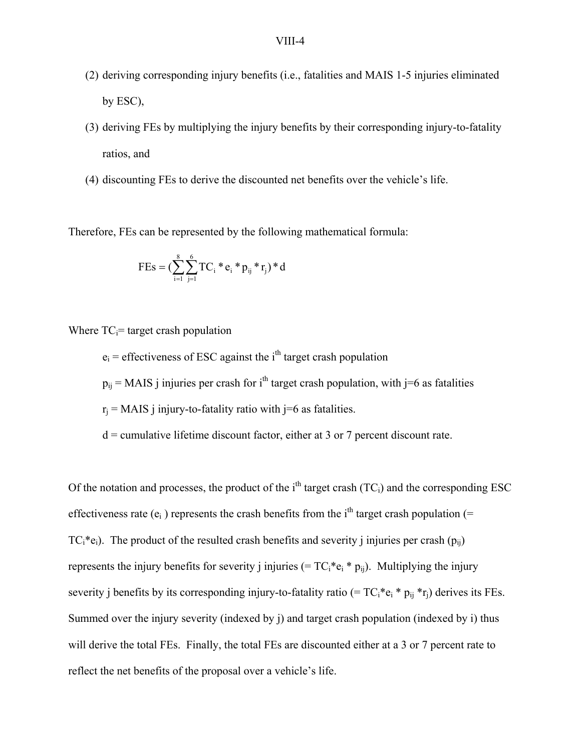(2) deriving corresponding injury benefits (i.e., fatalities and MAIS 1-5 injuries eliminated by ESC),

(3) deriving FEs by multiplying the injury benefits by their corresponding injury-to-fatality ratios, and

(4) discounting FEs to derive the discounted net benefits over the vehicle's life.

Therefore, FEs can be represented by the following mathematical formula:

$$\text{FEs} = \left(\sum_{i=1}^{8}\sum_{j=1}^{6} TC_i * e_i * p_{ij} * r_j\right) * d$$

Where $TC_i$= target crash population

$e_i$ = effectiveness of ESC against the $i^{th}$ target crash population

$p_{ij}$ = MAIS j injuries per crash for $i^{th}$ target crash population, with j=6 as fatalities

$r_j$ = MAIS j injury-to-fatality ratio with j=6 as fatalities.

d = cumulative lifetime discount factor, either at 3 or 7 percent discount rate.

Of the notation and processes, the product of the $i^{th}$ target crash ($TC_i$) and the corresponding ESC effectiveness rate ($e_i$ ) represents the crash benefits from the $i^{th}$ target crash population (= $TC_i*e_i$). The product of the resulted crash benefits and severity j injuries per crash ($p_{ij}$) represents the injury benefits for severity j injuries (= $TC_i*e_i * p_{ij}$). Multiplying the injury severity j benefits by its corresponding injury-to-fatality ratio (= $TC_i*e_i * p_{ij} *r_j$) derives its FEs. Summed over the injury severity (indexed by j) and target crash population (indexed by i) thus will derive the total FEs. Finally, the total FEs are discounted either at a 3 or 7 percent rate to reflect the net benefits of the proposal over a vehicle's life.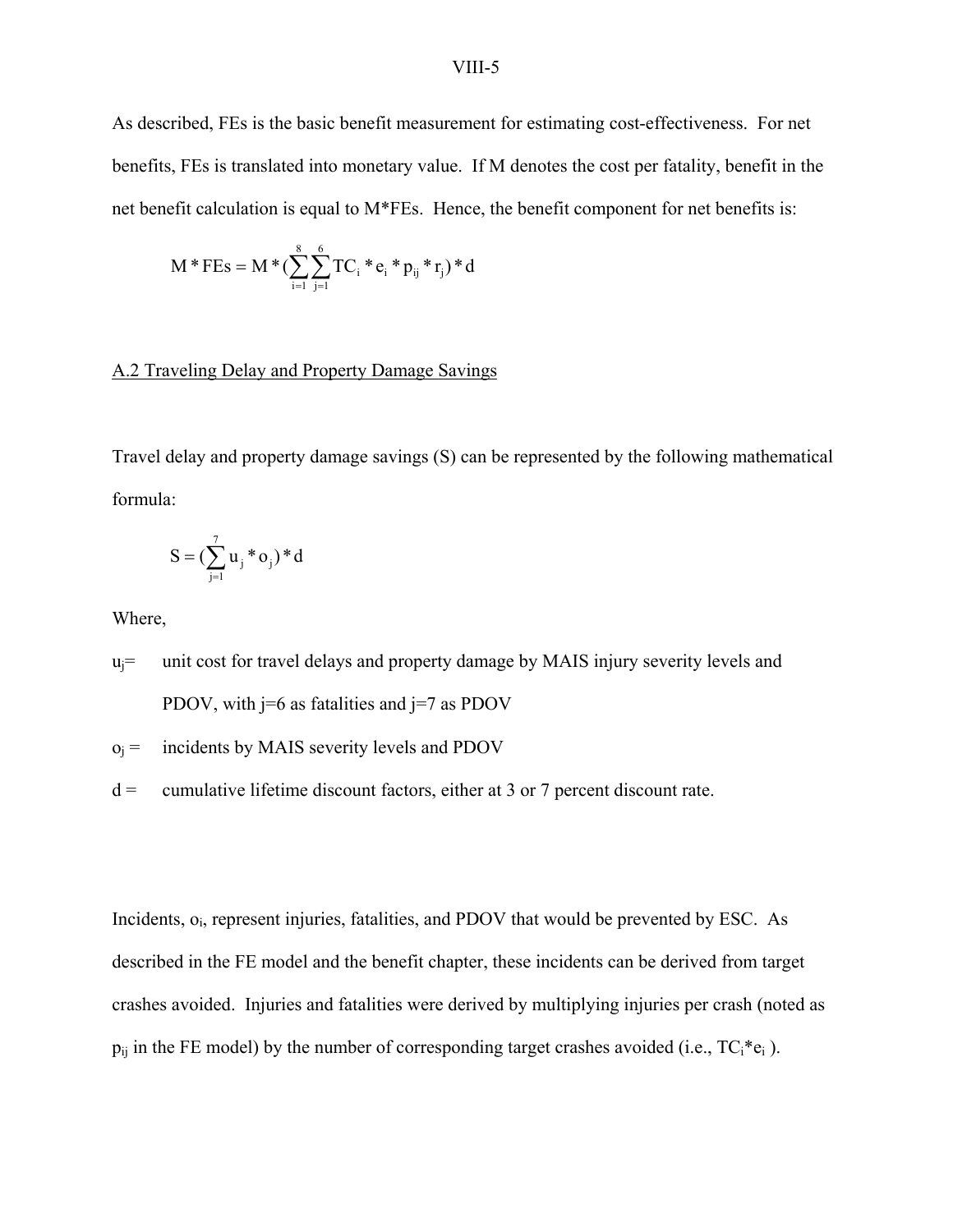As described, FEs is the basic benefit measurement for estimating cost-effectiveness. For net benefits, FEs is translated into monetary value. If M denotes the cost per fatality, benefit in the net benefit calculation is equal to M*FEs. Hence, the benefit component for net benefits is:

$$M * FEs = M * (\sum_{i=1}^{8} \sum_{j=1}^{6} TC_i * e_i * p_{ij} * r_j) * d$$

## A.2 Traveling Delay and Property Damage Savings

Travel delay and property damage savings (S) can be represented by the following mathematical formula:

$$S = (\sum_{j=1}^{7} u_j * o_j) * d$$

Where,

$u_j$= unit cost for travel delays and property damage by MAIS injury severity levels and PDOV, with j=6 as fatalities and j=7 as PDOV

$o_j$ = incidents by MAIS severity levels and PDOV

d = cumulative lifetime discount factors, either at 3 or 7 percent discount rate.

Incidents, $o_i$, represent injuries, fatalities, and PDOV that would be prevented by ESC. As described in the FE model and the benefit chapter, these incidents can be derived from target crashes avoided. Injuries and fatalities were derived by multiplying injuries per crash (noted as $p_{ij}$ in the FE model) by the number of corresponding target crashes avoided (i.e., $TC_i$*$e_i$ ).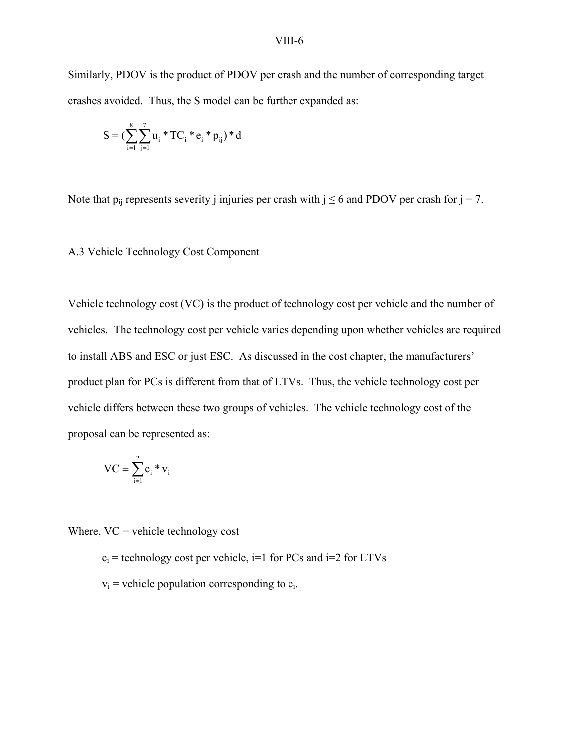Similarly, PDOV is the product of PDOV per crash and the number of corresponding target crashes avoided. Thus, the S model can be further expanded as:

$$S = (\sum_{i=1}^{8}\sum_{j=1}^{7} u_i * TC_i * e_i * p_{ij}) * d$$

Note that $p_{ij}$ represents severity j injuries per crash with $j \leq 6$ and PDOV per crash for $j = 7$.

## A.3 Vehicle Technology Cost Component

Vehicle technology cost (VC) is the product of technology cost per vehicle and the number of vehicles. The technology cost per vehicle varies depending upon whether vehicles are required to install ABS and ESC or just ESC. As discussed in the cost chapter, the manufacturers' product plan for PCs is different from that of LTVs. Thus, the vehicle technology cost per vehicle differs between these two groups of vehicles. The vehicle technology cost of the proposal can be represented as:

$$VC = \sum_{i=1}^{2} c_i * v_i$$

Where, VC = vehicle technology cost

$c_i$ = technology cost per vehicle, i=1 for PCs and i=2 for LTVs

$v_i$ = vehicle population corresponding to $c_i$.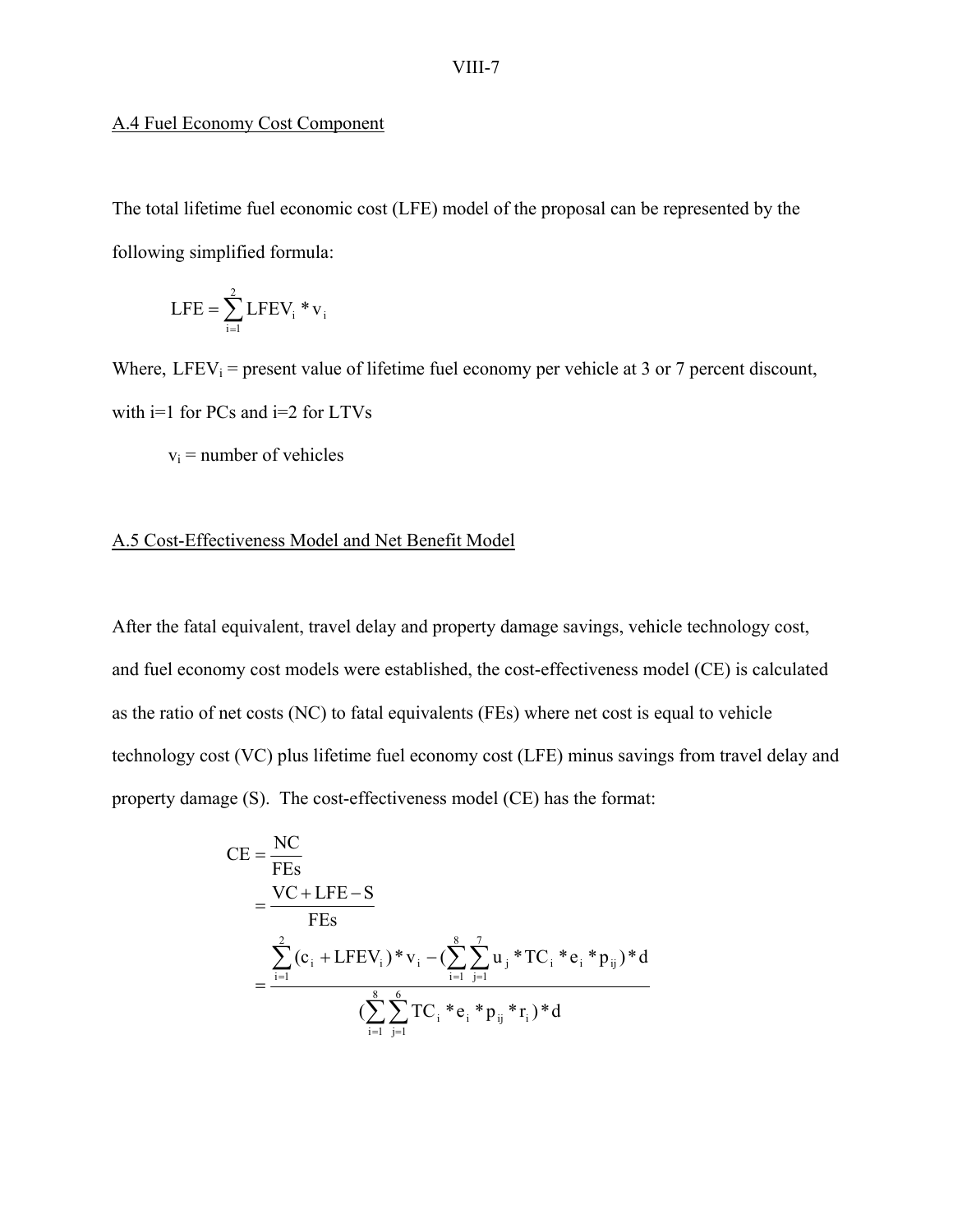A.4 Fuel Economy Cost Component

The total lifetime fuel economic cost (LFE) model of the proposal can be represented by the following simplified formula:

$$\text{LFE} = \sum_{i=1}^{2} \text{LFEV}_i * v_i$$

Where, $\text{LFEV}_i$ = present value of lifetime fuel economy per vehicle at 3 or 7 percent discount, with i=1 for PCs and i=2 for LTVs

$v_i$ = number of vehicles

A.5 Cost-Effectiveness Model and Net Benefit Model

After the fatal equivalent, travel delay and property damage savings, vehicle technology cost, and fuel economy cost models were established, the cost-effectiveness model (CE) is calculated as the ratio of net costs (NC) to fatal equivalents (FEs) where net cost is equal to vehicle technology cost (VC) plus lifetime fuel economy cost (LFE) minus savings from travel delay and property damage (S). The cost-effectiveness model (CE) has the format:

$$\begin{aligned}
\text{CE} &= \frac{\text{NC}}{\text{FEs}} \\
&= \frac{\text{VC} + \text{LFE} - \text{S}}{\text{FEs}} \\
&= \frac{\sum_{i=1}^{2} (c_i + \text{LFEV}_i) * v_i - (\sum_{i=1}^{8} \sum_{j=1}^{7} u_j * \text{TC}_i * e_i * p_{ij}) * d}{(\sum_{i=1}^{8} \sum_{j=1}^{6} \text{TC}_i * e_i * p_{ij} * r_i) * d}
\end{aligned}$$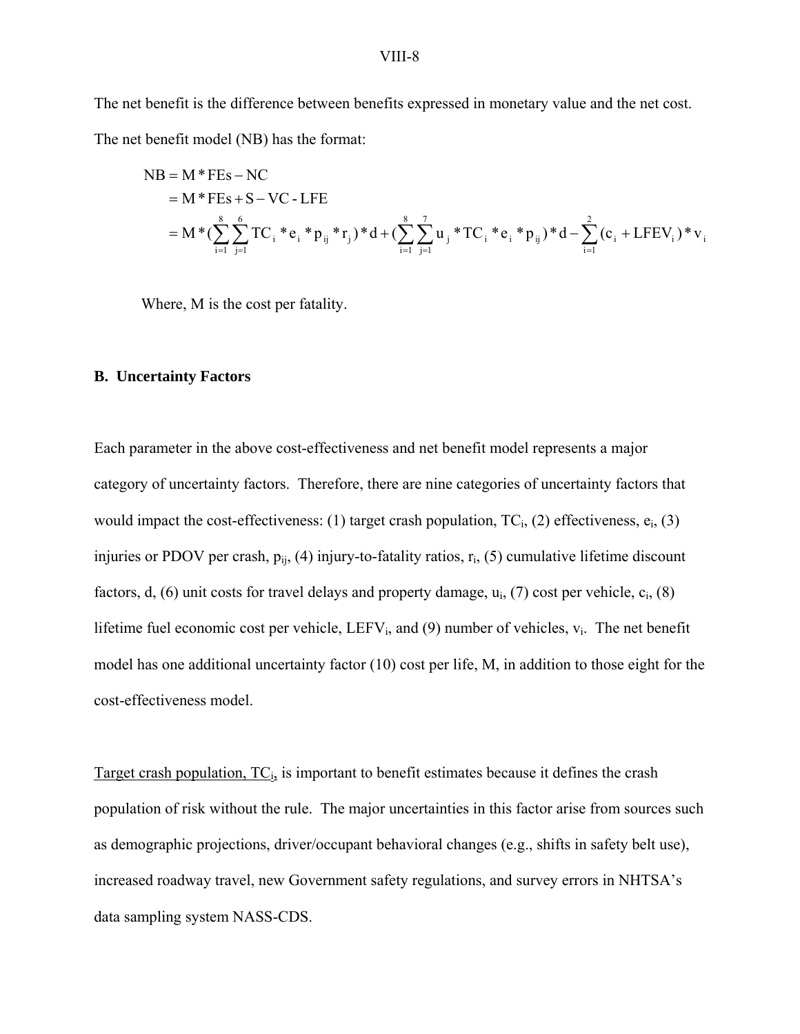The net benefit is the difference between benefits expressed in monetary value and the net cost. The net benefit model (NB) has the format:

$$
\begin{aligned}
\mathrm{NB} &= \mathrm{M} * \mathrm{FEs} - \mathrm{NC} \\
&= \mathrm{M} * \mathrm{FEs} + \mathrm{S} - \mathrm{VC} - \mathrm{LFE} \\
&= \mathrm{M} * (\sum_{i=1}^{8} \sum_{j=1}^{6} \mathrm{TC}_i * e_i * p_{ij} * r_j) * d + (\sum_{i=1}^{8} \sum_{j=1}^{7} u_j * \mathrm{TC}_i * e_i * p_{ij}) * d - \sum_{i=1}^{2} (c_i + \mathrm{LFEV}_i) * v_i
\end{aligned}
$$

Where, M is the cost per fatality.

## B. Uncertainty Factors

Each parameter in the above cost-effectiveness and net benefit model represents a major category of uncertainty factors. Therefore, there are nine categories of uncertainty factors that would impact the cost-effectiveness: (1) target crash population, $TC_i$, (2) effectiveness, $e_i$, (3) injuries or PDOV per crash, $p_{ij}$, (4) injury-to-fatality ratios, $r_i$, (5) cumulative lifetime discount factors, d, (6) unit costs for travel delays and property damage, $u_i$, (7) cost per vehicle, $c_i$, (8) lifetime fuel economic cost per vehicle, $LEFV_i$, and (9) number of vehicles, $v_i$. The net benefit model has one additional uncertainty factor (10) cost per life, M, in addition to those eight for the cost-effectiveness model.

Target crash population, $TC_i$, is important to benefit estimates because it defines the crash population of risk without the rule. The major uncertainties in this factor arise from sources such as demographic projections, driver/occupant behavioral changes (e.g., shifts in safety belt use), increased roadway travel, new Government safety regulations, and survey errors in NHTSA's data sampling system NASS-CDS.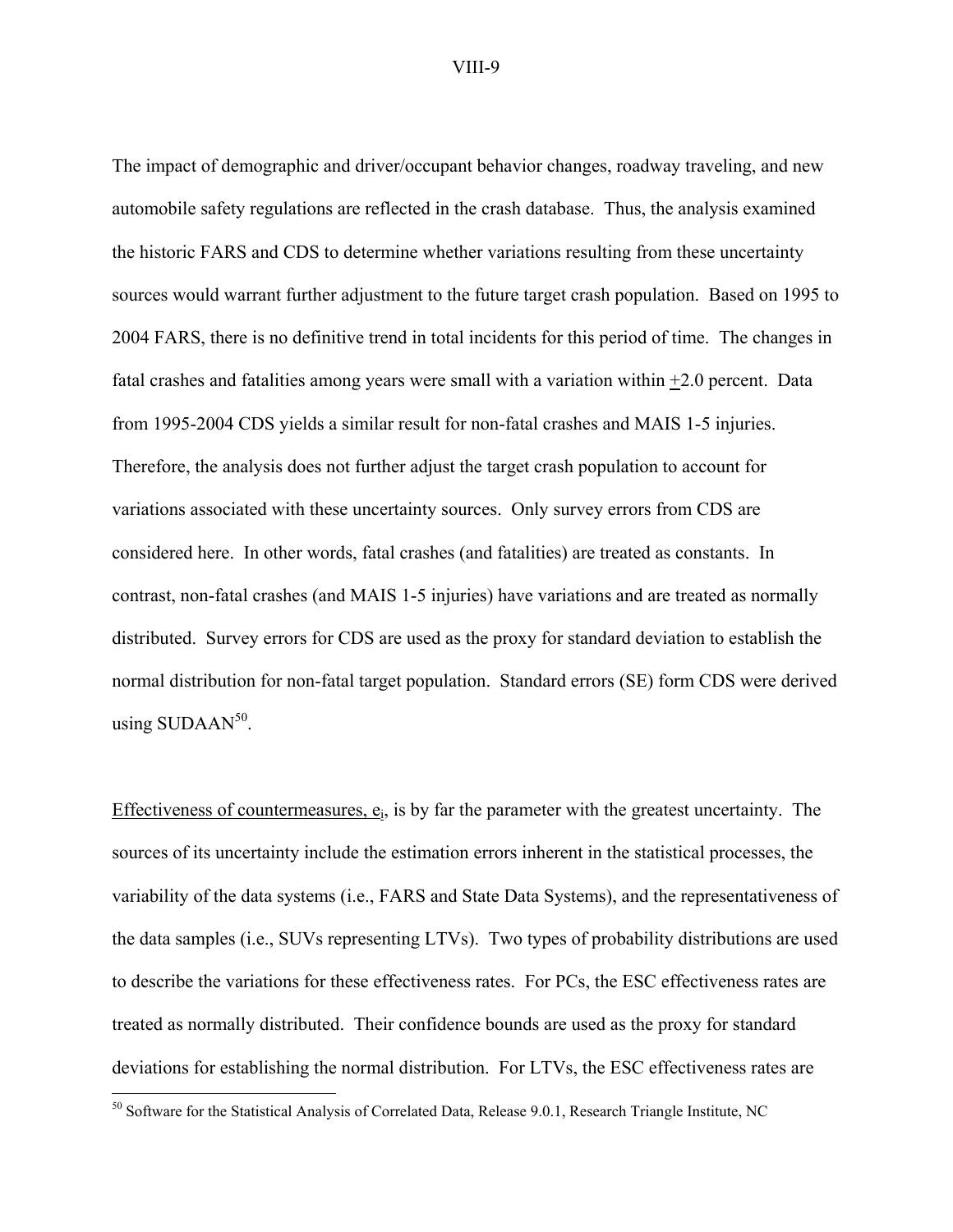The impact of demographic and driver/occupant behavior changes, roadway traveling, and new automobile safety regulations are reflected in the crash database. Thus, the analysis examined the historic FARS and CDS to determine whether variations resulting from these uncertainty sources would warrant further adjustment to the future target crash population. Based on 1995 to 2004 FARS, there is no definitive trend in total incidents for this period of time. The changes in fatal crashes and fatalities among years were small with a variation within ±2.0 percent. Data from 1995-2004 CDS yields a similar result for non-fatal crashes and MAIS 1-5 injuries. Therefore, the analysis does not further adjust the target crash population to account for variations associated with these uncertainty sources. Only survey errors from CDS are considered here. In other words, fatal crashes (and fatalities) are treated as constants. In contrast, non-fatal crashes (and MAIS 1-5 injuries) have variations and are treated as normally distributed. Survey errors for CDS are used as the proxy for standard deviation to establish the normal distribution for non-fatal target population. Standard errors (SE) form CDS were derived using SUDAAN[50].

<u>Effectiveness of countermeasures, $e_i$</u>, is by far the parameter with the greatest uncertainty. The sources of its uncertainty include the estimation errors inherent in the statistical processes, the variability of the data systems (i.e., FARS and State Data Systems), and the representativeness of the data samples (i.e., SUVs representing LTVs). Two types of probability distributions are used to describe the variations for these effectiveness rates. For PCs, the ESC effectiveness rates are treated as normally distributed. Their confidence bounds are used as the proxy for standard deviations for establishing the normal distribution. For LTVs, the ESC effectiveness rates are

[50] Software for the Statistical Analysis of Correlated Data, Release 9.0.1, Research Triangle Institute, NC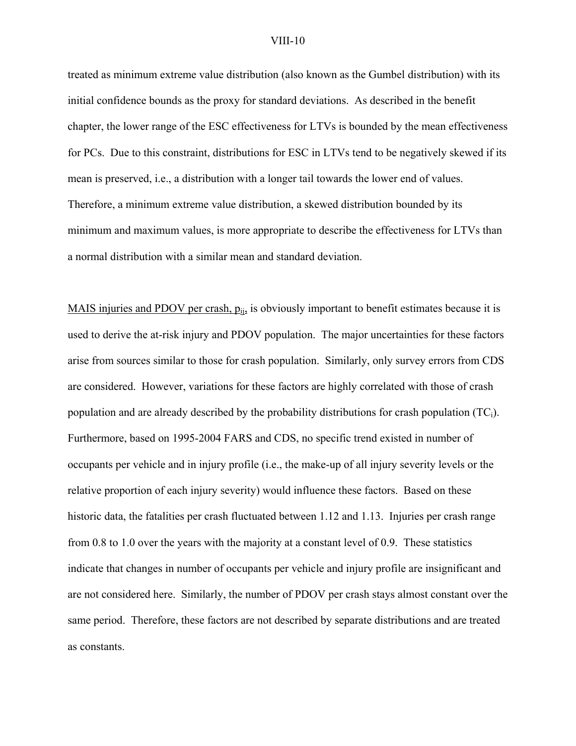treated as minimum extreme value distribution (also known as the Gumbel distribution) with its initial confidence bounds as the proxy for standard deviations. As described in the benefit chapter, the lower range of the ESC effectiveness for LTVs is bounded by the mean effectiveness for PCs. Due to this constraint, distributions for ESC in LTVs tend to be negatively skewed if its mean is preserved, i.e., a distribution with a longer tail towards the lower end of values. Therefore, a minimum extreme value distribution, a skewed distribution bounded by its minimum and maximum values, is more appropriate to describe the effectiveness for LTVs than a normal distribution with a similar mean and standard deviation.

<u>MAIS injuries and PDOV per crash, $p_{ij}$,</u> is obviously important to benefit estimates because it is used to derive the at-risk injury and PDOV population. The major uncertainties for these factors arise from sources similar to those for crash population. Similarly, only survey errors from CDS are considered. However, variations for these factors are highly correlated with those of crash population and are already described by the probability distributions for crash population ($TC_i$). Furthermore, based on 1995-2004 FARS and CDS, no specific trend existed in number of occupants per vehicle and in injury profile (i.e., the make-up of all injury severity levels or the relative proportion of each injury severity) would influence these factors. Based on these historic data, the fatalities per crash fluctuated between 1.12 and 1.13. Injuries per crash range from 0.8 to 1.0 over the years with the majority at a constant level of 0.9. These statistics indicate that changes in number of occupants per vehicle and injury profile are insignificant and are not considered here. Similarly, the number of PDOV per crash stays almost constant over the same period. Therefore, these factors are not described by separate distributions and are treated as constants.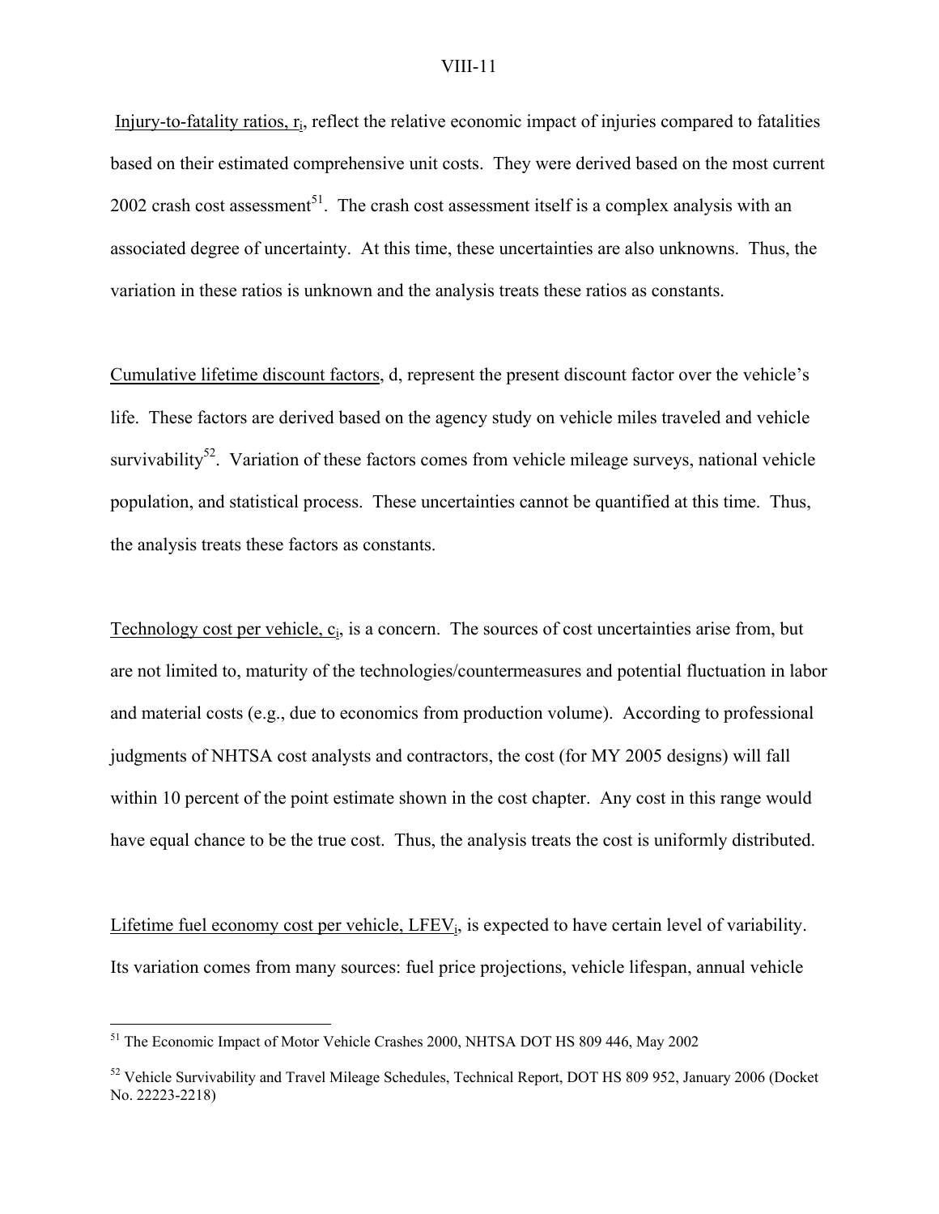Injury-to-fatality ratios, $r_i$, reflect the relative economic impact of injuries compared to fatalities based on their estimated comprehensive unit costs. They were derived based on the most current 2002 crash cost assessment[51]. The crash cost assessment itself is a complex analysis with an associated degree of uncertainty. At this time, these uncertainties are also unknowns. Thus, the variation in these ratios is unknown and the analysis treats these ratios as constants.

Cumulative lifetime discount factors, d, represent the present discount factor over the vehicle's life. These factors are derived based on the agency study on vehicle miles traveled and vehicle survivability[52]. Variation of these factors comes from vehicle mileage surveys, national vehicle population, and statistical process. These uncertainties cannot be quantified at this time. Thus, the analysis treats these factors as constants.

Technology cost per vehicle, $c_i$, is a concern. The sources of cost uncertainties arise from, but are not limited to, maturity of the technologies/countermeasures and potential fluctuation in labor and material costs (e.g., due to economics from production volume). According to professional judgments of NHTSA cost analysts and contractors, the cost (for MY 2005 designs) will fall within 10 percent of the point estimate shown in the cost chapter. Any cost in this range would have equal chance to be the true cost. Thus, the analysis treats the cost is uniformly distributed.

Lifetime fuel economy cost per vehicle, $LFEV_i$, is expected to have certain level of variability. Its variation comes from many sources: fuel price projections, vehicle lifespan, annual vehicle

---

[51] The Economic Impact of Motor Vehicle Crashes 2000, NHTSA DOT HS 809 446, May 2002

[52] Vehicle Survivability and Travel Mileage Schedules, Technical Report, DOT HS 809 952, January 2006 (Docket No. 22223-2218)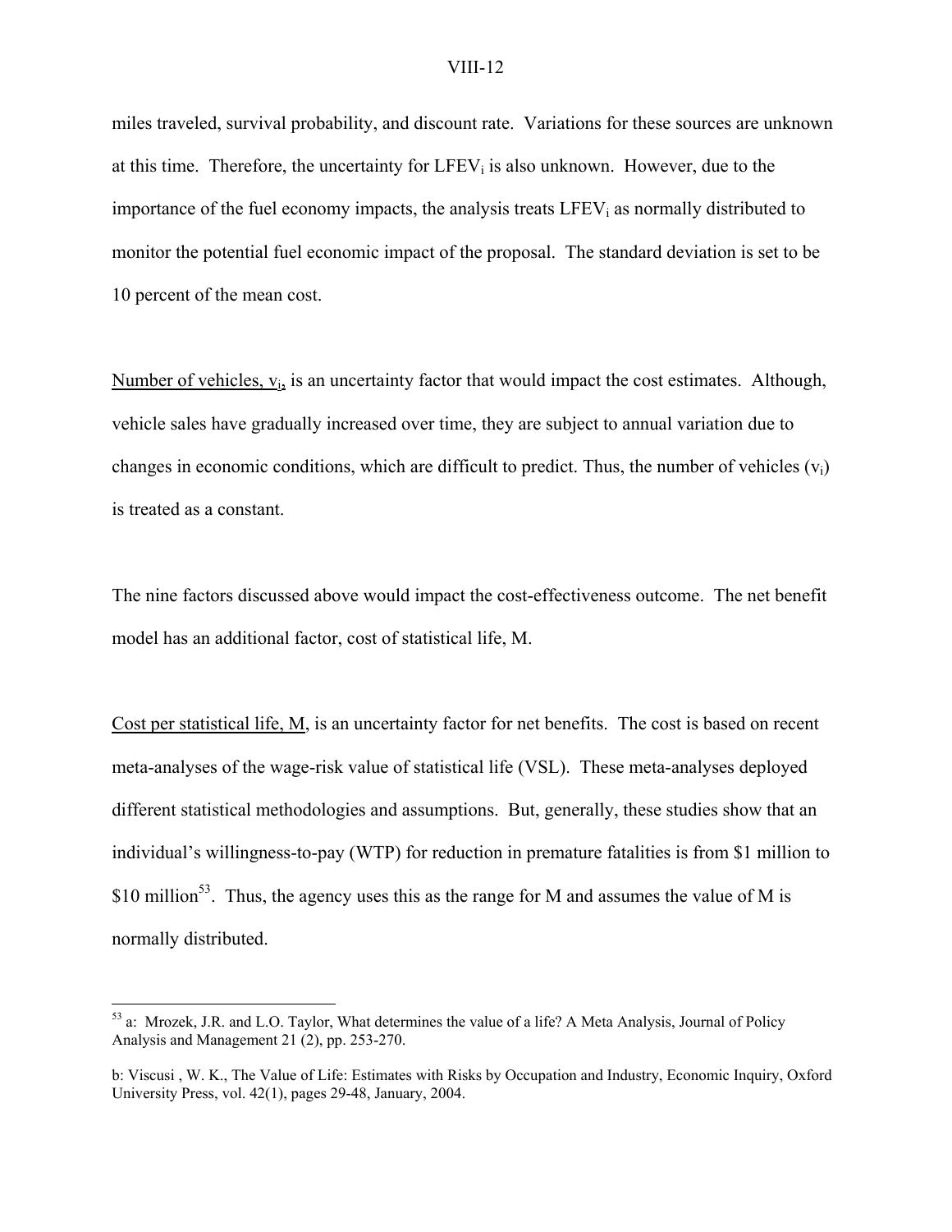miles traveled, survival probability, and discount rate. Variations for these sources are unknown at this time. Therefore, the uncertainty for $LFEV_i$ is also unknown. However, due to the importance of the fuel economy impacts, the analysis treats $LFEV_i$ as normally distributed to monitor the potential fuel economic impact of the proposal. The standard deviation is set to be 10 percent of the mean cost.

Number of vehicles, $v_i$, is an uncertainty factor that would impact the cost estimates. Although, vehicle sales have gradually increased over time, they are subject to annual variation due to changes in economic conditions, which are difficult to predict. Thus, the number of vehicles ($v_i$) is treated as a constant.

The nine factors discussed above would impact the cost-effectiveness outcome. The net benefit model has an additional factor, cost of statistical life, M.

Cost per statistical life, M, is an uncertainty factor for net benefits. The cost is based on recent meta-analyses of the wage-risk value of statistical life (VSL). These meta-analyses deployed different statistical methodologies and assumptions. But, generally, these studies show that an individual's willingness-to-pay (WTP) for reduction in premature fatalities is from $1 million to $10 million[53]. Thus, the agency uses this as the range for M and assumes the value of M is normally distributed.

---

[53] a: Mrozek, J.R. and L.O. Taylor, What determines the value of a life? A Meta Analysis, Journal of Policy Analysis and Management 21 (2), pp. 253-270.

b: Viscusi , W. K., The Value of Life: Estimates with Risks by Occupation and Industry, Economic Inquiry, Oxford University Press, vol. 42(1), pages 29-48, January, 2004.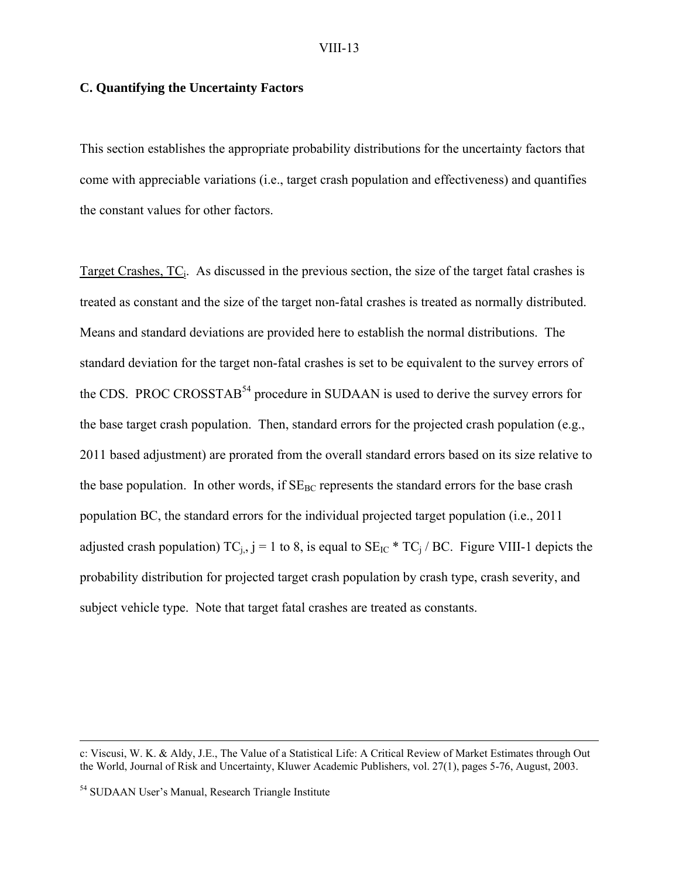## C. Quantifying the Uncertainty Factors

This section establishes the appropriate probability distributions for the uncertainty factors that come with appreciable variations (i.e., target crash population and effectiveness) and quantifies the constant values for other factors.

Target Crashes, $TC_i$. As discussed in the previous section, the size of the target fatal crashes is treated as constant and the size of the target non-fatal crashes is treated as normally distributed. Means and standard deviations are provided here to establish the normal distributions. The standard deviation for the target non-fatal crashes is set to be equivalent to the survey errors of the CDS. PROC CROSSTAB[54] procedure in SUDAAN is used to derive the survey errors for the base target crash population. Then, standard errors for the projected crash population (e.g., 2011 based adjustment) are prorated from the overall standard errors based on its size relative to the base population. In other words, if $SE_{BC}$ represents the standard errors for the base crash population BC, the standard errors for the individual projected target population (i.e., 2011 adjusted crash population) $TC_{j,}$, j = 1 to 8, is equal to $SE_{IC} * TC_j / BC$. Figure VIII-1 depicts the probability distribution for projected target crash population by crash type, crash severity, and subject vehicle type. Note that target fatal crashes are treated as constants.

---

c: Viscusi, W. K. & Aldy, J.E., The Value of a Statistical Life: A Critical Review of Market Estimates through Out the World, Journal of Risk and Uncertainty, Kluwer Academic Publishers, vol. 27(1), pages 5-76, August, 2003.

[54] SUDAAN User's Manual, Research Triangle Institute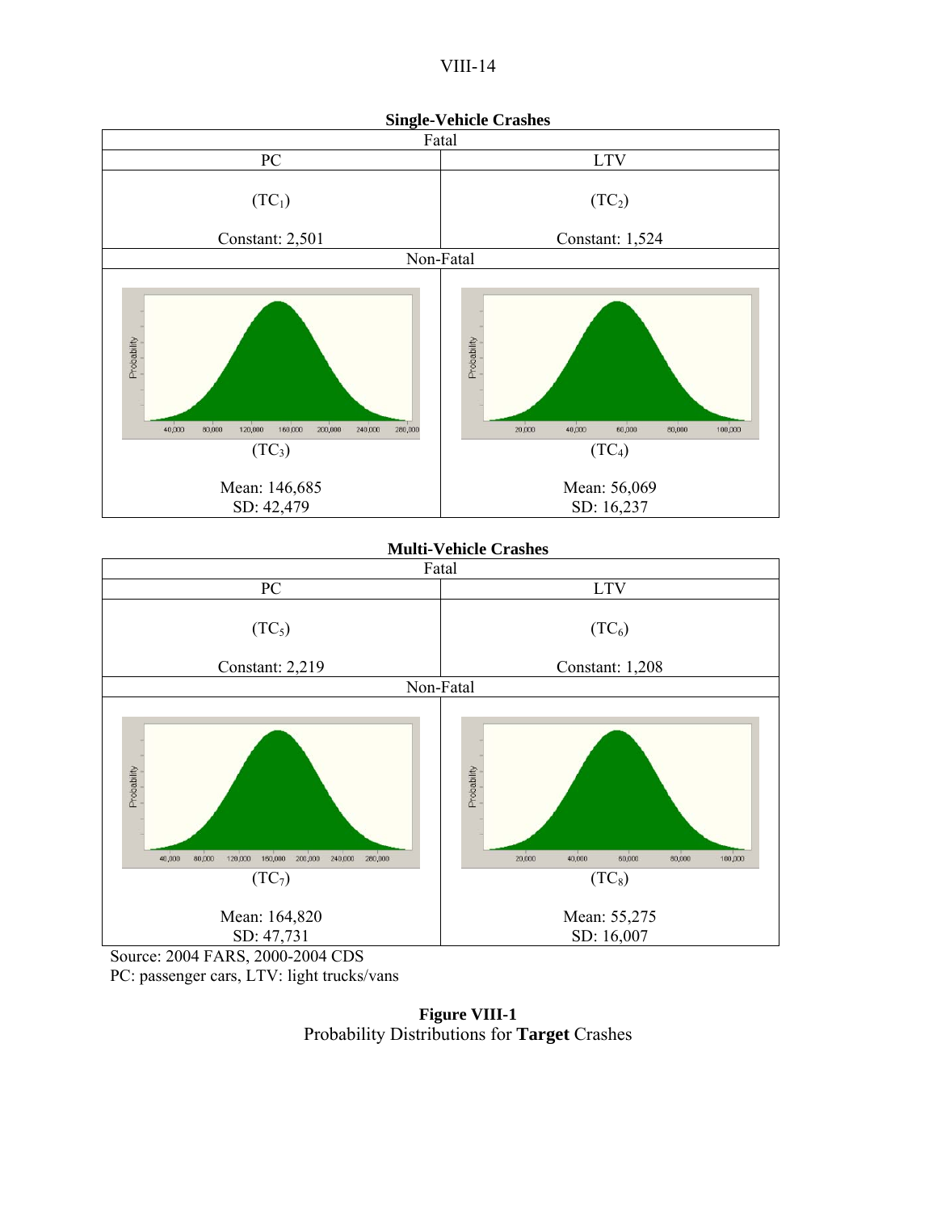**Single-Vehicle Crashes**

| Fatal | |
|---|---|
| PC | LTV |
| ($TC_1$) Constant: 2,501 | ($TC_2$) Constant: 1,524 |
| Non-Fatal | |
| ($TC_3$) Mean: 146,685 SD: 42,479 | ($TC_4$) Mean: 56,069 SD: 16,237 |

**Multi-Vehicle Crashes**

| Fatal | |
|---|---|
| PC | LTV |
| ($TC_5$) Constant: 2,219 | ($TC_6$) Constant: 1,208 |
| Non-Fatal | |
| ($TC_7$) Mean: 164,820 SD: 47,731 | ($TC_8$) Mean: 55,275 SD: 16,007 |

Source: 2004 FARS, 2000-2004 CDS
PC: passenger cars, LTV: light trucks/vans

**Figure VIII-1**
Probability Distributions for **Target** Crashes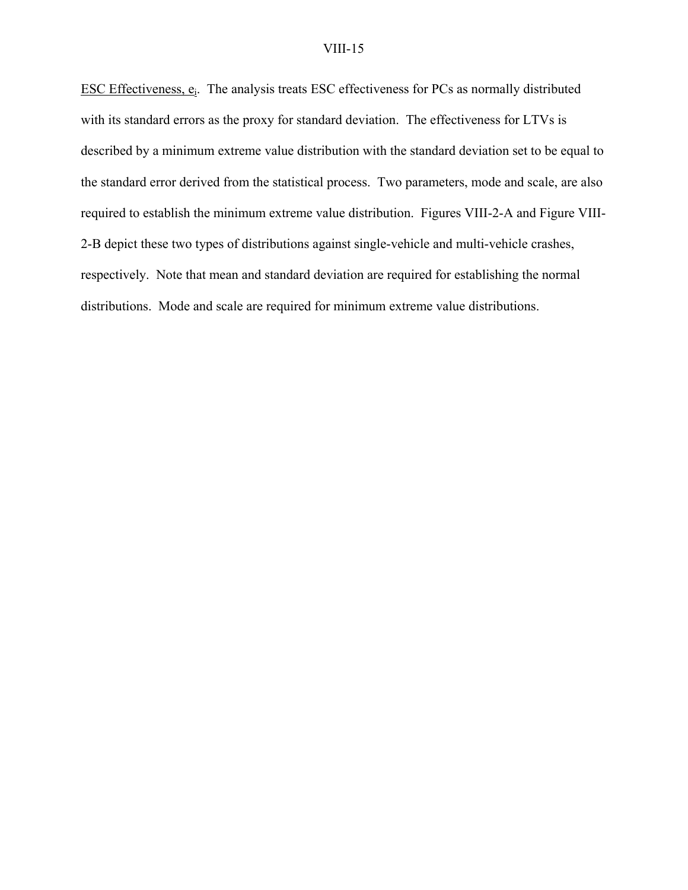ESC Effectiveness, $e_i$. The analysis treats ESC effectiveness for PCs as normally distributed with its standard errors as the proxy for standard deviation. The effectiveness for LTVs is described by a minimum extreme value distribution with the standard deviation set to be equal to the standard error derived from the statistical process. Two parameters, mode and scale, are also required to establish the minimum extreme value distribution. Figures VIII-2-A and Figure VIII-2-B depict these two types of distributions against single-vehicle and multi-vehicle crashes, respectively. Note that mean and standard deviation are required for establishing the normal distributions. Mode and scale are required for minimum extreme value distributions.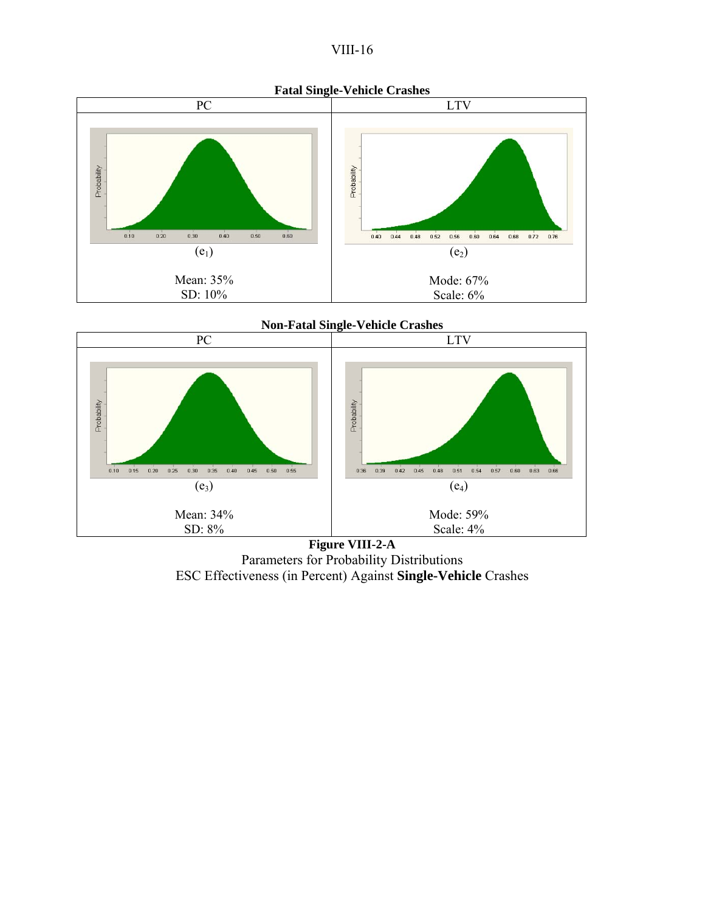**Fatal Single-Vehicle Crashes**

| PC | LTV |
|---|---|
| $(e_1)$ | $(e_2)$ |
| Mean: 35%<br>SD: 10% | Mode: 67%<br>Scale: 6% |

**Non-Fatal Single-Vehicle Crashes**

| PC | LTV |
|---|---|
| $(e_3)$ | $(e_4)$ |
| Mean: 34%<br>SD: 8% | Mode: 59%<br>Scale: 4% |

**Figure VIII-2-A**

Parameters for Probability Distributions

ESC Effectiveness (in Percent) Against **Single-Vehicle** Crashes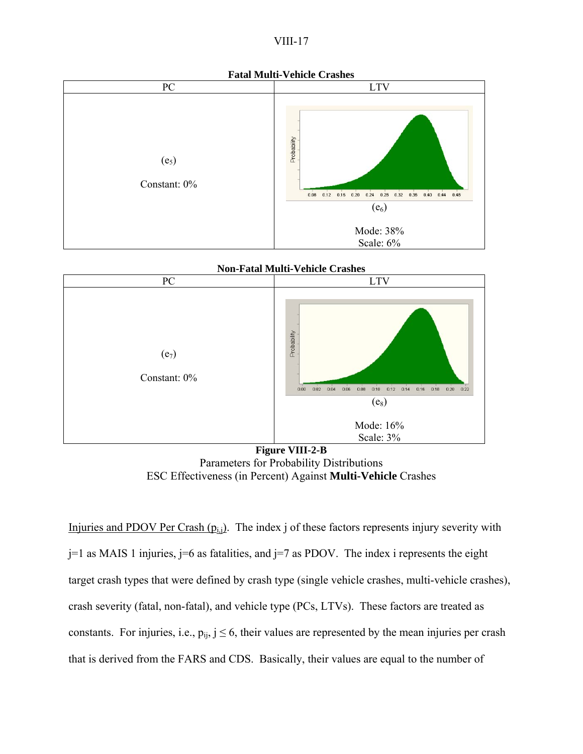**Fatal Multi-Vehicle Crashes**

| PC | LTV |
|---|---|
| ($e_5$) Constant: 0% | ($e_6$) Mode: 38% Scale: 6% |

**Non-Fatal Multi-Vehicle Crashes**

| PC | LTV |
|---|---|
| ($e_7$) Constant: 0% | ($e_8$) Mode: 16% Scale: 3% |

**Figure VIII-2-B**
Parameters for Probability Distributions
ESC Effectiveness (in Percent) Against **Multi-Vehicle** Crashes

Injuries and PDOV Per Crash ($p_{i,j}$). The index j of these factors represents injury severity with j=1 as MAIS 1 injuries, j=6 as fatalities, and j=7 as PDOV. The index i represents the eight target crash types that were defined by crash type (single vehicle crashes, multi-vehicle crashes), crash severity (fatal, non-fatal), and vehicle type (PCs, LTVs). These factors are treated as constants. For injuries, i.e., $p_{ij}$, $j \leq 6$, their values are represented by the mean injuries per crash that is derived from the FARS and CDS. Basically, their values are equal to the number of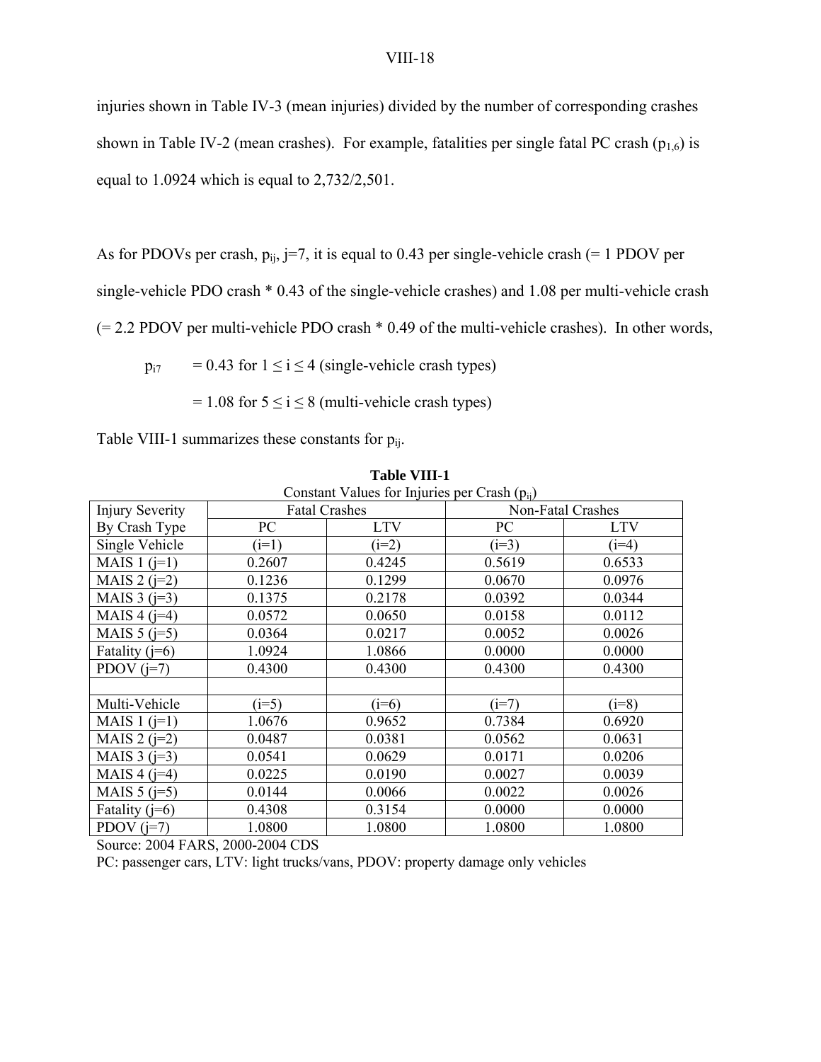injuries shown in Table IV-3 (mean injuries) divided by the number of corresponding crashes shown in Table IV-2 (mean crashes). For example, fatalities per single fatal PC crash ($p_{1,6}$) is equal to 1.0924 which is equal to 2,732/2,501.

As for PDOVs per crash, $p_{ij}$, j=7, it is equal to 0.43 per single-vehicle crash (= 1 PDOV per single-vehicle PDO crash * 0.43 of the single-vehicle crashes) and 1.08 per multi-vehicle crash (= 2.2 PDOV per multi-vehicle PDO crash * 0.49 of the multi-vehicle crashes). In other words,

$p_{i7}$ = 0.43 for $1 \leq i \leq 4$ (single-vehicle crash types)

= 1.08 for $5 \leq i \leq 8$ (multi-vehicle crash types)

Table VIII-1 summarizes these constants for $p_{ij}$.

**Table VIII-1**

Constant Values for Injuries per Crash ($p_{ij}$)

| Injury Severity | Fatal Crashes | | Non-Fatal Crashes | |
|---|---|---|---|---|
| By Crash Type | PC | LTV | PC | LTV |
| Single Vehicle | (i=1) | (i=2) | (i=3) | (i=4) |
| MAIS 1 (j=1) | 0.2607 | 0.4245 | 0.5619 | 0.6533 |
| MAIS 2 (j=2) | 0.1236 | 0.1299 | 0.0670 | 0.0976 |
| MAIS 3 (j=3) | 0.1375 | 0.2178 | 0.0392 | 0.0344 |
| MAIS 4 (j=4) | 0.0572 | 0.0650 | 0.0158 | 0.0112 |
| MAIS 5 (j=5) | 0.0364 | 0.0217 | 0.0052 | 0.0026 |
| Fatality (j=6) | 1.0924 | 1.0866 | 0.0000 | 0.0000 |
| PDOV (j=7) | 0.4300 | 0.4300 | 0.4300 | 0.4300 |
| | | | | |
| Multi-Vehicle | (i=5) | (i=6) | (i=7) | (i=8) |
| MAIS 1 (j=1) | 1.0676 | 0.9652 | 0.7384 | 0.6920 |
| MAIS 2 (j=2) | 0.0487 | 0.0381 | 0.0562 | 0.0631 |
| MAIS 3 (j=3) | 0.0541 | 0.0629 | 0.0171 | 0.0206 |
| MAIS 4 (j=4) | 0.0225 | 0.0190 | 0.0027 | 0.0039 |
| MAIS 5 (j=5) | 0.0144 | 0.0066 | 0.0022 | 0.0026 |
| Fatality (j=6) | 0.4308 | 0.3154 | 0.0000 | 0.0000 |
| PDOV (j=7) | 1.0800 | 1.0800 | 1.0800 | 1.0800 |

Source: 2004 FARS, 2000-2004 CDS

PC: passenger cars, LTV: light trucks/vans, PDOV: property damage only vehicles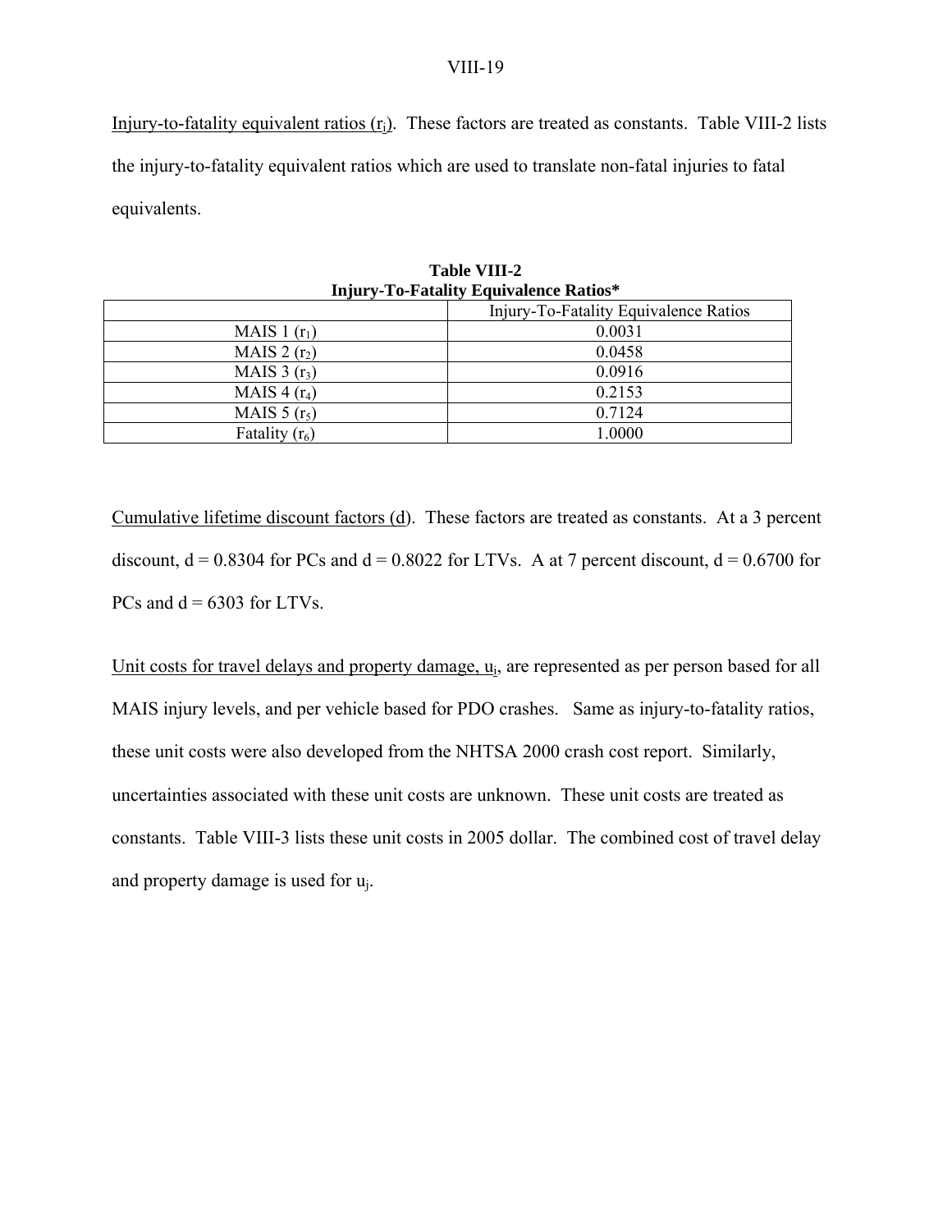Injury-to-fatality equivalent ratios ($r_i$). These factors are treated as constants. Table VIII-2 lists the injury-to-fatality equivalent ratios which are used to translate non-fatal injuries to fatal equivalents.

**Table VIII-2**
**Injury-To-Fatality Equivalence Ratios***

| | Injury-To-Fatality Equivalence Ratios |
|---|---|
| MAIS 1 ($r_1$) | 0.0031 |
| MAIS 2 ($r_2$) | 0.0458 |
| MAIS 3 ($r_3$) | 0.0916 |
| MAIS 4 ($r_4$) | 0.2153 |
| MAIS 5 ($r_5$) | 0.7124 |
| Fatality ($r_6$) | 1.0000 |

Cumulative lifetime discount factors (d). These factors are treated as constants. At a 3 percent discount, d = 0.8304 for PCs and d = 0.8022 for LTVs. A at 7 percent discount, d = 0.6700 for PCs and d = 6303 for LTVs.

Unit costs for travel delays and property damage, $u_i$, are represented as per person based for all MAIS injury levels, and per vehicle based for PDO crashes. Same as injury-to-fatality ratios, these unit costs were also developed from the NHTSA 2000 crash cost report. Similarly, uncertainties associated with these unit costs are unknown. These unit costs are treated as constants. Table VIII-3 lists these unit costs in 2005 dollar. The combined cost of travel delay and property damage is used for $u_j$.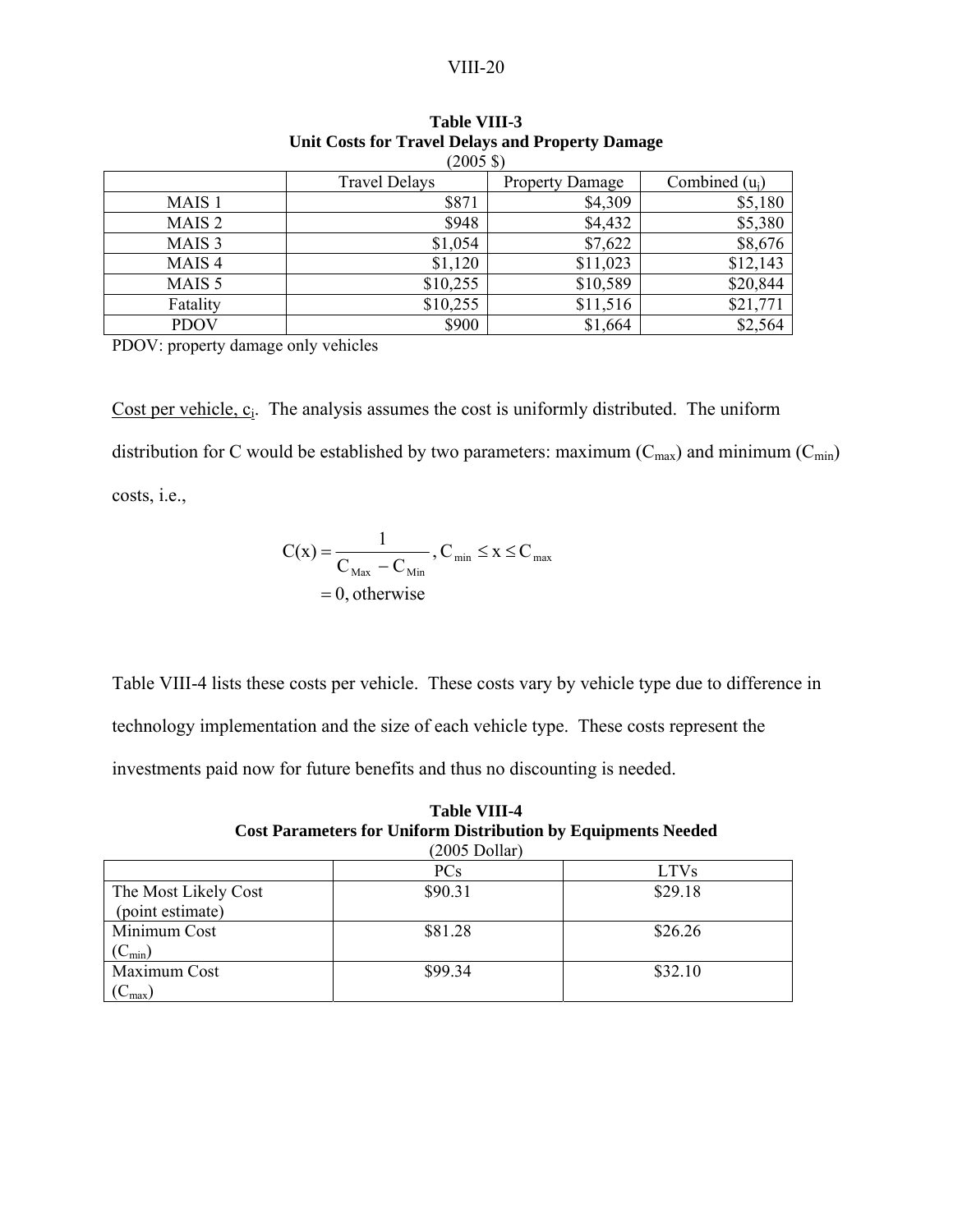**Table VIII-3**
**Unit Costs for Travel Delays and Property Damage**
(2005 $)

| | Travel Delays | Property Damage | Combined ($u_j$) |
|---|---|---|---|
| MAIS 1 | $871 | $4,309 | $5,180 |
| MAIS 2 | $948 | $4,432 | $5,380 |
| MAIS 3 | $1,054 | $7,622 | $8,676 |
| MAIS 4 | $1,120 | $11,023 | $12,143 |
| MAIS 5 | $10,255 | $10,589 | $20,844 |
| Fatality | $10,255 | $11,516 | $21,771 |
| PDOV | $900 | $1,664 | $2,564 |

PDOV: property damage only vehicles

Cost per vehicle, $c_i$. The analysis assumes the cost is uniformly distributed. The uniform distribution for C would be established by two parameters: maximum ($C_{max}$) and minimum ($C_{min}$) costs, i.e.,

$$
\begin{aligned}
C(x) &= \frac{1}{C_{Max} - C_{Min}}, C_{min} \leq x \leq C_{max} \\
&= 0, \text{otherwise}
\end{aligned}
$$

Table VIII-4 lists these costs per vehicle. These costs vary by vehicle type due to difference in technology implementation and the size of each vehicle type. These costs represent the investments paid now for future benefits and thus no discounting is needed.

**Table VIII-4**
**Cost Parameters for Uniform Distribution by Equipments Needed**
(2005 Dollar)

| | PCs | LTVs |
|---|---|---|
| The Most Likely Cost (point estimate) | $90.31 | $29.18 |
| Minimum Cost ($C_{min}$) | $81.28 | $26.26 |
| Maximum Cost ($C_{max}$) | $99.34 | $32.10 |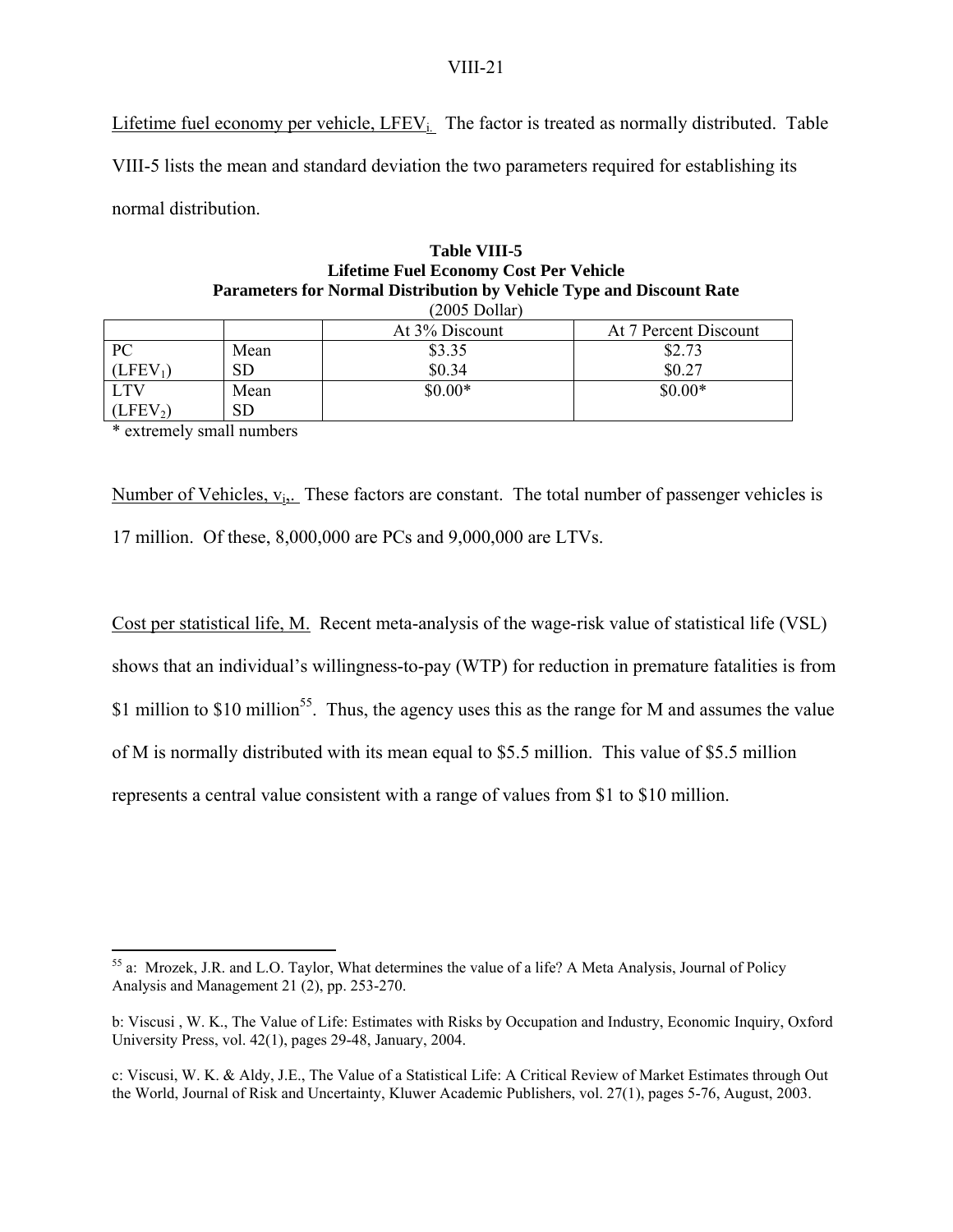Lifetime fuel economy per vehicle, $LFEV_i$. The factor is treated as normally distributed. Table VIII-5 lists the mean and standard deviation the two parameters required for establishing its normal distribution.

**Table VIII-5**
**Lifetime Fuel Economy Cost Per Vehicle**
**Parameters for Normal Distribution by Vehicle Type and Discount Rate**
(2005 Dollar)

| | | At 3% Discount | At 7 Percent Discount |
|---|---|---|---|
| PC ($LFEV_1$) | Mean | $3.35 | $2.73 |
| | SD | $0.34 | $0.27 |
| LTV ($LFEV_2$) | Mean | $0.00* | $0.00* |
| | SD | | |

* extremely small numbers

Number of Vehicles, $v_i$. These factors are constant. The total number of passenger vehicles is 17 million. Of these, 8,000,000 are PCs and 9,000,000 are LTVs.

Cost per statistical life, M. Recent meta-analysis of the wage-risk value of statistical life (VSL) shows that an individual's willingness-to-pay (WTP) for reduction in premature fatalities is from $1 million to $10 million[55]. Thus, the agency uses this as the range for M and assumes the value of M is normally distributed with its mean equal to $5.5 million. This value of $5.5 million represents a central value consistent with a range of values from $1 to $10 million.

---

[55] a: Mrozek, J.R. and L.O. Taylor, What determines the value of a life? A Meta Analysis, Journal of Policy Analysis and Management 21 (2), pp. 253-270.

b: Viscusi , W. K., The Value of Life: Estimates with Risks by Occupation and Industry, Economic Inquiry, Oxford University Press, vol. 42(1), pages 29-48, January, 2004.

c: Viscusi, W. K. & Aldy, J.E., The Value of a Statistical Life: A Critical Review of Market Estimates through Out the World, Journal of Risk and Uncertainty, Kluwer Academic Publishers, vol. 27(1), pages 5-76, August, 2003.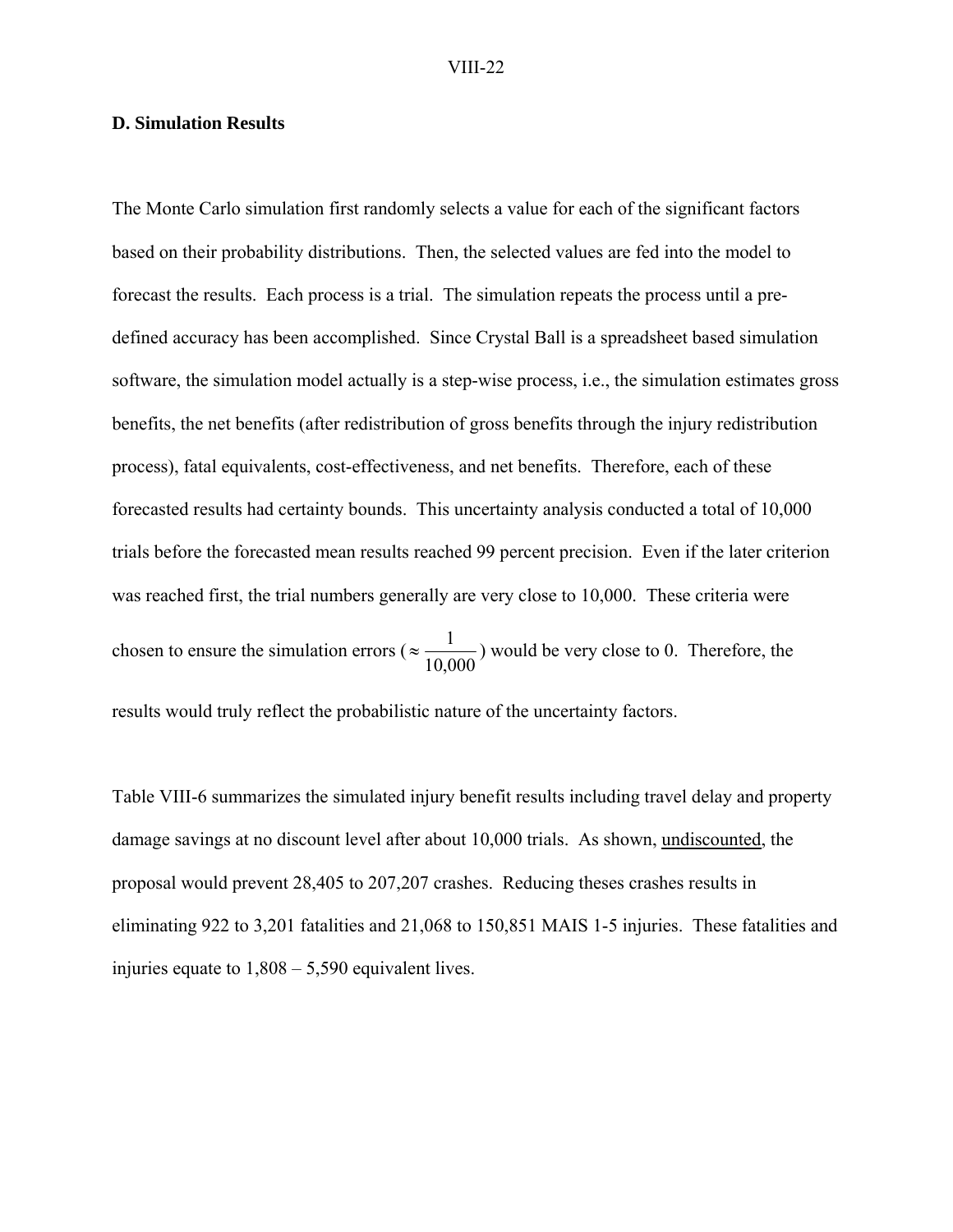### D. Simulation Results

The Monte Carlo simulation first randomly selects a value for each of the significant factors based on their probability distributions. Then, the selected values are fed into the model to forecast the results. Each process is a trial. The simulation repeats the process until a pre-defined accuracy has been accomplished. Since Crystal Ball is a spreadsheet based simulation software, the simulation model actually is a step-wise process, i.e., the simulation estimates gross benefits, the net benefits (after redistribution of gross benefits through the injury redistribution process), fatal equivalents, cost-effectiveness, and net benefits. Therefore, each of these forecasted results had certainty bounds. This uncertainty analysis conducted a total of 10,000 trials before the forecasted mean results reached 99 percent precision. Even if the later criterion was reached first, the trial numbers generally are very close to 10,000. These criteria were chosen to ensure the simulation errors ($\approx \frac{1}{10,000}$) would be very close to 0. Therefore, the results would truly reflect the probabilistic nature of the uncertainty factors.

Table VIII-6 summarizes the simulated injury benefit results including travel delay and property damage savings at no discount level after about 10,000 trials. As shown, <u>undiscounted</u>, the proposal would prevent 28,405 to 207,207 crashes. Reducing theses crashes results in eliminating 922 to 3,201 fatalities and 21,068 to 150,851 MAIS 1-5 injuries. These fatalities and injuries equate to 1,808 – 5,590 equivalent lives.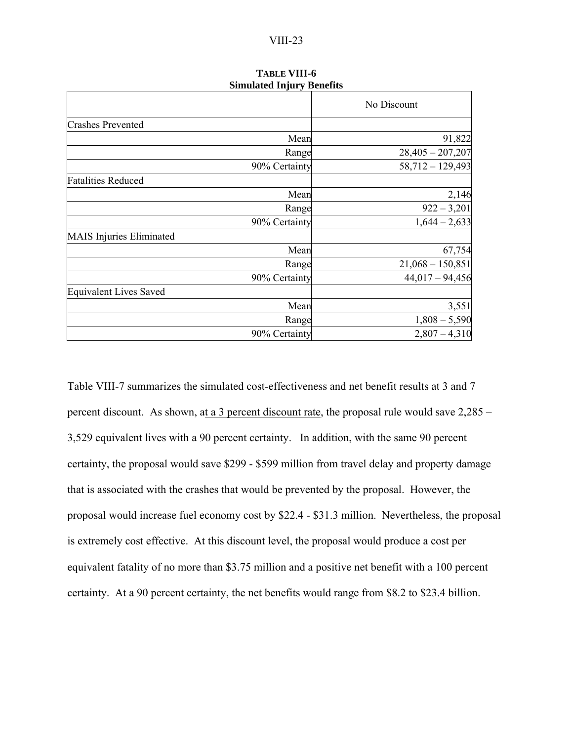**TABLE VIII-6**
**Simulated Injury Benefits**

| | No Discount |
|---|---|
| Crashes Prevented | |
| Mean | 91,822 |
| Range | 28,405 – 207,207 |
| 90% Certainty | 58,712 – 129,493 |
| Fatalities Reduced | |
| Mean | 2,146 |
| Range | 922 – 3,201 |
| 90% Certainty | 1,644 – 2,633 |
| MAIS Injuries Eliminated | |
| Mean | 67,754 |
| Range | 21,068 – 150,851 |
| 90% Certainty | 44,017 – 94,456 |
| Equivalent Lives Saved | |
| Mean | 3,551 |
| Range | 1,808 – 5,590 |
| 90% Certainty | 2,807 – 4,310 |

Table VIII-7 summarizes the simulated cost-effectiveness and net benefit results at 3 and 7 percent discount. As shown, at a 3 percent discount rate, the proposal rule would save 2,285 – 3,529 equivalent lives with a 90 percent certainty. In addition, with the same 90 percent certainty, the proposal would save $299 - $599 million from travel delay and property damage that is associated with the crashes that would be prevented by the proposal. However, the proposal would increase fuel economy cost by $22.4 - $31.3 million. Nevertheless, the proposal is extremely cost effective. At this discount level, the proposal would produce a cost per equivalent fatality of no more than $3.75 million and a positive net benefit with a 100 percent certainty. At a 90 percent certainty, the net benefits would range from $8.2 to $23.4 billion.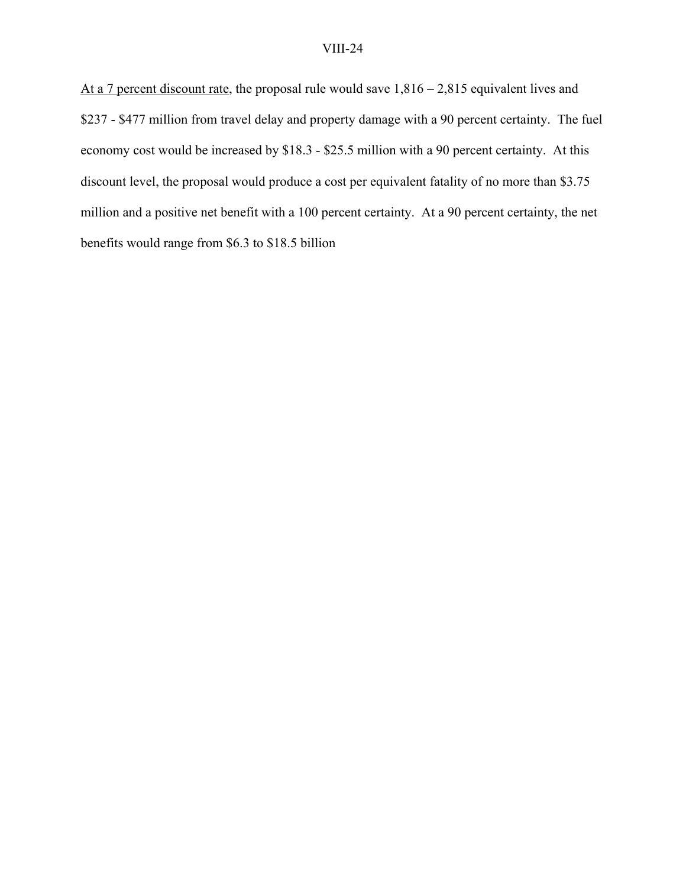<u>At a 7 percent discount rate</u>, the proposal rule would save 1,816 – 2,815 equivalent lives and $237 - $477 million from travel delay and property damage with a 90 percent certainty. The fuel economy cost would be increased by $18.3 - $25.5 million with a 90 percent certainty. At this discount level, the proposal would produce a cost per equivalent fatality of no more than $3.75 million and a positive net benefit with a 100 percent certainty. At a 90 percent certainty, the net benefits would range from $6.3 to $18.5 billion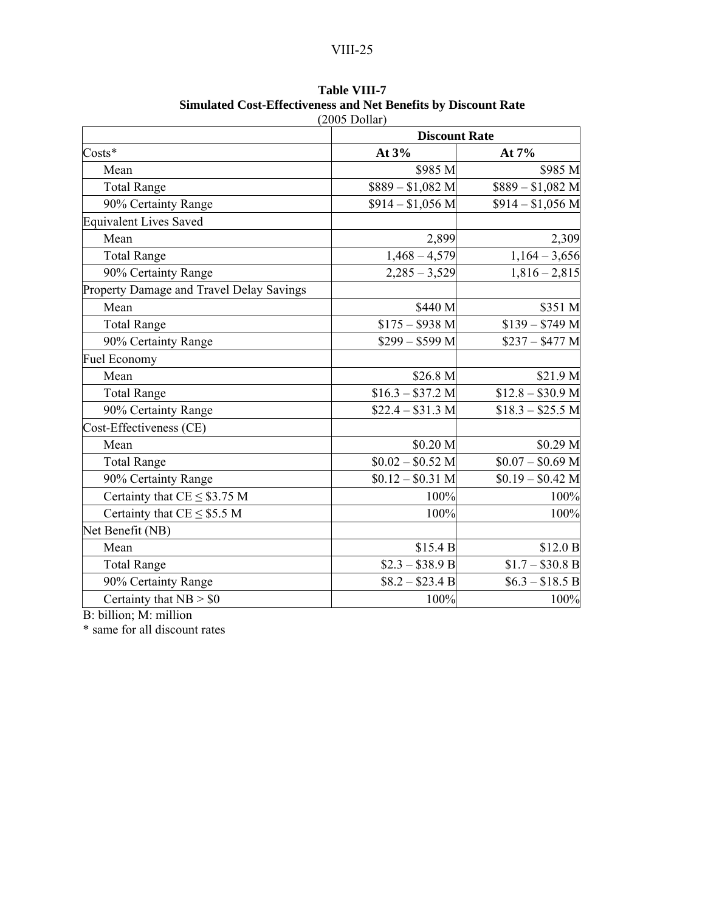**Table VIII-7**
**Simulated Cost-Effectiveness and Net Benefits by Discount Rate**
(2005 Dollar)

| | Discount Rate | |
|---|---|---|
| Costs* | **At 3%** | **At 7%** |
| Mean | \$985 M | \$985 M |
| Total Range | \$889 – \$1,082 M | \$889 – \$1,082 M |
| 90% Certainty Range | \$914 – \$1,056 M | \$914 – \$1,056 M |
| Equivalent Lives Saved | | |
| Mean | 2,899 | 2,309 |
| Total Range | 1,468 – 4,579 | 1,164 – 3,656 |
| 90% Certainty Range | 2,285 – 3,529 | 1,816 – 2,815 |
| Property Damage and Travel Delay Savings | | |
| Mean | \$440 M | \$351 M |
| Total Range | \$175 – \$938 M | \$139 – \$749 M |
| 90% Certainty Range | \$299 – \$599 M | \$237 – \$477 M |
| Fuel Economy | | |
| Mean | \$26.8 M | \$21.9 M |
| Total Range | \$16.3 – \$37.2 M | \$12.8 – \$30.9 M |
| 90% Certainty Range | \$22.4 – \$31.3 M | \$18.3 – \$25.5 M |
| Cost-Effectiveness (CE) | | |
| Mean | \$0.20 M | \$0.29 M |
| Total Range | \$0.02 – \$0.52 M | \$0.07 – \$0.69 M |
| 90% Certainty Range | \$0.12 – \$0.31 M | \$0.19 – \$0.42 M |
| Certainty that CE ≤ \$3.75 M | 100% | 100% |
| Certainty that CE ≤ \$5.5 M | 100% | 100% |
| Net Benefit (NB) | | |
| Mean | \$15.4 B | \$12.0 B |
| Total Range | \$2.3 – \$38.9 B | \$1.7 – \$30.8 B |
| 90% Certainty Range | \$8.2 – \$23.4 B | \$6.3 – \$18.5 B |
| Certainty that NB > \$0 | 100% | 100% |

B: billion; M: million
* same for all discount rates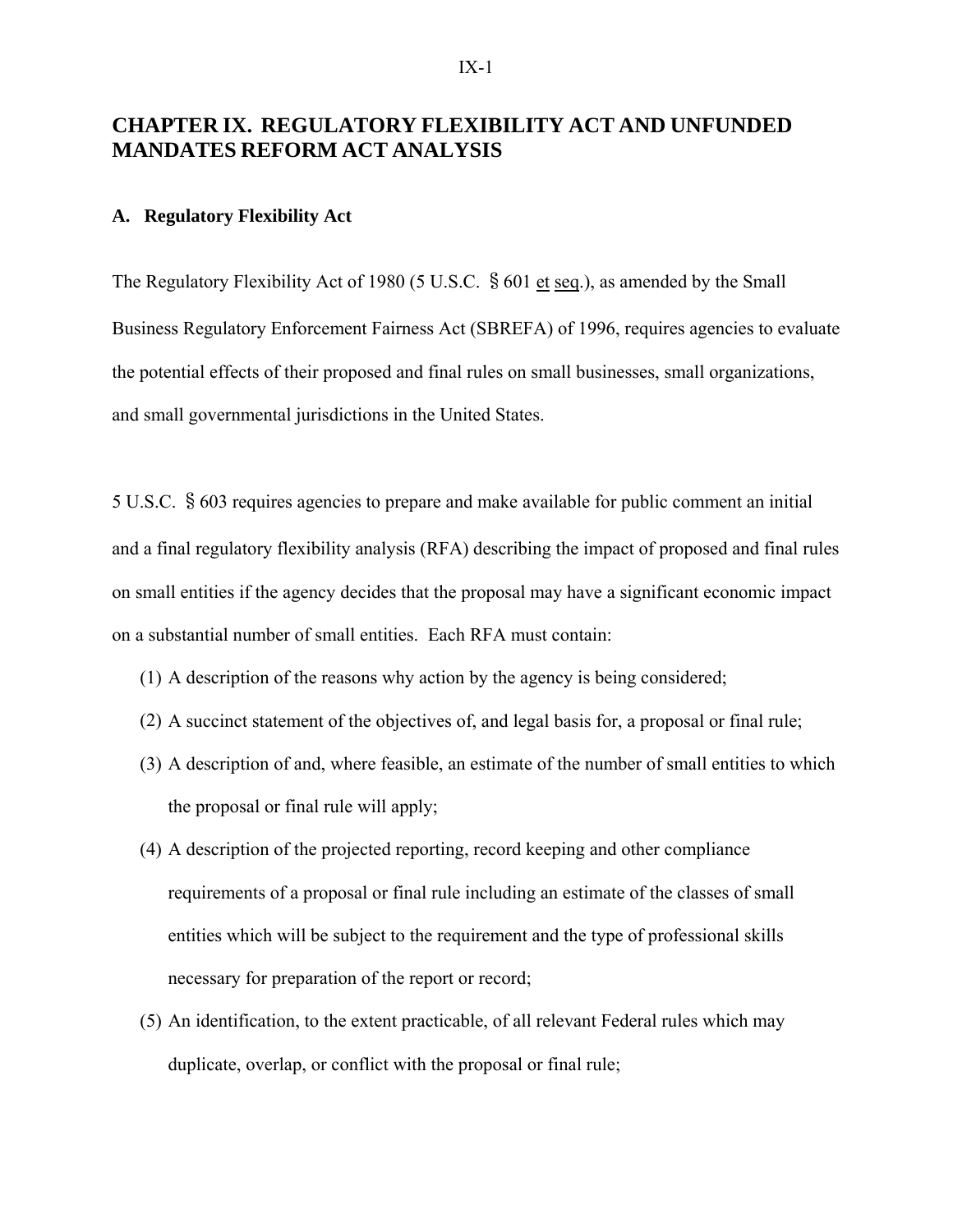# CHAPTER IX. REGULATORY FLEXIBILITY ACT AND UNFUNDED MANDATES REFORM ACT ANALYSIS

## A. Regulatory Flexibility Act

The Regulatory Flexibility Act of 1980 (5 U.S.C. § 601 et seq.), as amended by the Small Business Regulatory Enforcement Fairness Act (SBREFA) of 1996, requires agencies to evaluate the potential effects of their proposed and final rules on small businesses, small organizations, and small governmental jurisdictions in the United States.

5 U.S.C. § 603 requires agencies to prepare and make available for public comment an initial and a final regulatory flexibility analysis (RFA) describing the impact of proposed and final rules on small entities if the agency decides that the proposal may have a significant economic impact on a substantial number of small entities. Each RFA must contain:

1. A description of the reasons why action by the agency is being considered;
2. A succinct statement of the objectives of, and legal basis for, a proposal or final rule;
3. A description of and, where feasible, an estimate of the number of small entities to which the proposal or final rule will apply;
4. A description of the projected reporting, record keeping and other compliance requirements of a proposal or final rule including an estimate of the classes of small entities which will be subject to the requirement and the type of professional skills necessary for preparation of the report or record;
5. An identification, to the extent practicable, of all relevant Federal rules which may duplicate, overlap, or conflict with the proposal or final rule;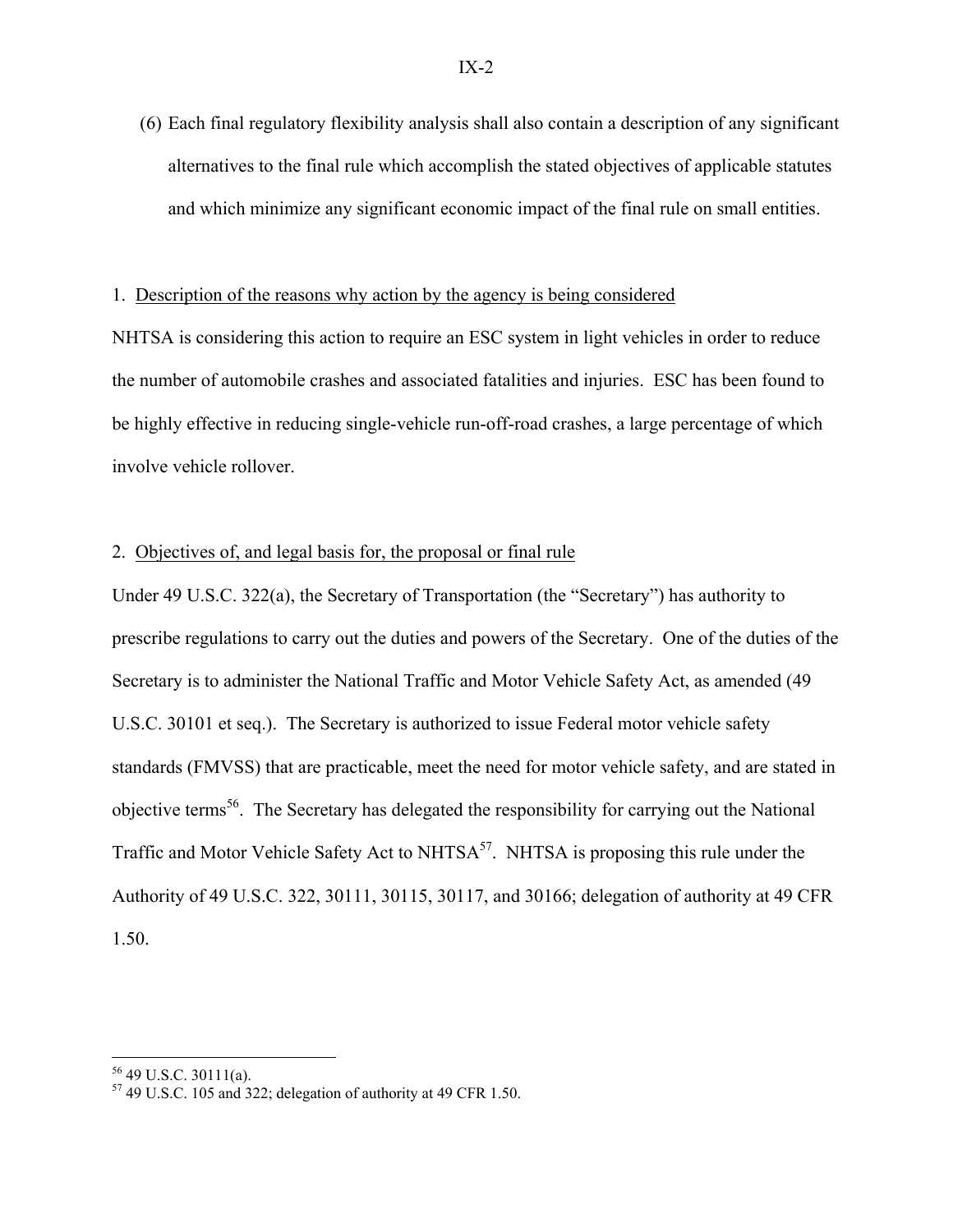(6) Each final regulatory flexibility analysis shall also contain a description of any significant alternatives to the final rule which accomplish the stated objectives of applicable statutes and which minimize any significant economic impact of the final rule on small entities.

1. Description of the reasons why action by the agency is being considered

NHTSA is considering this action to require an ESC system in light vehicles in order to reduce the number of automobile crashes and associated fatalities and injuries. ESC has been found to be highly effective in reducing single-vehicle run-off-road crashes, a large percentage of which involve vehicle rollover.

2. Objectives of, and legal basis for, the proposal or final rule

Under 49 U.S.C. 322(a), the Secretary of Transportation (the "Secretary") has authority to prescribe regulations to carry out the duties and powers of the Secretary. One of the duties of the Secretary is to administer the National Traffic and Motor Vehicle Safety Act, as amended (49 U.S.C. 30101 et seq.). The Secretary is authorized to issue Federal motor vehicle safety standards (FMVSS) that are practicable, meet the need for motor vehicle safety, and are stated in objective terms[56]. The Secretary has delegated the responsibility for carrying out the National Traffic and Motor Vehicle Safety Act to NHTSA[57]. NHTSA is proposing this rule under the Authority of 49 U.S.C. 322, 30111, 30115, 30117, and 30166; delegation of authority at 49 CFR 1.50.

[56] 49 U.S.C. 30111(a).

[57] 49 U.S.C. 105 and 322; delegation of authority at 49 CFR 1.50.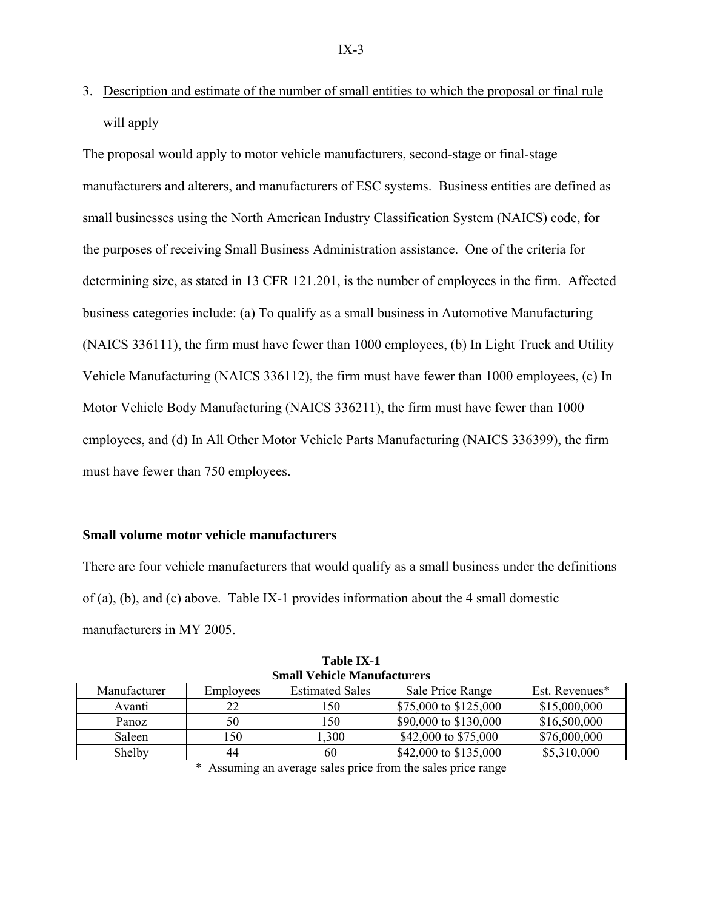3. <u>Description and estimate of the number of small entities to which the proposal or final rule will apply</u>

The proposal would apply to motor vehicle manufacturers, second-stage or final-stage manufacturers and alterers, and manufacturers of ESC systems. Business entities are defined as small businesses using the North American Industry Classification System (NAICS) code, for the purposes of receiving Small Business Administration assistance. One of the criteria for determining size, as stated in 13 CFR 121.201, is the number of employees in the firm. Affected business categories include: (a) To qualify as a small business in Automotive Manufacturing (NAICS 336111), the firm must have fewer than 1000 employees, (b) In Light Truck and Utility Vehicle Manufacturing (NAICS 336112), the firm must have fewer than 1000 employees, (c) In Motor Vehicle Body Manufacturing (NAICS 336211), the firm must have fewer than 1000 employees, and (d) In All Other Motor Vehicle Parts Manufacturing (NAICS 336399), the firm must have fewer than 750 employees.

**Small volume motor vehicle manufacturers**

There are four vehicle manufacturers that would qualify as a small business under the definitions of (a), (b), and (c) above. Table IX-1 provides information about the 4 small domestic manufacturers in MY 2005.

**Table IX-1**
**Small Vehicle Manufacturers**

| Manufacturer | Employees | Estimated Sales | Sale Price Range | Est. Revenues* |
|---|---|---|---|---|
| Avanti | 22 | 150 | $75,000 to $125,000 | $15,000,000 |
| Panoz | 50 | 150 | $90,000 to $130,000 | $16,500,000 |
| Saleen | 150 | 1,300 | $42,000 to $75,000 | $76,000,000 |
| Shelby | 44 | 60 | $42,000 to $135,000 | $5,310,000 |

* Assuming an average sales price from the sales price range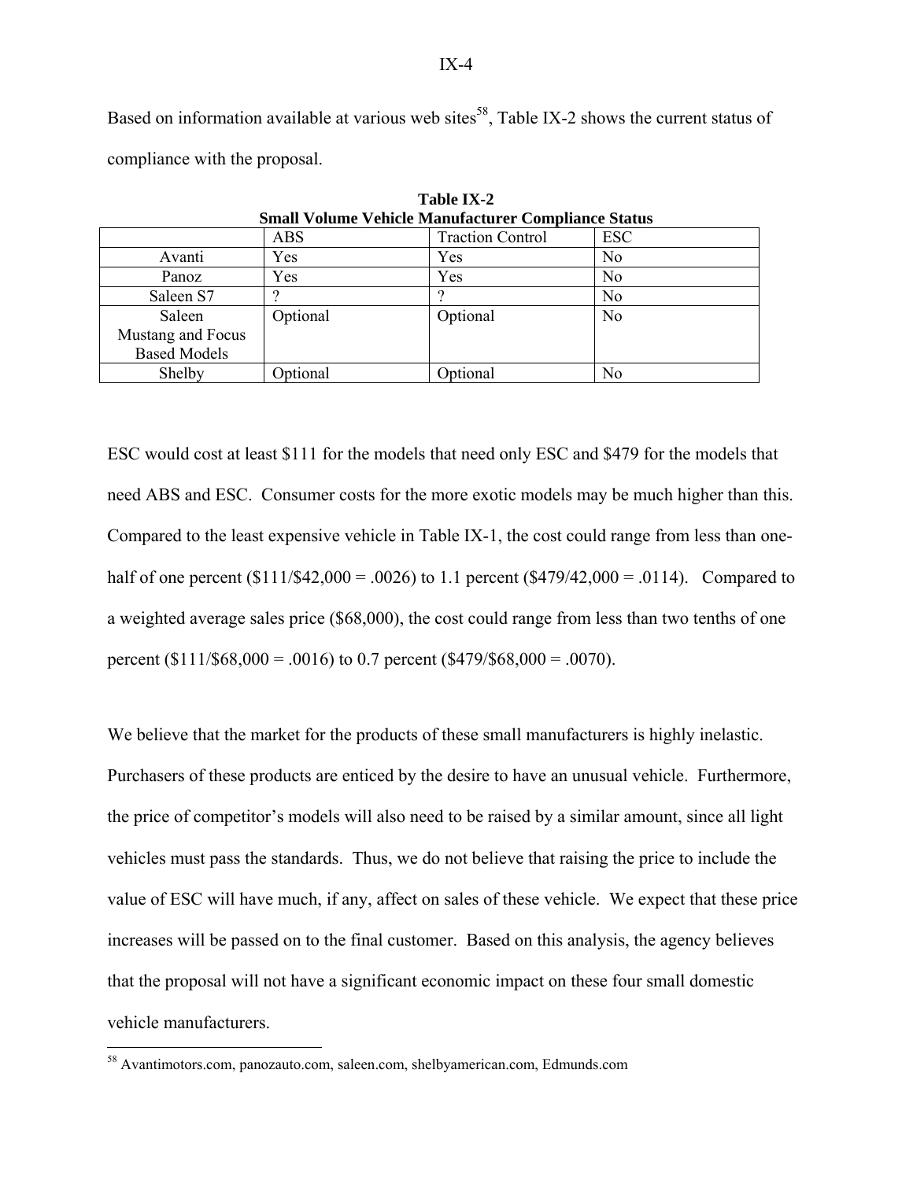Based on information available at various web sites[58], Table IX-2 shows the current status of compliance with the proposal.

**Table IX-2**
**Small Volume Vehicle Manufacturer Compliance Status**

| | ABS | Traction Control | ESC |
|---|---|---|---|
| Avanti | Yes | Yes | No |
| Panoz | Yes | Yes | No |
| Saleen S7 | ? | ? | No |
| Saleen Mustang and Focus Based Models | Optional | Optional | No |
| Shelby | Optional | Optional | No |

ESC would cost at least $111 for the models that need only ESC and $479 for the models that need ABS and ESC. Consumer costs for the more exotic models may be much higher than this. Compared to the least expensive vehicle in Table IX-1, the cost could range from less than one-half of one percent ($111/$42,000 = .0026) to 1.1 percent ($479/42,000 = .0114). Compared to a weighted average sales price ($68,000), the cost could range from less than two tenths of one percent ($111/$68,000 = .0016) to 0.7 percent ($479/$68,000 = .0070).

We believe that the market for the products of these small manufacturers is highly inelastic. Purchasers of these products are enticed by the desire to have an unusual vehicle. Furthermore, the price of competitor's models will also need to be raised by a similar amount, since all light vehicles must pass the standards. Thus, we do not believe that raising the price to include the value of ESC will have much, if any, affect on sales of these vehicle. We expect that these price increases will be passed on to the final customer. Based on this analysis, the agency believes that the proposal will not have a significant economic impact on these four small domestic vehicle manufacturers.

[58] Avantimotors.com, panozauto.com, saleen.com, shelbyamerican.com, Edmunds.com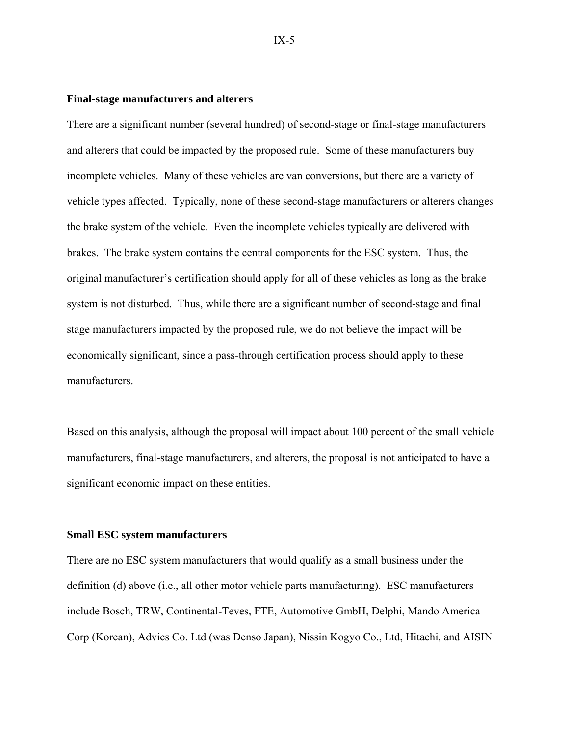**Final-stage manufacturers and alterers**

There are a significant number (several hundred) of second-stage or final-stage manufacturers and alterers that could be impacted by the proposed rule. Some of these manufacturers buy incomplete vehicles. Many of these vehicles are van conversions, but there are a variety of vehicle types affected. Typically, none of these second-stage manufacturers or alterers changes the brake system of the vehicle. Even the incomplete vehicles typically are delivered with brakes. The brake system contains the central components for the ESC system. Thus, the original manufacturer's certification should apply for all of these vehicles as long as the brake system is not disturbed. Thus, while there are a significant number of second-stage and final stage manufacturers impacted by the proposed rule, we do not believe the impact will be economically significant, since a pass-through certification process should apply to these manufacturers.

Based on this analysis, although the proposal will impact about 100 percent of the small vehicle manufacturers, final-stage manufacturers, and alterers, the proposal is not anticipated to have a significant economic impact on these entities.

**Small ESC system manufacturers**

There are no ESC system manufacturers that would qualify as a small business under the definition (d) above (i.e., all other motor vehicle parts manufacturing). ESC manufacturers include Bosch, TRW, Continental-Teves, FTE, Automotive GmbH, Delphi, Mando America Corp (Korean), Advics Co. Ltd (was Denso Japan), Nissin Kogyo Co., Ltd, Hitachi, and AISIN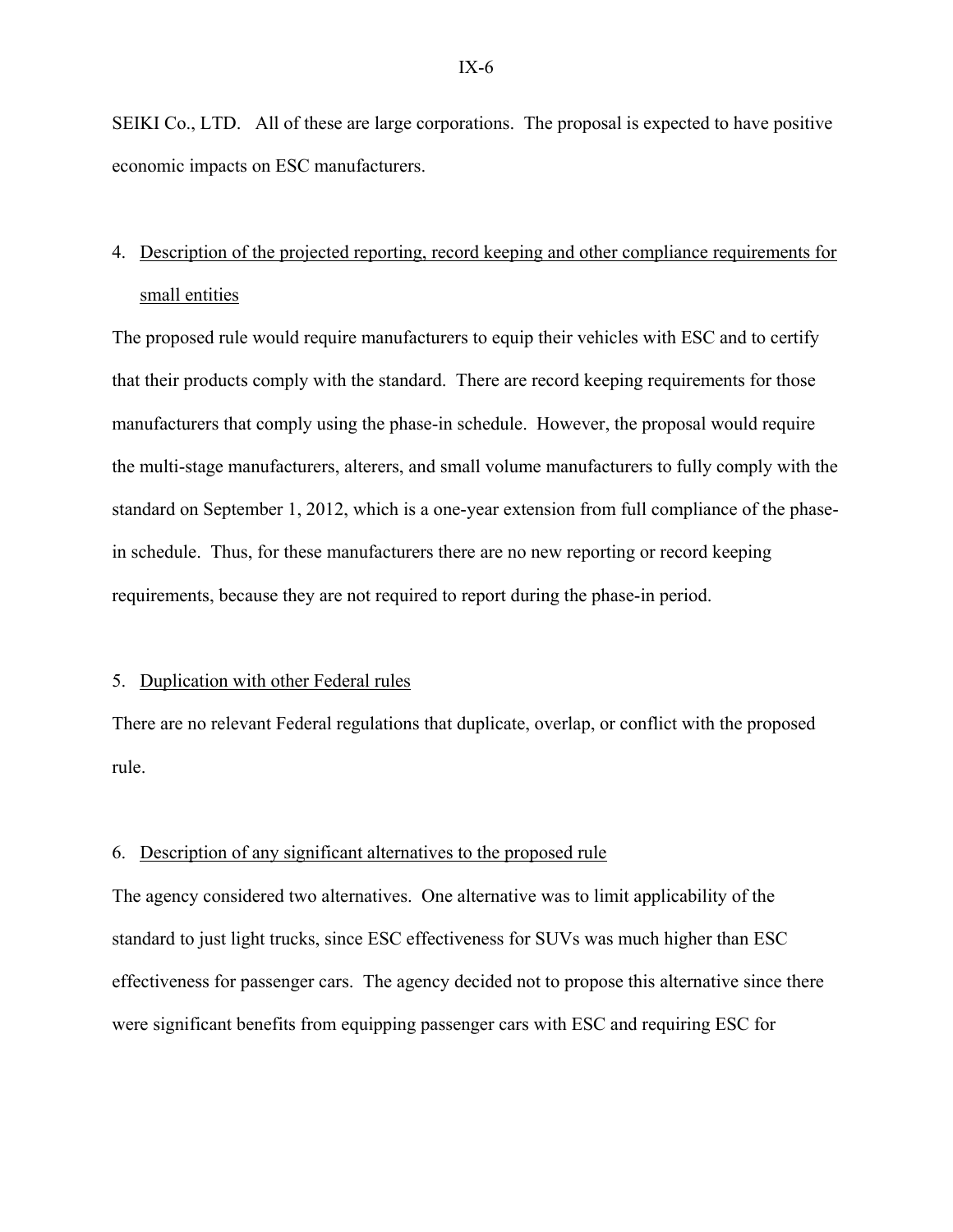SEIKI Co., LTD. All of these are large corporations. The proposal is expected to have positive economic impacts on ESC manufacturers.

4. Description of the projected reporting, record keeping and other compliance requirements for small entities

The proposed rule would require manufacturers to equip their vehicles with ESC and to certify that their products comply with the standard. There are record keeping requirements for those manufacturers that comply using the phase-in schedule. However, the proposal would require the multi-stage manufacturers, alterers, and small volume manufacturers to fully comply with the standard on September 1, 2012, which is a one-year extension from full compliance of the phase-in schedule. Thus, for these manufacturers there are no new reporting or record keeping requirements, because they are not required to report during the phase-in period.

5. Duplication with other Federal rules

There are no relevant Federal regulations that duplicate, overlap, or conflict with the proposed rule.

6. Description of any significant alternatives to the proposed rule

The agency considered two alternatives. One alternative was to limit applicability of the standard to just light trucks, since ESC effectiveness for SUVs was much higher than ESC effectiveness for passenger cars. The agency decided not to propose this alternative since there were significant benefits from equipping passenger cars with ESC and requiring ESC for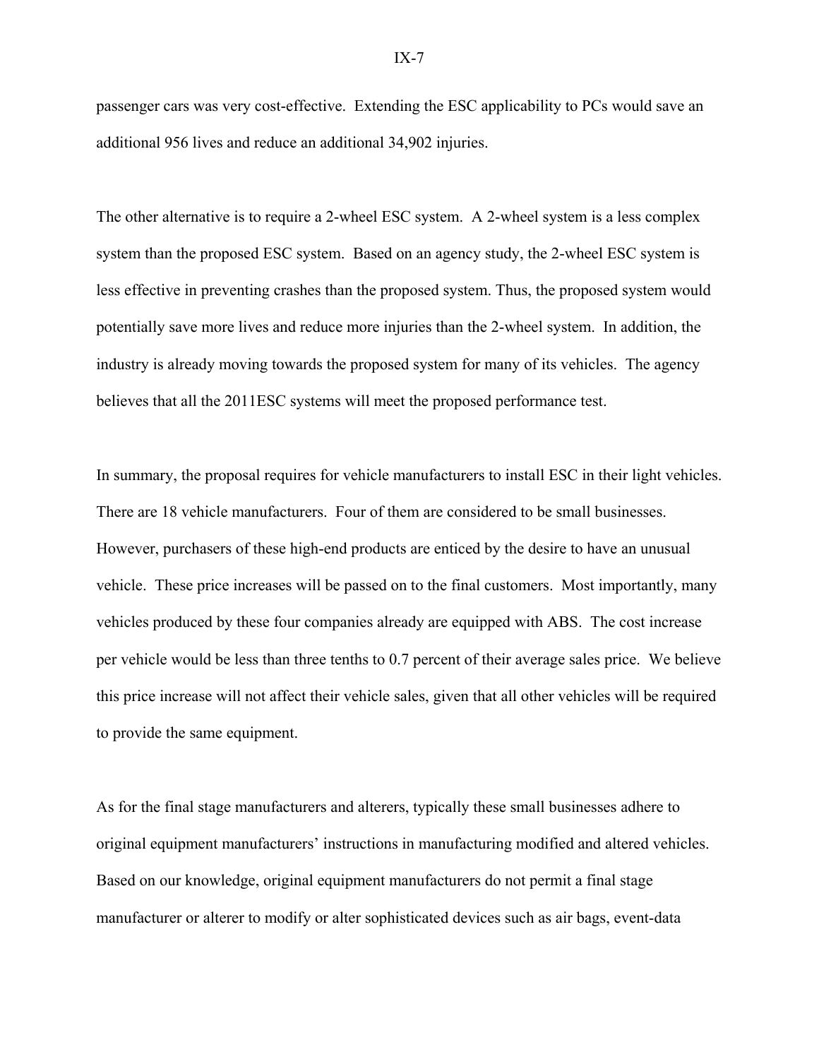passenger cars was very cost-effective. Extending the ESC applicability to PCs would save an additional 956 lives and reduce an additional 34,902 injuries.

The other alternative is to require a 2-wheel ESC system. A 2-wheel system is a less complex system than the proposed ESC system. Based on an agency study, the 2-wheel ESC system is less effective in preventing crashes than the proposed system. Thus, the proposed system would potentially save more lives and reduce more injuries than the 2-wheel system. In addition, the industry is already moving towards the proposed system for many of its vehicles. The agency believes that all the 2011ESC systems will meet the proposed performance test.

In summary, the proposal requires for vehicle manufacturers to install ESC in their light vehicles. There are 18 vehicle manufacturers. Four of them are considered to be small businesses. However, purchasers of these high-end products are enticed by the desire to have an unusual vehicle. These price increases will be passed on to the final customers. Most importantly, many vehicles produced by these four companies already are equipped with ABS. The cost increase per vehicle would be less than three tenths to 0.7 percent of their average sales price. We believe this price increase will not affect their vehicle sales, given that all other vehicles will be required to provide the same equipment.

As for the final stage manufacturers and alterers, typically these small businesses adhere to original equipment manufacturers' instructions in manufacturing modified and altered vehicles. Based on our knowledge, original equipment manufacturers do not permit a final stage manufacturer or alterer to modify or alter sophisticated devices such as air bags, event-data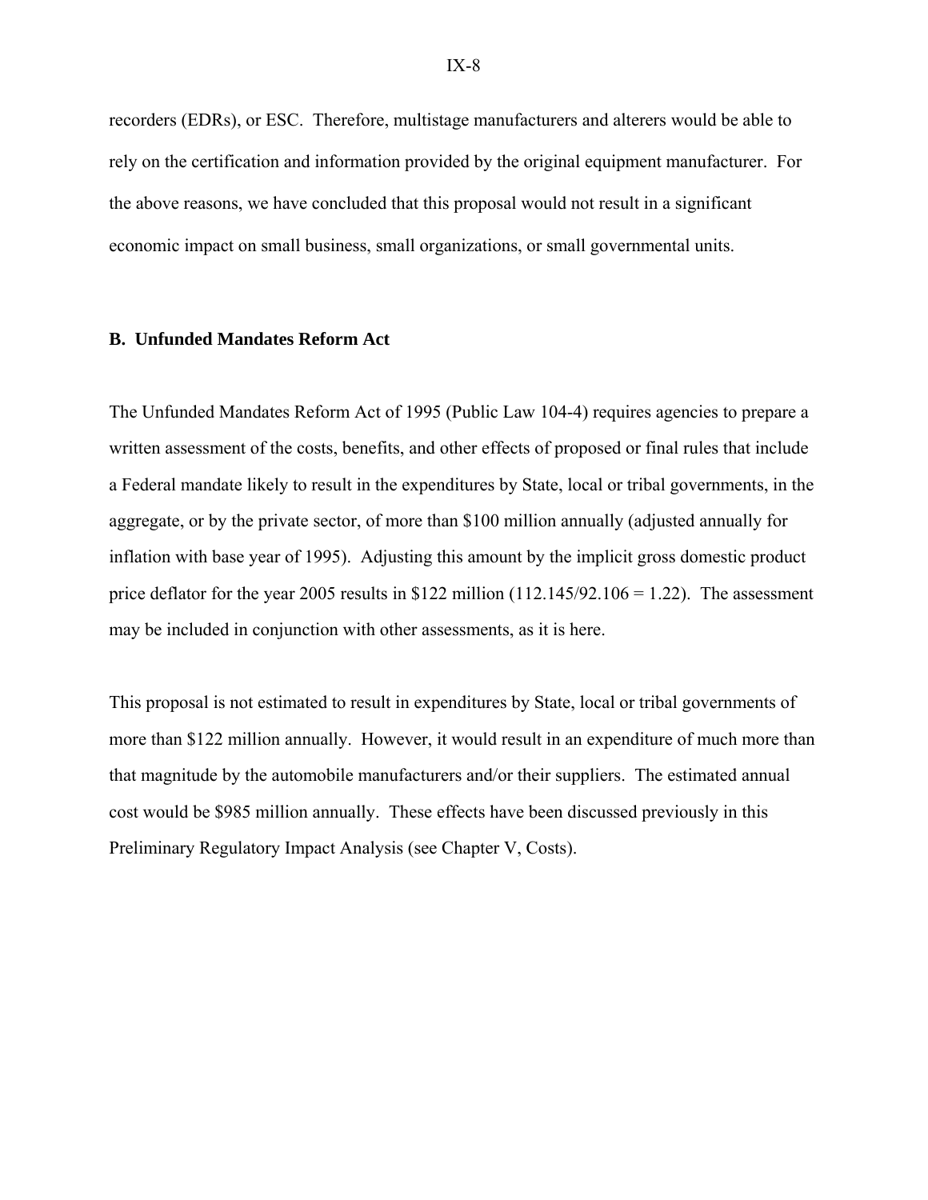recorders (EDRs), or ESC. Therefore, multistage manufacturers and alterers would be able to rely on the certification and information provided by the original equipment manufacturer. For the above reasons, we have concluded that this proposal would not result in a significant economic impact on small business, small organizations, or small governmental units.

## B. Unfunded Mandates Reform Act

The Unfunded Mandates Reform Act of 1995 (Public Law 104-4) requires agencies to prepare a written assessment of the costs, benefits, and other effects of proposed or final rules that include a Federal mandate likely to result in the expenditures by State, local or tribal governments, in the aggregate, or by the private sector, of more than $100 million annually (adjusted annually for inflation with base year of 1995). Adjusting this amount by the implicit gross domestic product price deflator for the year 2005 results in $122 million (112.145/92.106 = 1.22). The assessment may be included in conjunction with other assessments, as it is here.

This proposal is not estimated to result in expenditures by State, local or tribal governments of more than $122 million annually. However, it would result in an expenditure of much more than that magnitude by the automobile manufacturers and/or their suppliers. The estimated annual cost would be $985 million annually. These effects have been discussed previously in this Preliminary Regulatory Impact Analysis (see Chapter V, Costs).